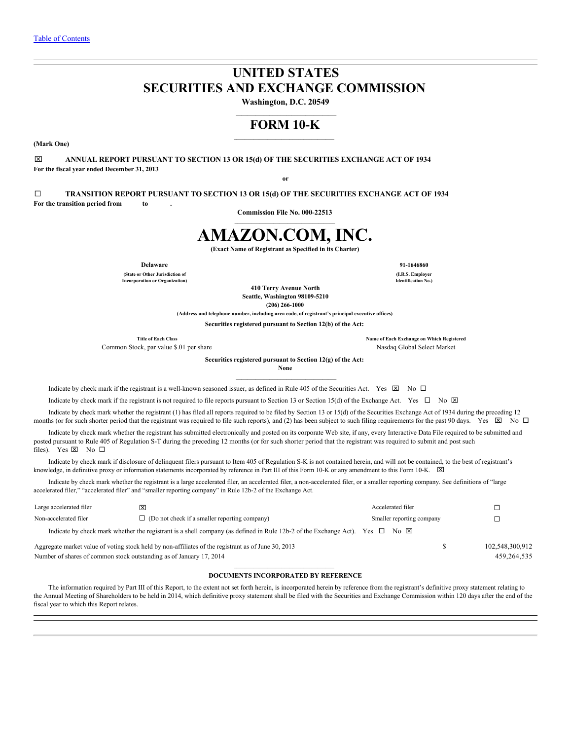[Table of Contents](#)

# UNITED STATES
# SECURITIES AND EXCHANGE COMMISSION

**Washington, D.C. 20549**

## FORM 10-K

**(Mark One)**

☒ **ANNUAL REPORT PURSUANT TO SECTION 13 OR 15(d) OF THE SECURITIES EXCHANGE ACT OF 1934**
**For the fiscal year ended December 31, 2013**

**or**

☐ **TRANSITION REPORT PURSUANT TO SECTION 13 OR 15(d) OF THE SECURITIES EXCHANGE ACT OF 1934**
**For the transition period from to .**

**Commission File No. 000-22513**

# AMAZON.COM, INC.

**(Exact Name of Registrant as Specified in its Charter)**

| **Delaware** | **91-1646860** |
|---|---|
| **(State or Other Jurisdiction of Incorporation or Organization)** | **(I.R.S. Employer Identification No.)** |

**410 Terry Avenue North**
**Seattle, Washington 98109-5210**
**(206) 266-1000**
**(Address and telephone number, including area code, of registrant's principal executive offices)**

**Securities registered pursuant to Section 12(b) of the Act:**

| **Title of Each Class** | **Name of Each Exchange on Which Registered** |
|---|---|
| Common Stock, par value $.01 per share | Nasdaq Global Select Market |

**Securities registered pursuant to Section 12(g) of the Act:**
**None**

Indicate by check mark if the registrant is a well-known seasoned issuer, as defined in Rule 405 of the Securities Act. Yes ☒ No ☐

Indicate by check mark if the registrant is not required to file reports pursuant to Section 13 or Section 15(d) of the Exchange Act. Yes ☐ No ☒

Indicate by check mark whether the registrant (1) has filed all reports required to be filed by Section 13 or 15(d) of the Securities Exchange Act of 1934 during the preceding 12 months (or for such shorter period that the registrant was required to file such reports), and (2) has been subject to such filing requirements for the past 90 days. Yes ☒ No ☐

Indicate by check mark whether the registrant has submitted electronically and posted on its corporate Web site, if any, every Interactive Data File required to be submitted and posted pursuant to Rule 405 of Regulation S-T during the preceding 12 months (or for such shorter period that the registrant was required to submit and post such files). Yes ☒ No ☐

Indicate by check mark if disclosure of delinquent filers pursuant to Item 405 of Regulation S-K is not contained herein, and will not be contained, to the best of registrant's knowledge, in definitive proxy or information statements incorporated by reference in Part III of this Form 10-K or any amendment to this Form 10-K. ☒

Indicate by check mark whether the registrant is a large accelerated filer, an accelerated filer, a non-accelerated filer, or a smaller reporting company. See definitions of "large accelerated filer," "accelerated filer" and "smaller reporting company" in Rule 12b-2 of the Exchange Act.

| | | | |
|---|---|---|---|
| Large accelerated filer | ☒ | Accelerated filer | ☐ |
| Non-accelerated filer | ☐ (Do not check if a smaller reporting company) | Smaller reporting company | ☐ |

Indicate by check mark whether the registrant is a shell company (as defined in Rule 12b-2 of the Exchange Act). Yes ☐ No ☒

| | | |
|---|---|---|
| Aggregate market value of voting stock held by non-affiliates of the registrant as of June 30, 2013 | $ | 102,548,300,912 |
| Number of shares of common stock outstanding as of January 17, 2014 | | 459,264,535 |

**DOCUMENTS INCORPORATED BY REFERENCE**

The information required by Part III of this Report, to the extent not set forth herein, is incorporated herein by reference from the registrant's definitive proxy statement relating to the Annual Meeting of Shareholders to be held in 2014, which definitive proxy statement shall be filed with the Securities and Exchange Commission within 120 days after the end of the fiscal year to which this Report relates.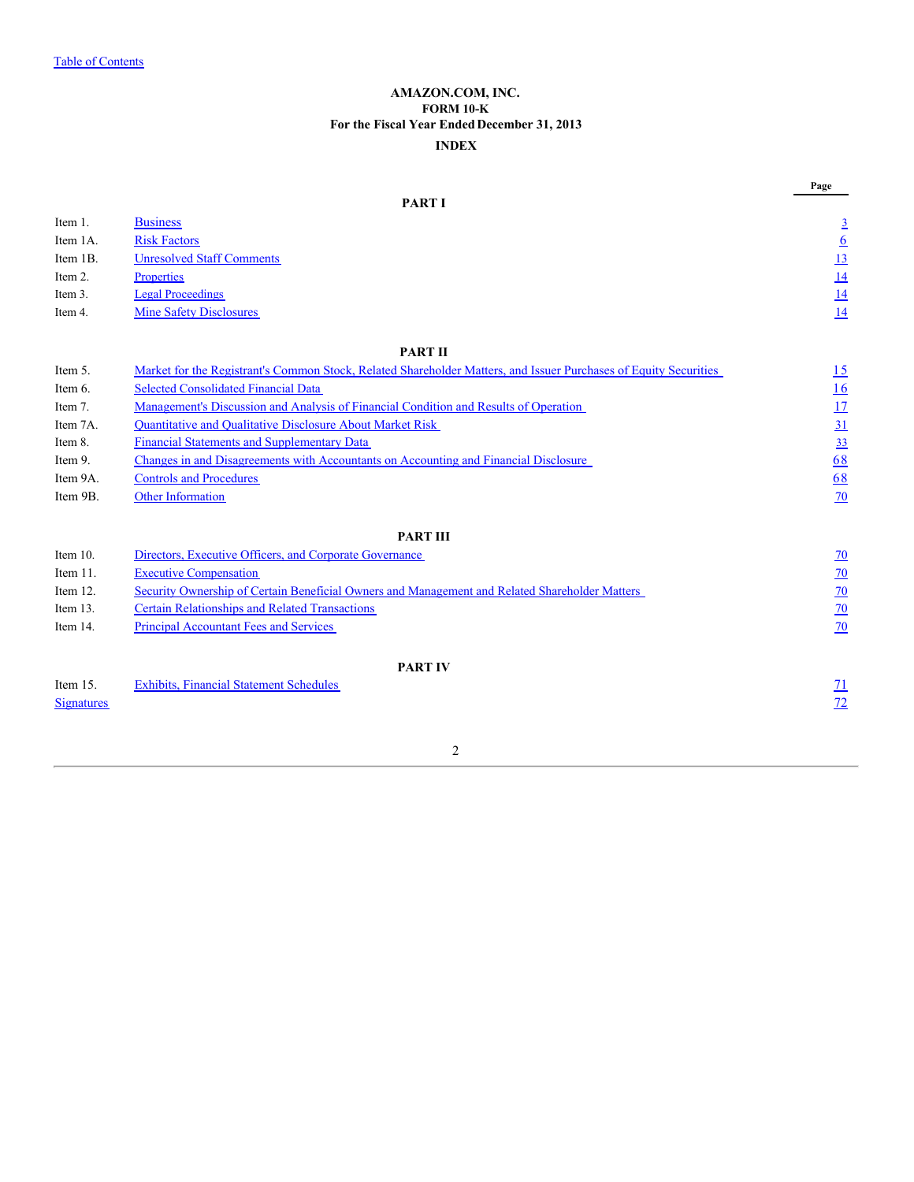Table of Contents

# AMAZON.COM, INC.

## FORM 10-K

## For the Fiscal Year Ended December 31, 2013

## INDEX

| | | Page |
|---|---|---|
| | **PART I** | |
| Item 1. | Business | 3 |
| Item 1A. | Risk Factors | 6 |
| Item 1B. | Unresolved Staff Comments | 13 |
| Item 2. | Properties | 14 |
| Item 3. | Legal Proceedings | 14 |
| Item 4. | Mine Safety Disclosures | 14 |
| | **PART II** | |
| Item 5. | Market for the Registrant's Common Stock, Related Shareholder Matters, and Issuer Purchases of Equity Securities | 15 |
| Item 6. | Selected Consolidated Financial Data | 16 |
| Item 7. | Management's Discussion and Analysis of Financial Condition and Results of Operation | 17 |
| Item 7A. | Quantitative and Qualitative Disclosure About Market Risk | 31 |
| Item 8. | Financial Statements and Supplementary Data | 33 |
| Item 9. | Changes in and Disagreements with Accountants on Accounting and Financial Disclosure | 68 |
| Item 9A. | Controls and Procedures | 68 |
| Item 9B. | Other Information | 70 |
| | **PART III** | |
| Item 10. | Directors, Executive Officers, and Corporate Governance | 70 |
| Item 11. | Executive Compensation | 70 |
| Item 12. | Security Ownership of Certain Beneficial Owners and Management and Related Shareholder Matters | 70 |
| Item 13. | Certain Relationships and Related Transactions | 70 |
| Item 14. | Principal Accountant Fees and Services | 70 |
| | **PART IV** | |
| Item 15. | Exhibits, Financial Statement Schedules | 71 |
| Signatures | | 72 |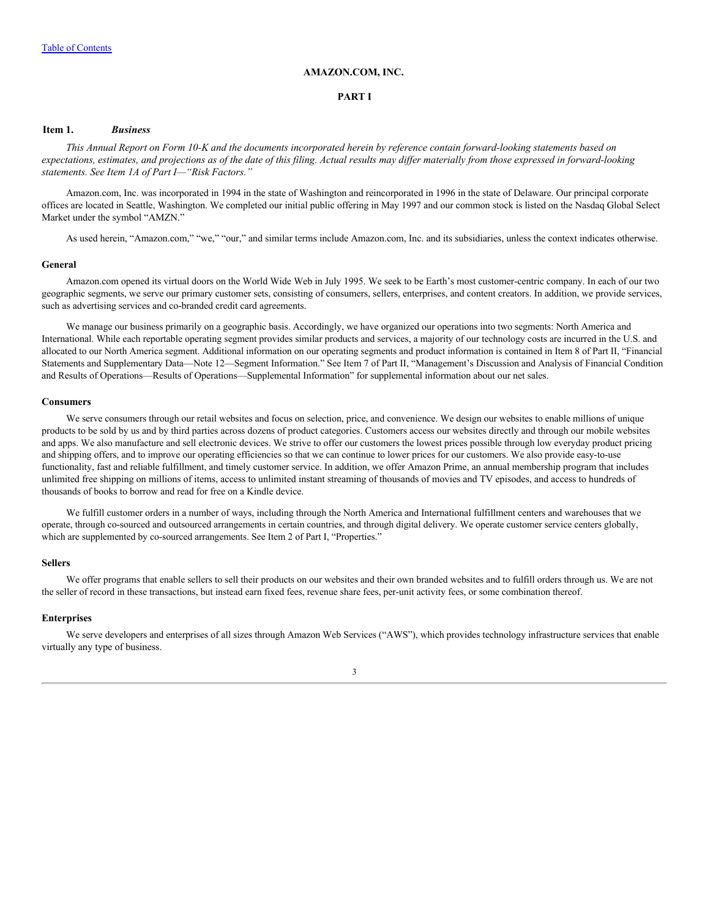**AMAZON.COM, INC.**

**PART I**

## Item 1. *Business*

*This Annual Report on Form 10-K and the documents incorporated herein by reference contain forward-looking statements based on expectations, estimates, and projections as of the date of this filing. Actual results may differ materially from those expressed in forward-looking statements. See Item 1A of Part I—"Risk Factors."*

Amazon.com, Inc. was incorporated in 1994 in the state of Washington and reincorporated in 1996 in the state of Delaware. Our principal corporate offices are located in Seattle, Washington. We completed our initial public offering in May 1997 and our common stock is listed on the Nasdaq Global Select Market under the symbol "AMZN."

As used herein, "Amazon.com," "we," "our," and similar terms include Amazon.com, Inc. and its subsidiaries, unless the context indicates otherwise.

### General

Amazon.com opened its virtual doors on the World Wide Web in July 1995. We seek to be Earth's most customer-centric company. In each of our two geographic segments, we serve our primary customer sets, consisting of consumers, sellers, enterprises, and content creators. In addition, we provide services, such as advertising services and co-branded credit card agreements.

We manage our business primarily on a geographic basis. Accordingly, we have organized our operations into two segments: North America and International. While each reportable operating segment provides similar products and services, a majority of our technology costs are incurred in the U.S. and allocated to our North America segment. Additional information on our operating segments and product information is contained in Item 8 of Part II, "Financial Statements and Supplementary Data—Note 12—Segment Information." See Item 7 of Part II, "Management's Discussion and Analysis of Financial Condition and Results of Operations—Results of Operations—Supplemental Information" for supplemental information about our net sales.

### Consumers

We serve consumers through our retail websites and focus on selection, price, and convenience. We design our websites to enable millions of unique products to be sold by us and by third parties across dozens of product categories. Customers access our websites directly and through our mobile websites and apps. We also manufacture and sell electronic devices. We strive to offer our customers the lowest prices possible through low everyday product pricing and shipping offers, and to improve our operating efficiencies so that we can continue to lower prices for our customers. We also provide easy-to-use functionality, fast and reliable fulfillment, and timely customer service. In addition, we offer Amazon Prime, an annual membership program that includes unlimited free shipping on millions of items, access to unlimited instant streaming of thousands of movies and TV episodes, and access to hundreds of thousands of books to borrow and read for free on a Kindle device.

We fulfill customer orders in a number of ways, including through the North America and International fulfillment centers and warehouses that we operate, through co-sourced and outsourced arrangements in certain countries, and through digital delivery. We operate customer service centers globally, which are supplemented by co-sourced arrangements. See Item 2 of Part I, "Properties."

### Sellers

We offer programs that enable sellers to sell their products on our websites and their own branded websites and to fulfill orders through us. We are not the seller of record in these transactions, but instead earn fixed fees, revenue share fees, per-unit activity fees, or some combination thereof.

### Enterprises

We serve developers and enterprises of all sizes through Amazon Web Services ("AWS"), which provides technology infrastructure services that enable virtually any type of business.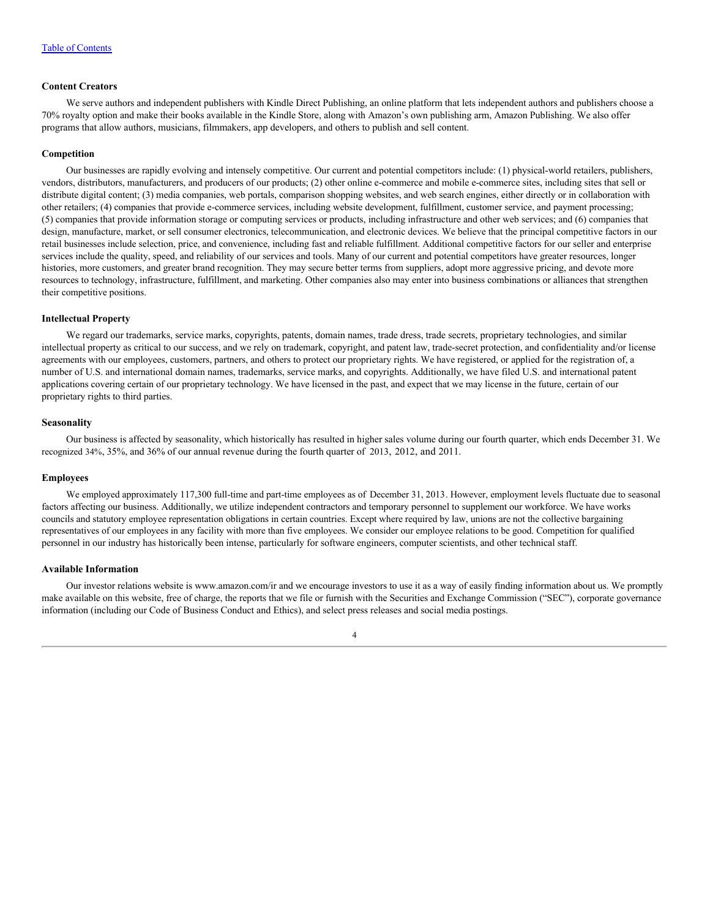[Table of Contents](#)

#### Content Creators

We serve authors and independent publishers with Kindle Direct Publishing, an online platform that lets independent authors and publishers choose a 70% royalty option and make their books available in the Kindle Store, along with Amazon's own publishing arm, Amazon Publishing. We also offer programs that allow authors, musicians, filmmakers, app developers, and others to publish and sell content.

#### Competition

Our businesses are rapidly evolving and intensely competitive. Our current and potential competitors include: (1) physical-world retailers, publishers, vendors, distributors, manufacturers, and producers of our products; (2) other online e-commerce and mobile e-commerce sites, including sites that sell or distribute digital content; (3) media companies, web portals, comparison shopping websites, and web search engines, either directly or in collaboration with other retailers; (4) companies that provide e-commerce services, including website development, fulfillment, customer service, and payment processing; (5) companies that provide information storage or computing services or products, including infrastructure and other web services; and (6) companies that design, manufacture, market, or sell consumer electronics, telecommunication, and electronic devices. We believe that the principal competitive factors in our retail businesses include selection, price, and convenience, including fast and reliable fulfillment. Additional competitive factors for our seller and enterprise services include the quality, speed, and reliability of our services and tools. Many of our current and potential competitors have greater resources, longer histories, more customers, and greater brand recognition. They may secure better terms from suppliers, adopt more aggressive pricing, and devote more resources to technology, infrastructure, fulfillment, and marketing. Other companies also may enter into business combinations or alliances that strengthen their competitive positions.

#### Intellectual Property

We regard our trademarks, service marks, copyrights, patents, domain names, trade dress, trade secrets, proprietary technologies, and similar intellectual property as critical to our success, and we rely on trademark, copyright, and patent law, trade-secret protection, and confidentiality and/or license agreements with our employees, customers, partners, and others to protect our proprietary rights. We have registered, or applied for the registration of, a number of U.S. and international domain names, trademarks, service marks, and copyrights. Additionally, we have filed U.S. and international patent applications covering certain of our proprietary technology. We have licensed in the past, and expect that we may license in the future, certain of our proprietary rights to third parties.

#### Seasonality

Our business is affected by seasonality, which historically has resulted in higher sales volume during our fourth quarter, which ends December 31. We recognized 34%, 35%, and 36% of our annual revenue during the fourth quarter of 2013, 2012, and 2011.

#### Employees

We employed approximately 117,300 full-time and part-time employees as of December 31, 2013. However, employment levels fluctuate due to seasonal factors affecting our business. Additionally, we utilize independent contractors and temporary personnel to supplement our workforce. We have works councils and statutory employee representation obligations in certain countries. Except where required by law, unions are not the collective bargaining representatives of our employees in any facility with more than five employees. We consider our employee relations to be good. Competition for qualified personnel in our industry has historically been intense, particularly for software engineers, computer scientists, and other technical staff.

#### Available Information

Our investor relations website is www.amazon.com/ir and we encourage investors to use it as a way of easily finding information about us. We promptly make available on this website, free of charge, the reports that we file or furnish with the Securities and Exchange Commission ("SEC"), corporate governance information (including our Code of Business Conduct and Ethics), and select press releases and social media postings.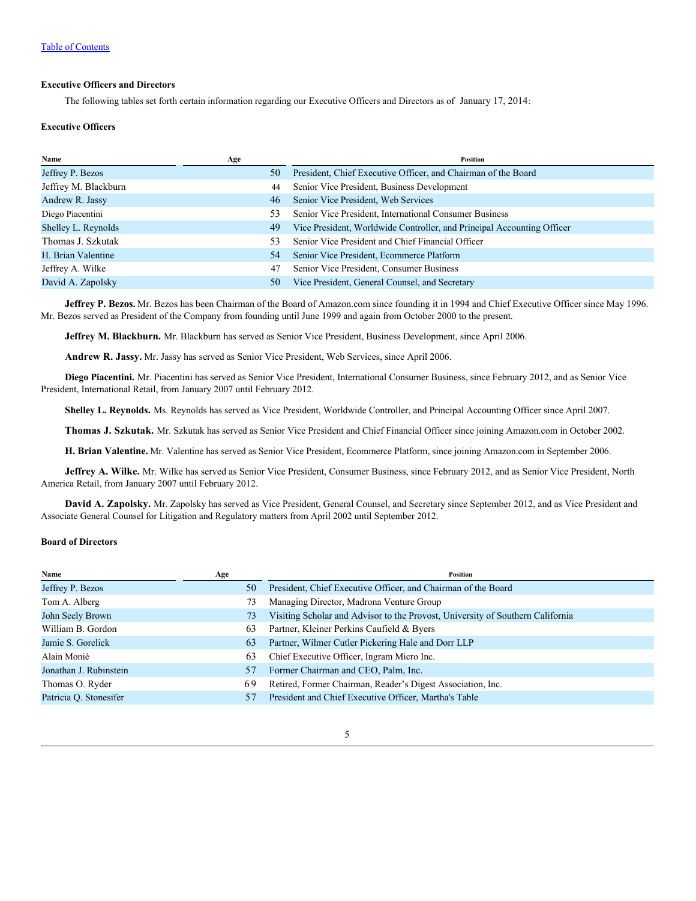### Executive Officers and Directors

The following tables set forth certain information regarding our Executive Officers and Directors as of January 17, 2014:

### Executive Officers

| Name | Age | Position |
|---|---|---|
| Jeffrey P. Bezos | 50 | President, Chief Executive Officer, and Chairman of the Board |
| Jeffrey M. Blackburn | 44 | Senior Vice President, Business Development |
| Andrew R. Jassy | 46 | Senior Vice President, Web Services |
| Diego Piacentini | 53 | Senior Vice President, International Consumer Business |
| Shelley L. Reynolds | 49 | Vice President, Worldwide Controller, and Principal Accounting Officer |
| Thomas J. Szkutak | 53 | Senior Vice President and Chief Financial Officer |
| H. Brian Valentine | 54 | Senior Vice President, Ecommerce Platform |
| Jeffrey A. Wilke | 47 | Senior Vice President, Consumer Business |
| David A. Zapolsky | 50 | Vice President, General Counsel, and Secretary |

**Jeffrey P. Bezos.** Mr. Bezos has been Chairman of the Board of Amazon.com since founding it in 1994 and Chief Executive Officer since May 1996. Mr. Bezos served as President of the Company from founding until June 1999 and again from October 2000 to the present.

**Jeffrey M. Blackburn.** Mr. Blackburn has served as Senior Vice President, Business Development, since April 2006.

**Andrew R. Jassy.** Mr. Jassy has served as Senior Vice President, Web Services, since April 2006.

**Diego Piacentini.** Mr. Piacentini has served as Senior Vice President, International Consumer Business, since February 2012, and as Senior Vice President, International Retail, from January 2007 until February 2012.

**Shelley L. Reynolds.** Ms. Reynolds has served as Vice President, Worldwide Controller, and Principal Accounting Officer since April 2007.

**Thomas J. Szkutak.** Mr. Szkutak has served as Senior Vice President and Chief Financial Officer since joining Amazon.com in October 2002.

**H. Brian Valentine.** Mr. Valentine has served as Senior Vice President, Ecommerce Platform, since joining Amazon.com in September 2006.

**Jeffrey A. Wilke.** Mr. Wilke has served as Senior Vice President, Consumer Business, since February 2012, and as Senior Vice President, North America Retail, from January 2007 until February 2012.

**David A. Zapolsky.** Mr. Zapolsky has served as Vice President, General Counsel, and Secretary since September 2012, and as Vice President and Associate General Counsel for Litigation and Regulatory matters from April 2002 until September 2012.

### Board of Directors

| Name | Age | Position |
|---|---|---|
| Jeffrey P. Bezos | 50 | President, Chief Executive Officer, and Chairman of the Board |
| Tom A. Alberg | 73 | Managing Director, Madrona Venture Group |
| John Seely Brown | 73 | Visiting Scholar and Advisor to the Provost, University of Southern California |
| William B. Gordon | 63 | Partner, Kleiner Perkins Caufield & Byers |
| Jamie S. Gorelick | 63 | Partner, Wilmer Cutler Pickering Hale and Dorr LLP |
| Alain Monié | 63 | Chief Executive Officer, Ingram Micro Inc. |
| Jonathan J. Rubinstein | 57 | Former Chairman and CEO, Palm, Inc. |
| Thomas O. Ryder | 69 | Retired, Former Chairman, Reader's Digest Association, Inc. |
| Patricia Q. Stonesifer | 57 | President and Chief Executive Officer, Martha's Table |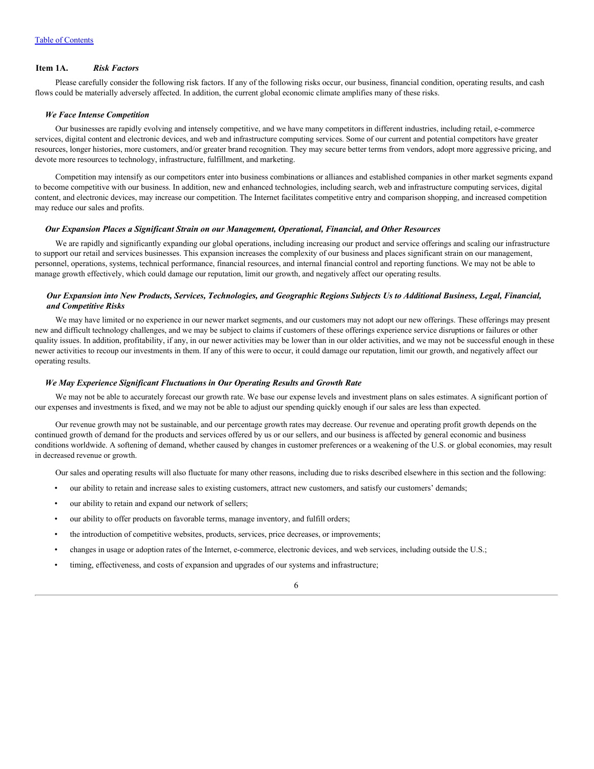## Item 1A. *Risk Factors*

Please carefully consider the following risk factors. If any of the following risks occur, our business, financial condition, operating results, and cash flows could be materially adversely affected. In addition, the current global economic climate amplifies many of these risks.

### *We Face Intense Competition*

Our businesses are rapidly evolving and intensely competitive, and we have many competitors in different industries, including retail, e-commerce services, digital content and electronic devices, and web and infrastructure computing services. Some of our current and potential competitors have greater resources, longer histories, more customers, and/or greater brand recognition. They may secure better terms from vendors, adopt more aggressive pricing, and devote more resources to technology, infrastructure, fulfillment, and marketing.

Competition may intensify as our competitors enter into business combinations or alliances and established companies in other market segments expand to become competitive with our business. In addition, new and enhanced technologies, including search, web and infrastructure computing services, digital content, and electronic devices, may increase our competition. The Internet facilitates competitive entry and comparison shopping, and increased competition may reduce our sales and profits.

### *Our Expansion Places a Significant Strain on our Management, Operational, Financial, and Other Resources*

We are rapidly and significantly expanding our global operations, including increasing our product and service offerings and scaling our infrastructure to support our retail and services businesses. This expansion increases the complexity of our business and places significant strain on our management, personnel, operations, systems, technical performance, financial resources, and internal financial control and reporting functions. We may not be able to manage growth effectively, which could damage our reputation, limit our growth, and negatively affect our operating results.

### *Our Expansion into New Products, Services, Technologies, and Geographic Regions Subjects Us to Additional Business, Legal, Financial, and Competitive Risks*

We may have limited or no experience in our newer market segments, and our customers may not adopt our new offerings. These offerings may present new and difficult technology challenges, and we may be subject to claims if customers of these offerings experience service disruptions or failures or other quality issues. In addition, profitability, if any, in our newer activities may be lower than in our older activities, and we may not be successful enough in these newer activities to recoup our investments in them. If any of this were to occur, it could damage our reputation, limit our growth, and negatively affect our operating results.

### *We May Experience Significant Fluctuations in Our Operating Results and Growth Rate*

We may not be able to accurately forecast our growth rate. We base our expense levels and investment plans on sales estimates. A significant portion of our expenses and investments is fixed, and we may not be able to adjust our spending quickly enough if our sales are less than expected.

Our revenue growth may not be sustainable, and our percentage growth rates may decrease. Our revenue and operating profit growth depends on the continued growth of demand for the products and services offered by us or our sellers, and our business is affected by general economic and business conditions worldwide. A softening of demand, whether caused by changes in customer preferences or a weakening of the U.S. or global economies, may result in decreased revenue or growth.

Our sales and operating results will also fluctuate for many other reasons, including due to risks described elsewhere in this section and the following:

- our ability to retain and increase sales to existing customers, attract new customers, and satisfy our customers' demands;
- our ability to retain and expand our network of sellers;
- our ability to offer products on favorable terms, manage inventory, and fulfill orders;
- the introduction of competitive websites, products, services, price decreases, or improvements;
- changes in usage or adoption rates of the Internet, e-commerce, electronic devices, and web services, including outside the U.S.;
- timing, effectiveness, and costs of expansion and upgrades of our systems and infrastructure;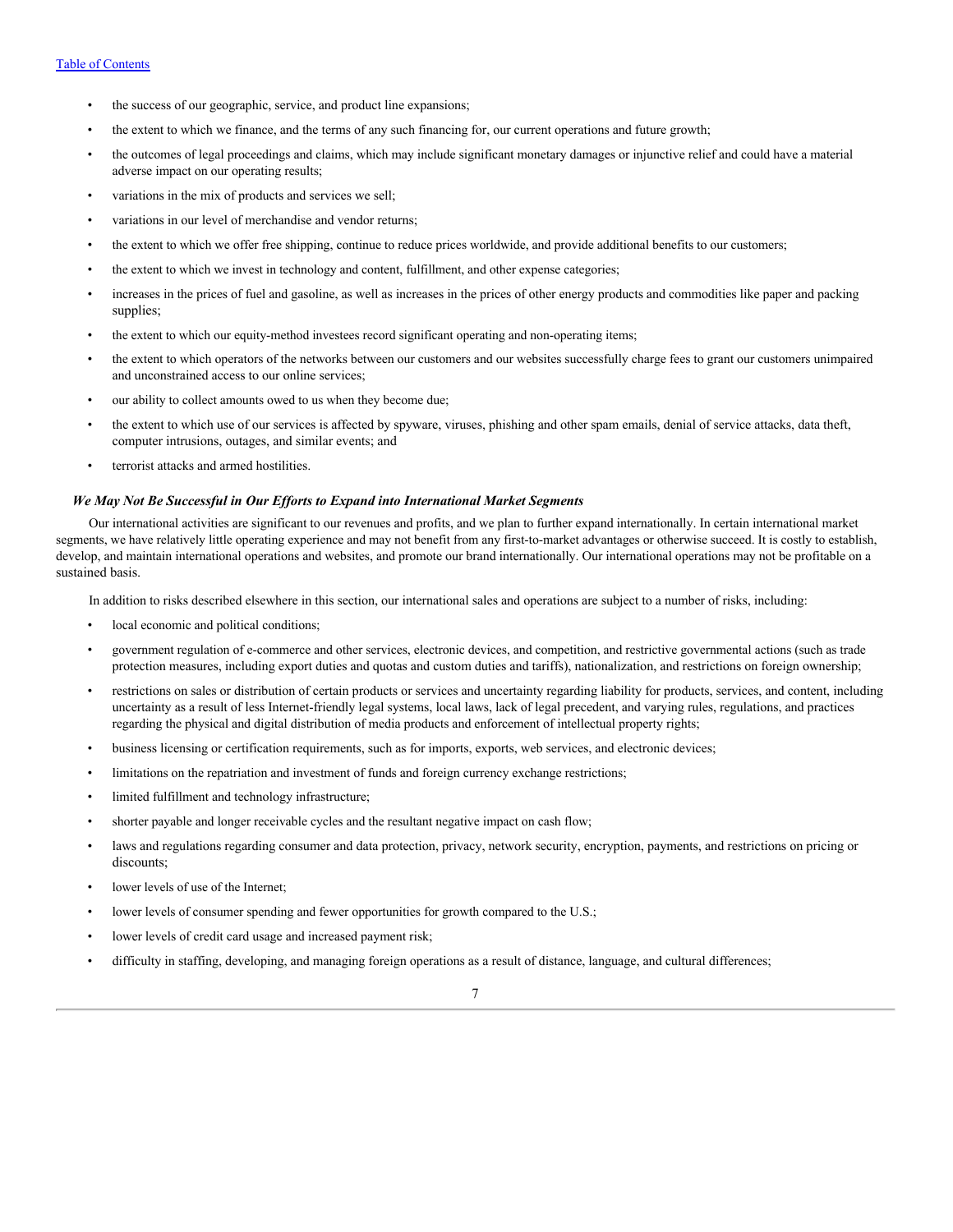- the success of our geographic, service, and product line expansions;
- the extent to which we finance, and the terms of any such financing for, our current operations and future growth;
- the outcomes of legal proceedings and claims, which may include significant monetary damages or injunctive relief and could have a material adverse impact on our operating results;
- variations in the mix of products and services we sell;
- variations in our level of merchandise and vendor returns;
- the extent to which we offer free shipping, continue to reduce prices worldwide, and provide additional benefits to our customers;
- the extent to which we invest in technology and content, fulfillment, and other expense categories;
- increases in the prices of fuel and gasoline, as well as increases in the prices of other energy products and commodities like paper and packing supplies;
- the extent to which our equity-method investees record significant operating and non-operating items;
- the extent to which operators of the networks between our customers and our websites successfully charge fees to grant our customers unimpaired and unconstrained access to our online services;
- our ability to collect amounts owed to us when they become due;
- the extent to which use of our services is affected by spyware, viruses, phishing and other spam emails, denial of service attacks, data theft, computer intrusions, outages, and similar events; and
- terrorist attacks and armed hostilities.

### *We May Not Be Successful in Our Efforts to Expand into International Market Segments*

Our international activities are significant to our revenues and profits, and we plan to further expand internationally. In certain international market segments, we have relatively little operating experience and may not benefit from any first-to-market advantages or otherwise succeed. It is costly to establish, develop, and maintain international operations and websites, and promote our brand internationally. Our international operations may not be profitable on a sustained basis.

In addition to risks described elsewhere in this section, our international sales and operations are subject to a number of risks, including:

- local economic and political conditions;
- government regulation of e-commerce and other services, electronic devices, and competition, and restrictive governmental actions (such as trade protection measures, including export duties and quotas and custom duties and tariffs), nationalization, and restrictions on foreign ownership;
- restrictions on sales or distribution of certain products or services and uncertainty regarding liability for products, services, and content, including uncertainty as a result of less Internet-friendly legal systems, local laws, lack of legal precedent, and varying rules, regulations, and practices regarding the physical and digital distribution of media products and enforcement of intellectual property rights;
- business licensing or certification requirements, such as for imports, exports, web services, and electronic devices;
- limitations on the repatriation and investment of funds and foreign currency exchange restrictions;
- limited fulfillment and technology infrastructure;
- shorter payable and longer receivable cycles and the resultant negative impact on cash flow;
- laws and regulations regarding consumer and data protection, privacy, network security, encryption, payments, and restrictions on pricing or discounts;
- lower levels of use of the Internet;
- lower levels of consumer spending and fewer opportunities for growth compared to the U.S.;
- lower levels of credit card usage and increased payment risk;
- difficulty in staffing, developing, and managing foreign operations as a result of distance, language, and cultural differences;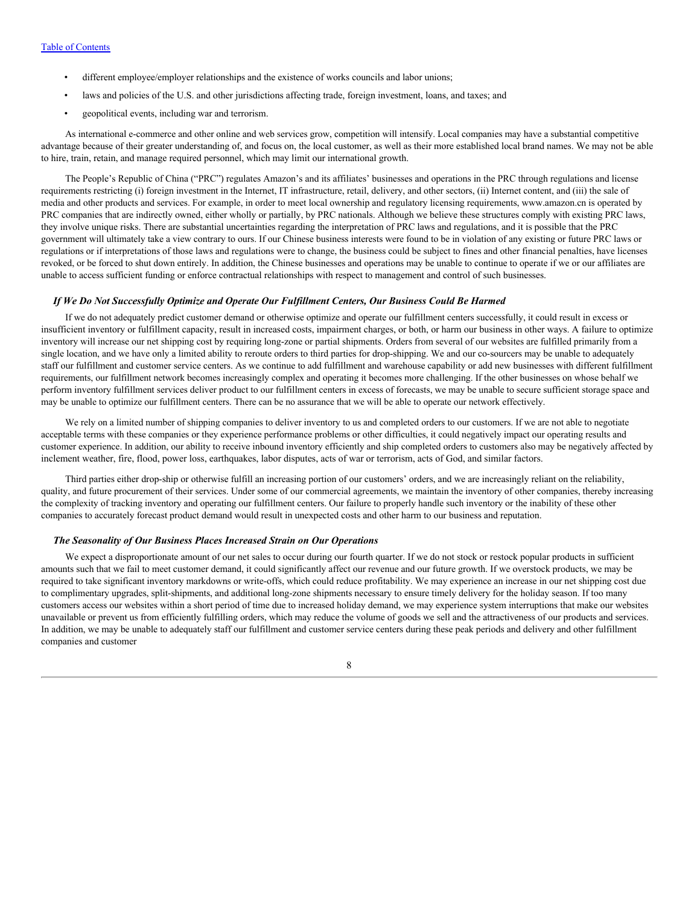- different employee/employer relationships and the existence of works councils and labor unions;
- laws and policies of the U.S. and other jurisdictions affecting trade, foreign investment, loans, and taxes; and
- geopolitical events, including war and terrorism.

As international e-commerce and other online and web services grow, competition will intensify. Local companies may have a substantial competitive advantage because of their greater understanding of, and focus on, the local customer, as well as their more established local brand names. We may not be able to hire, train, retain, and manage required personnel, which may limit our international growth.

The People's Republic of China ("PRC") regulates Amazon's and its affiliates' businesses and operations in the PRC through regulations and license requirements restricting (i) foreign investment in the Internet, IT infrastructure, retail, delivery, and other sectors, (ii) Internet content, and (iii) the sale of media and other products and services. For example, in order to meet local ownership and regulatory licensing requirements, www.amazon.cn is operated by PRC companies that are indirectly owned, either wholly or partially, by PRC nationals. Although we believe these structures comply with existing PRC laws, they involve unique risks. There are substantial uncertainties regarding the interpretation of PRC laws and regulations, and it is possible that the PRC government will ultimately take a view contrary to ours. If our Chinese business interests were found to be in violation of any existing or future PRC laws or regulations or if interpretations of those laws and regulations were to change, the business could be subject to fines and other financial penalties, have licenses revoked, or be forced to shut down entirely. In addition, the Chinese businesses and operations may be unable to continue to operate if we or our affiliates are unable to access sufficient funding or enforce contractual relationships with respect to management and control of such businesses.

### *If We Do Not Successfully Optimize and Operate Our Fulfillment Centers, Our Business Could Be Harmed*

If we do not adequately predict customer demand or otherwise optimize and operate our fulfillment centers successfully, it could result in excess or insufficient inventory or fulfillment capacity, result in increased costs, impairment charges, or both, or harm our business in other ways. A failure to optimize inventory will increase our net shipping cost by requiring long-zone or partial shipments. Orders from several of our websites are fulfilled primarily from a single location, and we have only a limited ability to reroute orders to third parties for drop-shipping. We and our co-sourcers may be unable to adequately staff our fulfillment and customer service centers. As we continue to add fulfillment and warehouse capability or add new businesses with different fulfillment requirements, our fulfillment network becomes increasingly complex and operating it becomes more challenging. If the other businesses on whose behalf we perform inventory fulfillment services deliver product to our fulfillment centers in excess of forecasts, we may be unable to secure sufficient storage space and may be unable to optimize our fulfillment centers. There can be no assurance that we will be able to operate our network effectively.

We rely on a limited number of shipping companies to deliver inventory to us and completed orders to our customers. If we are not able to negotiate acceptable terms with these companies or they experience performance problems or other difficulties, it could negatively impact our operating results and customer experience. In addition, our ability to receive inbound inventory efficiently and ship completed orders to customers also may be negatively affected by inclement weather, fire, flood, power loss, earthquakes, labor disputes, acts of war or terrorism, acts of God, and similar factors.

Third parties either drop-ship or otherwise fulfill an increasing portion of our customers' orders, and we are increasingly reliant on the reliability, quality, and future procurement of their services. Under some of our commercial agreements, we maintain the inventory of other companies, thereby increasing the complexity of tracking inventory and operating our fulfillment centers. Our failure to properly handle such inventory or the inability of these other companies to accurately forecast product demand would result in unexpected costs and other harm to our business and reputation.

### *The Seasonality of Our Business Places Increased Strain on Our Operations*

We expect a disproportionate amount of our net sales to occur during our fourth quarter. If we do not stock or restock popular products in sufficient amounts such that we fail to meet customer demand, it could significantly affect our revenue and our future growth. If we overstock products, we may be required to take significant inventory markdowns or write-offs, which could reduce profitability. We may experience an increase in our net shipping cost due to complimentary upgrades, split-shipments, and additional long-zone shipments necessary to ensure timely delivery for the holiday season. If too many customers access our websites within a short period of time due to increased holiday demand, we may experience system interruptions that make our websites unavailable or prevent us from efficiently fulfilling orders, which may reduce the volume of goods we sell and the attractiveness of our products and services. In addition, we may be unable to adequately staff our fulfillment and customer service centers during these peak periods and delivery and other fulfillment companies and customer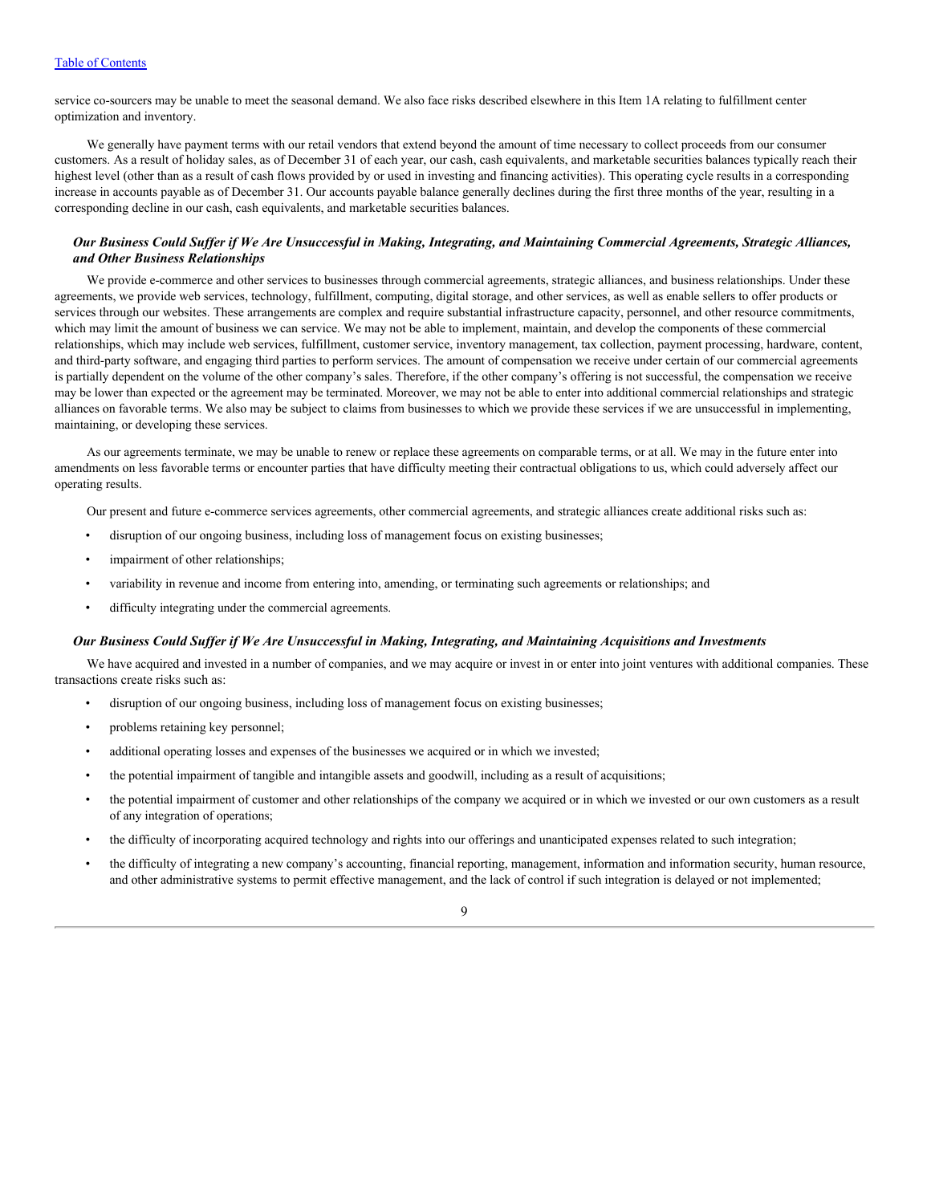service co-sourcers may be unable to meet the seasonal demand. We also face risks described elsewhere in this Item 1A relating to fulfillment center optimization and inventory.

We generally have payment terms with our retail vendors that extend beyond the amount of time necessary to collect proceeds from our consumer customers. As a result of holiday sales, as of December 31 of each year, our cash, cash equivalents, and marketable securities balances typically reach their highest level (other than as a result of cash flows provided by or used in investing and financing activities). This operating cycle results in a corresponding increase in accounts payable as of December 31. Our accounts payable balance generally declines during the first three months of the year, resulting in a corresponding decline in our cash, cash equivalents, and marketable securities balances.

### *Our Business Could Suffer if We Are Unsuccessful in Making, Integrating, and Maintaining Commercial Agreements, Strategic Alliances, and Other Business Relationships*

We provide e-commerce and other services to businesses through commercial agreements, strategic alliances, and business relationships. Under these agreements, we provide web services, technology, fulfillment, computing, digital storage, and other services, as well as enable sellers to offer products or services through our websites. These arrangements are complex and require substantial infrastructure capacity, personnel, and other resource commitments, which may limit the amount of business we can service. We may not be able to implement, maintain, and develop the components of these commercial relationships, which may include web services, fulfillment, customer service, inventory management, tax collection, payment processing, hardware, content, and third-party software, and engaging third parties to perform services. The amount of compensation we receive under certain of our commercial agreements is partially dependent on the volume of the other company's sales. Therefore, if the other company's offering is not successful, the compensation we receive may be lower than expected or the agreement may be terminated. Moreover, we may not be able to enter into additional commercial relationships and strategic alliances on favorable terms. We also may be subject to claims from businesses to which we provide these services if we are unsuccessful in implementing, maintaining, or developing these services.

As our agreements terminate, we may be unable to renew or replace these agreements on comparable terms, or at all. We may in the future enter into amendments on less favorable terms or encounter parties that have difficulty meeting their contractual obligations to us, which could adversely affect our operating results.

Our present and future e-commerce services agreements, other commercial agreements, and strategic alliances create additional risks such as:

- disruption of our ongoing business, including loss of management focus on existing businesses;
- impairment of other relationships;
- variability in revenue and income from entering into, amending, or terminating such agreements or relationships; and
- difficulty integrating under the commercial agreements.

### *Our Business Could Suffer if We Are Unsuccessful in Making, Integrating, and Maintaining Acquisitions and Investments*

We have acquired and invested in a number of companies, and we may acquire or invest in or enter into joint ventures with additional companies. These transactions create risks such as:

- disruption of our ongoing business, including loss of management focus on existing businesses;
- problems retaining key personnel;
- additional operating losses and expenses of the businesses we acquired or in which we invested;
- the potential impairment of tangible and intangible assets and goodwill, including as a result of acquisitions;
- the potential impairment of customer and other relationships of the company we acquired or in which we invested or our own customers as a result of any integration of operations;
- the difficulty of incorporating acquired technology and rights into our offerings and unanticipated expenses related to such integration;
- the difficulty of integrating a new company's accounting, financial reporting, management, information and information security, human resource, and other administrative systems to permit effective management, and the lack of control if such integration is delayed or not implemented;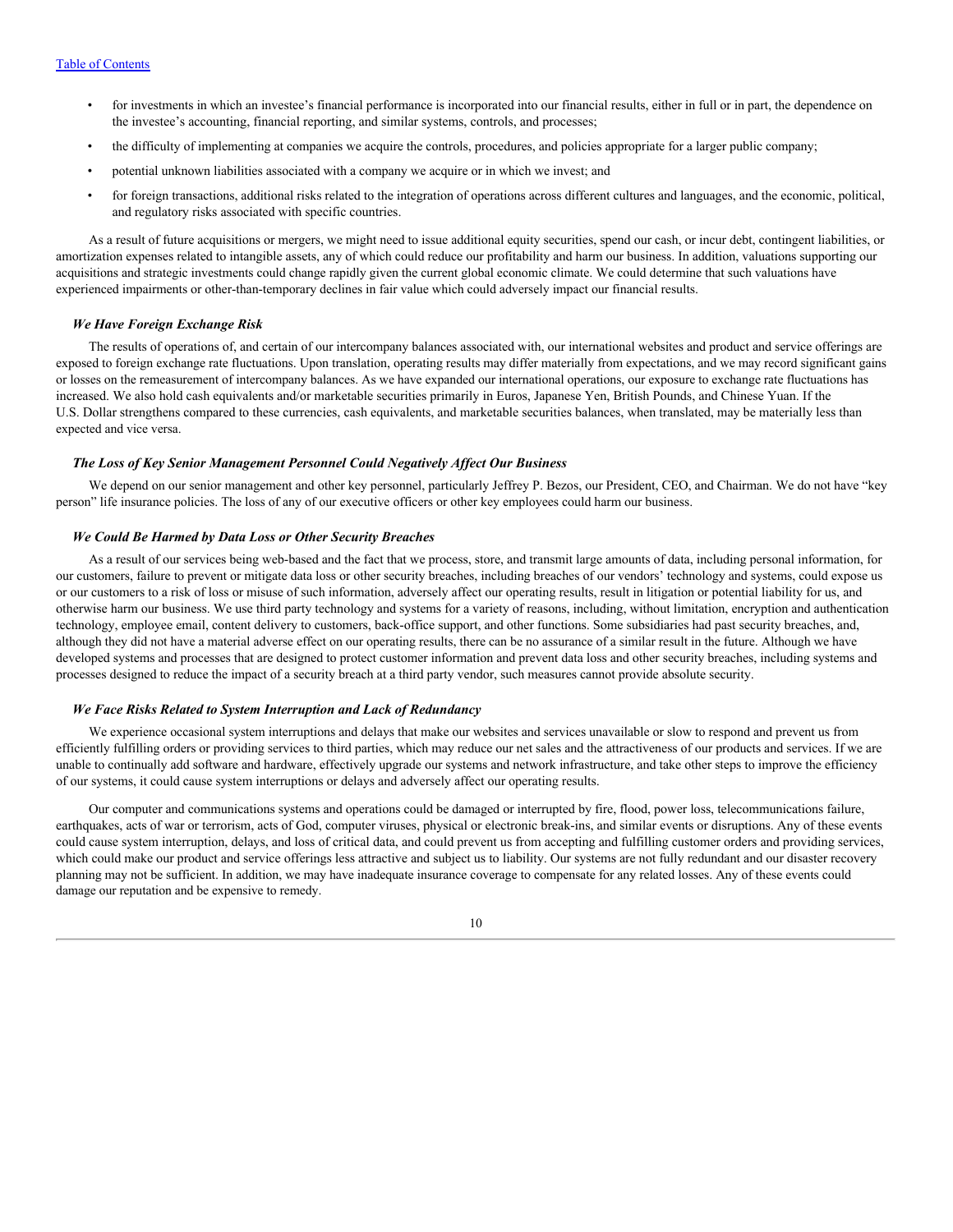- for investments in which an investee's financial performance is incorporated into our financial results, either in full or in part, the dependence on the investee's accounting, financial reporting, and similar systems, controls, and processes;
- the difficulty of implementing at companies we acquire the controls, procedures, and policies appropriate for a larger public company;
- potential unknown liabilities associated with a company we acquire or in which we invest; and
- for foreign transactions, additional risks related to the integration of operations across different cultures and languages, and the economic, political, and regulatory risks associated with specific countries.

As a result of future acquisitions or mergers, we might need to issue additional equity securities, spend our cash, or incur debt, contingent liabilities, or amortization expenses related to intangible assets, any of which could reduce our profitability and harm our business. In addition, valuations supporting our acquisitions and strategic investments could change rapidly given the current global economic climate. We could determine that such valuations have experienced impairments or other-than-temporary declines in fair value which could adversely impact our financial results.

### *We Have Foreign Exchange Risk*

The results of operations of, and certain of our intercompany balances associated with, our international websites and product and service offerings are exposed to foreign exchange rate fluctuations. Upon translation, operating results may differ materially from expectations, and we may record significant gains or losses on the remeasurement of intercompany balances. As we have expanded our international operations, our exposure to exchange rate fluctuations has increased. We also hold cash equivalents and/or marketable securities primarily in Euros, Japanese Yen, British Pounds, and Chinese Yuan. If the U.S. Dollar strengthens compared to these currencies, cash equivalents, and marketable securities balances, when translated, may be materially less than expected and vice versa.

### *The Loss of Key Senior Management Personnel Could Negatively Affect Our Business*

We depend on our senior management and other key personnel, particularly Jeffrey P. Bezos, our President, CEO, and Chairman. We do not have "key person" life insurance policies. The loss of any of our executive officers or other key employees could harm our business.

### *We Could Be Harmed by Data Loss or Other Security Breaches*

As a result of our services being web-based and the fact that we process, store, and transmit large amounts of data, including personal information, for our customers, failure to prevent or mitigate data loss or other security breaches, including breaches of our vendors' technology and systems, could expose us or our customers to a risk of loss or misuse of such information, adversely affect our operating results, result in litigation or potential liability for us, and otherwise harm our business. We use third party technology and systems for a variety of reasons, including, without limitation, encryption and authentication technology, employee email, content delivery to customers, back-office support, and other functions. Some subsidiaries had past security breaches, and, although they did not have a material adverse effect on our operating results, there can be no assurance of a similar result in the future. Although we have developed systems and processes that are designed to protect customer information and prevent data loss and other security breaches, including systems and processes designed to reduce the impact of a security breach at a third party vendor, such measures cannot provide absolute security.

### *We Face Risks Related to System Interruption and Lack of Redundancy*

We experience occasional system interruptions and delays that make our websites and services unavailable or slow to respond and prevent us from efficiently fulfilling orders or providing services to third parties, which may reduce our net sales and the attractiveness of our products and services. If we are unable to continually add software and hardware, effectively upgrade our systems and network infrastructure, and take other steps to improve the efficiency of our systems, it could cause system interruptions or delays and adversely affect our operating results.

Our computer and communications systems and operations could be damaged or interrupted by fire, flood, power loss, telecommunications failure, earthquakes, acts of war or terrorism, acts of God, computer viruses, physical or electronic break-ins, and similar events or disruptions. Any of these events could cause system interruption, delays, and loss of critical data, and could prevent us from accepting and fulfilling customer orders and providing services, which could make our product and service offerings less attractive and subject us to liability. Our systems are not fully redundant and our disaster recovery planning may not be sufficient. In addition, we may have inadequate insurance coverage to compensate for any related losses. Any of these events could damage our reputation and be expensive to remedy.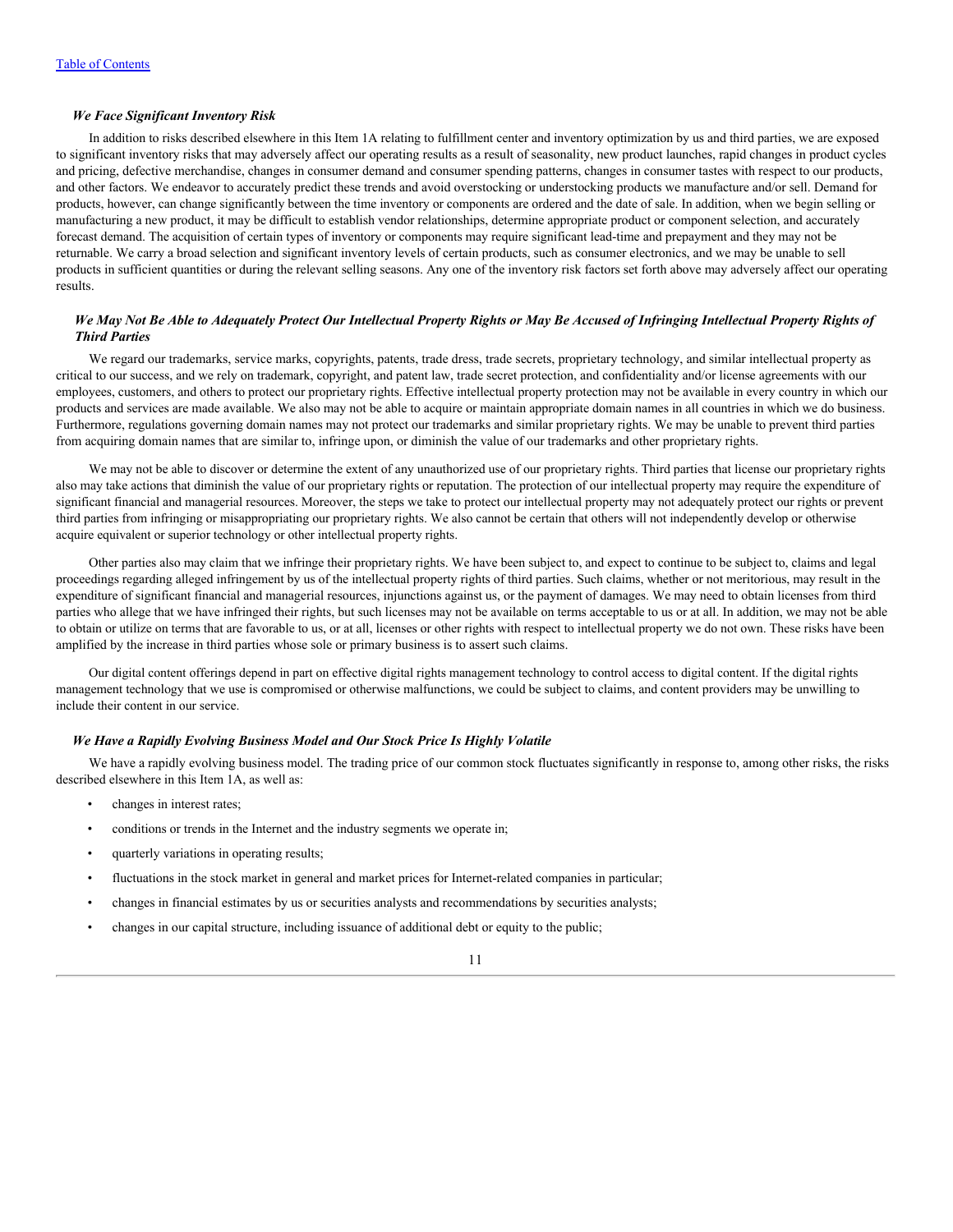### *We Face Significant Inventory Risk*

In addition to risks described elsewhere in this Item 1A relating to fulfillment center and inventory optimization by us and third parties, we are exposed to significant inventory risks that may adversely affect our operating results as a result of seasonality, new product launches, rapid changes in product cycles and pricing, defective merchandise, changes in consumer demand and consumer spending patterns, changes in consumer tastes with respect to our products, and other factors. We endeavor to accurately predict these trends and avoid overstocking or understocking products we manufacture and/or sell. Demand for products, however, can change significantly between the time inventory or components are ordered and the date of sale. In addition, when we begin selling or manufacturing a new product, it may be difficult to establish vendor relationships, determine appropriate product or component selection, and accurately forecast demand. The acquisition of certain types of inventory or components may require significant lead-time and prepayment and they may not be returnable. We carry a broad selection and significant inventory levels of certain products, such as consumer electronics, and we may be unable to sell products in sufficient quantities or during the relevant selling seasons. Any one of the inventory risk factors set forth above may adversely affect our operating results.

### *We May Not Be Able to Adequately Protect Our Intellectual Property Rights or May Be Accused of Infringing Intellectual Property Rights of Third Parties*

We regard our trademarks, service marks, copyrights, patents, trade dress, trade secrets, proprietary technology, and similar intellectual property as critical to our success, and we rely on trademark, copyright, and patent law, trade secret protection, and confidentiality and/or license agreements with our employees, customers, and others to protect our proprietary rights. Effective intellectual property protection may not be available in every country in which our products and services are made available. We also may not be able to acquire or maintain appropriate domain names in all countries in which we do business. Furthermore, regulations governing domain names may not protect our trademarks and similar proprietary rights. We may be unable to prevent third parties from acquiring domain names that are similar to, infringe upon, or diminish the value of our trademarks and other proprietary rights.

We may not be able to discover or determine the extent of any unauthorized use of our proprietary rights. Third parties that license our proprietary rights also may take actions that diminish the value of our proprietary rights or reputation. The protection of our intellectual property may require the expenditure of significant financial and managerial resources. Moreover, the steps we take to protect our intellectual property may not adequately protect our rights or prevent third parties from infringing or misappropriating our proprietary rights. We also cannot be certain that others will not independently develop or otherwise acquire equivalent or superior technology or other intellectual property rights.

Other parties also may claim that we infringe their proprietary rights. We have been subject to, and expect to continue to be subject to, claims and legal proceedings regarding alleged infringement by us of the intellectual property rights of third parties. Such claims, whether or not meritorious, may result in the expenditure of significant financial and managerial resources, injunctions against us, or the payment of damages. We may need to obtain licenses from third parties who allege that we have infringed their rights, but such licenses may not be available on terms acceptable to us or at all. In addition, we may not be able to obtain or utilize on terms that are favorable to us, or at all, licenses or other rights with respect to intellectual property we do not own. These risks have been amplified by the increase in third parties whose sole or primary business is to assert such claims.

Our digital content offerings depend in part on effective digital rights management technology to control access to digital content. If the digital rights management technology that we use is compromised or otherwise malfunctions, we could be subject to claims, and content providers may be unwilling to include their content in our service.

### *We Have a Rapidly Evolving Business Model and Our Stock Price Is Highly Volatile*

We have a rapidly evolving business model. The trading price of our common stock fluctuates significantly in response to, among other risks, the risks described elsewhere in this Item 1A, as well as:

- changes in interest rates;
- conditions or trends in the Internet and the industry segments we operate in;
- quarterly variations in operating results;
- fluctuations in the stock market in general and market prices for Internet-related companies in particular;
- changes in financial estimates by us or securities analysts and recommendations by securities analysts;
- changes in our capital structure, including issuance of additional debt or equity to the public;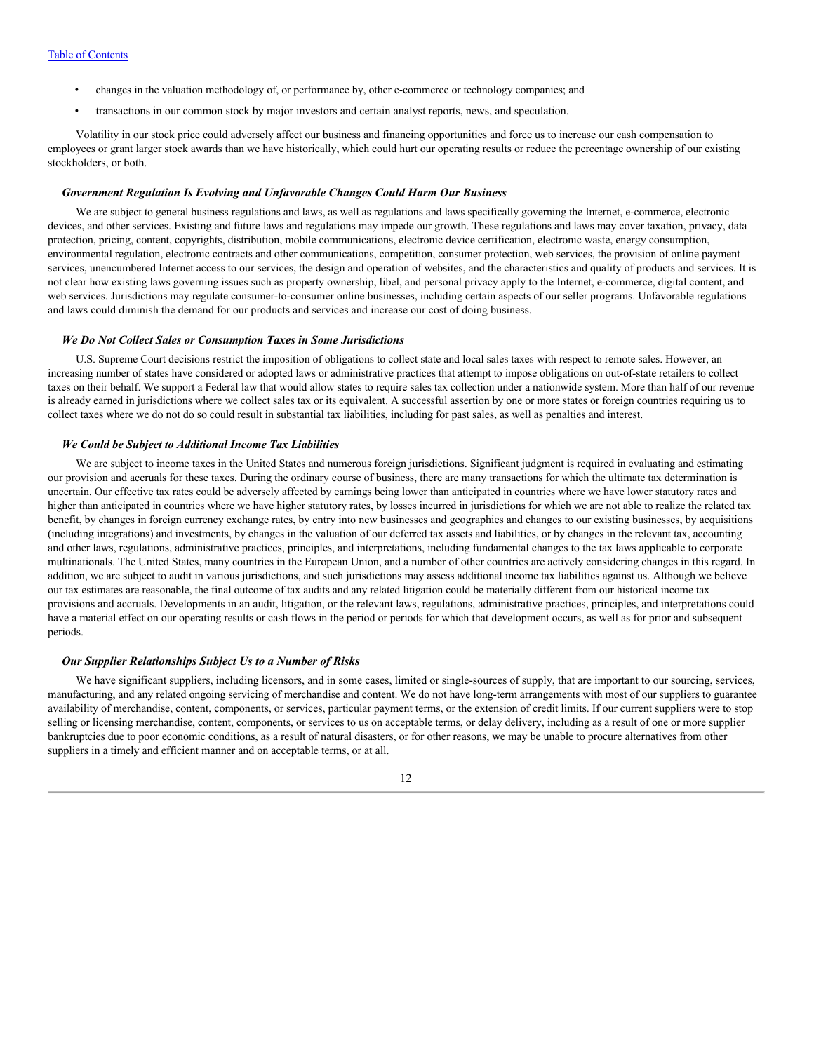- changes in the valuation methodology of, or performance by, other e-commerce or technology companies; and
- transactions in our common stock by major investors and certain analyst reports, news, and speculation.

Volatility in our stock price could adversely affect our business and financing opportunities and force us to increase our cash compensation to employees or grant larger stock awards than we have historically, which could hurt our operating results or reduce the percentage ownership of our existing stockholders, or both.

### *Government Regulation Is Evolving and Unfavorable Changes Could Harm Our Business*

We are subject to general business regulations and laws, as well as regulations and laws specifically governing the Internet, e-commerce, electronic devices, and other services. Existing and future laws and regulations may impede our growth. These regulations and laws may cover taxation, privacy, data protection, pricing, content, copyrights, distribution, mobile communications, electronic device certification, electronic waste, energy consumption, environmental regulation, electronic contracts and other communications, competition, consumer protection, web services, the provision of online payment services, unencumbered Internet access to our services, the design and operation of websites, and the characteristics and quality of products and services. It is not clear how existing laws governing issues such as property ownership, libel, and personal privacy apply to the Internet, e-commerce, digital content, and web services. Jurisdictions may regulate consumer-to-consumer online businesses, including certain aspects of our seller programs. Unfavorable regulations and laws could diminish the demand for our products and services and increase our cost of doing business.

### *We Do Not Collect Sales or Consumption Taxes in Some Jurisdictions*

U.S. Supreme Court decisions restrict the imposition of obligations to collect state and local sales taxes with respect to remote sales. However, an increasing number of states have considered or adopted laws or administrative practices that attempt to impose obligations on out-of-state retailers to collect taxes on their behalf. We support a Federal law that would allow states to require sales tax collection under a nationwide system. More than half of our revenue is already earned in jurisdictions where we collect sales tax or its equivalent. A successful assertion by one or more states or foreign countries requiring us to collect taxes where we do not do so could result in substantial tax liabilities, including for past sales, as well as penalties and interest.

### *We Could be Subject to Additional Income Tax Liabilities*

We are subject to income taxes in the United States and numerous foreign jurisdictions. Significant judgment is required in evaluating and estimating our provision and accruals for these taxes. During the ordinary course of business, there are many transactions for which the ultimate tax determination is uncertain. Our effective tax rates could be adversely affected by earnings being lower than anticipated in countries where we have lower statutory rates and higher than anticipated in countries where we have higher statutory rates, by losses incurred in jurisdictions for which we are not able to realize the related tax benefit, by changes in foreign currency exchange rates, by entry into new businesses and geographies and changes to our existing businesses, by acquisitions (including integrations) and investments, by changes in the valuation of our deferred tax assets and liabilities, or by changes in the relevant tax, accounting and other laws, regulations, administrative practices, principles, and interpretations, including fundamental changes to the tax laws applicable to corporate multinationals. The United States, many countries in the European Union, and a number of other countries are actively considering changes in this regard. In addition, we are subject to audit in various jurisdictions, and such jurisdictions may assess additional income tax liabilities against us. Although we believe our tax estimates are reasonable, the final outcome of tax audits and any related litigation could be materially different from our historical income tax provisions and accruals. Developments in an audit, litigation, or the relevant laws, regulations, administrative practices, principles, and interpretations could have a material effect on our operating results or cash flows in the period or periods for which that development occurs, as well as for prior and subsequent periods.

### *Our Supplier Relationships Subject Us to a Number of Risks*

We have significant suppliers, including licensors, and in some cases, limited or single-sources of supply, that are important to our sourcing, services, manufacturing, and any related ongoing servicing of merchandise and content. We do not have long-term arrangements with most of our suppliers to guarantee availability of merchandise, content, components, or services, particular payment terms, or the extension of credit limits. If our current suppliers were to stop selling or licensing merchandise, content, components, or services to us on acceptable terms, or delay delivery, including as a result of one or more supplier bankruptcies due to poor economic conditions, as a result of natural disasters, or for other reasons, we may be unable to procure alternatives from other suppliers in a timely and efficient manner and on acceptable terms, or at all.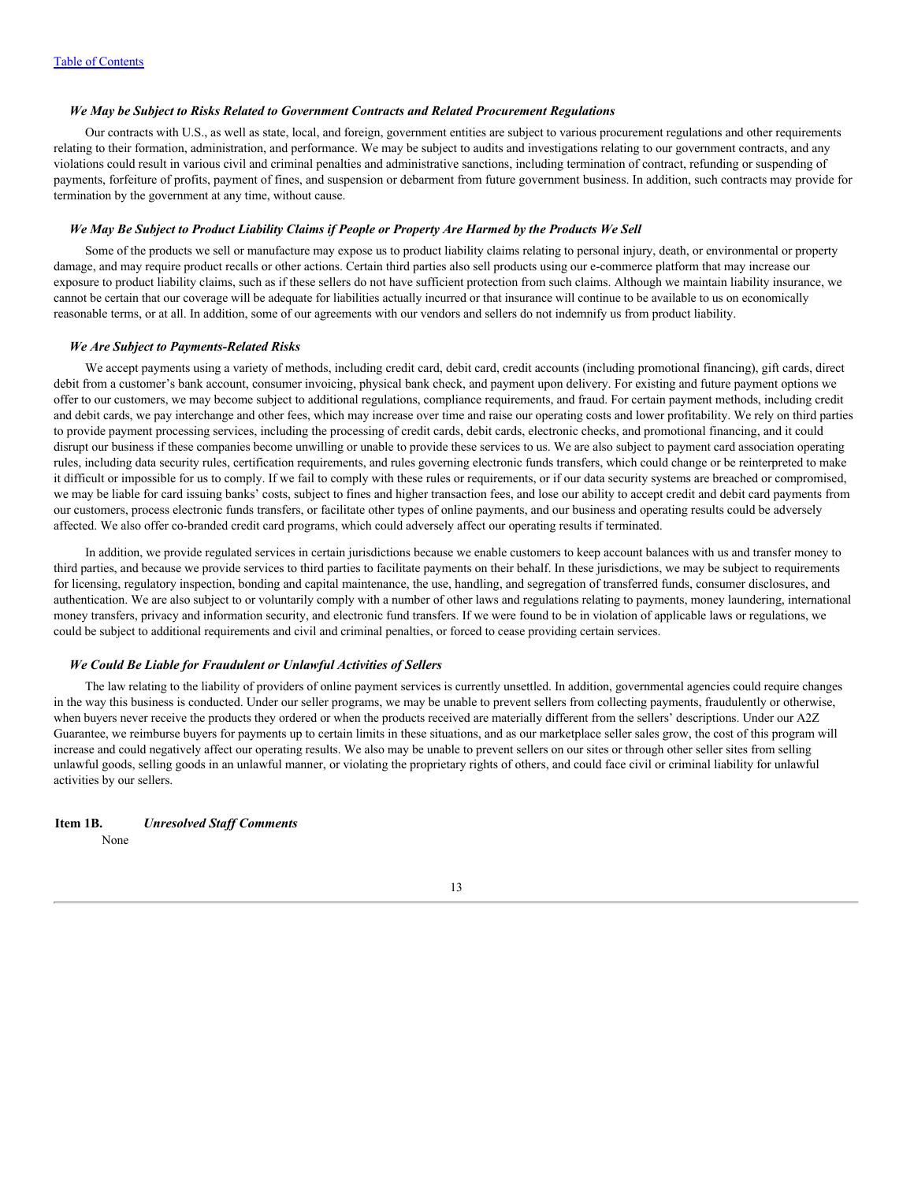### *We May be Subject to Risks Related to Government Contracts and Related Procurement Regulations*

Our contracts with U.S., as well as state, local, and foreign, government entities are subject to various procurement regulations and other requirements relating to their formation, administration, and performance. We may be subject to audits and investigations relating to our government contracts, and any violations could result in various civil and criminal penalties and administrative sanctions, including termination of contract, refunding or suspending of payments, forfeiture of profits, payment of fines, and suspension or debarment from future government business. In addition, such contracts may provide for termination by the government at any time, without cause.

### *We May Be Subject to Product Liability Claims if People or Property Are Harmed by the Products We Sell*

Some of the products we sell or manufacture may expose us to product liability claims relating to personal injury, death, or environmental or property damage, and may require product recalls or other actions. Certain third parties also sell products using our e-commerce platform that may increase our exposure to product liability claims, such as if these sellers do not have sufficient protection from such claims. Although we maintain liability insurance, we cannot be certain that our coverage will be adequate for liabilities actually incurred or that insurance will continue to be available to us on economically reasonable terms, or at all. In addition, some of our agreements with our vendors and sellers do not indemnify us from product liability.

### *We Are Subject to Payments-Related Risks*

We accept payments using a variety of methods, including credit card, debit card, credit accounts (including promotional financing), gift cards, direct debit from a customer's bank account, consumer invoicing, physical bank check, and payment upon delivery. For existing and future payment options we offer to our customers, we may become subject to additional regulations, compliance requirements, and fraud. For certain payment methods, including credit and debit cards, we pay interchange and other fees, which may increase over time and raise our operating costs and lower profitability. We rely on third parties to provide payment processing services, including the processing of credit cards, debit cards, electronic checks, and promotional financing, and it could disrupt our business if these companies become unwilling or unable to provide these services to us. We are also subject to payment card association operating rules, including data security rules, certification requirements, and rules governing electronic funds transfers, which could change or be reinterpreted to make it difficult or impossible for us to comply. If we fail to comply with these rules or requirements, or if our data security systems are breached or compromised, we may be liable for card issuing banks' costs, subject to fines and higher transaction fees, and lose our ability to accept credit and debit card payments from our customers, process electronic funds transfers, or facilitate other types of online payments, and our business and operating results could be adversely affected. We also offer co-branded credit card programs, which could adversely affect our operating results if terminated.

In addition, we provide regulated services in certain jurisdictions because we enable customers to keep account balances with us and transfer money to third parties, and because we provide services to third parties to facilitate payments on their behalf. In these jurisdictions, we may be subject to requirements for licensing, regulatory inspection, bonding and capital maintenance, the use, handling, and segregation of transferred funds, consumer disclosures, and authentication. We are also subject to or voluntarily comply with a number of other laws and regulations relating to payments, money laundering, international money transfers, privacy and information security, and electronic fund transfers. If we were found to be in violation of applicable laws or regulations, we could be subject to additional requirements and civil and criminal penalties, or forced to cease providing certain services.

### *We Could Be Liable for Fraudulent or Unlawful Activities of Sellers*

The law relating to the liability of providers of online payment services is currently unsettled. In addition, governmental agencies could require changes in the way this business is conducted. Under our seller programs, we may be unable to prevent sellers from collecting payments, fraudulently or otherwise, when buyers never receive the products they ordered or when the products received are materially different from the sellers' descriptions. Under our A2Z Guarantee, we reimburse buyers for payments up to certain limits in these situations, and as our marketplace seller sales grow, the cost of this program will increase and could negatively affect our operating results. We also may be unable to prevent sellers on our sites or through other seller sites from selling unlawful goods, selling goods in an unlawful manner, or violating the proprietary rights of others, and could face civil or criminal liability for unlawful activities by our sellers.

## Item 1B. *Unresolved Staff Comments*

None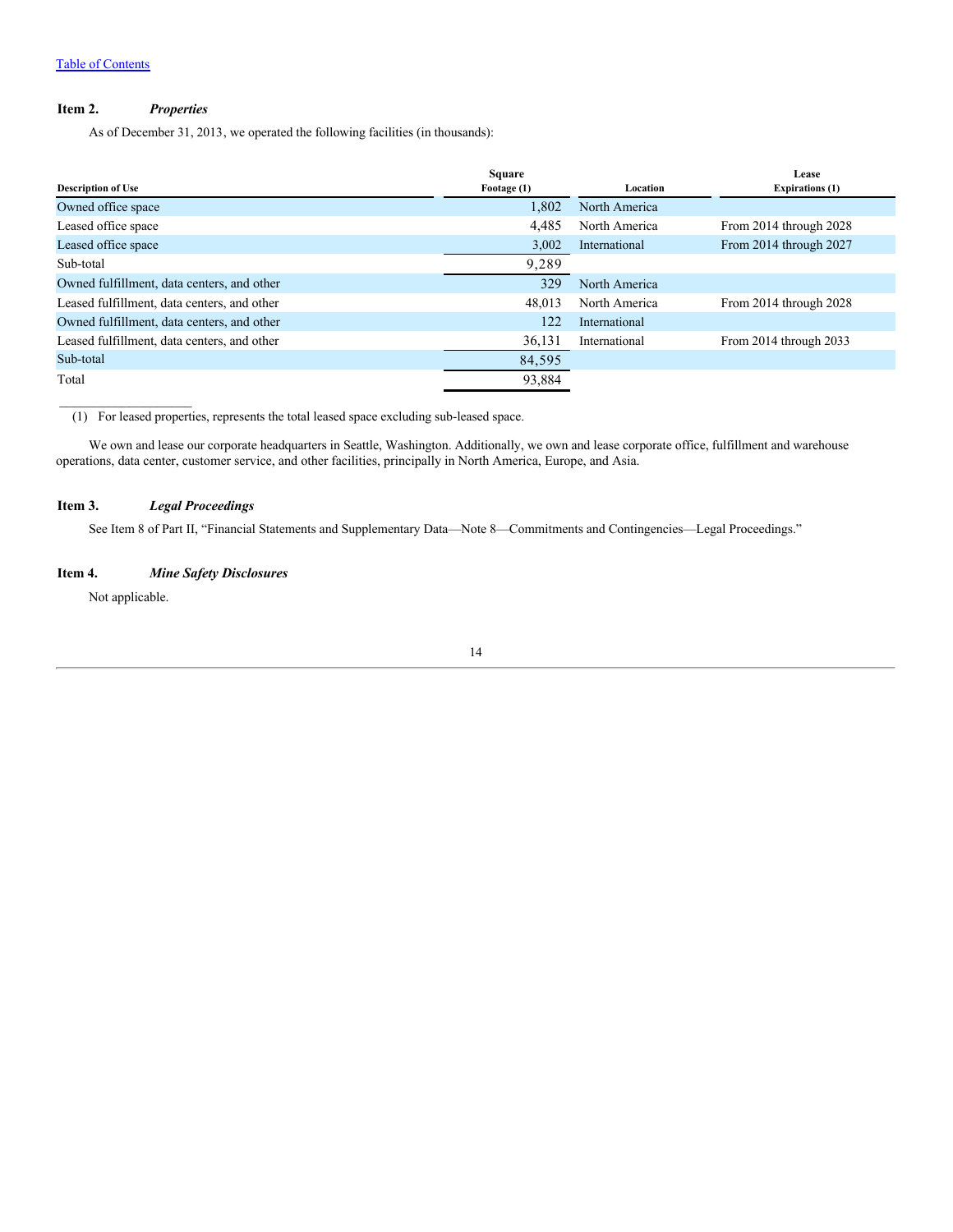## Item 2. *Properties*

As of December 31, 2013, we operated the following facilities (in thousands):

| Description of Use | Square Footage (1) | Location | Lease Expirations (1) |
|---|---|---|---|
| Owned office space | 1,802 | North America | |
| Leased office space | 4,485 | North America | From 2014 through 2028 |
| Leased office space | 3,002 | International | From 2014 through 2027 |
| Sub-total | 9,289 | | |
| Owned fulfillment, data centers, and other | 329 | North America | |
| Leased fulfillment, data centers, and other | 48,013 | North America | From 2014 through 2028 |
| Owned fulfillment, data centers, and other | 122 | International | |
| Leased fulfillment, data centers, and other | 36,131 | International | From 2014 through 2033 |
| Sub-total | 84,595 | | |
| Total | 93,884 | | |

(1) For leased properties, represents the total leased space excluding sub-leased space.

We own and lease our corporate headquarters in Seattle, Washington. Additionally, we own and lease corporate office, fulfillment and warehouse operations, data center, customer service, and other facilities, principally in North America, Europe, and Asia.

## Item 3. *Legal Proceedings*

See Item 8 of Part II, "Financial Statements and Supplementary Data—Note 8—Commitments and Contingencies—Legal Proceedings."

## Item 4. *Mine Safety Disclosures*

Not applicable.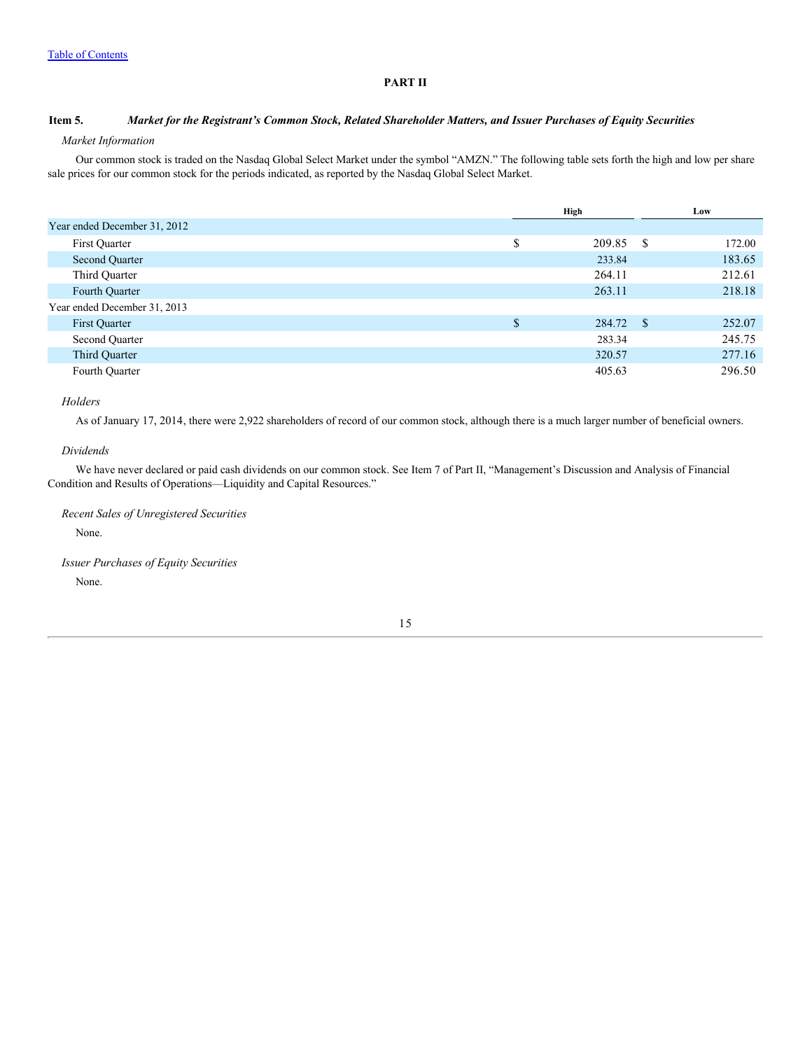# PART II

## Item 5. *Market for the Registrant's Common Stock, Related Shareholder Matters, and Issuer Purchases of Equity Securities*

*Market Information*

Our common stock is traded on the Nasdaq Global Select Market under the symbol "AMZN." The following table sets forth the high and low per share sale prices for our common stock for the periods indicated, as reported by the Nasdaq Global Select Market.

| | High | Low |
|---|---|---|
| Year ended December 31, 2012 | | |
| First Quarter | $ 209.85 | $ 172.00 |
| Second Quarter | 233.84 | 183.65 |
| Third Quarter | 264.11 | 212.61 |
| Fourth Quarter | 263.11 | 218.18 |
| Year ended December 31, 2013 | | |
| First Quarter | $ 284.72 | $ 252.07 |
| Second Quarter | 283.34 | 245.75 |
| Third Quarter | 320.57 | 277.16 |
| Fourth Quarter | 405.63 | 296.50 |

*Holders*

As of January 17, 2014, there were 2,922 shareholders of record of our common stock, although there is a much larger number of beneficial owners.

*Dividends*

We have never declared or paid cash dividends on our common stock. See Item 7 of Part II, "Management's Discussion and Analysis of Financial Condition and Results of Operations—Liquidity and Capital Resources."

*Recent Sales of Unregistered Securities*

None.

*Issuer Purchases of Equity Securities*

None.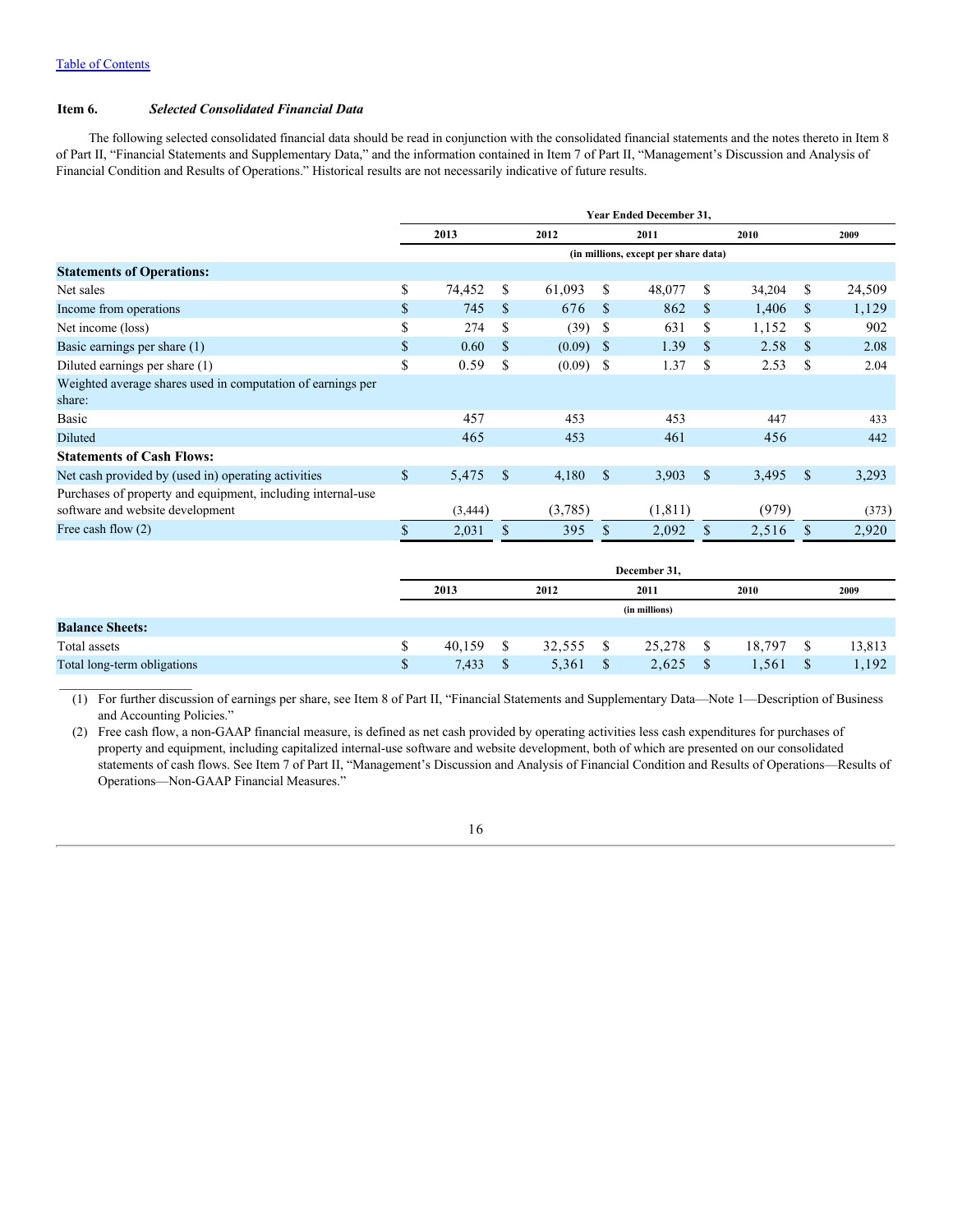[Table of Contents](#)

### Item 6. *Selected Consolidated Financial Data*

The following selected consolidated financial data should be read in conjunction with the consolidated financial statements and the notes thereto in Item 8 of Part II, "Financial Statements and Supplementary Data," and the information contained in Item 7 of Part II, "Management's Discussion and Analysis of Financial Condition and Results of Operations." Historical results are not necessarily indicative of future results.

| | Year Ended December 31, | | | | |
|---|---|---|---|---|---|
| | 2013 | 2012 | 2011 | 2010 | 2009 |
| | (in millions, except per share data) | | | | |
| **Statements of Operations:** | | | | | |
| Net sales | $ 74,452 | $ 61,093 | $ 48,077 | $ 34,204 | $ 24,509 |
| Income from operations | $ 745 | $ 676 | $ 862 | $ 1,406 | $ 1,129 |
| Net income (loss) | $ 274 | $ (39) | $ 631 | $ 1,152 | $ 902 |
| Basic earnings per share (1) | $ 0.60 | $ (0.09) | $ 1.39 | $ 2.58 | $ 2.08 |
| Diluted earnings per share (1) | $ 0.59 | $ (0.09) | $ 1.37 | $ 2.53 | $ 2.04 |
| Weighted average shares used in computation of earnings per share: | | | | | |
| Basic | 457 | 453 | 453 | 447 | 433 |
| Diluted | 465 | 453 | 461 | 456 | 442 |
| **Statements of Cash Flows:** | | | | | |
| Net cash provided by (used in) operating activities | $ 5,475 | $ 4,180 | $ 3,903 | $ 3,495 | $ 3,293 |
| Purchases of property and equipment, including internal-use software and website development | (3,444) | (3,785) | (1,811) | (979) | (373) |
| Free cash flow (2) | $ 2,031 | $ 395 | $ 2,092 | $ 2,516 | $ 2,920 |

| | December 31, | | | | |
|---|---|---|---|---|---|
| | 2013 | 2012 | 2011 | 2010 | 2009 |
| | (in millions) | | | | |
| **Balance Sheets:** | | | | | |
| Total assets | $ 40,159 | $ 32,555 | $ 25,278 | $ 18,797 | $ 13,813 |
| Total long-term obligations | $ 7,433 | $ 5,361 | $ 2,625 | $ 1,561 | $ 1,192 |

(1) For further discussion of earnings per share, see Item 8 of Part II, "Financial Statements and Supplementary Data—Note 1—Description of Business and Accounting Policies."

(2) Free cash flow, a non-GAAP financial measure, is defined as net cash provided by operating activities less cash expenditures for purchases of property and equipment, including capitalized internal-use software and website development, both of which are presented on our consolidated statements of cash flows. See Item 7 of Part II, "Management's Discussion and Analysis of Financial Condition and Results of Operations—Results of Operations—Non-GAAP Financial Measures."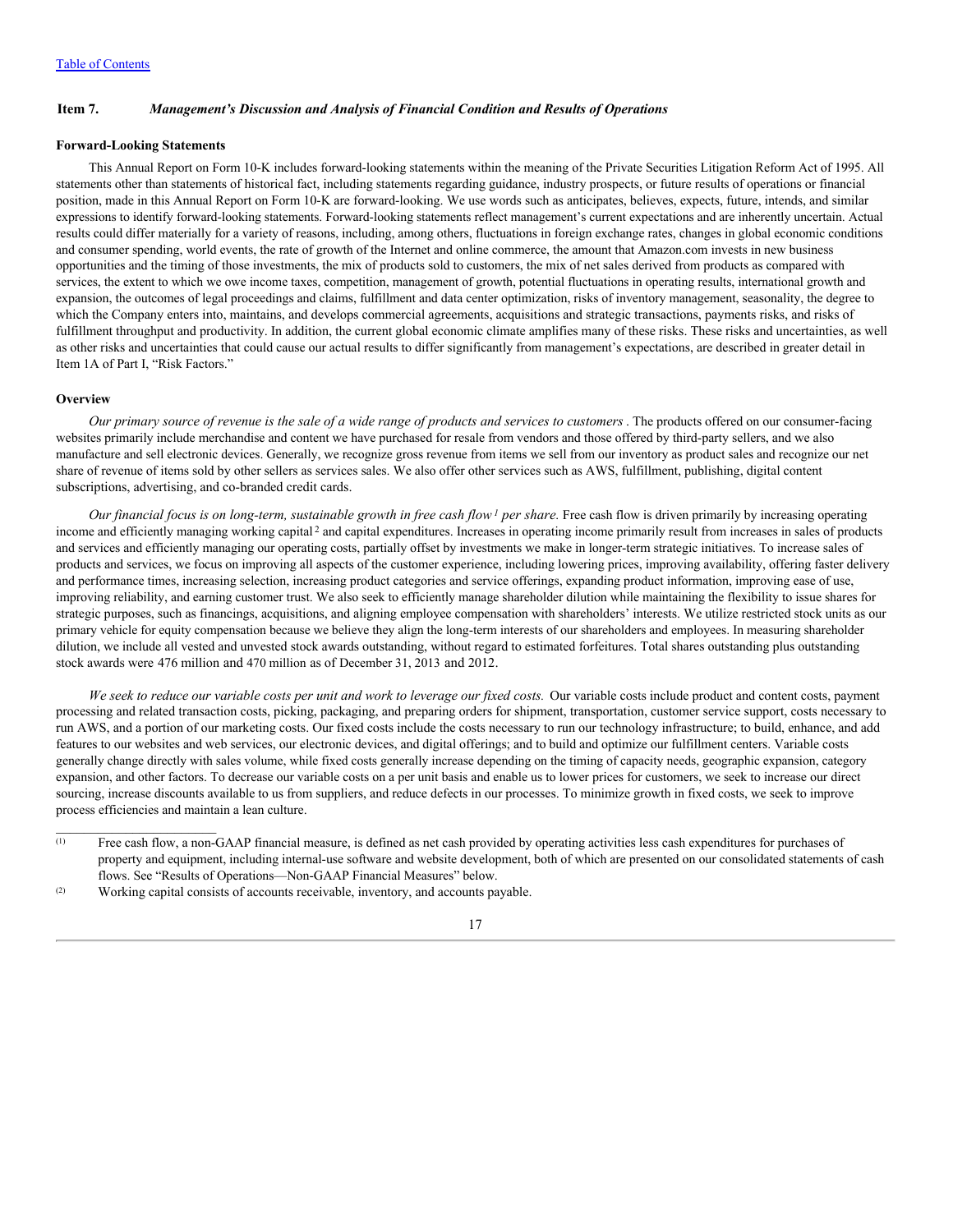## Item 7. *Management's Discussion and Analysis of Financial Condition and Results of Operations*

### Forward-Looking Statements

This Annual Report on Form 10-K includes forward-looking statements within the meaning of the Private Securities Litigation Reform Act of 1995. All statements other than statements of historical fact, including statements regarding guidance, industry prospects, or future results of operations or financial position, made in this Annual Report on Form 10-K are forward-looking. We use words such as anticipates, believes, expects, future, intends, and similar expressions to identify forward-looking statements. Forward-looking statements reflect management's current expectations and are inherently uncertain. Actual results could differ materially for a variety of reasons, including, among others, fluctuations in foreign exchange rates, changes in global economic conditions and consumer spending, world events, the rate of growth of the Internet and online commerce, the amount that Amazon.com invests in new business opportunities and the timing of those investments, the mix of products sold to customers, the mix of net sales derived from products as compared with services, the extent to which we owe income taxes, competition, management of growth, potential fluctuations in operating results, international growth and expansion, the outcomes of legal proceedings and claims, fulfillment and data center optimization, risks of inventory management, seasonality, the degree to which the Company enters into, maintains, and develops commercial agreements, acquisitions and strategic transactions, payments risks, and risks of fulfillment throughput and productivity. In addition, the current global economic climate amplifies many of these risks. These risks and uncertainties, as well as other risks and uncertainties that could cause our actual results to differ significantly from management's expectations, are described in greater detail in Item 1A of Part I, "Risk Factors."

### Overview

*Our primary source of revenue is the sale of a wide range of products and services to customers* . The products offered on our consumer-facing websites primarily include merchandise and content we have purchased for resale from vendors and those offered by third-party sellers, and we also manufacture and sell electronic devices. Generally, we recognize gross revenue from items we sell from our inventory as product sales and recognize our net share of revenue of items sold by other sellers as services sales. We also offer other services such as AWS, fulfillment, publishing, digital content subscriptions, advertising, and co-branded credit cards.

*Our financial focus is on long-term, sustainable growth in free cash flow*[1] *per share.* Free cash flow is driven primarily by increasing operating income and efficiently managing working capital[2] and capital expenditures. Increases in operating income primarily result from increases in sales of products and services and efficiently managing our operating costs, partially offset by investments we make in longer-term strategic initiatives. To increase sales of products and services, we focus on improving all aspects of the customer experience, including lowering prices, improving availability, offering faster delivery and performance times, increasing selection, increasing product categories and service offerings, expanding product information, improving ease of use, improving reliability, and earning customer trust. We also seek to efficiently manage shareholder dilution while maintaining the flexibility to issue shares for strategic purposes, such as financings, acquisitions, and aligning employee compensation with shareholders' interests. We utilize restricted stock units as our primary vehicle for equity compensation because we believe they align the long-term interests of our shareholders and employees. In measuring shareholder dilution, we include all vested and unvested stock awards outstanding, without regard to estimated forfeitures. Total shares outstanding plus outstanding stock awards were 476 million and 470 million as of December 31, 2013 and 2012.

*We seek to reduce our variable costs per unit and work to leverage our fixed costs.* Our variable costs include product and content costs, payment processing and related transaction costs, picking, packaging, and preparing orders for shipment, transportation, customer service support, costs necessary to run AWS, and a portion of our marketing costs. Our fixed costs include the costs necessary to run our technology infrastructure; to build, enhance, and add features to our websites and web services, our electronic devices, and digital offerings; and to build and optimize our fulfillment centers. Variable costs generally change directly with sales volume, while fixed costs generally increase depending on the timing of capacity needs, geographic expansion, category expansion, and other factors. To decrease our variable costs on a per unit basis and enable us to lower prices for customers, we seek to increase our direct sourcing, increase discounts available to us from suppliers, and reduce defects in our processes. To minimize growth in fixed costs, we seek to improve process efficiencies and maintain a lean culture.

---

(1) Free cash flow, a non-GAAP financial measure, is defined as net cash provided by operating activities less cash expenditures for purchases of property and equipment, including internal-use software and website development, both of which are presented on our consolidated statements of cash flows. See "Results of Operations—Non-GAAP Financial Measures" below.

(2) Working capital consists of accounts receivable, inventory, and accounts payable.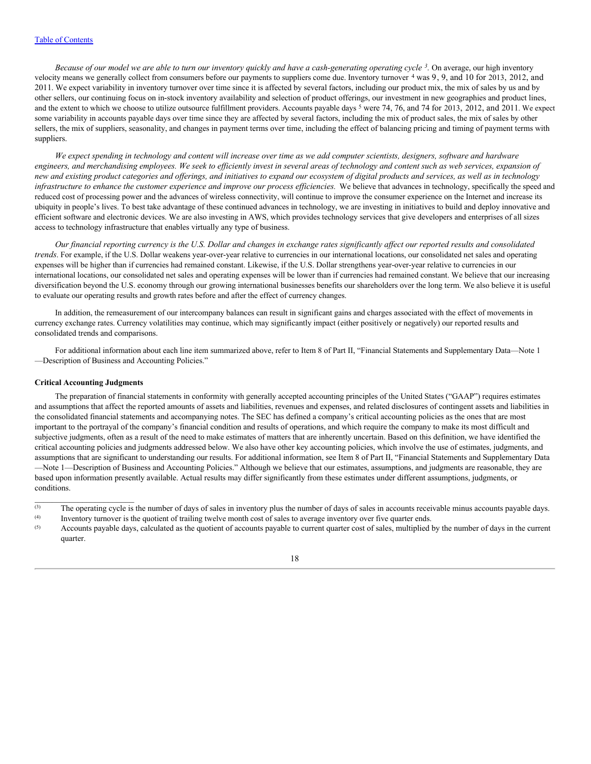[Table of Contents](#)

*Because of our model we are able to turn our inventory quickly and have a cash-generating operating cycle [3].* On average, our high inventory velocity means we generally collect from consumers before our payments to suppliers come due. Inventory turnover [4] was 9, 9, and 10 for 2013, 2012, and 2011. We expect variability in inventory turnover over time since it is affected by several factors, including our product mix, the mix of sales by us and by other sellers, our continuing focus on in-stock inventory availability and selection of product offerings, our investment in new geographies and product lines, and the extent to which we choose to utilize outsource fulfillment providers. Accounts payable days [5] were 74, 76, and 74 for 2013, 2012, and 2011. We expect some variability in accounts payable days over time since they are affected by several factors, including the mix of product sales, the mix of sales by other sellers, the mix of suppliers, seasonality, and changes in payment terms over time, including the effect of balancing pricing and timing of payment terms with suppliers.

*We expect spending in technology and content will increase over time as we add computer scientists, designers, software and hardware engineers, and merchandising employees. We seek to efficiently invest in several areas of technology and content such as web services, expansion of new and existing product categories and offerings, and initiatives to expand our ecosystem of digital products and services, as well as in technology infrastructure to enhance the customer experience and improve our process efficiencies.* We believe that advances in technology, specifically the speed and reduced cost of processing power and the advances of wireless connectivity, will continue to improve the consumer experience on the Internet and increase its ubiquity in people's lives. To best take advantage of these continued advances in technology, we are investing in initiatives to build and deploy innovative and efficient software and electronic devices. We are also investing in AWS, which provides technology services that give developers and enterprises of all sizes access to technology infrastructure that enables virtually any type of business.

*Our financial reporting currency is the U.S. Dollar and changes in exchange rates significantly affect our reported results and consolidated trends*. For example, if the U.S. Dollar weakens year-over-year relative to currencies in our international locations, our consolidated net sales and operating expenses will be higher than if currencies had remained constant. Likewise, if the U.S. Dollar strengthens year-over-year relative to currencies in our international locations, our consolidated net sales and operating expenses will be lower than if currencies had remained constant. We believe that our increasing diversification beyond the U.S. economy through our growing international businesses benefits our shareholders over the long term. We also believe it is useful to evaluate our operating results and growth rates before and after the effect of currency changes.

In addition, the remeasurement of our intercompany balances can result in significant gains and charges associated with the effect of movements in currency exchange rates. Currency volatilities may continue, which may significantly impact (either positively or negatively) our reported results and consolidated trends and comparisons.

For additional information about each line item summarized above, refer to Item 8 of Part II, "Financial Statements and Supplementary Data—Note 1—Description of Business and Accounting Policies."

### Critical Accounting Judgments

The preparation of financial statements in conformity with generally accepted accounting principles of the United States ("GAAP") requires estimates and assumptions that affect the reported amounts of assets and liabilities, revenues and expenses, and related disclosures of contingent assets and liabilities in the consolidated financial statements and accompanying notes. The SEC has defined a company's critical accounting policies as the ones that are most important to the portrayal of the company's financial condition and results of operations, and which require the company to make its most difficult and subjective judgments, often as a result of the need to make estimates of matters that are inherently uncertain. Based on this definition, we have identified the critical accounting policies and judgments addressed below. We also have other key accounting policies, which involve the use of estimates, judgments, and assumptions that are significant to understanding our results. For additional information, see Item 8 of Part II, "Financial Statements and Supplementary Data—Note 1—Description of Business and Accounting Policies." Although we believe that our estimates, assumptions, and judgments are reasonable, they are based upon information presently available. Actual results may differ significantly from these estimates under different assumptions, judgments, or conditions.

---

(3) The operating cycle is the number of days of sales in inventory plus the number of days of sales in accounts receivable minus accounts payable days.

(4) Inventory turnover is the quotient of trailing twelve month cost of sales to average inventory over five quarter ends.

(5) Accounts payable days, calculated as the quotient of accounts payable to current quarter cost of sales, multiplied by the number of days in the current quarter.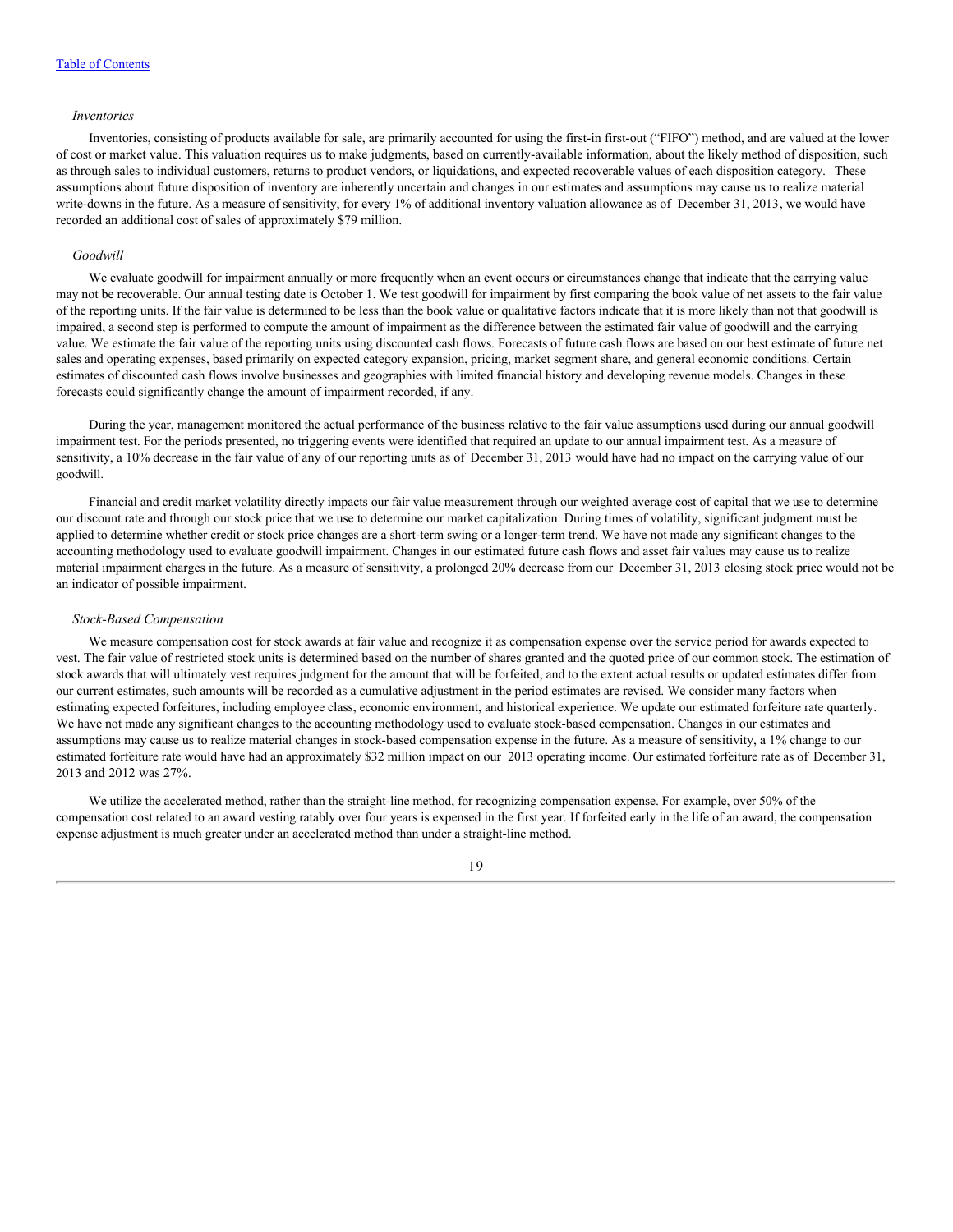*Inventories*

Inventories, consisting of products available for sale, are primarily accounted for using the first-in first-out ("FIFO") method, and are valued at the lower of cost or market value. This valuation requires us to make judgments, based on currently-available information, about the likely method of disposition, such as through sales to individual customers, returns to product vendors, or liquidations, and expected recoverable values of each disposition category. These assumptions about future disposition of inventory are inherently uncertain and changes in our estimates and assumptions may cause us to realize material write-downs in the future. As a measure of sensitivity, for every 1% of additional inventory valuation allowance as of December 31, 2013, we would have recorded an additional cost of sales of approximately $79 million.

*Goodwill*

We evaluate goodwill for impairment annually or more frequently when an event occurs or circumstances change that indicate that the carrying value may not be recoverable. Our annual testing date is October 1. We test goodwill for impairment by first comparing the book value of net assets to the fair value of the reporting units. If the fair value is determined to be less than the book value or qualitative factors indicate that it is more likely than not that goodwill is impaired, a second step is performed to compute the amount of impairment as the difference between the estimated fair value of goodwill and the carrying value. We estimate the fair value of the reporting units using discounted cash flows. Forecasts of future cash flows are based on our best estimate of future net sales and operating expenses, based primarily on expected category expansion, pricing, market segment share, and general economic conditions. Certain estimates of discounted cash flows involve businesses and geographies with limited financial history and developing revenue models. Changes in these forecasts could significantly change the amount of impairment recorded, if any.

During the year, management monitored the actual performance of the business relative to the fair value assumptions used during our annual goodwill impairment test. For the periods presented, no triggering events were identified that required an update to our annual impairment test. As a measure of sensitivity, a 10% decrease in the fair value of any of our reporting units as of December 31, 2013 would have had no impact on the carrying value of our goodwill.

Financial and credit market volatility directly impacts our fair value measurement through our weighted average cost of capital that we use to determine our discount rate and through our stock price that we use to determine our market capitalization. During times of volatility, significant judgment must be applied to determine whether credit or stock price changes are a short-term swing or a longer-term trend. We have not made any significant changes to the accounting methodology used to evaluate goodwill impairment. Changes in our estimated future cash flows and asset fair values may cause us to realize material impairment charges in the future. As a measure of sensitivity, a prolonged 20% decrease from our December 31, 2013 closing stock price would not be an indicator of possible impairment.

*Stock-Based Compensation*

We measure compensation cost for stock awards at fair value and recognize it as compensation expense over the service period for awards expected to vest. The fair value of restricted stock units is determined based on the number of shares granted and the quoted price of our common stock. The estimation of stock awards that will ultimately vest requires judgment for the amount that will be forfeited, and to the extent actual results or updated estimates differ from our current estimates, such amounts will be recorded as a cumulative adjustment in the period estimates are revised. We consider many factors when estimating expected forfeitures, including employee class, economic environment, and historical experience. We update our estimated forfeiture rate quarterly. We have not made any significant changes to the accounting methodology used to evaluate stock-based compensation. Changes in our estimates and assumptions may cause us to realize material changes in stock-based compensation expense in the future. As a measure of sensitivity, a 1% change to our estimated forfeiture rate would have had an approximately $32 million impact on our 2013 operating income. Our estimated forfeiture rate as of December 31, 2013 and 2012 was 27%.

We utilize the accelerated method, rather than the straight-line method, for recognizing compensation expense. For example, over 50% of the compensation cost related to an award vesting ratably over four years is expensed in the first year. If forfeited early in the life of an award, the compensation expense adjustment is much greater under an accelerated method than under a straight-line method.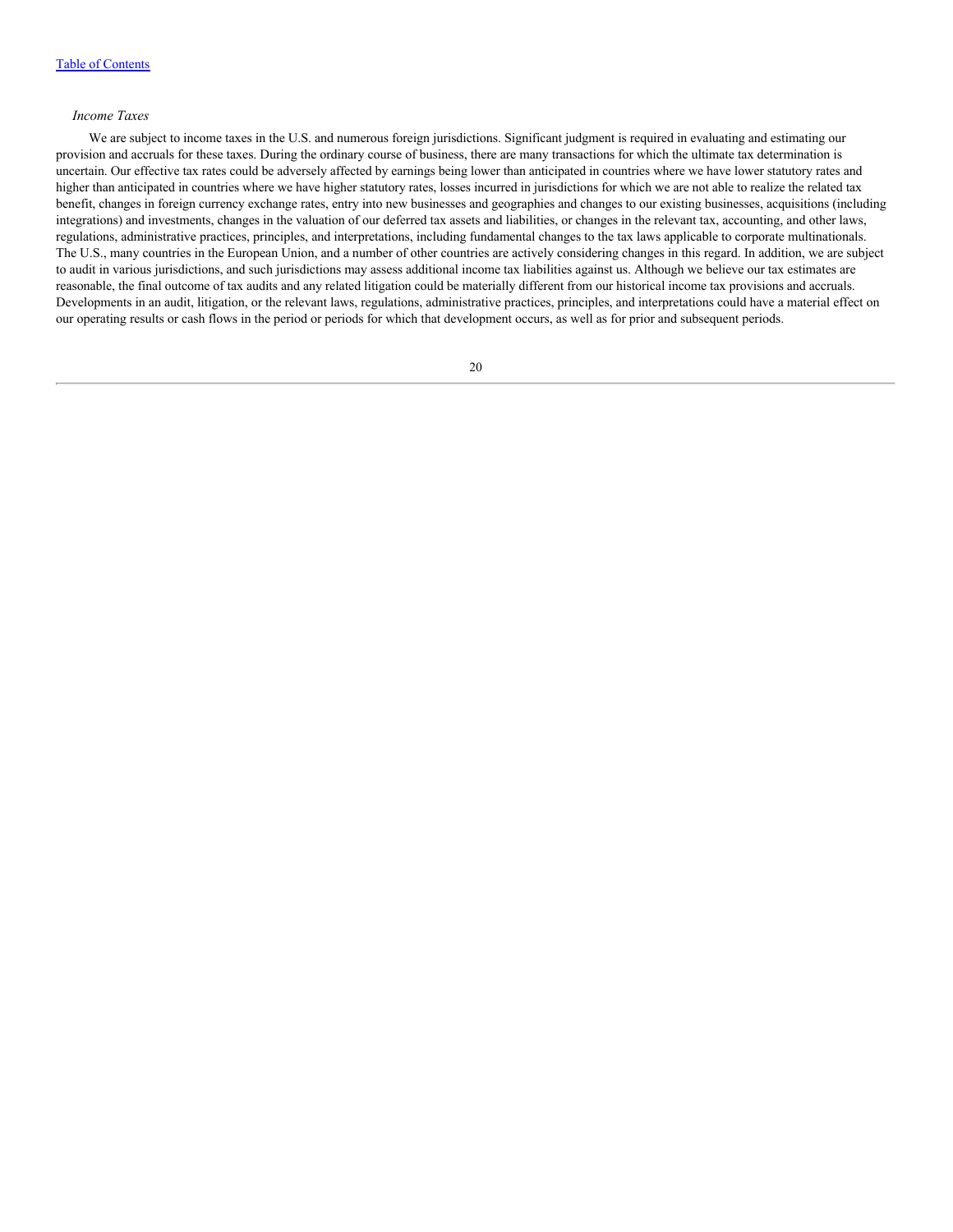*Income Taxes*

We are subject to income taxes in the U.S. and numerous foreign jurisdictions. Significant judgment is required in evaluating and estimating our provision and accruals for these taxes. During the ordinary course of business, there are many transactions for which the ultimate tax determination is uncertain. Our effective tax rates could be adversely affected by earnings being lower than anticipated in countries where we have lower statutory rates and higher than anticipated in countries where we have higher statutory rates, losses incurred in jurisdictions for which we are not able to realize the related tax benefit, changes in foreign currency exchange rates, entry into new businesses and geographies and changes to our existing businesses, acquisitions (including integrations) and investments, changes in the valuation of our deferred tax assets and liabilities, or changes in the relevant tax, accounting, and other laws, regulations, administrative practices, principles, and interpretations, including fundamental changes to the tax laws applicable to corporate multinationals. The U.S., many countries in the European Union, and a number of other countries are actively considering changes in this regard. In addition, we are subject to audit in various jurisdictions, and such jurisdictions may assess additional income tax liabilities against us. Although we believe our tax estimates are reasonable, the final outcome of tax audits and any related litigation could be materially different from our historical income tax provisions and accruals. Developments in an audit, litigation, or the relevant laws, regulations, administrative practices, principles, and interpretations could have a material effect on our operating results or cash flows in the period or periods for which that development occurs, as well as for prior and subsequent periods.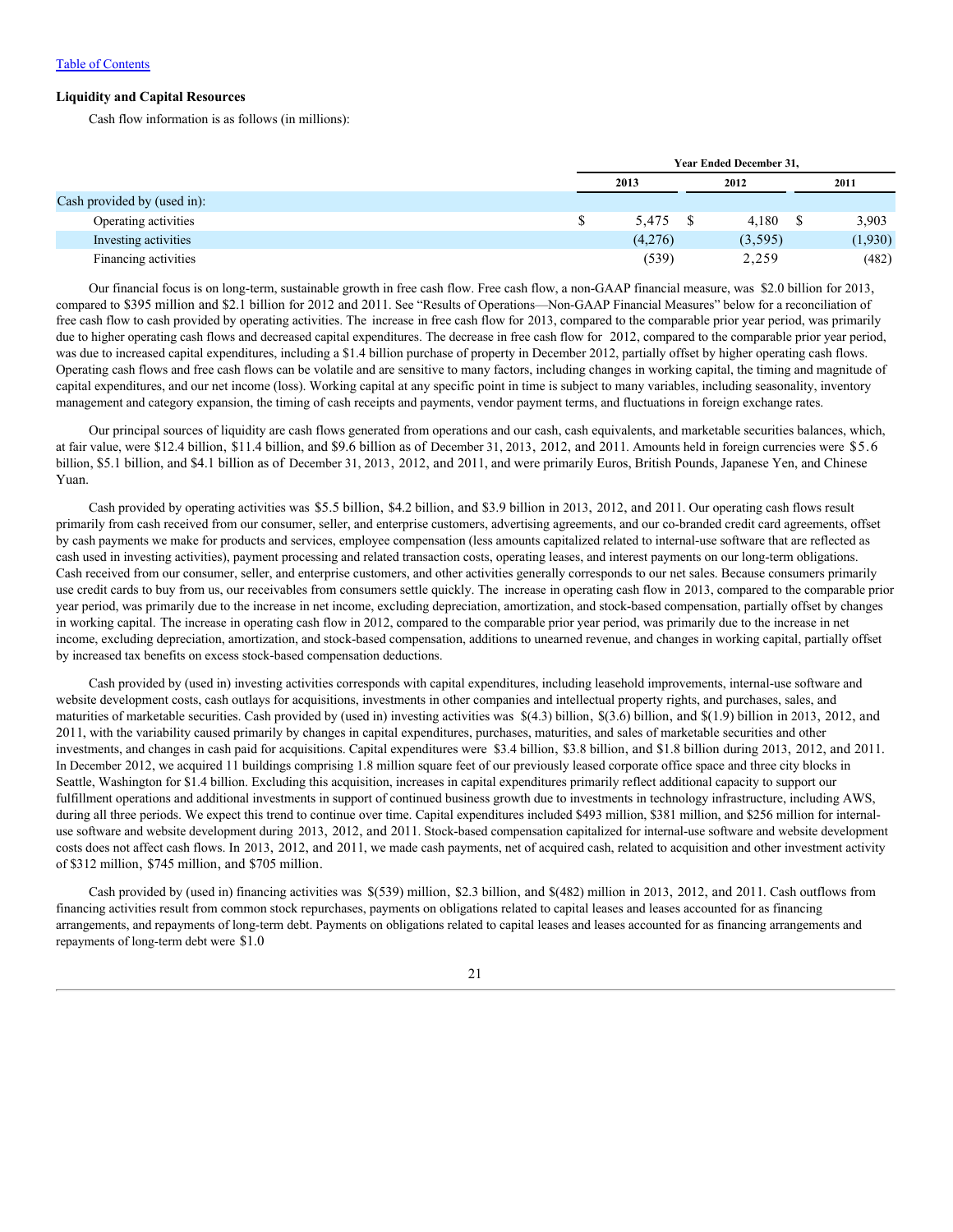### Liquidity and Capital Resources

Cash flow information is as follows (in millions):

| | Year Ended December 31, | | |
|---|---|---|---|
| | 2013 | 2012 | 2011 |
| Cash provided by (used in): | | | |
| Operating activities | $ 5,475 | $ 4,180 | $ 3,903 |
| Investing activities | (4,276) | (3,595) | (1,930) |
| Financing activities | (539) | 2,259 | (482) |

Our financial focus is on long-term, sustainable growth in free cash flow. Free cash flow, a non-GAAP financial measure, was $2.0 billion for 2013, compared to $395 million and $2.1 billion for 2012 and 2011. See "Results of Operations—Non-GAAP Financial Measures" below for a reconciliation of free cash flow to cash provided by operating activities. The increase in free cash flow for 2013, compared to the comparable prior year period, was primarily due to higher operating cash flows and decreased capital expenditures. The decrease in free cash flow for 2012, compared to the comparable prior year period, was due to increased capital expenditures, including a $1.4 billion purchase of property in December 2012, partially offset by higher operating cash flows. Operating cash flows and free cash flows can be volatile and are sensitive to many factors, including changes in working capital, the timing and magnitude of capital expenditures, and our net income (loss). Working capital at any specific point in time is subject to many variables, including seasonality, inventory management and category expansion, the timing of cash receipts and payments, vendor payment terms, and fluctuations in foreign exchange rates.

Our principal sources of liquidity are cash flows generated from operations and our cash, cash equivalents, and marketable securities balances, which, at fair value, were $12.4 billion, $11.4 billion, and $9.6 billion as of December 31, 2013, 2012, and 2011. Amounts held in foreign currencies were $5.6 billion, $5.1 billion, and $4.1 billion as of December 31, 2013, 2012, and 2011, and were primarily Euros, British Pounds, Japanese Yen, and Chinese Yuan.

Cash provided by operating activities was $5.5 billion, $4.2 billion, and $3.9 billion in 2013, 2012, and 2011. Our operating cash flows result primarily from cash received from our consumer, seller, and enterprise customers, advertising agreements, and our co-branded credit card agreements, offset by cash payments we make for products and services, employee compensation (less amounts capitalized related to internal-use software that are reflected as cash used in investing activities), payment processing and related transaction costs, operating leases, and interest payments on our long-term obligations. Cash received from our consumer, seller, and enterprise customers, and other activities generally corresponds to our net sales. Because consumers primarily use credit cards to buy from us, our receivables from consumers settle quickly. The increase in operating cash flow in 2013, compared to the comparable prior year period, was primarily due to the increase in net income, excluding depreciation, amortization, and stock-based compensation, partially offset by changes in working capital. The increase in operating cash flow in 2012, compared to the comparable prior year period, was primarily due to the increase in net income, excluding depreciation, amortization, and stock-based compensation, additions to unearned revenue, and changes in working capital, partially offset by increased tax benefits on excess stock-based compensation deductions.

Cash provided by (used in) investing activities corresponds with capital expenditures, including leasehold improvements, internal-use software and website development costs, cash outlays for acquisitions, investments in other companies and intellectual property rights, and purchases, sales, and maturities of marketable securities. Cash provided by (used in) investing activities was $(4.3) billion, $(3.6) billion, and $(1.9) billion in 2013, 2012, and 2011, with the variability caused primarily by changes in capital expenditures, purchases, maturities, and sales of marketable securities and other investments, and changes in cash paid for acquisitions. Capital expenditures were $3.4 billion, $3.8 billion, and $1.8 billion during 2013, 2012, and 2011. In December 2012, we acquired 11 buildings comprising 1.8 million square feet of our previously leased corporate office space and three city blocks in Seattle, Washington for $1.4 billion. Excluding this acquisition, increases in capital expenditures primarily reflect additional capacity to support our fulfillment operations and additional investments in support of continued business growth due to investments in technology infrastructure, including AWS, during all three periods. We expect this trend to continue over time. Capital expenditures included $493 million, $381 million, and $256 million for internal-use software and website development during 2013, 2012, and 2011. Stock-based compensation capitalized for internal-use software and website development costs does not affect cash flows. In 2013, 2012, and 2011, we made cash payments, net of acquired cash, related to acquisition and other investment activity of $312 million, $745 million, and $705 million.

Cash provided by (used in) financing activities was $(539) million, $2.3 billion, and $(482) million in 2013, 2012, and 2011. Cash outflows from financing activities result from common stock repurchases, payments on obligations related to capital leases and leases accounted for as financing arrangements, and repayments of long-term debt. Payments on obligations related to capital leases and leases accounted for as financing arrangements and repayments of long-term debt were $1.0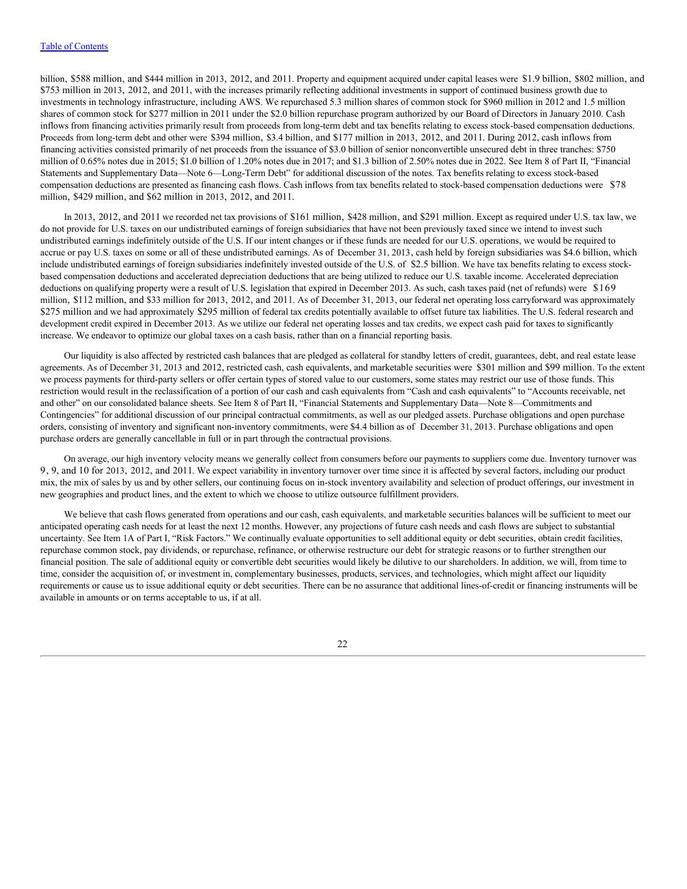billion, $588 million, and $444 million in 2013, 2012, and 2011. Property and equipment acquired under capital leases were $1.9 billion, $802 million, and $753 million in 2013, 2012, and 2011, with the increases primarily reflecting additional investments in support of continued business growth due to investments in technology infrastructure, including AWS. We repurchased 5.3 million shares of common stock for $960 million in 2012 and 1.5 million shares of common stock for $277 million in 2011 under the $2.0 billion repurchase program authorized by our Board of Directors in January 2010. Cash inflows from financing activities primarily result from proceeds from long-term debt and tax benefits relating to excess stock-based compensation deductions. Proceeds from long-term debt and other were $394 million, $3.4 billion, and $177 million in 2013, 2012, and 2011. During 2012, cash inflows from financing activities consisted primarily of net proceeds from the issuance of $3.0 billion of senior nonconvertible unsecured debt in three tranches: $750 million of 0.65% notes due in 2015; $1.0 billion of 1.20% notes due in 2017; and $1.3 billion of 2.50% notes due in 2022. See Item 8 of Part II, "Financial Statements and Supplementary Data—Note 6—Long-Term Debt" for additional discussion of the notes. Tax benefits relating to excess stock-based compensation deductions are presented as financing cash flows. Cash inflows from tax benefits related to stock-based compensation deductions were $78 million, $429 million, and $62 million in 2013, 2012, and 2011.

In 2013, 2012, and 2011 we recorded net tax provisions of $161 million, $428 million, and $291 million. Except as required under U.S. tax law, we do not provide for U.S. taxes on our undistributed earnings of foreign subsidiaries that have not been previously taxed since we intend to invest such undistributed earnings indefinitely outside of the U.S. If our intent changes or if these funds are needed for our U.S. operations, we would be required to accrue or pay U.S. taxes on some or all of these undistributed earnings. As of December 31, 2013, cash held by foreign subsidiaries was $4.6 billion, which include undistributed earnings of foreign subsidiaries indefinitely invested outside of the U.S. of $2.5 billion. We have tax benefits relating to excess stock-based compensation deductions and accelerated depreciation deductions that are being utilized to reduce our U.S. taxable income. Accelerated depreciation deductions on qualifying property were a result of U.S. legislation that expired in December 2013. As such, cash taxes paid (net of refunds) were $169 million, $112 million, and $33 million for 2013, 2012, and 2011. As of December 31, 2013, our federal net operating loss carryforward was approximately $275 million and we had approximately $295 million of federal tax credits potentially available to offset future tax liabilities. The U.S. federal research and development credit expired in December 2013. As we utilize our federal net operating losses and tax credits, we expect cash paid for taxes to significantly increase. We endeavor to optimize our global taxes on a cash basis, rather than on a financial reporting basis.

Our liquidity is also affected by restricted cash balances that are pledged as collateral for standby letters of credit, guarantees, debt, and real estate lease agreements. As of December 31, 2013 and 2012, restricted cash, cash equivalents, and marketable securities were $301 million and $99 million. To the extent we process payments for third-party sellers or offer certain types of stored value to our customers, some states may restrict our use of those funds. This restriction would result in the reclassification of a portion of our cash and cash equivalents from "Cash and cash equivalents" to "Accounts receivable, net and other" on our consolidated balance sheets. See Item 8 of Part II, "Financial Statements and Supplementary Data—Note 8—Commitments and Contingencies" for additional discussion of our principal contractual commitments, as well as our pledged assets. Purchase obligations and open purchase orders, consisting of inventory and significant non-inventory commitments, were $4.4 billion as of December 31, 2013. Purchase obligations and open purchase orders are generally cancellable in full or in part through the contractual provisions.

On average, our high inventory velocity means we generally collect from consumers before our payments to suppliers come due. Inventory turnover was 9, 9, and 10 for 2013, 2012, and 2011. We expect variability in inventory turnover over time since it is affected by several factors, including our product mix, the mix of sales by us and by other sellers, our continuing focus on in-stock inventory availability and selection of product offerings, our investment in new geographies and product lines, and the extent to which we choose to utilize outsource fulfillment providers.

We believe that cash flows generated from operations and our cash, cash equivalents, and marketable securities balances will be sufficient to meet our anticipated operating cash needs for at least the next 12 months. However, any projections of future cash needs and cash flows are subject to substantial uncertainty. See Item 1A of Part I, "Risk Factors." We continually evaluate opportunities to sell additional equity or debt securities, obtain credit facilities, repurchase common stock, pay dividends, or repurchase, refinance, or otherwise restructure our debt for strategic reasons or to further strengthen our financial position. The sale of additional equity or convertible debt securities would likely be dilutive to our shareholders. In addition, we will, from time to time, consider the acquisition of, or investment in, complementary businesses, products, services, and technologies, which might affect our liquidity requirements or cause us to issue additional equity or debt securities. There can be no assurance that additional lines-of-credit or financing instruments will be available in amounts or on terms acceptable to us, if at all.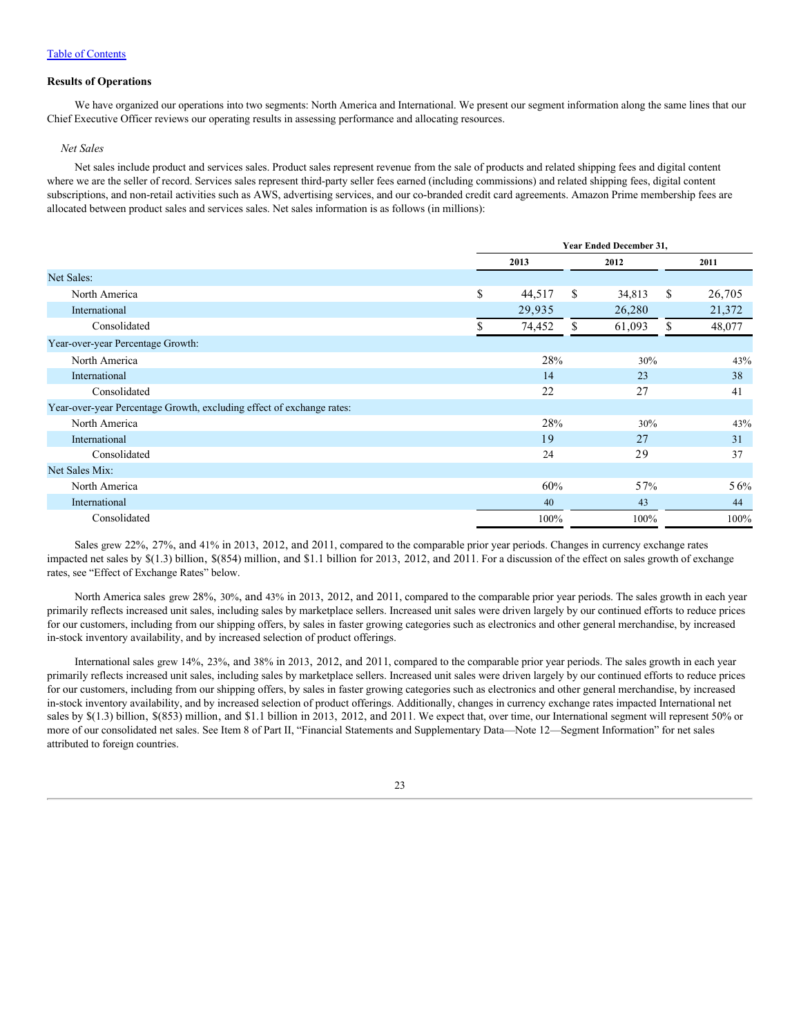[Table of Contents](#)

**Results of Operations**

We have organized our operations into two segments: North America and International. We present our segment information along the same lines that our Chief Executive Officer reviews our operating results in assessing performance and allocating resources.

*Net Sales*

Net sales include product and services sales. Product sales represent revenue from the sale of products and related shipping fees and digital content where we are the seller of record. Services sales represent third-party seller fees earned (including commissions) and related shipping fees, digital content subscriptions, and non-retail activities such as AWS, advertising services, and our co-branded credit card agreements. Amazon Prime membership fees are allocated between product sales and services sales. Net sales information is as follows (in millions):

| | Year Ended December 31, | | |
|---|---|---|---|
| | 2013 | 2012 | 2011 |
| Net Sales: | | | |
| North America | $ 44,517 | $ 34,813 | $ 26,705 |
| International | 29,935 | 26,280 | 21,372 |
| Consolidated | $ 74,452 | $ 61,093 | $ 48,077 |
| Year-over-year Percentage Growth: | | | |
| North America | 28% | 30% | 43% |
| International | 14 | 23 | 38 |
| Consolidated | 22 | 27 | 41 |
| Year-over-year Percentage Growth, excluding effect of exchange rates: | | | |
| North America | 28% | 30% | 43% |
| International | 19 | 27 | 31 |
| Consolidated | 24 | 29 | 37 |
| Net Sales Mix: | | | |
| North America | 60% | 57% | 56% |
| International | 40 | 43 | 44 |
| Consolidated | 100% | 100% | 100% |

Sales grew 22%, 27%, and 41% in 2013, 2012, and 2011, compared to the comparable prior year periods. Changes in currency exchange rates impacted net sales by $(1.3) billion, $(854) million, and $1.1 billion for 2013, 2012, and 2011. For a discussion of the effect on sales growth of exchange rates, see "Effect of Exchange Rates" below.

North America sales grew 28%, 30%, and 43% in 2013, 2012, and 2011, compared to the comparable prior year periods. The sales growth in each year primarily reflects increased unit sales, including sales by marketplace sellers. Increased unit sales were driven largely by our continued efforts to reduce prices for our customers, including from our shipping offers, by sales in faster growing categories such as electronics and other general merchandise, by increased in-stock inventory availability, and by increased selection of product offerings.

International sales grew 14%, 23%, and 38% in 2013, 2012, and 2011, compared to the comparable prior year periods. The sales growth in each year primarily reflects increased unit sales, including sales by marketplace sellers. Increased unit sales were driven largely by our continued efforts to reduce prices for our customers, including from our shipping offers, by sales in faster growing categories such as electronics and other general merchandise, by increased in-stock inventory availability, and by increased selection of product offerings. Additionally, changes in currency exchange rates impacted International net sales by $(1.3) billion, $(853) million, and $1.1 billion in 2013, 2012, and 2011. We expect that, over time, our International segment will represent 50% or more of our consolidated net sales. See Item 8 of Part II, "Financial Statements and Supplementary Data—Note 12—Segment Information" for net sales attributed to foreign countries.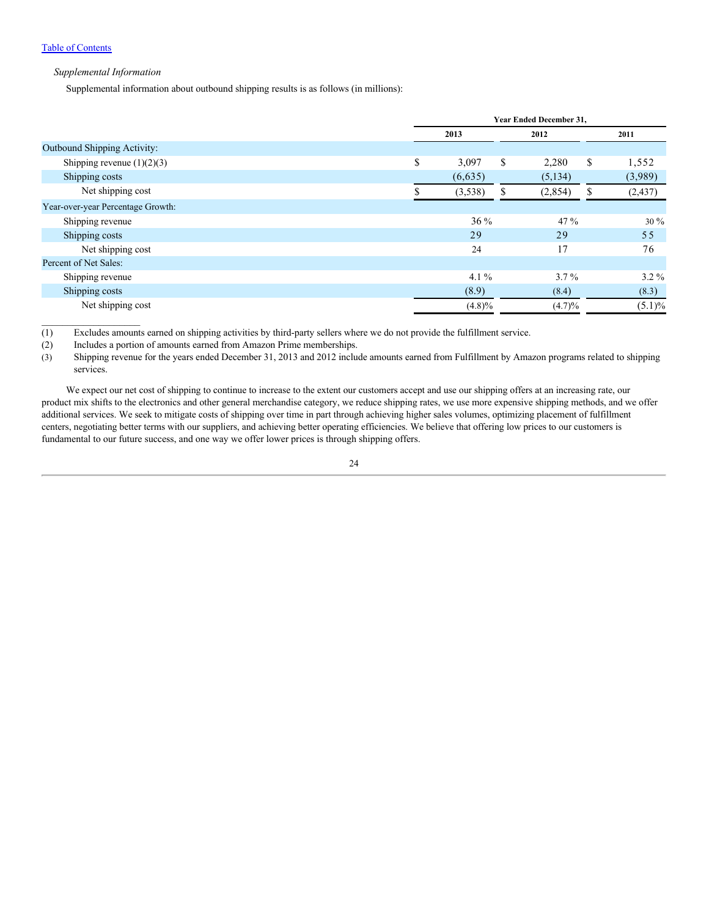*Supplemental Information*

Supplemental information about outbound shipping results is as follows (in millions):

| | Year Ended December 31, | | |
|---|---|---|---|
| | 2013 | 2012 | 2011 |
| Outbound Shipping Activity: | | | |
| Shipping revenue (1)(2)(3) | $ 3,097 | $ 2,280 | $ 1,552 |
| Shipping costs | (6,635) | (5,134) | (3,989) |
| Net shipping cost | $ (3,538) | $ (2,854) | $ (2,437) |
| Year-over-year Percentage Growth: | | | |
| Shipping revenue | 36 % | 47 % | 30 % |
| Shipping costs | 29 | 29 | 55 |
| Net shipping cost | 24 | 17 | 76 |
| Percent of Net Sales: | | | |
| Shipping revenue | 4.1 % | 3.7 % | 3.2 % |
| Shipping costs | (8.9) | (8.4) | (8.3) |
| Net shipping cost | (4.8)% | (4.7)% | (5.1)% |

(1) Excludes amounts earned on shipping activities by third-party sellers where we do not provide the fulfillment service.

(2) Includes a portion of amounts earned from Amazon Prime memberships.

(3) Shipping revenue for the years ended December 31, 2013 and 2012 include amounts earned from Fulfillment by Amazon programs related to shipping services.

We expect our net cost of shipping to continue to increase to the extent our customers accept and use our shipping offers at an increasing rate, our product mix shifts to the electronics and other general merchandise category, we reduce shipping rates, we use more expensive shipping methods, and we offer additional services. We seek to mitigate costs of shipping over time in part through achieving higher sales volumes, optimizing placement of fulfillment centers, negotiating better terms with our suppliers, and achieving better operating efficiencies. We believe that offering low prices to our customers is fundamental to our future success, and one way we offer lower prices is through shipping offers.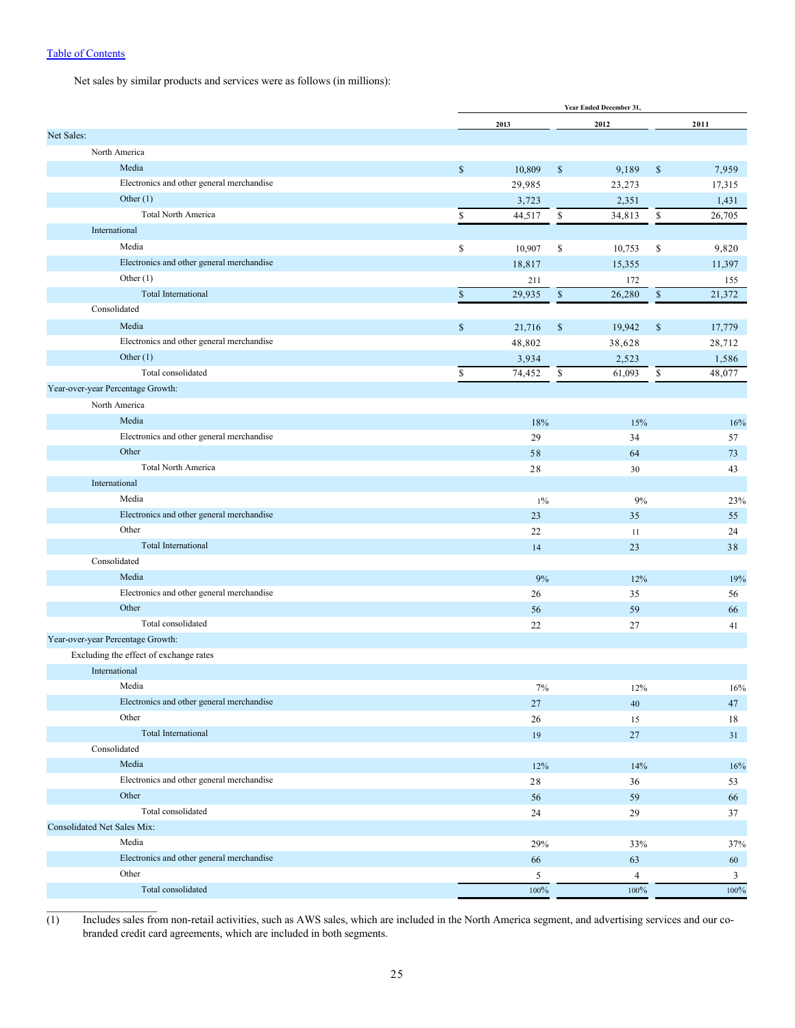[Table of Contents](#)

Net sales by similar products and services were as follows (in millions):

| | Year Ended December 31, | | |
|---|---|---|---|
| | 2013 | 2012 | 2011 |
| **Net Sales:** | | | |
| North America | | | |
| Media | $ 10,809 | $ 9,189 | $ 7,959 |
| Electronics and other general merchandise | 29,985 | 23,273 | 17,315 |
| Other (1) | 3,723 | 2,351 | 1,431 |
| Total North America | $ 44,517 | $ 34,813 | $ 26,705 |
| International | | | |
| Media | $ 10,907 | $ 10,753 | $ 9,820 |
| Electronics and other general merchandise | 18,817 | 15,355 | 11,397 |
| Other (1) | 211 | 172 | 155 |
| Total International | $ 29,935 | $ 26,280 | $ 21,372 |
| Consolidated | | | |
| Media | $ 21,716 | $ 19,942 | $ 17,779 |
| Electronics and other general merchandise | 48,802 | 38,628 | 28,712 |
| Other (1) | 3,934 | 2,523 | 1,586 |
| Total consolidated | $ 74,452 | $ 61,093 | $ 48,077 |
| **Year-over-year Percentage Growth:** | | | |
| North America | | | |
| Media | 18% | 15% | 16% |
| Electronics and other general merchandise | 29 | 34 | 57 |
| Other | 58 | 64 | 73 |
| Total North America | 28 | 30 | 43 |
| International | | | |
| Media | 1% | 9% | 23% |
| Electronics and other general merchandise | 23 | 35 | 55 |
| Other | 22 | 11 | 24 |
| Total International | 14 | 23 | 38 |
| Consolidated | | | |
| Media | 9% | 12% | 19% |
| Electronics and other general merchandise | 26 | 35 | 56 |
| Other | 56 | 59 | 66 |
| Total consolidated | 22 | 27 | 41 |
| **Year-over-year Percentage Growth:** | | | |
| Excluding the effect of exchange rates | | | |
| International | | | |
| Media | 7% | 12% | 16% |
| Electronics and other general merchandise | 27 | 40 | 47 |
| Other | 26 | 15 | 18 |
| Total International | 19 | 27 | 31 |
| Consolidated | | | |
| Media | 12% | 14% | 16% |
| Electronics and other general merchandise | 28 | 36 | 53 |
| Other | 56 | 59 | 66 |
| Total consolidated | 24 | 29 | 37 |
| **Consolidated Net Sales Mix:** | | | |
| Media | 29% | 33% | 37% |
| Electronics and other general merchandise | 66 | 63 | 60 |
| Other | 5 | 4 | 3 |
| Total consolidated | 100% | 100% | 100% |

(1) Includes sales from non-retail activities, such as AWS sales, which are included in the North America segment, and advertising services and our co-branded credit card agreements, which are included in both segments.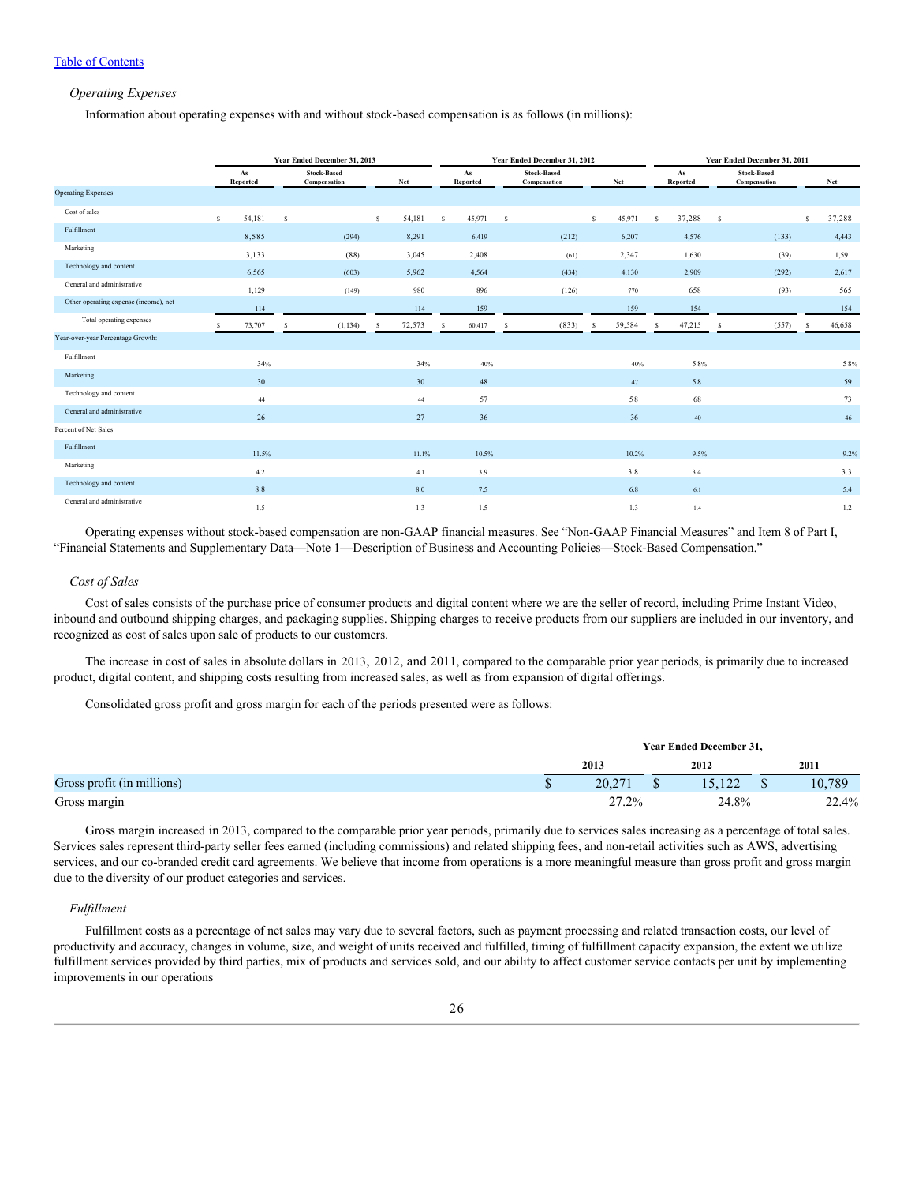[Table of Contents]

*Operating Expenses*

Information about operating expenses with and without stock-based compensation is as follows (in millions):

| | Year Ended December 31, 2013 | | | Year Ended December 31, 2012 | | | Year Ended December 31, 2011 | | |
|---|---|---|---|---|---|---|---|---|---|
| | As Reported | Stock-Based Compensation | Net | As Reported | Stock-Based Compensation | Net | As Reported | Stock-Based Compensation | Net |
| Operating Expenses: | | | | | | | | | |
| Cost of sales | $ 54,181 | $ — | $ 54,181 | $ 45,971 | $ — | $ 45,971 | $ 37,288 | $ — | $ 37,288 |
| Fulfillment | 8,585 | (294) | 8,291 | 6,419 | (212) | 6,207 | 4,576 | (133) | 4,443 |
| Marketing | 3,133 | (88) | 3,045 | 2,408 | (61) | 2,347 | 1,630 | (39) | 1,591 |
| Technology and content | 6,565 | (603) | 5,962 | 4,564 | (434) | 4,130 | 2,909 | (292) | 2,617 |
| General and administrative | 1,129 | (149) | 980 | 896 | (126) | 770 | 658 | (93) | 565 |
| Other operating expense (income), net | 114 | — | 114 | 159 | — | 159 | 154 | — | 154 |
| Total operating expenses | $ 73,707 | $ (1,134) | $ 72,573 | $ 60,417 | $ (833) | $ 59,584 | $ 47,215 | $ (557) | $ 46,658 |
| Year-over-year Percentage Growth: | | | | | | | | | |
| Fulfillment | 34% | | 34% | 40% | | 40% | 58% | | 58% |
| Marketing | 30 | | 30 | 48 | | 47 | 58 | | 59 |
| Technology and content | 44 | | 44 | 57 | | 58 | 68 | | 73 |
| General and administrative | 26 | | 27 | 36 | | 36 | 40 | | 46 |
| Percent of Net Sales: | | | | | | | | | |
| Fulfillment | 11.5% | | 11.1% | 10.5% | | 10.2% | 9.5% | | 9.2% |
| Marketing | 4.2 | | 4.1 | 3.9 | | 3.8 | 3.4 | | 3.3 |
| Technology and content | 8.8 | | 8.0 | 7.5 | | 6.8 | 6.1 | | 5.4 |
| General and administrative | 1.5 | | 1.3 | 1.5 | | 1.3 | 1.4 | | 1.2 |

Operating expenses without stock-based compensation are non-GAAP financial measures. See "Non-GAAP Financial Measures" and Item 8 of Part I, "Financial Statements and Supplementary Data—Note 1—Description of Business and Accounting Policies—Stock-Based Compensation."

*Cost of Sales*

Cost of sales consists of the purchase price of consumer products and digital content where we are the seller of record, including Prime Instant Video, inbound and outbound shipping charges, and packaging supplies. Shipping charges to receive products from our suppliers are included in our inventory, and recognized as cost of sales upon sale of products to our customers.

The increase in cost of sales in absolute dollars in 2013, 2012, and 2011, compared to the comparable prior year periods, is primarily due to increased product, digital content, and shipping costs resulting from increased sales, as well as from expansion of digital offerings.

Consolidated gross profit and gross margin for each of the periods presented were as follows:

| | Year Ended December 31, | | |
|---|---|---|---|
| | 2013 | 2012 | 2011 |
| Gross profit (in millions) | $ 20,271 | $ 15,122 | $ 10,789 |
| Gross margin | 27.2% | 24.8% | 22.4% |

Gross margin increased in 2013, compared to the comparable prior year periods, primarily due to services sales increasing as a percentage of total sales. Services sales represent third-party seller fees earned (including commissions) and related shipping fees, and non-retail activities such as AWS, advertising services, and our co-branded credit card agreements. We believe that income from operations is a more meaningful measure than gross profit and gross margin due to the diversity of our product categories and services.

*Fulfillment*

Fulfillment costs as a percentage of net sales may vary due to several factors, such as payment processing and related transaction costs, our level of productivity and accuracy, changes in volume, size, and weight of units received and fulfilled, timing of fulfillment capacity expansion, the extent we utilize fulfillment services provided by third parties, mix of products and services sold, and our ability to affect customer service contacts per unit by implementing improvements in our operations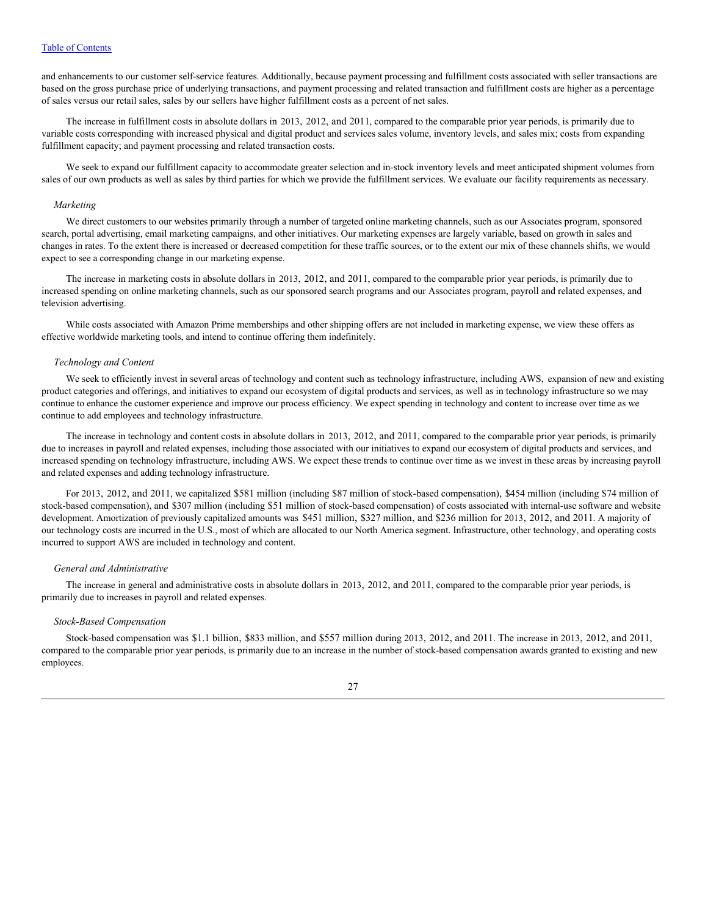and enhancements to our customer self-service features. Additionally, because payment processing and fulfillment costs associated with seller transactions are based on the gross purchase price of underlying transactions, and payment processing and related transaction and fulfillment costs are higher as a percentage of sales versus our retail sales, sales by our sellers have higher fulfillment costs as a percent of net sales.

The increase in fulfillment costs in absolute dollars in 2013, 2012, and 2011, compared to the comparable prior year periods, is primarily due to variable costs corresponding with increased physical and digital product and services sales volume, inventory levels, and sales mix; costs from expanding fulfillment capacity; and payment processing and related transaction costs.

We seek to expand our fulfillment capacity to accommodate greater selection and in-stock inventory levels and meet anticipated shipment volumes from sales of our own products as well as sales by third parties for which we provide the fulfillment services. We evaluate our facility requirements as necessary.

*Marketing*

We direct customers to our websites primarily through a number of targeted online marketing channels, such as our Associates program, sponsored search, portal advertising, email marketing campaigns, and other initiatives. Our marketing expenses are largely variable, based on growth in sales and changes in rates. To the extent there is increased or decreased competition for these traffic sources, or to the extent our mix of these channels shifts, we would expect to see a corresponding change in our marketing expense.

The increase in marketing costs in absolute dollars in 2013, 2012, and 2011, compared to the comparable prior year periods, is primarily due to increased spending on online marketing channels, such as our sponsored search programs and our Associates program, payroll and related expenses, and television advertising.

While costs associated with Amazon Prime memberships and other shipping offers are not included in marketing expense, we view these offers as effective worldwide marketing tools, and intend to continue offering them indefinitely.

*Technology and Content*

We seek to efficiently invest in several areas of technology and content such as technology infrastructure, including AWS, expansion of new and existing product categories and offerings, and initiatives to expand our ecosystem of digital products and services, as well as in technology infrastructure so we may continue to enhance the customer experience and improve our process efficiency. We expect spending in technology and content to increase over time as we continue to add employees and technology infrastructure.

The increase in technology and content costs in absolute dollars in 2013, 2012, and 2011, compared to the comparable prior year periods, is primarily due to increases in payroll and related expenses, including those associated with our initiatives to expand our ecosystem of digital products and services, and increased spending on technology infrastructure, including AWS. We expect these trends to continue over time as we invest in these areas by increasing payroll and related expenses and adding technology infrastructure.

For 2013, 2012, and 2011, we capitalized $581 million (including $87 million of stock-based compensation), $454 million (including $74 million of stock-based compensation), and $307 million (including $51 million of stock-based compensation) of costs associated with internal-use software and website development. Amortization of previously capitalized amounts was $451 million, $327 million, and $236 million for 2013, 2012, and 2011. A majority of our technology costs are incurred in the U.S., most of which are allocated to our North America segment. Infrastructure, other technology, and operating costs incurred to support AWS are included in technology and content.

*General and Administrative*

The increase in general and administrative costs in absolute dollars in 2013, 2012, and 2011, compared to the comparable prior year periods, is primarily due to increases in payroll and related expenses.

*Stock-Based Compensation*

Stock-based compensation was $1.1 billion, $833 million, and $557 million during 2013, 2012, and 2011. The increase in 2013, 2012, and 2011, compared to the comparable prior year periods, is primarily due to an increase in the number of stock-based compensation awards granted to existing and new employees.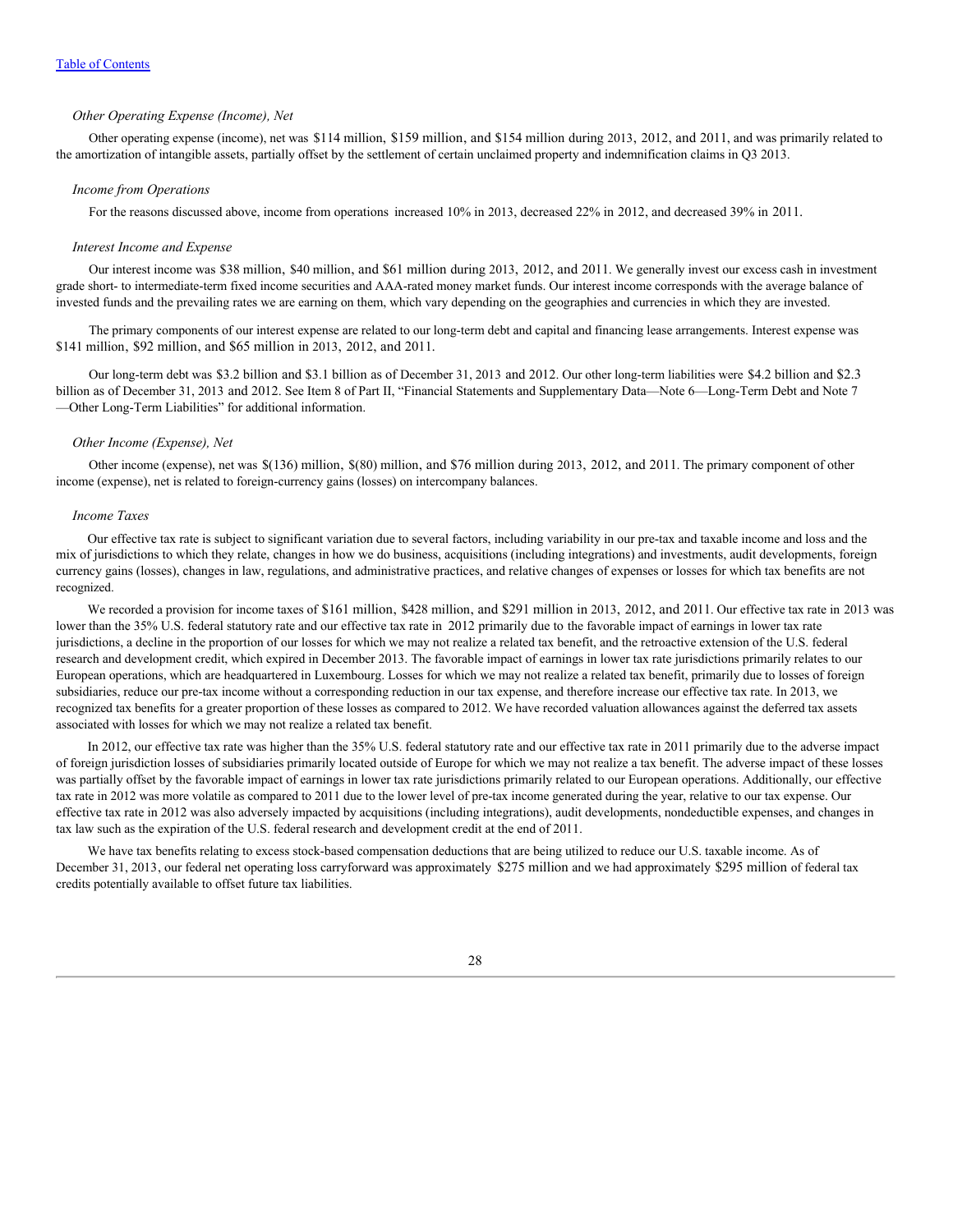*Other Operating Expense (Income), Net*

Other operating expense (income), net was $114 million, $159 million, and $154 million during 2013, 2012, and 2011, and was primarily related to the amortization of intangible assets, partially offset by the settlement of certain unclaimed property and indemnification claims in Q3 2013.

*Income from Operations*

For the reasons discussed above, income from operations increased 10% in 2013, decreased 22% in 2012, and decreased 39% in 2011.

*Interest Income and Expense*

Our interest income was $38 million, $40 million, and $61 million during 2013, 2012, and 2011. We generally invest our excess cash in investment grade short- to intermediate-term fixed income securities and AAA-rated money market funds. Our interest income corresponds with the average balance of invested funds and the prevailing rates we are earning on them, which vary depending on the geographies and currencies in which they are invested.

The primary components of our interest expense are related to our long-term debt and capital and financing lease arrangements. Interest expense was $141 million, $92 million, and $65 million in 2013, 2012, and 2011.

Our long-term debt was $3.2 billion and $3.1 billion as of December 31, 2013 and 2012. Our other long-term liabilities were $4.2 billion and $2.3 billion as of December 31, 2013 and 2012. See Item 8 of Part II, "Financial Statements and Supplementary Data—Note 6—Long-Term Debt and Note 7—Other Long-Term Liabilities" for additional information.

*Other Income (Expense), Net*

Other income (expense), net was $(136) million, $(80) million, and $76 million during 2013, 2012, and 2011. The primary component of other income (expense), net is related to foreign-currency gains (losses) on intercompany balances.

*Income Taxes*

Our effective tax rate is subject to significant variation due to several factors, including variability in our pre-tax and taxable income and loss and the mix of jurisdictions to which they relate, changes in how we do business, acquisitions (including integrations) and investments, audit developments, foreign currency gains (losses), changes in law, regulations, and administrative practices, and relative changes of expenses or losses for which tax benefits are not recognized.

We recorded a provision for income taxes of $161 million, $428 million, and $291 million in 2013, 2012, and 2011. Our effective tax rate in 2013 was lower than the 35% U.S. federal statutory rate and our effective tax rate in 2012 primarily due to the favorable impact of earnings in lower tax rate jurisdictions, a decline in the proportion of our losses for which we may not realize a related tax benefit, and the retroactive extension of the U.S. federal research and development credit, which expired in December 2013. The favorable impact of earnings in lower tax rate jurisdictions primarily relates to our European operations, which are headquartered in Luxembourg. Losses for which we may not realize a related tax benefit, primarily due to losses of foreign subsidiaries, reduce our pre-tax income without a corresponding reduction in our tax expense, and therefore increase our effective tax rate. In 2013, we recognized tax benefits for a greater proportion of these losses as compared to 2012. We have recorded valuation allowances against the deferred tax assets associated with losses for which we may not realize a related tax benefit.

In 2012, our effective tax rate was higher than the 35% U.S. federal statutory rate and our effective tax rate in 2011 primarily due to the adverse impact of foreign jurisdiction losses of subsidiaries primarily located outside of Europe for which we may not realize a tax benefit. The adverse impact of these losses was partially offset by the favorable impact of earnings in lower tax rate jurisdictions primarily related to our European operations. Additionally, our effective tax rate in 2012 was more volatile as compared to 2011 due to the lower level of pre-tax income generated during the year, relative to our tax expense. Our effective tax rate in 2012 was also adversely impacted by acquisitions (including integrations), audit developments, nondeductible expenses, and changes in tax law such as the expiration of the U.S. federal research and development credit at the end of 2011.

We have tax benefits relating to excess stock-based compensation deductions that are being utilized to reduce our U.S. taxable income. As of December 31, 2013, our federal net operating loss carryforward was approximately $275 million and we had approximately $295 million of federal tax credits potentially available to offset future tax liabilities.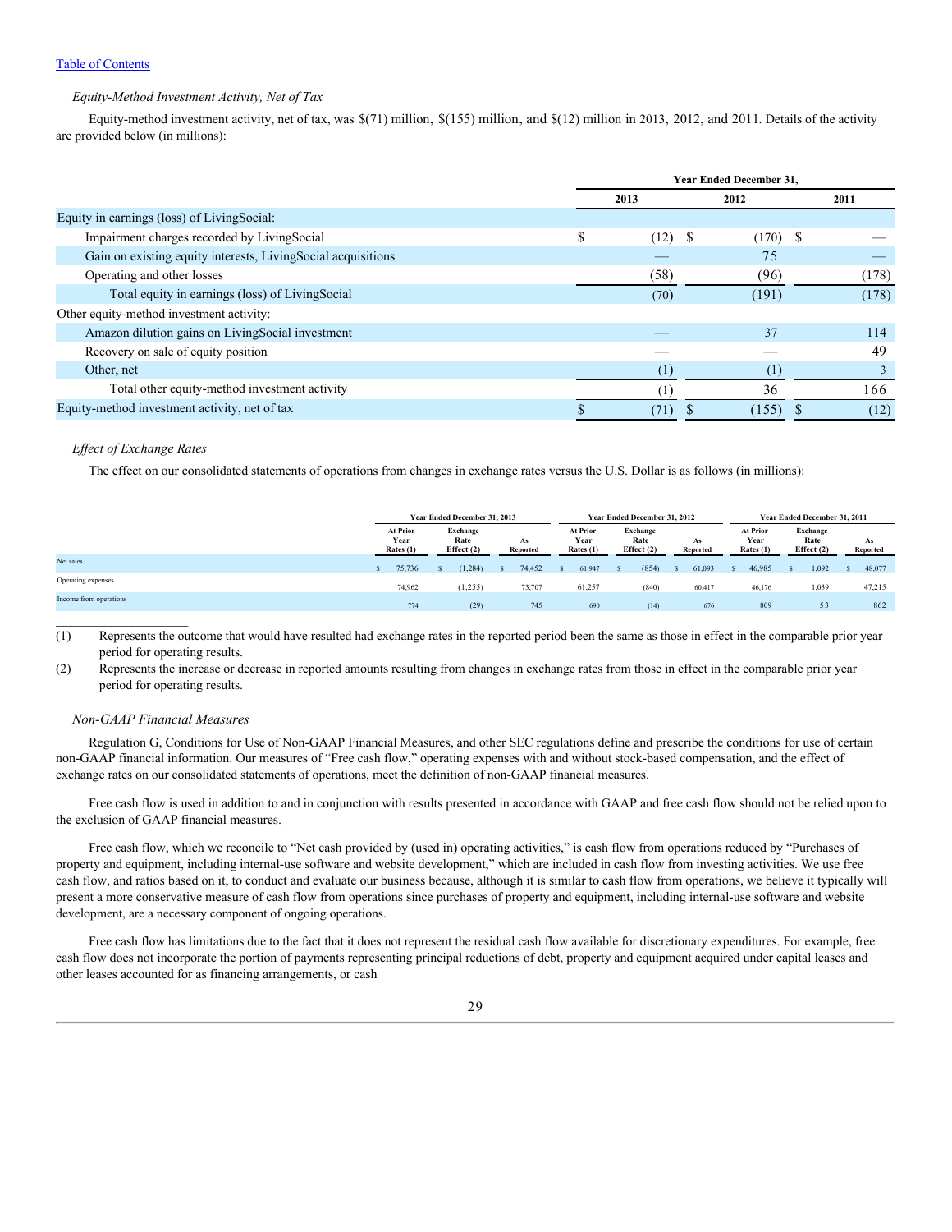*Equity-Method Investment Activity, Net of Tax*

Equity-method investment activity, net of tax, was $(71) million, $(155) million, and $(12) million in 2013, 2012, and 2011. Details of the activity are provided below (in millions):

| | Year Ended December 31, | | |
|---|---|---|---|
| | 2013 | 2012 | 2011 |
| Equity in earnings (loss) of LivingSocial: | | | |
| Impairment charges recorded by LivingSocial | $ (12) | $ (170) | $ — |
| Gain on existing equity interests, LivingSocial acquisitions | — | 75 | — |
| Operating and other losses | (58) | (96) | (178) |
| Total equity in earnings (loss) of LivingSocial | (70) | (191) | (178) |
| Other equity-method investment activity: | | | |
| Amazon dilution gains on LivingSocial investment | — | 37 | 114 |
| Recovery on sale of equity position | — | — | 49 |
| Other, net | (1) | (1) | 3 |
| Total other equity-method investment activity | (1) | 36 | 166 |
| Equity-method investment activity, net of tax | $ (71) | $ (155) | $ (12) |

*Effect of Exchange Rates*

The effect on our consolidated statements of operations from changes in exchange rates versus the U.S. Dollar is as follows (in millions):

| | Year Ended December 31, 2013 | | | Year Ended December 31, 2012 | | | Year Ended December 31, 2011 | | |
|---|---|---|---|---|---|---|---|---|---|
| | At Prior Year Rates (1) | Exchange Rate Effect (2) | As Reported | At Prior Year Rates (1) | Exchange Rate Effect (2) | As Reported | At Prior Year Rates (1) | Exchange Rate Effect (2) | As Reported |
| Net sales | $ 75,736 | $ (1,284) | $ 74,452 | $ 61,947 | $ (854) | $ 61,093 | $ 46,985 | $ 1,092 | $ 48,077 |
| Operating expenses | 74,962 | (1,255) | 73,707 | 61,257 | (840) | 60,417 | 46,176 | 1,039 | 47,215 |
| Income from operations | 774 | (29) | 745 | 690 | (14) | 676 | 809 | 53 | 862 |

(1) Represents the outcome that would have resulted had exchange rates in the reported period been the same as those in effect in the comparable prior year period for operating results.

(2) Represents the increase or decrease in reported amounts resulting from changes in exchange rates from those in effect in the comparable prior year period for operating results.

*Non-GAAP Financial Measures*

Regulation G, Conditions for Use of Non-GAAP Financial Measures, and other SEC regulations define and prescribe the conditions for use of certain non-GAAP financial information. Our measures of "Free cash flow," operating expenses with and without stock-based compensation, and the effect of exchange rates on our consolidated statements of operations, meet the definition of non-GAAP financial measures.

Free cash flow is used in addition to and in conjunction with results presented in accordance with GAAP and free cash flow should not be relied upon to the exclusion of GAAP financial measures.

Free cash flow, which we reconcile to "Net cash provided by (used in) operating activities," is cash flow from operations reduced by "Purchases of property and equipment, including internal-use software and website development," which are included in cash flow from investing activities. We use free cash flow, and ratios based on it, to conduct and evaluate our business because, although it is similar to cash flow from operations, we believe it typically will present a more conservative measure of cash flow from operations since purchases of property and equipment, including internal-use software and website development, are a necessary component of ongoing operations.

Free cash flow has limitations due to the fact that it does not represent the residual cash flow available for discretionary expenditures. For example, free cash flow does not incorporate the portion of payments representing principal reductions of debt, property and equipment acquired under capital leases and other leases accounted for as financing arrangements, or cash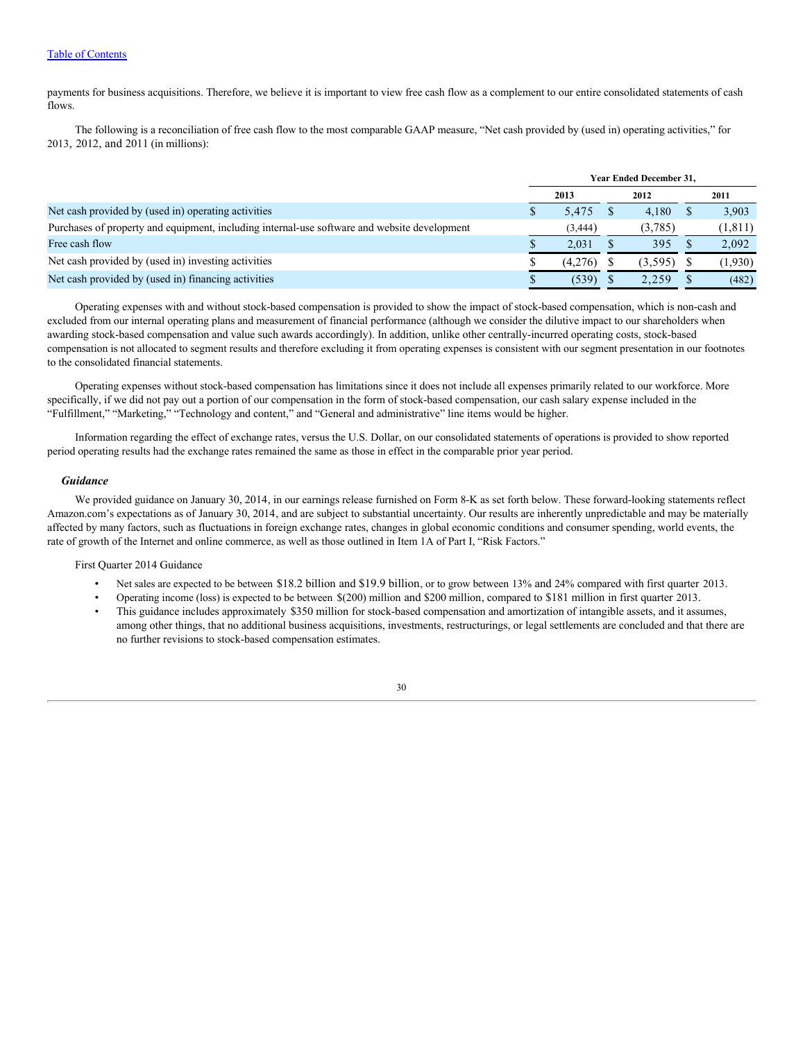payments for business acquisitions. Therefore, we believe it is important to view free cash flow as a complement to our entire consolidated statements of cash flows.

The following is a reconciliation of free cash flow to the most comparable GAAP measure, "Net cash provided by (used in) operating activities," for 2013, 2012, and 2011 (in millions):

| | Year Ended December 31, | | |
|---|---|---|---|
| | 2013 | 2012 | 2011 |
| Net cash provided by (used in) operating activities | $ 5,475 | $ 4,180 | $ 3,903 |
| Purchases of property and equipment, including internal-use software and website development | (3,444) | (3,785) | (1,811) |
| Free cash flow | $ 2,031 | $ 395 | $ 2,092 |
| Net cash provided by (used in) investing activities | $ (4,276) | $ (3,595) | $ (1,930) |
| Net cash provided by (used in) financing activities | $ (539) | $ 2,259 | $ (482) |

Operating expenses with and without stock-based compensation is provided to show the impact of stock-based compensation, which is non-cash and excluded from our internal operating plans and measurement of financial performance (although we consider the dilutive impact to our shareholders when awarding stock-based compensation and value such awards accordingly). In addition, unlike other centrally-incurred operating costs, stock-based compensation is not allocated to segment results and therefore excluding it from operating expenses is consistent with our segment presentation in our footnotes to the consolidated financial statements.

Operating expenses without stock-based compensation has limitations since it does not include all expenses primarily related to our workforce. More specifically, if we did not pay out a portion of our compensation in the form of stock-based compensation, our cash salary expense included in the "Fulfillment," "Marketing," "Technology and content," and "General and administrative" line items would be higher.

Information regarding the effect of exchange rates, versus the U.S. Dollar, on our consolidated statements of operations is provided to show reported period operating results had the exchange rates remained the same as those in effect in the comparable prior year period.

### *Guidance*

We provided guidance on January 30, 2014, in our earnings release furnished on Form 8-K as set forth below. These forward-looking statements reflect Amazon.com's expectations as of January 30, 2014, and are subject to substantial uncertainty. Our results are inherently unpredictable and may be materially affected by many factors, such as fluctuations in foreign exchange rates, changes in global economic conditions and consumer spending, world events, the rate of growth of the Internet and online commerce, as well as those outlined in Item 1A of Part I, "Risk Factors."

First Quarter 2014 Guidance

- Net sales are expected to be between $18.2 billion and $19.9 billion, or to grow between 13% and 24% compared with first quarter 2013.
- Operating income (loss) is expected to be between $(200) million and $200 million, compared to $181 million in first quarter 2013.
- This guidance includes approximately $350 million for stock-based compensation and amortization of intangible assets, and it assumes, among other things, that no additional business acquisitions, investments, restructurings, or legal settlements are concluded and that there are no further revisions to stock-based compensation estimates.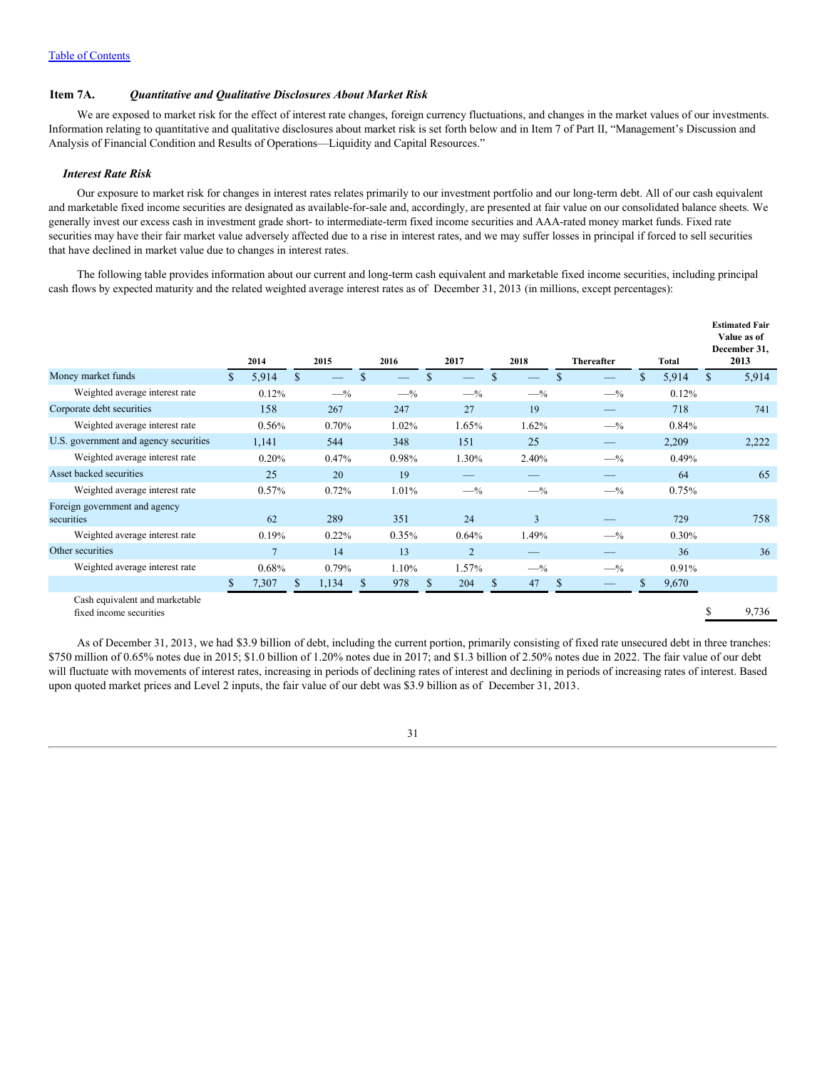[Table of Contents](#)

### Item 7A. *Quantitative and Qualitative Disclosures About Market Risk*

We are exposed to market risk for the effect of interest rate changes, foreign currency fluctuations, and changes in the market values of our investments. Information relating to quantitative and qualitative disclosures about market risk is set forth below and in Item 7 of Part II, "Management's Discussion and Analysis of Financial Condition and Results of Operations—Liquidity and Capital Resources."

#### *Interest Rate Risk*

Our exposure to market risk for changes in interest rates relates primarily to our investment portfolio and our long-term debt. All of our cash equivalent and marketable fixed income securities are designated as available-for-sale and, accordingly, are presented at fair value on our consolidated balance sheets. We generally invest our excess cash in investment grade short- to intermediate-term fixed income securities and AAA-rated money market funds. Fixed rate securities may have their fair market value adversely affected due to a rise in interest rates, and we may suffer losses in principal if forced to sell securities that have declined in market value due to changes in interest rates.

The following table provides information about our current and long-term cash equivalent and marketable fixed income securities, including principal cash flows by expected maturity and the related weighted average interest rates as of December 31, 2013 (in millions, except percentages):

| | 2014 | 2015 | 2016 | 2017 | 2018 | Thereafter | Total | Estimated Fair Value as of December 31, 2013 |
|---|---|---|---|---|---|---|---|---|
| Money market funds | $ 5,914 | $ — | $ — | $ — | $ — | $ — | $ 5,914 | $ 5,914 |
| Weighted average interest rate | 0.12% | —% | —% | —% | —% | —% | 0.12% | |
| Corporate debt securities | 158 | 267 | 247 | 27 | 19 | — | 718 | 741 |
| Weighted average interest rate | 0.56% | 0.70% | 1.02% | 1.65% | 1.62% | —% | 0.84% | |
| U.S. government and agency securities | 1,141 | 544 | 348 | 151 | 25 | — | 2,209 | 2,222 |
| Weighted average interest rate | 0.20% | 0.47% | 0.98% | 1.30% | 2.40% | —% | 0.49% | |
| Asset backed securities | 25 | 20 | 19 | — | — | — | 64 | 65 |
| Weighted average interest rate | 0.57% | 0.72% | 1.01% | —% | —% | —% | 0.75% | |
| Foreign government and agency securities | 62 | 289 | 351 | 24 | 3 | — | 729 | 758 |
| Weighted average interest rate | 0.19% | 0.22% | 0.35% | 0.64% | 1.49% | —% | 0.30% | |
| Other securities | 7 | 14 | 13 | 2 | — | — | 36 | 36 |
| Weighted average interest rate | 0.68% | 0.79% | 1.10% | 1.57% | —% | —% | 0.91% | |
| | $ 7,307 | $ 1,134 | $ 978 | $ 204 | $ 47 | $ — | $ 9,670 | |
| Cash equivalent and marketable fixed income securities | | | | | | | | $ 9,736 |

As of December 31, 2013, we had $3.9 billion of debt, including the current portion, primarily consisting of fixed rate unsecured debt in three tranches: $750 million of 0.65% notes due in 2015; $1.0 billion of 1.20% notes due in 2017; and $1.3 billion of 2.50% notes due in 2022. The fair value of our debt will fluctuate with movements of interest rates, increasing in periods of declining rates of interest and declining in periods of increasing rates of interest. Based upon quoted market prices and Level 2 inputs, the fair value of our debt was $3.9 billion as of December 31, 2013.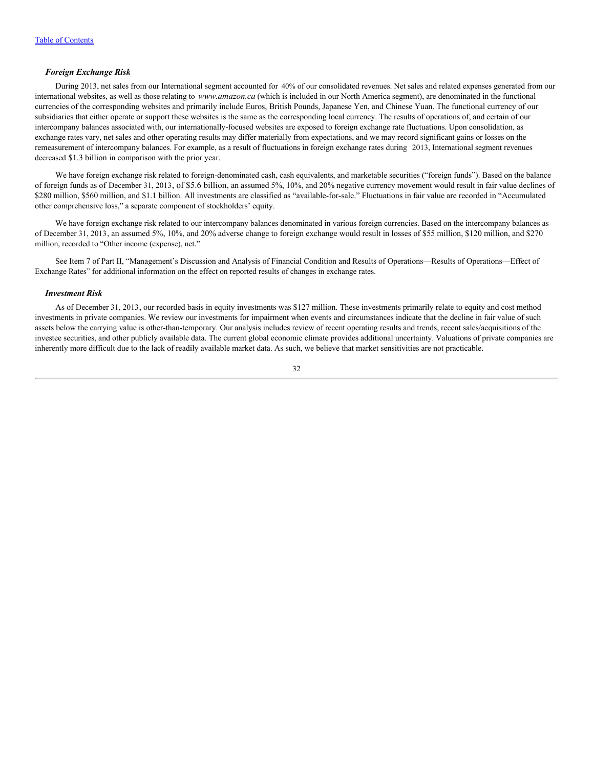### *Foreign Exchange Risk*

During 2013, net sales from our International segment accounted for 40% of our consolidated revenues. Net sales and related expenses generated from our international websites, as well as those relating to *www.amazon.ca* (which is included in our North America segment), are denominated in the functional currencies of the corresponding websites and primarily include Euros, British Pounds, Japanese Yen, and Chinese Yuan. The functional currency of our subsidiaries that either operate or support these websites is the same as the corresponding local currency. The results of operations of, and certain of our intercompany balances associated with, our internationally-focused websites are exposed to foreign exchange rate fluctuations. Upon consolidation, as exchange rates vary, net sales and other operating results may differ materially from expectations, and we may record significant gains or losses on the remeasurement of intercompany balances. For example, as a result of fluctuations in foreign exchange rates during 2013, International segment revenues decreased $1.3 billion in comparison with the prior year.

We have foreign exchange risk related to foreign-denominated cash, cash equivalents, and marketable securities ("foreign funds"). Based on the balance of foreign funds as of December 31, 2013, of $5.6 billion, an assumed 5%, 10%, and 20% negative currency movement would result in fair value declines of $280 million, $560 million, and $1.1 billion. All investments are classified as "available-for-sale." Fluctuations in fair value are recorded in "Accumulated other comprehensive loss," a separate component of stockholders' equity.

We have foreign exchange risk related to our intercompany balances denominated in various foreign currencies. Based on the intercompany balances as of December 31, 2013, an assumed 5%, 10%, and 20% adverse change to foreign exchange would result in losses of $55 million, $120 million, and $270 million, recorded to "Other income (expense), net."

See Item 7 of Part II, "Management's Discussion and Analysis of Financial Condition and Results of Operations—Results of Operations—Effect of Exchange Rates" for additional information on the effect on reported results of changes in exchange rates.

### *Investment Risk*

As of December 31, 2013, our recorded basis in equity investments was $127 million. These investments primarily relate to equity and cost method investments in private companies. We review our investments for impairment when events and circumstances indicate that the decline in fair value of such assets below the carrying value is other-than-temporary. Our analysis includes review of recent operating results and trends, recent sales/acquisitions of the investee securities, and other publicly available data. The current global economic climate provides additional uncertainty. Valuations of private companies are inherently more difficult due to the lack of readily available market data. As such, we believe that market sensitivities are not practicable.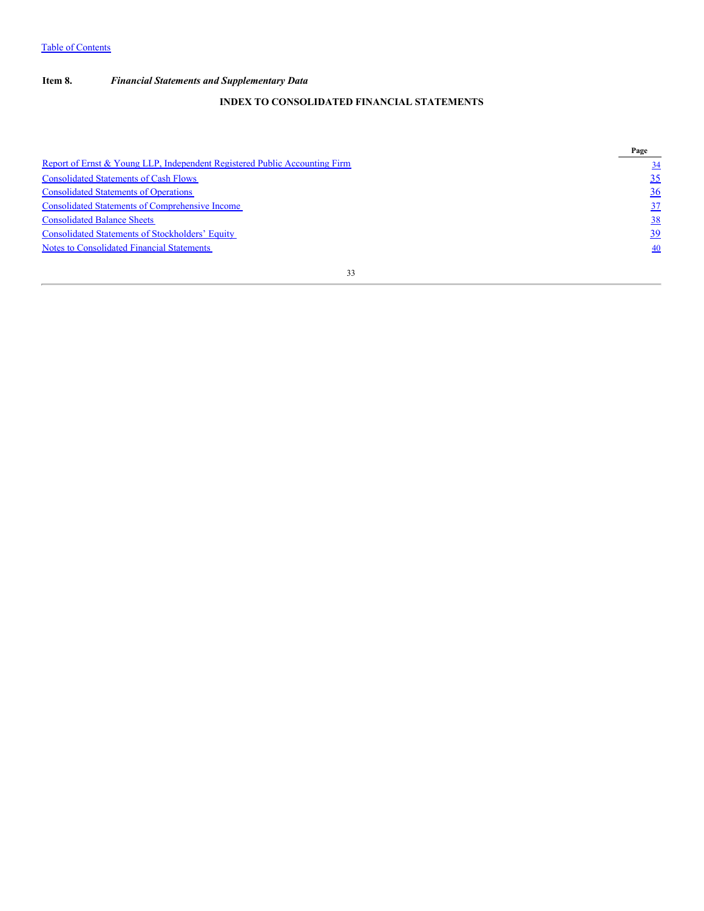Table of Contents

**Item 8.** ***Financial Statements and Supplementary Data***

## INDEX TO CONSOLIDATED FINANCIAL STATEMENTS

| | Page |
|---|---|
| Report of Ernst & Young LLP, Independent Registered Public Accounting Firm | 34 |
| Consolidated Statements of Cash Flows | 35 |
| Consolidated Statements of Operations | 36 |
| Consolidated Statements of Comprehensive Income | 37 |
| Consolidated Balance Sheets | 38 |
| Consolidated Statements of Stockholders' Equity | 39 |
| Notes to Consolidated Financial Statements | 40 |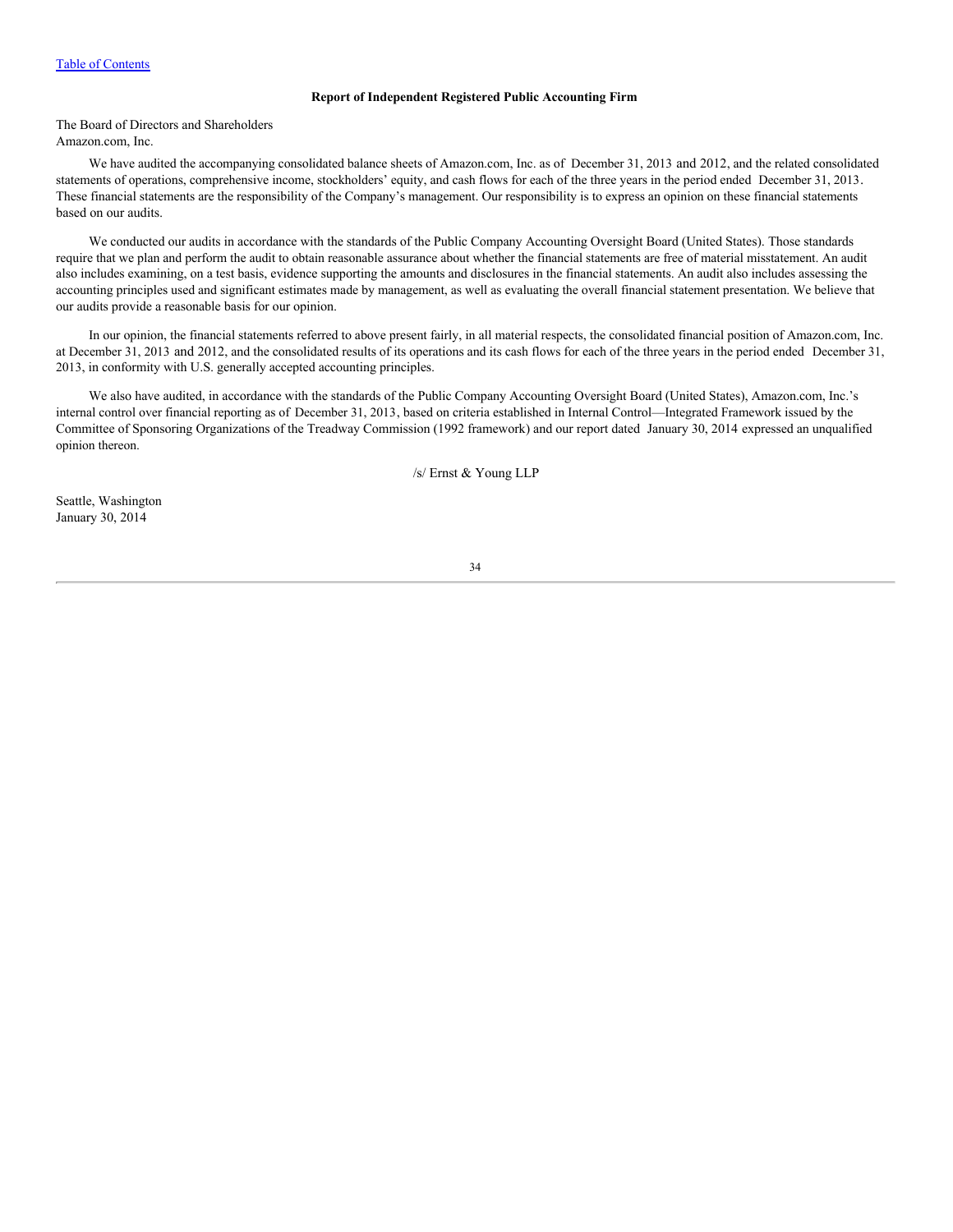Table of Contents

**Report of Independent Registered Public Accounting Firm**

The Board of Directors and Shareholders
Amazon.com, Inc.

We have audited the accompanying consolidated balance sheets of Amazon.com, Inc. as of December 31, 2013 and 2012, and the related consolidated statements of operations, comprehensive income, stockholders' equity, and cash flows for each of the three years in the period ended December 31, 2013. These financial statements are the responsibility of the Company's management. Our responsibility is to express an opinion on these financial statements based on our audits.

We conducted our audits in accordance with the standards of the Public Company Accounting Oversight Board (United States). Those standards require that we plan and perform the audit to obtain reasonable assurance about whether the financial statements are free of material misstatement. An audit also includes examining, on a test basis, evidence supporting the amounts and disclosures in the financial statements. An audit also includes assessing the accounting principles used and significant estimates made by management, as well as evaluating the overall financial statement presentation. We believe that our audits provide a reasonable basis for our opinion.

In our opinion, the financial statements referred to above present fairly, in all material respects, the consolidated financial position of Amazon.com, Inc. at December 31, 2013 and 2012, and the consolidated results of its operations and its cash flows for each of the three years in the period ended December 31, 2013, in conformity with U.S. generally accepted accounting principles.

We also have audited, in accordance with the standards of the Public Company Accounting Oversight Board (United States), Amazon.com, Inc.'s internal control over financial reporting as of December 31, 2013, based on criteria established in Internal Control—Integrated Framework issued by the Committee of Sponsoring Organizations of the Treadway Commission (1992 framework) and our report dated January 30, 2014 expressed an unqualified opinion thereon.

/s/ Ernst & Young LLP

Seattle, Washington
January 30, 2014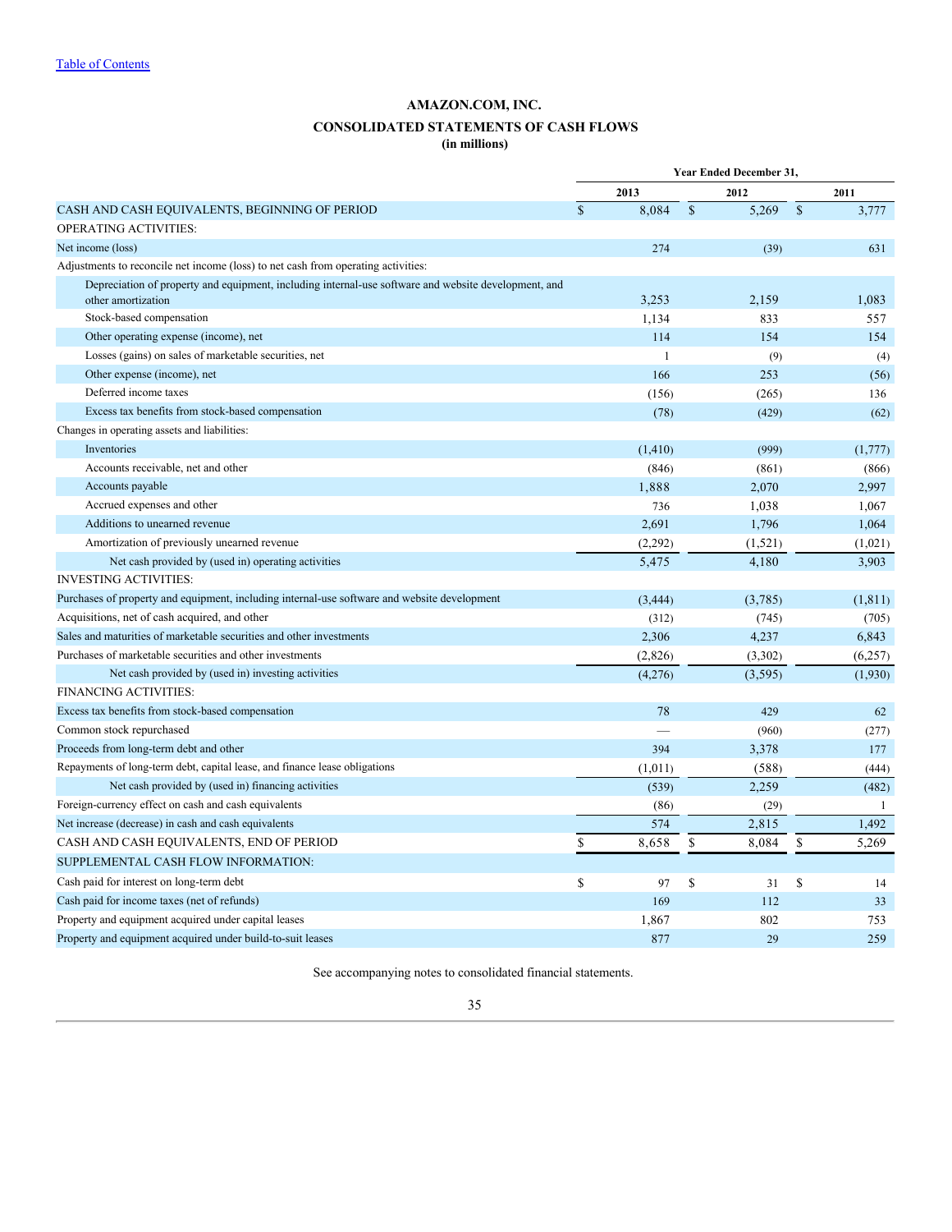[Table of Contents](#)

# AMAZON.COM, INC.

## CONSOLIDATED STATEMENTS OF CASH FLOWS

**(in millions)**

| | Year Ended December 31, | | |
|---|---|---|---|
| | 2013 | 2012 | 2011 |
| CASH AND CASH EQUIVALENTS, BEGINNING OF PERIOD | $ 8,084 | $ 5,269 | $ 3,777 |
| OPERATING ACTIVITIES: | | | |
| Net income (loss) | 274 | (39) | 631 |
| Adjustments to reconcile net income (loss) to net cash from operating activities: | | | |
| Depreciation of property and equipment, including internal-use software and website development, and other amortization | 3,253 | 2,159 | 1,083 |
| Stock-based compensation | 1,134 | 833 | 557 |
| Other operating expense (income), net | 114 | 154 | 154 |
| Losses (gains) on sales of marketable securities, net | 1 | (9) | (4) |
| Other expense (income), net | 166 | 253 | (56) |
| Deferred income taxes | (156) | (265) | 136 |
| Excess tax benefits from stock-based compensation | (78) | (429) | (62) |
| Changes in operating assets and liabilities: | | | |
| Inventories | (1,410) | (999) | (1,777) |
| Accounts receivable, net and other | (846) | (861) | (866) |
| Accounts payable | 1,888 | 2,070 | 2,997 |
| Accrued expenses and other | 736 | 1,038 | 1,067 |
| Additions to unearned revenue | 2,691 | 1,796 | 1,064 |
| Amortization of previously unearned revenue | (2,292) | (1,521) | (1,021) |
| Net cash provided by (used in) operating activities | 5,475 | 4,180 | 3,903 |
| INVESTING ACTIVITIES: | | | |
| Purchases of property and equipment, including internal-use software and website development | (3,444) | (3,785) | (1,811) |
| Acquisitions, net of cash acquired, and other | (312) | (745) | (705) |
| Sales and maturities of marketable securities and other investments | 2,306 | 4,237 | 6,843 |
| Purchases of marketable securities and other investments | (2,826) | (3,302) | (6,257) |
| Net cash provided by (used in) investing activities | (4,276) | (3,595) | (1,930) |
| FINANCING ACTIVITIES: | | | |
| Excess tax benefits from stock-based compensation | 78 | 429 | 62 |
| Common stock repurchased | — | (960) | (277) |
| Proceeds from long-term debt and other | 394 | 3,378 | 177 |
| Repayments of long-term debt, capital lease, and finance lease obligations | (1,011) | (588) | (444) |
| Net cash provided by (used in) financing activities | (539) | 2,259 | (482) |
| Foreign-currency effect on cash and cash equivalents | (86) | (29) | 1 |
| Net increase (decrease) in cash and cash equivalents | 574 | 2,815 | 1,492 |
| CASH AND CASH EQUIVALENTS, END OF PERIOD | $ 8,658 | $ 8,084 | $ 5,269 |
| SUPPLEMENTAL CASH FLOW INFORMATION: | | | |
| Cash paid for interest on long-term debt | $ 97 | $ 31 | $ 14 |
| Cash paid for income taxes (net of refunds) | 169 | 112 | 33 |
| Property and equipment acquired under capital leases | 1,867 | 802 | 753 |
| Property and equipment acquired under build-to-suit leases | 877 | 29 | 259 |

See accompanying notes to consolidated financial statements.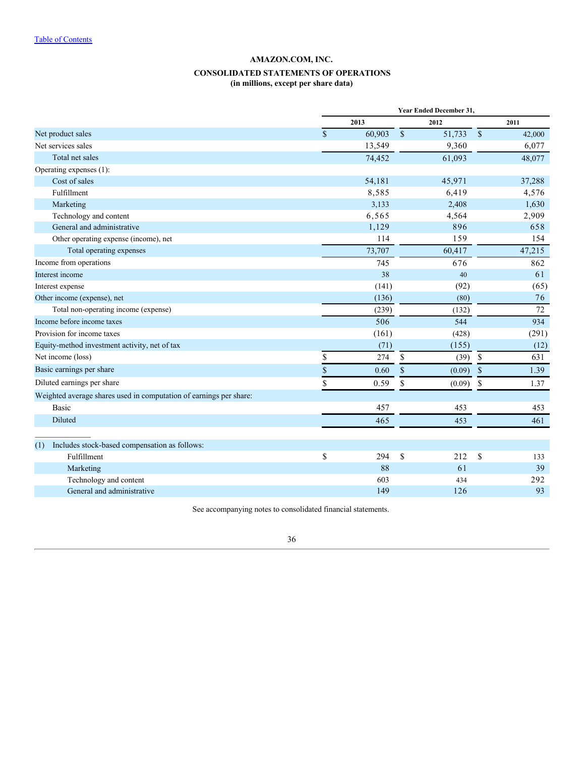[Table of Contents](#)

# AMAZON.COM, INC.

## CONSOLIDATED STATEMENTS OF OPERATIONS
**(in millions, except per share data)**

| | Year Ended December 31, | | |
|---|---|---|---|
| | 2013 | 2012 | 2011 |
| Net product sales | $ 60,903 | $ 51,733 | $ 42,000 |
| Net services sales | 13,549 | 9,360 | 6,077 |
| Total net sales | 74,452 | 61,093 | 48,077 |
| Operating expenses (1): | | | |
| Cost of sales | 54,181 | 45,971 | 37,288 |
| Fulfillment | 8,585 | 6,419 | 4,576 |
| Marketing | 3,133 | 2,408 | 1,630 |
| Technology and content | 6,565 | 4,564 | 2,909 |
| General and administrative | 1,129 | 896 | 658 |
| Other operating expense (income), net | 114 | 159 | 154 |
| Total operating expenses | 73,707 | 60,417 | 47,215 |
| Income from operations | 745 | 676 | 862 |
| Interest income | 38 | 40 | 61 |
| Interest expense | (141) | (92) | (65) |
| Other income (expense), net | (136) | (80) | 76 |
| Total non-operating income (expense) | (239) | (132) | 72 |
| Income before income taxes | 506 | 544 | 934 |
| Provision for income taxes | (161) | (428) | (291) |
| Equity-method investment activity, net of tax | (71) | (155) | (12) |
| Net income (loss) | $ 274 | $ (39) | $ 631 |
| Basic earnings per share | $ 0.60 | $ (0.09) | $ 1.39 |
| Diluted earnings per share | $ 0.59 | $ (0.09) | $ 1.37 |
| Weighted average shares used in computation of earnings per share: | | | |
| Basic | 457 | 453 | 453 |
| Diluted | 465 | 453 | 461 |

---

| (1) Includes stock-based compensation as follows: | | | |
|---|---|---|---|
| Fulfillment | $ 294 | $ 212 | $ 133 |
| Marketing | 88 | 61 | 39 |
| Technology and content | 603 | 434 | 292 |
| General and administrative | 149 | 126 | 93 |

See accompanying notes to consolidated financial statements.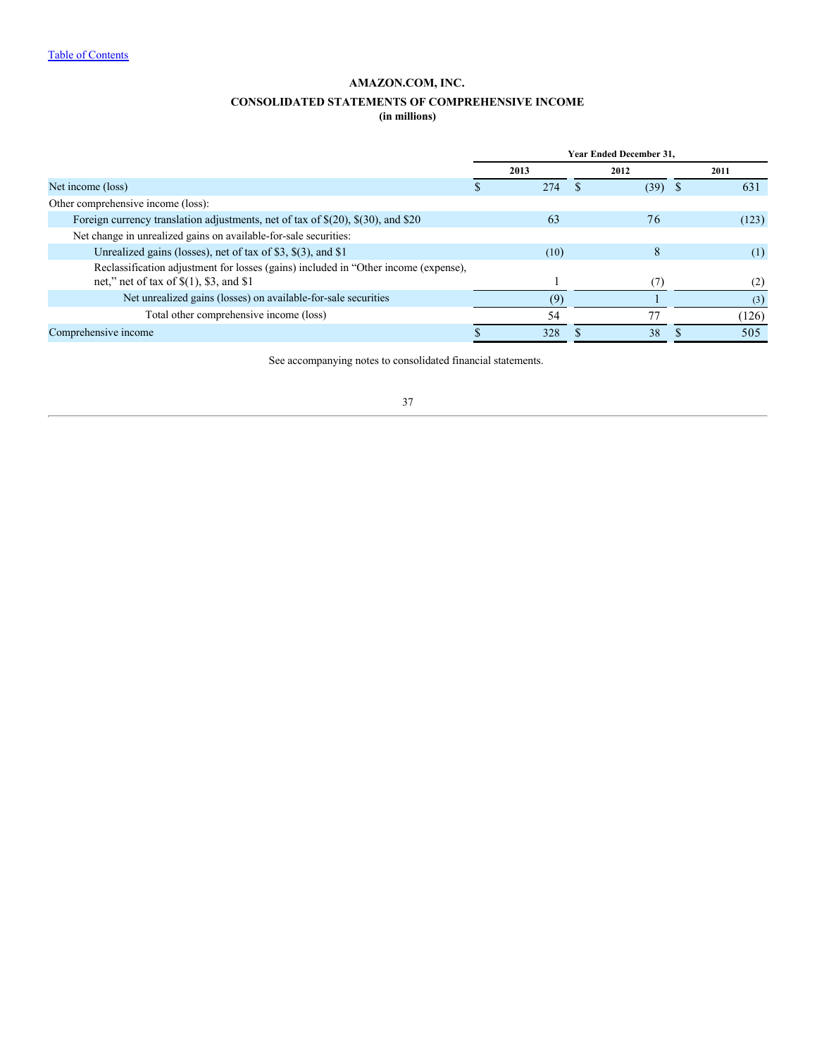AMAZON.COM, INC.

CONSOLIDATED STATEMENTS OF COMPREHENSIVE INCOME

(in millions)

| | Year Ended December 31, | | |
|---|---|---|---|
| | 2013 | 2012 | 2011 |
| Net income (loss) | $ 274 | $ (39) | $ 631 |
| Other comprehensive income (loss): | | | |
| Foreign currency translation adjustments, net of tax of $(20), $(30), and $20 | 63 | 76 | (123) |
| Net change in unrealized gains on available-for-sale securities: | | | |
| Unrealized gains (losses), net of tax of $3, $(3), and $1 | (10) | 8 | (1) |
| Reclassification adjustment for losses (gains) included in "Other income (expense), net," net of tax of $(1), $3, and $1 | 1 | (7) | (2) |
| Net unrealized gains (losses) on available-for-sale securities | (9) | 1 | (3) |
| Total other comprehensive income (loss) | 54 | 77 | (126) |
| Comprehensive income | $ 328 | $ 38 | $ 505 |

See accompanying notes to consolidated financial statements.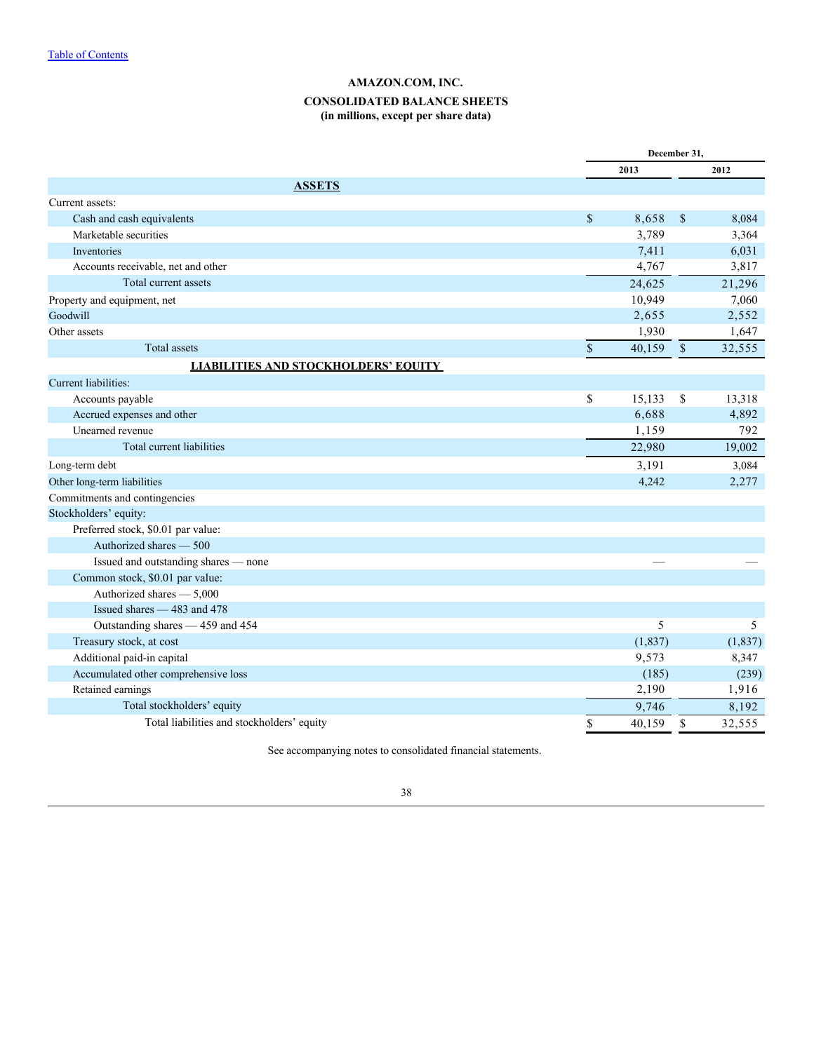Table of Contents

# AMAZON.COM, INC.

## CONSOLIDATED BALANCE SHEETS

**(in millions, except per share data)**

| | December 31, | |
|---|---|---|
| | 2013 | 2012 |
| **ASSETS** | | |
| Current assets: | | |
| Cash and cash equivalents | $ 8,658 | $ 8,084 |
| Marketable securities | 3,789 | 3,364 |
| Inventories | 7,411 | 6,031 |
| Accounts receivable, net and other | 4,767 | 3,817 |
| Total current assets | 24,625 | 21,296 |
| Property and equipment, net | 10,949 | 7,060 |
| Goodwill | 2,655 | 2,552 |
| Other assets | 1,930 | 1,647 |
| Total assets | $ 40,159 | $ 32,555 |
| **LIABILITIES AND STOCKHOLDERS' EQUITY** | | |
| Current liabilities: | | |
| Accounts payable | $ 15,133 | $ 13,318 |
| Accrued expenses and other | 6,688 | 4,892 |
| Unearned revenue | 1,159 | 792 |
| Total current liabilities | 22,980 | 19,002 |
| Long-term debt | 3,191 | 3,084 |
| Other long-term liabilities | 4,242 | 2,277 |
| Commitments and contingencies | | |
| Stockholders' equity: | | |
| Preferred stock, $0.01 par value: | | |
| Authorized shares — 500 | | |
| Issued and outstanding shares — none | — | — |
| Common stock, $0.01 par value: | | |
| Authorized shares — 5,000 | | |
| Issued shares — 483 and 478 | | |
| Outstanding shares — 459 and 454 | 5 | 5 |
| Treasury stock, at cost | (1,837) | (1,837) |
| Additional paid-in capital | 9,573 | 8,347 |
| Accumulated other comprehensive loss | (185) | (239) |
| Retained earnings | 2,190 | 1,916 |
| Total stockholders' equity | 9,746 | 8,192 |
| Total liabilities and stockholders' equity | $ 40,159 | $ 32,555 |

See accompanying notes to consolidated financial statements.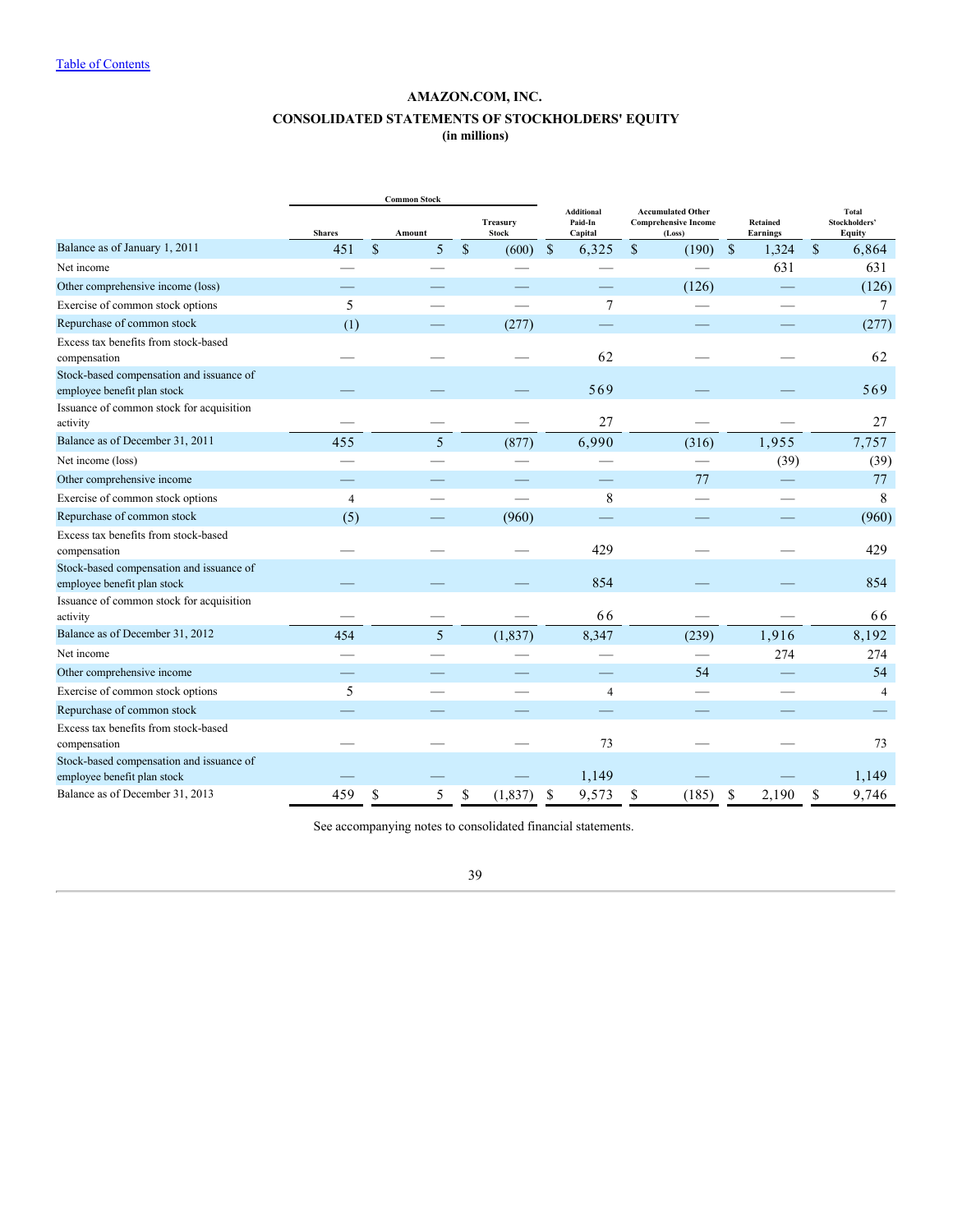[Table of Contents](#)

# AMAZON.COM, INC.

## CONSOLIDATED STATEMENTS OF STOCKHOLDERS' EQUITY

**(in millions)**

| | Common Stock | | | | | | |
|---|---|---|---|---|---|---|---|
| | Shares | Amount | Treasury Stock | Additional Paid-In Capital | Accumulated Other Comprehensive Income (Loss) | Retained Earnings | Total Stockholders' Equity |
| Balance as of January 1, 2011 | 451 | $ 5 | $ (600) | $ 6,325 | $ (190) | $ 1,324 | $ 6,864 |
| Net income | — | — | — | — | — | 631 | 631 |
| Other comprehensive income (loss) | — | — | — | — | (126) | — | (126) |
| Exercise of common stock options | 5 | — | — | 7 | — | — | 7 |
| Repurchase of common stock | (1) | — | (277) | — | — | — | (277) |
| Excess tax benefits from stock-based compensation | — | — | — | 62 | — | — | 62 |
| Stock-based compensation and issuance of employee benefit plan stock | — | — | — | 569 | — | — | 569 |
| Issuance of common stock for acquisition activity | — | — | — | 27 | — | — | 27 |
| Balance as of December 31, 2011 | 455 | 5 | (877) | 6,990 | (316) | 1,955 | 7,757 |
| Net income (loss) | — | — | — | — | — | (39) | (39) |
| Other comprehensive income | — | — | — | — | 77 | — | 77 |
| Exercise of common stock options | 4 | — | — | 8 | — | — | 8 |
| Repurchase of common stock | (5) | — | (960) | — | — | — | (960) |
| Excess tax benefits from stock-based compensation | — | — | — | 429 | — | — | 429 |
| Stock-based compensation and issuance of employee benefit plan stock | — | — | — | 854 | — | — | 854 |
| Issuance of common stock for acquisition activity | — | — | — | 66 | — | — | 66 |
| Balance as of December 31, 2012 | 454 | 5 | (1,837) | 8,347 | (239) | 1,916 | 8,192 |
| Net income | — | — | — | — | — | 274 | 274 |
| Other comprehensive income | — | — | — | — | 54 | — | 54 |
| Exercise of common stock options | 5 | — | — | 4 | — | — | 4 |
| Repurchase of common stock | — | — | — | — | — | — | — |
| Excess tax benefits from stock-based compensation | — | — | — | 73 | — | — | 73 |
| Stock-based compensation and issuance of employee benefit plan stock | — | — | — | 1,149 | — | — | 1,149 |
| Balance as of December 31, 2013 | 459 | $ 5 | $ (1,837) | $ 9,573 | $ (185) | $ 2,190 | $ 9,746 |

See accompanying notes to consolidated financial statements.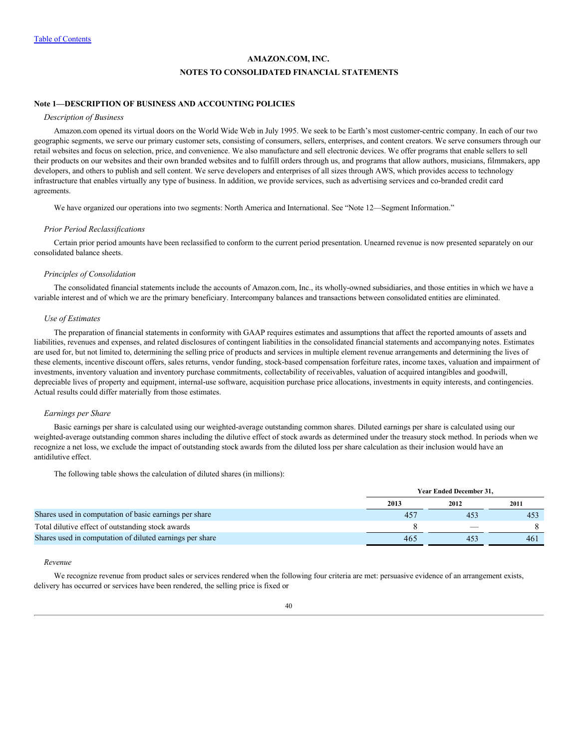[Table of Contents](#)

# AMAZON.COM, INC.

## NOTES TO CONSOLIDATED FINANCIAL STATEMENTS

### Note 1—DESCRIPTION OF BUSINESS AND ACCOUNTING POLICIES

*Description of Business*

Amazon.com opened its virtual doors on the World Wide Web in July 1995. We seek to be Earth's most customer-centric company. In each of our two geographic segments, we serve our primary customer sets, consisting of consumers, sellers, enterprises, and content creators. We serve consumers through our retail websites and focus on selection, price, and convenience. We also manufacture and sell electronic devices. We offer programs that enable sellers to sell their products on our websites and their own branded websites and to fulfill orders through us, and programs that allow authors, musicians, filmmakers, app developers, and others to publish and sell content. We serve developers and enterprises of all sizes through AWS, which provides access to technology infrastructure that enables virtually any type of business. In addition, we provide services, such as advertising services and co-branded credit card agreements.

We have organized our operations into two segments: North America and International. See "Note 12—Segment Information."

*Prior Period Reclassifications*

Certain prior period amounts have been reclassified to conform to the current period presentation. Unearned revenue is now presented separately on our consolidated balance sheets.

*Principles of Consolidation*

The consolidated financial statements include the accounts of Amazon.com, Inc., its wholly-owned subsidiaries, and those entities in which we have a variable interest and of which we are the primary beneficiary. Intercompany balances and transactions between consolidated entities are eliminated.

*Use of Estimates*

The preparation of financial statements in conformity with GAAP requires estimates and assumptions that affect the reported amounts of assets and liabilities, revenues and expenses, and related disclosures of contingent liabilities in the consolidated financial statements and accompanying notes. Estimates are used for, but not limited to, determining the selling price of products and services in multiple element revenue arrangements and determining the lives of these elements, incentive discount offers, sales returns, vendor funding, stock-based compensation forfeiture rates, income taxes, valuation and impairment of investments, inventory valuation and inventory purchase commitments, collectability of receivables, valuation of acquired intangibles and goodwill, depreciable lives of property and equipment, internal-use software, acquisition purchase price allocations, investments in equity interests, and contingencies. Actual results could differ materially from those estimates.

*Earnings per Share*

Basic earnings per share is calculated using our weighted-average outstanding common shares. Diluted earnings per share is calculated using our weighted-average outstanding common shares including the dilutive effect of stock awards as determined under the treasury stock method. In periods when we recognize a net loss, we exclude the impact of outstanding stock awards from the diluted loss per share calculation as their inclusion would have an antidilutive effect.

The following table shows the calculation of diluted shares (in millions):

| | Year Ended December 31, | | |
|---|---|---|---|
| | 2013 | 2012 | 2011 |
| Shares used in computation of basic earnings per share | 457 | 453 | 453 |
| Total dilutive effect of outstanding stock awards | 8 | — | 8 |
| Shares used in computation of diluted earnings per share | 465 | 453 | 461 |

*Revenue*

We recognize revenue from product sales or services rendered when the following four criteria are met: persuasive evidence of an arrangement exists, delivery has occurred or services have been rendered, the selling price is fixed or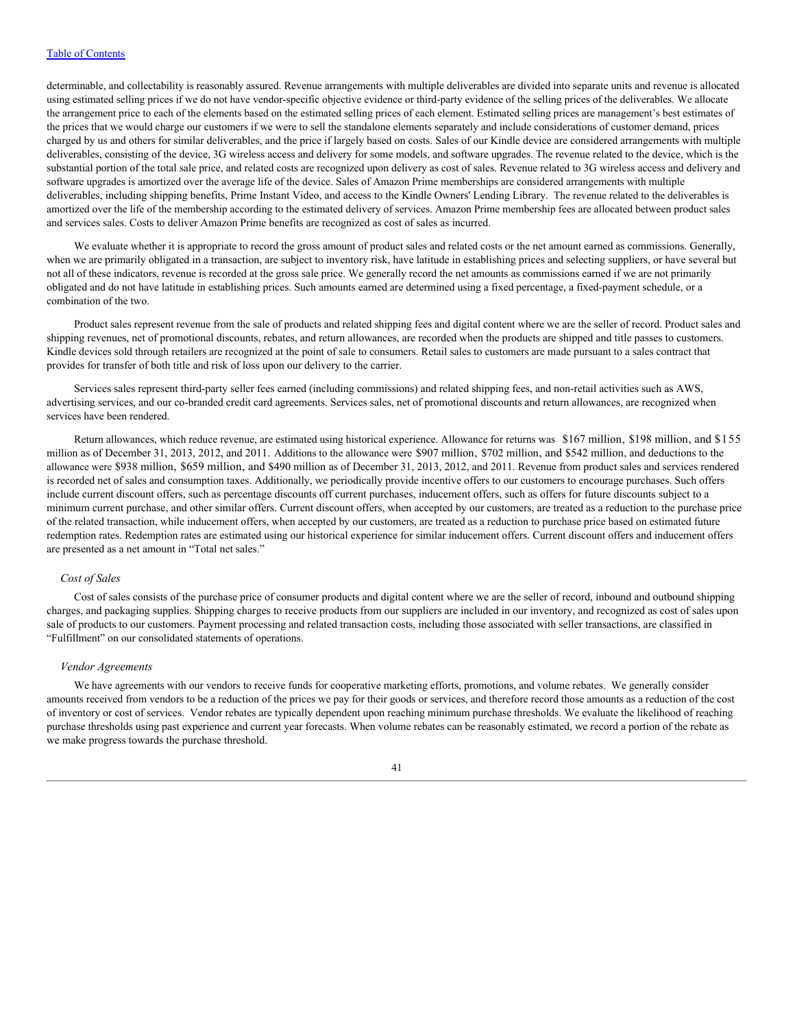[Table of Contents](#)

determinable, and collectability is reasonably assured. Revenue arrangements with multiple deliverables are divided into separate units and revenue is allocated using estimated selling prices if we do not have vendor-specific objective evidence or third-party evidence of the selling prices of the deliverables. We allocate the arrangement price to each of the elements based on the estimated selling prices of each element. Estimated selling prices are management's best estimates of the prices that we would charge our customers if we were to sell the standalone elements separately and include considerations of customer demand, prices charged by us and others for similar deliverables, and the price if largely based on costs. Sales of our Kindle device are considered arrangements with multiple deliverables, consisting of the device, 3G wireless access and delivery for some models, and software upgrades. The revenue related to the device, which is the substantial portion of the total sale price, and related costs are recognized upon delivery as cost of sales. Revenue related to 3G wireless access and delivery and software upgrades is amortized over the average life of the device. Sales of Amazon Prime memberships are considered arrangements with multiple deliverables, including shipping benefits, Prime Instant Video, and access to the Kindle Owners' Lending Library. The revenue related to the deliverables is amortized over the life of the membership according to the estimated delivery of services. Amazon Prime membership fees are allocated between product sales and services sales. Costs to deliver Amazon Prime benefits are recognized as cost of sales as incurred.

We evaluate whether it is appropriate to record the gross amount of product sales and related costs or the net amount earned as commissions. Generally, when we are primarily obligated in a transaction, are subject to inventory risk, have latitude in establishing prices and selecting suppliers, or have several but not all of these indicators, revenue is recorded at the gross sale price. We generally record the net amounts as commissions earned if we are not primarily obligated and do not have latitude in establishing prices. Such amounts earned are determined using a fixed percentage, a fixed-payment schedule, or a combination of the two.

Product sales represent revenue from the sale of products and related shipping fees and digital content where we are the seller of record. Product sales and shipping revenues, net of promotional discounts, rebates, and return allowances, are recorded when the products are shipped and title passes to customers. Kindle devices sold through retailers are recognized at the point of sale to consumers. Retail sales to customers are made pursuant to a sales contract that provides for transfer of both title and risk of loss upon our delivery to the carrier.

Services sales represent third-party seller fees earned (including commissions) and related shipping fees, and non-retail activities such as AWS, advertising services, and our co-branded credit card agreements. Services sales, net of promotional discounts and return allowances, are recognized when services have been rendered.

Return allowances, which reduce revenue, are estimated using historical experience. Allowance for returns was $167 million, $198 million, and $155 million as of December 31, 2013, 2012, and 2011. Additions to the allowance were $907 million, $702 million, and $542 million, and deductions to the allowance were $938 million, $659 million, and $490 million as of December 31, 2013, 2012, and 2011. Revenue from product sales and services rendered is recorded net of sales and consumption taxes. Additionally, we periodically provide incentive offers to our customers to encourage purchases. Such offers include current discount offers, such as percentage discounts off current purchases, inducement offers, such as offers for future discounts subject to a minimum current purchase, and other similar offers. Current discount offers, when accepted by our customers, are treated as a reduction to the purchase price of the related transaction, while inducement offers, when accepted by our customers, are treated as a reduction to purchase price based on estimated future redemption rates. Redemption rates are estimated using our historical experience for similar inducement offers. Current discount offers and inducement offers are presented as a net amount in "Total net sales."

*Cost of Sales*

Cost of sales consists of the purchase price of consumer products and digital content where we are the seller of record, inbound and outbound shipping charges, and packaging supplies. Shipping charges to receive products from our suppliers are included in our inventory, and recognized as cost of sales upon sale of products to our customers. Payment processing and related transaction costs, including those associated with seller transactions, are classified in "Fulfillment" on our consolidated statements of operations.

*Vendor Agreements*

We have agreements with our vendors to receive funds for cooperative marketing efforts, promotions, and volume rebates. We generally consider amounts received from vendors to be a reduction of the prices we pay for their goods or services, and therefore record those amounts as a reduction of the cost of inventory or cost of services. Vendor rebates are typically dependent upon reaching minimum purchase thresholds. We evaluate the likelihood of reaching purchase thresholds using past experience and current year forecasts. When volume rebates can be reasonably estimated, we record a portion of the rebate as we make progress towards the purchase threshold.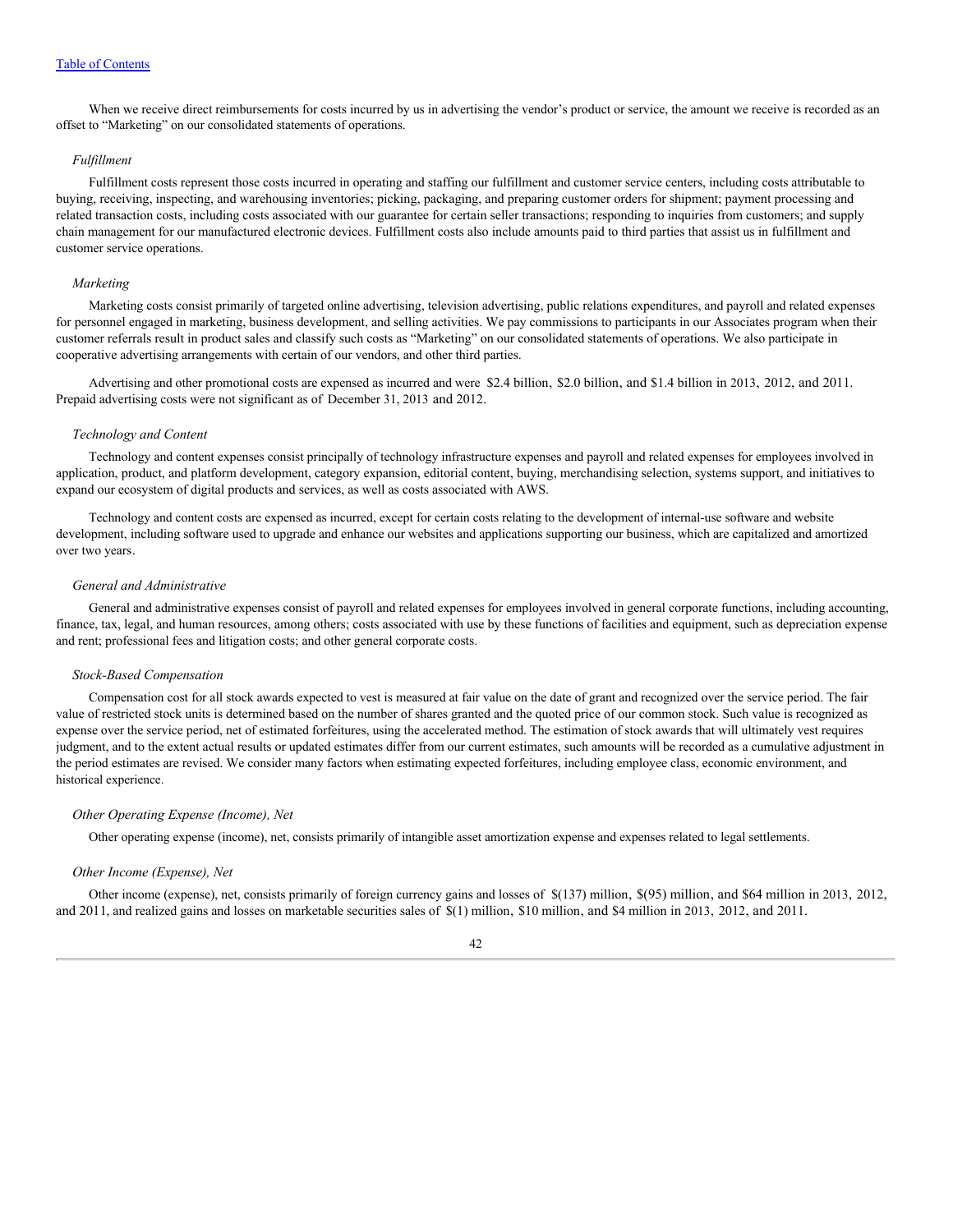When we receive direct reimbursements for costs incurred by us in advertising the vendor's product or service, the amount we receive is recorded as an offset to "Marketing" on our consolidated statements of operations.

*Fulfillment*

Fulfillment costs represent those costs incurred in operating and staffing our fulfillment and customer service centers, including costs attributable to buying, receiving, inspecting, and warehousing inventories; picking, packaging, and preparing customer orders for shipment; payment processing and related transaction costs, including costs associated with our guarantee for certain seller transactions; responding to inquiries from customers; and supply chain management for our manufactured electronic devices. Fulfillment costs also include amounts paid to third parties that assist us in fulfillment and customer service operations.

*Marketing*

Marketing costs consist primarily of targeted online advertising, television advertising, public relations expenditures, and payroll and related expenses for personnel engaged in marketing, business development, and selling activities. We pay commissions to participants in our Associates program when their customer referrals result in product sales and classify such costs as "Marketing" on our consolidated statements of operations. We also participate in cooperative advertising arrangements with certain of our vendors, and other third parties.

Advertising and other promotional costs are expensed as incurred and were $2.4 billion, $2.0 billion, and $1.4 billion in 2013, 2012, and 2011. Prepaid advertising costs were not significant as of December 31, 2013 and 2012.

*Technology and Content*

Technology and content expenses consist principally of technology infrastructure expenses and payroll and related expenses for employees involved in application, product, and platform development, category expansion, editorial content, buying, merchandising selection, systems support, and initiatives to expand our ecosystem of digital products and services, as well as costs associated with AWS.

Technology and content costs are expensed as incurred, except for certain costs relating to the development of internal-use software and website development, including software used to upgrade and enhance our websites and applications supporting our business, which are capitalized and amortized over two years.

*General and Administrative*

General and administrative expenses consist of payroll and related expenses for employees involved in general corporate functions, including accounting, finance, tax, legal, and human resources, among others; costs associated with use by these functions of facilities and equipment, such as depreciation expense and rent; professional fees and litigation costs; and other general corporate costs.

*Stock-Based Compensation*

Compensation cost for all stock awards expected to vest is measured at fair value on the date of grant and recognized over the service period. The fair value of restricted stock units is determined based on the number of shares granted and the quoted price of our common stock. Such value is recognized as expense over the service period, net of estimated forfeitures, using the accelerated method. The estimation of stock awards that will ultimately vest requires judgment, and to the extent actual results or updated estimates differ from our current estimates, such amounts will be recorded as a cumulative adjustment in the period estimates are revised. We consider many factors when estimating expected forfeitures, including employee class, economic environment, and historical experience.

*Other Operating Expense (Income), Net*

Other operating expense (income), net, consists primarily of intangible asset amortization expense and expenses related to legal settlements.

*Other Income (Expense), Net*

Other income (expense), net, consists primarily of foreign currency gains and losses of $(137) million, $(95) million, and $64 million in 2013, 2012, and 2011, and realized gains and losses on marketable securities sales of $(1) million, $10 million, and $4 million in 2013, 2012, and 2011.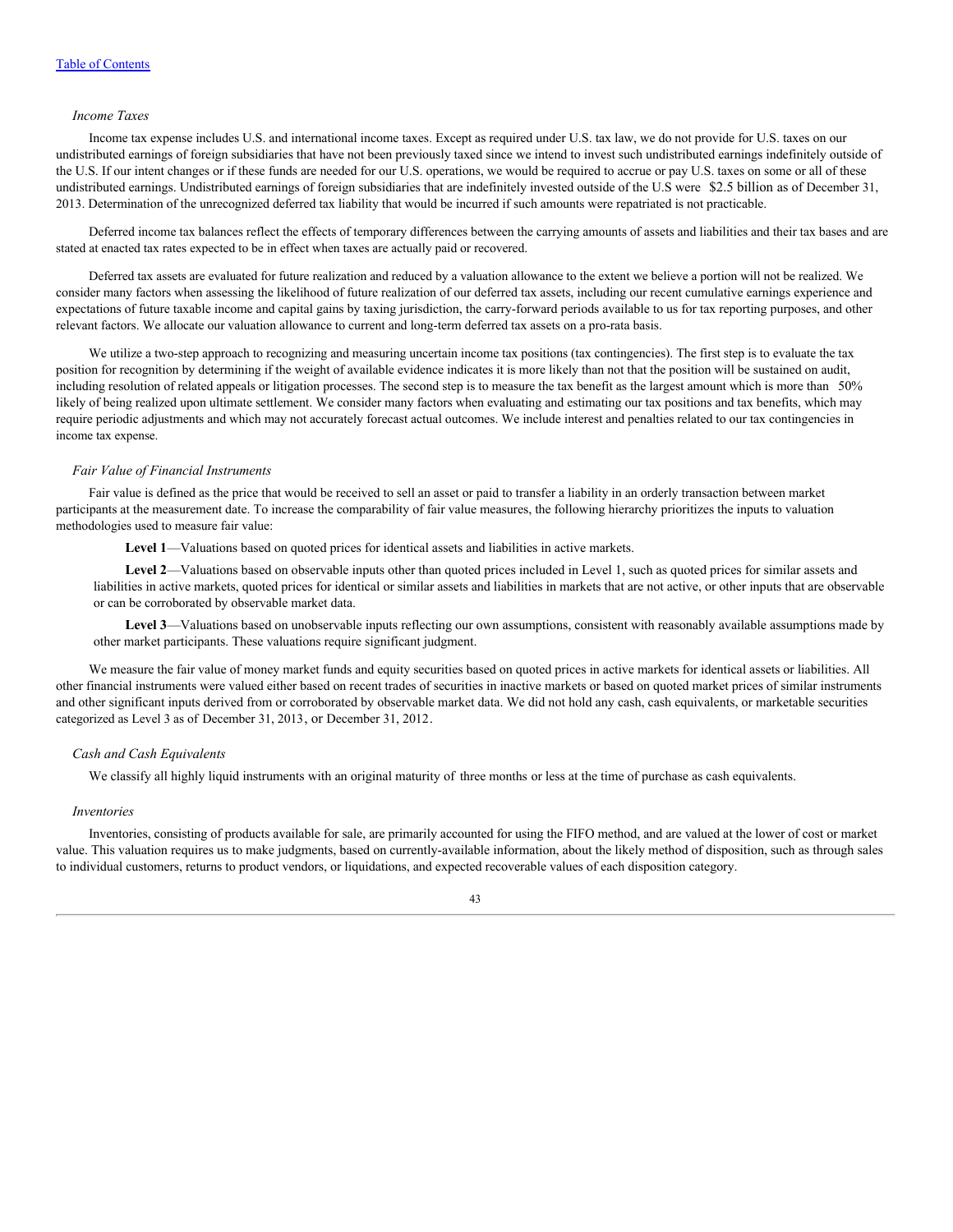*Income Taxes*

Income tax expense includes U.S. and international income taxes. Except as required under U.S. tax law, we do not provide for U.S. taxes on our undistributed earnings of foreign subsidiaries that have not been previously taxed since we intend to invest such undistributed earnings indefinitely outside of the U.S. If our intent changes or if these funds are needed for our U.S. operations, we would be required to accrue or pay U.S. taxes on some or all of these undistributed earnings. Undistributed earnings of foreign subsidiaries that are indefinitely invested outside of the U.S were $2.5 billion as of December 31, 2013. Determination of the unrecognized deferred tax liability that would be incurred if such amounts were repatriated is not practicable.

Deferred income tax balances reflect the effects of temporary differences between the carrying amounts of assets and liabilities and their tax bases and are stated at enacted tax rates expected to be in effect when taxes are actually paid or recovered.

Deferred tax assets are evaluated for future realization and reduced by a valuation allowance to the extent we believe a portion will not be realized. We consider many factors when assessing the likelihood of future realization of our deferred tax assets, including our recent cumulative earnings experience and expectations of future taxable income and capital gains by taxing jurisdiction, the carry-forward periods available to us for tax reporting purposes, and other relevant factors. We allocate our valuation allowance to current and long-term deferred tax assets on a pro-rata basis.

We utilize a two-step approach to recognizing and measuring uncertain income tax positions (tax contingencies). The first step is to evaluate the tax position for recognition by determining if the weight of available evidence indicates it is more likely than not that the position will be sustained on audit, including resolution of related appeals or litigation processes. The second step is to measure the tax benefit as the largest amount which is more than 50% likely of being realized upon ultimate settlement. We consider many factors when evaluating and estimating our tax positions and tax benefits, which may require periodic adjustments and which may not accurately forecast actual outcomes. We include interest and penalties related to our tax contingencies in income tax expense.

*Fair Value of Financial Instruments*

Fair value is defined as the price that would be received to sell an asset or paid to transfer a liability in an orderly transaction between market participants at the measurement date. To increase the comparability of fair value measures, the following hierarchy prioritizes the inputs to valuation methodologies used to measure fair value:

**Level 1**—Valuations based on quoted prices for identical assets and liabilities in active markets.

**Level 2**—Valuations based on observable inputs other than quoted prices included in Level 1, such as quoted prices for similar assets and liabilities in active markets, quoted prices for identical or similar assets and liabilities in markets that are not active, or other inputs that are observable or can be corroborated by observable market data.

**Level 3**—Valuations based on unobservable inputs reflecting our own assumptions, consistent with reasonably available assumptions made by other market participants. These valuations require significant judgment.

We measure the fair value of money market funds and equity securities based on quoted prices in active markets for identical assets or liabilities. All other financial instruments were valued either based on recent trades of securities in inactive markets or based on quoted market prices of similar instruments and other significant inputs derived from or corroborated by observable market data. We did not hold any cash, cash equivalents, or marketable securities categorized as Level 3 as of December 31, 2013, or December 31, 2012.

*Cash and Cash Equivalents*

We classify all highly liquid instruments with an original maturity of three months or less at the time of purchase as cash equivalents.

*Inventories*

Inventories, consisting of products available for sale, are primarily accounted for using the FIFO method, and are valued at the lower of cost or market value. This valuation requires us to make judgments, based on currently-available information, about the likely method of disposition, such as through sales to individual customers, returns to product vendors, or liquidations, and expected recoverable values of each disposition category.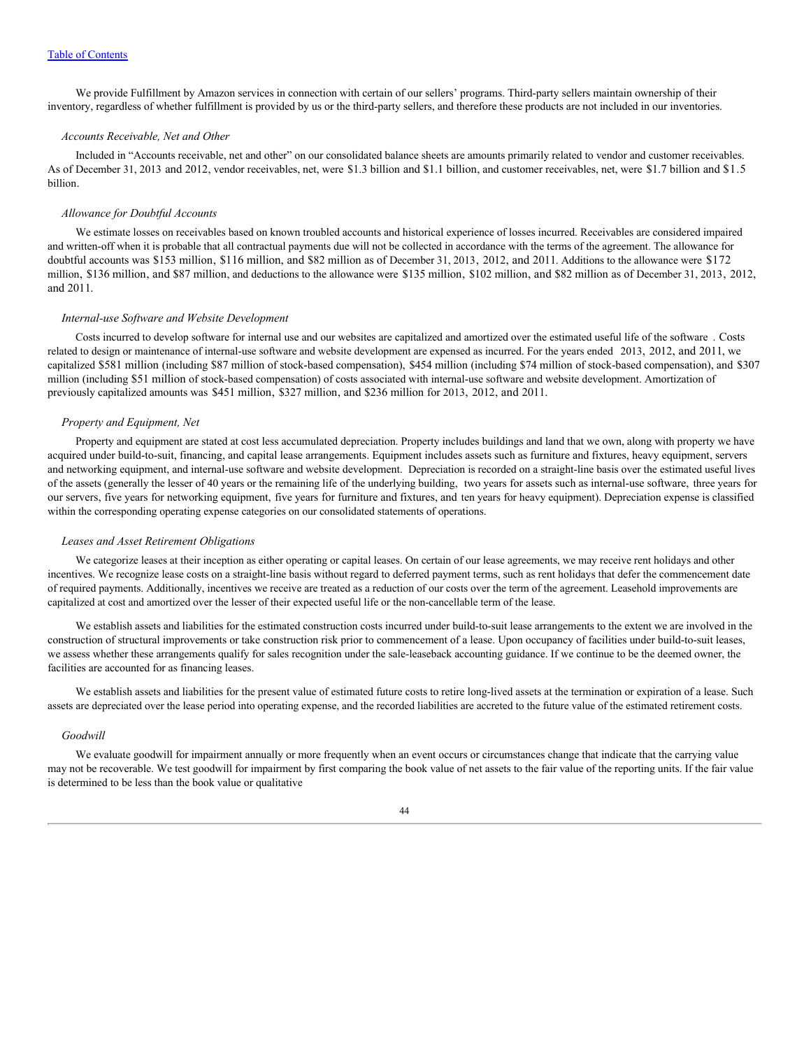We provide Fulfillment by Amazon services in connection with certain of our sellers' programs. Third-party sellers maintain ownership of their inventory, regardless of whether fulfillment is provided by us or the third-party sellers, and therefore these products are not included in our inventories.

*Accounts Receivable, Net and Other*

Included in "Accounts receivable, net and other" on our consolidated balance sheets are amounts primarily related to vendor and customer receivables. As of December 31, 2013 and 2012, vendor receivables, net, were $1.3 billion and $1.1 billion, and customer receivables, net, were $1.7 billion and $1.5 billion.

*Allowance for Doubtful Accounts*

We estimate losses on receivables based on known troubled accounts and historical experience of losses incurred. Receivables are considered impaired and written-off when it is probable that all contractual payments due will not be collected in accordance with the terms of the agreement. The allowance for doubtful accounts was $153 million, $116 million, and $82 million as of December 31, 2013, 2012, and 2011. Additions to the allowance were $172 million, $136 million, and $87 million, and deductions to the allowance were $135 million, $102 million, and $82 million as of December 31, 2013, 2012, and 2011.

*Internal-use Software and Website Development*

Costs incurred to develop software for internal use and our websites are capitalized and amortized over the estimated useful life of the software . Costs related to design or maintenance of internal-use software and website development are expensed as incurred. For the years ended 2013, 2012, and 2011, we capitalized $581 million (including $87 million of stock-based compensation), $454 million (including $74 million of stock-based compensation), and $307 million (including $51 million of stock-based compensation) of costs associated with internal-use software and website development. Amortization of previously capitalized amounts was $451 million, $327 million, and $236 million for 2013, 2012, and 2011.

*Property and Equipment, Net*

Property and equipment are stated at cost less accumulated depreciation. Property includes buildings and land that we own, along with property we have acquired under build-to-suit, financing, and capital lease arrangements. Equipment includes assets such as furniture and fixtures, heavy equipment, servers and networking equipment, and internal-use software and website development. Depreciation is recorded on a straight-line basis over the estimated useful lives of the assets (generally the lesser of 40 years or the remaining life of the underlying building, two years for assets such as internal-use software, three years for our servers, five years for networking equipment, five years for furniture and fixtures, and ten years for heavy equipment). Depreciation expense is classified within the corresponding operating expense categories on our consolidated statements of operations.

*Leases and Asset Retirement Obligations*

We categorize leases at their inception as either operating or capital leases. On certain of our lease agreements, we may receive rent holidays and other incentives. We recognize lease costs on a straight-line basis without regard to deferred payment terms, such as rent holidays that defer the commencement date of required payments. Additionally, incentives we receive are treated as a reduction of our costs over the term of the agreement. Leasehold improvements are capitalized at cost and amortized over the lesser of their expected useful life or the non-cancellable term of the lease.

We establish assets and liabilities for the estimated construction costs incurred under build-to-suit lease arrangements to the extent we are involved in the construction of structural improvements or take construction risk prior to commencement of a lease. Upon occupancy of facilities under build-to-suit leases, we assess whether these arrangements qualify for sales recognition under the sale-leaseback accounting guidance. If we continue to be the deemed owner, the facilities are accounted for as financing leases.

We establish assets and liabilities for the present value of estimated future costs to retire long-lived assets at the termination or expiration of a lease. Such assets are depreciated over the lease period into operating expense, and the recorded liabilities are accreted to the future value of the estimated retirement costs.

*Goodwill*

We evaluate goodwill for impairment annually or more frequently when an event occurs or circumstances change that indicate that the carrying value may not be recoverable. We test goodwill for impairment by first comparing the book value of net assets to the fair value of the reporting units. If the fair value is determined to be less than the book value or qualitative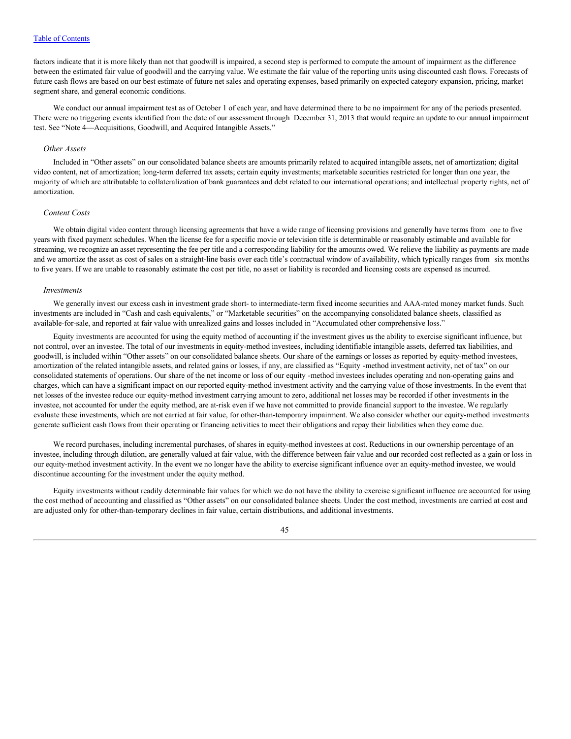factors indicate that it is more likely than not that goodwill is impaired, a second step is performed to compute the amount of impairment as the difference between the estimated fair value of goodwill and the carrying value. We estimate the fair value of the reporting units using discounted cash flows. Forecasts of future cash flows are based on our best estimate of future net sales and operating expenses, based primarily on expected category expansion, pricing, market segment share, and general economic conditions.

We conduct our annual impairment test as of October 1 of each year, and have determined there to be no impairment for any of the periods presented. There were no triggering events identified from the date of our assessment through December 31, 2013 that would require an update to our annual impairment test. See "Note 4—Acquisitions, Goodwill, and Acquired Intangible Assets."

*Other Assets*

Included in "Other assets" on our consolidated balance sheets are amounts primarily related to acquired intangible assets, net of amortization; digital video content, net of amortization; long-term deferred tax assets; certain equity investments; marketable securities restricted for longer than one year, the majority of which are attributable to collateralization of bank guarantees and debt related to our international operations; and intellectual property rights, net of amortization.

*Content Costs*

We obtain digital video content through licensing agreements that have a wide range of licensing provisions and generally have terms from one to five years with fixed payment schedules. When the license fee for a specific movie or television title is determinable or reasonably estimable and available for streaming, we recognize an asset representing the fee per title and a corresponding liability for the amounts owed. We relieve the liability as payments are made and we amortize the asset as cost of sales on a straight-line basis over each title's contractual window of availability, which typically ranges from six months to five years. If we are unable to reasonably estimate the cost per title, no asset or liability is recorded and licensing costs are expensed as incurred.

*Investments*

We generally invest our excess cash in investment grade short- to intermediate-term fixed income securities and AAA-rated money market funds. Such investments are included in "Cash and cash equivalents," or "Marketable securities" on the accompanying consolidated balance sheets, classified as available-for-sale, and reported at fair value with unrealized gains and losses included in "Accumulated other comprehensive loss."

Equity investments are accounted for using the equity method of accounting if the investment gives us the ability to exercise significant influence, but not control, over an investee. The total of our investments in equity-method investees, including identifiable intangible assets, deferred tax liabilities, and goodwill, is included within "Other assets" on our consolidated balance sheets. Our share of the earnings or losses as reported by equity-method investees, amortization of the related intangible assets, and related gains or losses, if any, are classified as "Equity -method investment activity, net of tax" on our consolidated statements of operations. Our share of the net income or loss of our equity -method investees includes operating and non-operating gains and charges, which can have a significant impact on our reported equity-method investment activity and the carrying value of those investments. In the event that net losses of the investee reduce our equity-method investment carrying amount to zero, additional net losses may be recorded if other investments in the investee, not accounted for under the equity method, are at-risk even if we have not committed to provide financial support to the investee. We regularly evaluate these investments, which are not carried at fair value, for other-than-temporary impairment. We also consider whether our equity-method investments generate sufficient cash flows from their operating or financing activities to meet their obligations and repay their liabilities when they come due.

We record purchases, including incremental purchases, of shares in equity-method investees at cost. Reductions in our ownership percentage of an investee, including through dilution, are generally valued at fair value, with the difference between fair value and our recorded cost reflected as a gain or loss in our equity-method investment activity. In the event we no longer have the ability to exercise significant influence over an equity-method investee, we would discontinue accounting for the investment under the equity method.

Equity investments without readily determinable fair values for which we do not have the ability to exercise significant influence are accounted for using the cost method of accounting and classified as "Other assets" on our consolidated balance sheets. Under the cost method, investments are carried at cost and are adjusted only for other-than-temporary declines in fair value, certain distributions, and additional investments.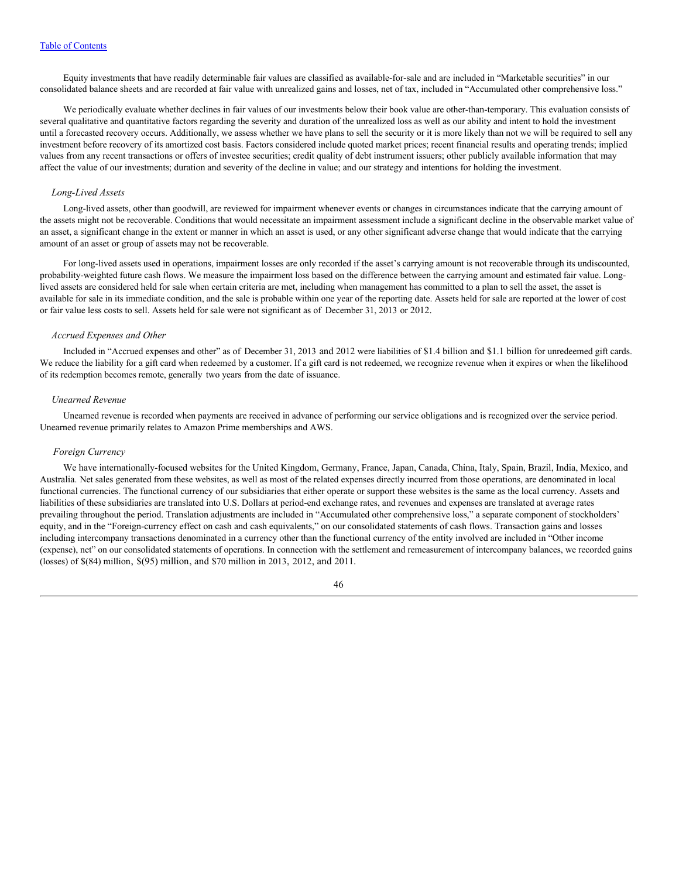Equity investments that have readily determinable fair values are classified as available-for-sale and are included in "Marketable securities" in our consolidated balance sheets and are recorded at fair value with unrealized gains and losses, net of tax, included in "Accumulated other comprehensive loss."

We periodically evaluate whether declines in fair values of our investments below their book value are other-than-temporary. This evaluation consists of several qualitative and quantitative factors regarding the severity and duration of the unrealized loss as well as our ability and intent to hold the investment until a forecasted recovery occurs. Additionally, we assess whether we have plans to sell the security or it is more likely than not we will be required to sell any investment before recovery of its amortized cost basis. Factors considered include quoted market prices; recent financial results and operating trends; implied values from any recent transactions or offers of investee securities; credit quality of debt instrument issuers; other publicly available information that may affect the value of our investments; duration and severity of the decline in value; and our strategy and intentions for holding the investment.

*Long-Lived Assets*

Long-lived assets, other than goodwill, are reviewed for impairment whenever events or changes in circumstances indicate that the carrying amount of the assets might not be recoverable. Conditions that would necessitate an impairment assessment include a significant decline in the observable market value of an asset, a significant change in the extent or manner in which an asset is used, or any other significant adverse change that would indicate that the carrying amount of an asset or group of assets may not be recoverable.

For long-lived assets used in operations, impairment losses are only recorded if the asset's carrying amount is not recoverable through its undiscounted, probability-weighted future cash flows. We measure the impairment loss based on the difference between the carrying amount and estimated fair value. Long-lived assets are considered held for sale when certain criteria are met, including when management has committed to a plan to sell the asset, the asset is available for sale in its immediate condition, and the sale is probable within one year of the reporting date. Assets held for sale are reported at the lower of cost or fair value less costs to sell. Assets held for sale were not significant as of December 31, 2013 or 2012.

*Accrued Expenses and Other*

Included in "Accrued expenses and other" as of December 31, 2013 and 2012 were liabilities of $1.4 billion and $1.1 billion for unredeemed gift cards. We reduce the liability for a gift card when redeemed by a customer. If a gift card is not redeemed, we recognize revenue when it expires or when the likelihood of its redemption becomes remote, generally two years from the date of issuance.

*Unearned Revenue*

Unearned revenue is recorded when payments are received in advance of performing our service obligations and is recognized over the service period. Unearned revenue primarily relates to Amazon Prime memberships and AWS.

*Foreign Currency*

We have internationally-focused websites for the United Kingdom, Germany, France, Japan, Canada, China, Italy, Spain, Brazil, India, Mexico, and Australia. Net sales generated from these websites, as well as most of the related expenses directly incurred from those operations, are denominated in local functional currencies. The functional currency of our subsidiaries that either operate or support these websites is the same as the local currency. Assets and liabilities of these subsidiaries are translated into U.S. Dollars at period-end exchange rates, and revenues and expenses are translated at average rates prevailing throughout the period. Translation adjustments are included in "Accumulated other comprehensive loss," a separate component of stockholders' equity, and in the "Foreign-currency effect on cash and cash equivalents," on our consolidated statements of cash flows. Transaction gains and losses including intercompany transactions denominated in a currency other than the functional currency of the entity involved are included in "Other income (expense), net" on our consolidated statements of operations. In connection with the settlement and remeasurement of intercompany balances, we recorded gains (losses) of $(84) million, $(95) million, and $70 million in 2013, 2012, and 2011.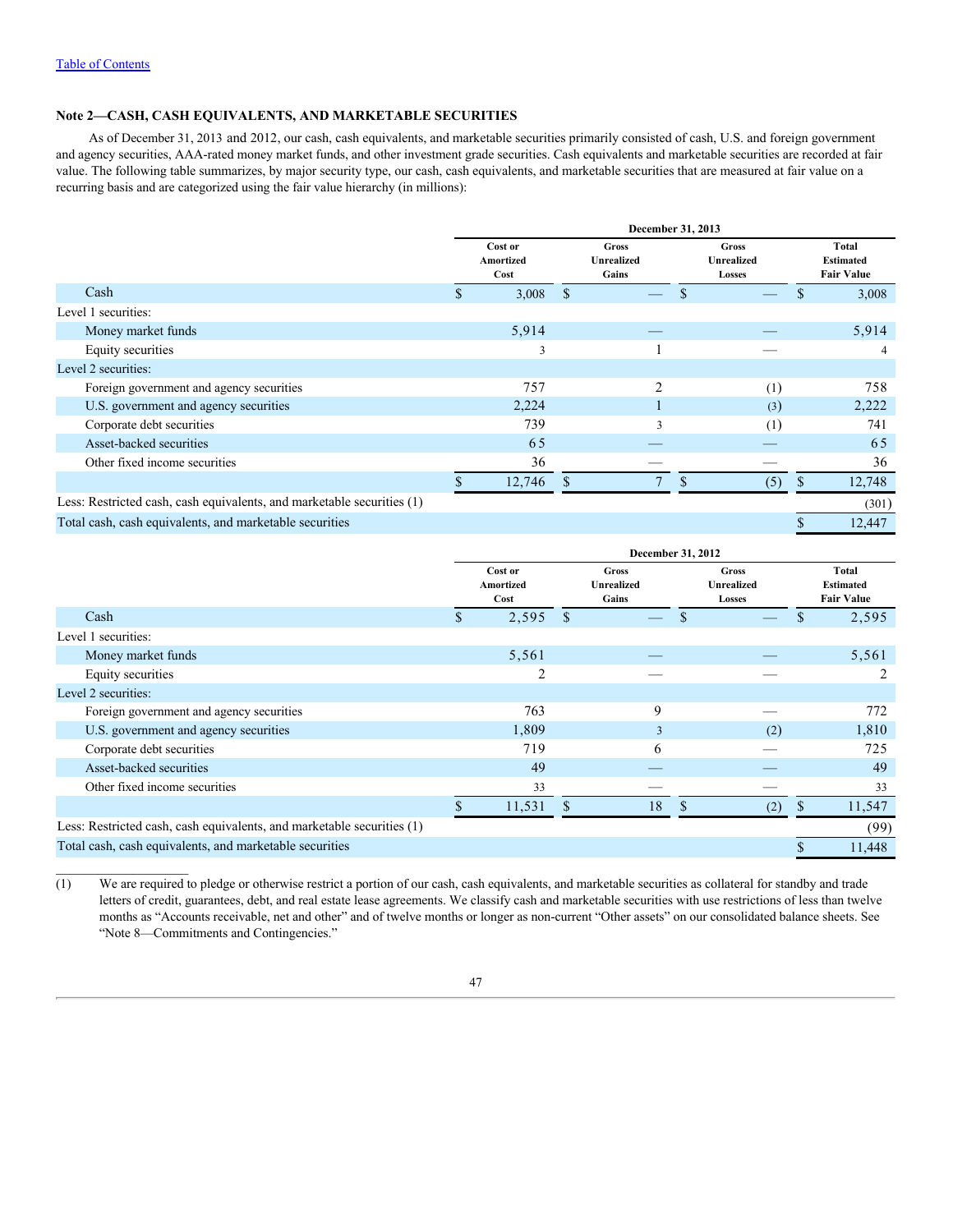[Table of Contents](#)

**Note 2—CASH, CASH EQUIVALENTS, AND MARKETABLE SECURITIES**

As of December 31, 2013 and 2012, our cash, cash equivalents, and marketable securities primarily consisted of cash, U.S. and foreign government and agency securities, AAA-rated money market funds, and other investment grade securities. Cash equivalents and marketable securities are recorded at fair value. The following table summarizes, by major security type, our cash, cash equivalents, and marketable securities that are measured at fair value on a recurring basis and are categorized using the fair value hierarchy (in millions):

| | December 31, 2013 | | | |
|---|---|---|---|---|
| | Cost or Amortized Cost | Gross Unrealized Gains | Gross Unrealized Losses | Total Estimated Fair Value |
| Cash | $ 3,008 | $ — | $ — | $ 3,008 |
| Level 1 securities: | | | | |
| Money market funds | 5,914 | — | — | 5,914 |
| Equity securities | 3 | 1 | — | 4 |
| Level 2 securities: | | | | |
| Foreign government and agency securities | 757 | 2 | (1) | 758 |
| U.S. government and agency securities | 2,224 | 1 | (3) | 2,222 |
| Corporate debt securities | 739 | 3 | (1) | 741 |
| Asset-backed securities | 65 | — | — | 65 |
| Other fixed income securities | 36 | — | — | 36 |
| | $ 12,746 | $ 7 | $ (5) | $ 12,748 |
| Less: Restricted cash, cash equivalents, and marketable securities (1) | | | | (301) |
| Total cash, cash equivalents, and marketable securities | | | | $ 12,447 |

| | December 31, 2012 | | | |
|---|---|---|---|---|
| | Cost or Amortized Cost | Gross Unrealized Gains | Gross Unrealized Losses | Total Estimated Fair Value |
| Cash | $ 2,595 | $ — | $ — | $ 2,595 |
| Level 1 securities: | | | | |
| Money market funds | 5,561 | — | — | 5,561 |
| Equity securities | 2 | — | — | 2 |
| Level 2 securities: | | | | |
| Foreign government and agency securities | 763 | 9 | — | 772 |
| U.S. government and agency securities | 1,809 | 3 | (2) | 1,810 |
| Corporate debt securities | 719 | 6 | — | 725 |
| Asset-backed securities | 49 | — | — | 49 |
| Other fixed income securities | 33 | — | — | 33 |
| | $ 11,531 | $ 18 | $ (2) | $ 11,547 |
| Less: Restricted cash, cash equivalents, and marketable securities (1) | | | | (99) |
| Total cash, cash equivalents, and marketable securities | | | | $ 11,448 |

(1) We are required to pledge or otherwise restrict a portion of our cash, cash equivalents, and marketable securities as collateral for standby and trade letters of credit, guarantees, debt, and real estate lease agreements. We classify cash and marketable securities with use restrictions of less than twelve months as "Accounts receivable, net and other" and of twelve months or longer as non-current "Other assets" on our consolidated balance sheets. See "Note 8—Commitments and Contingencies."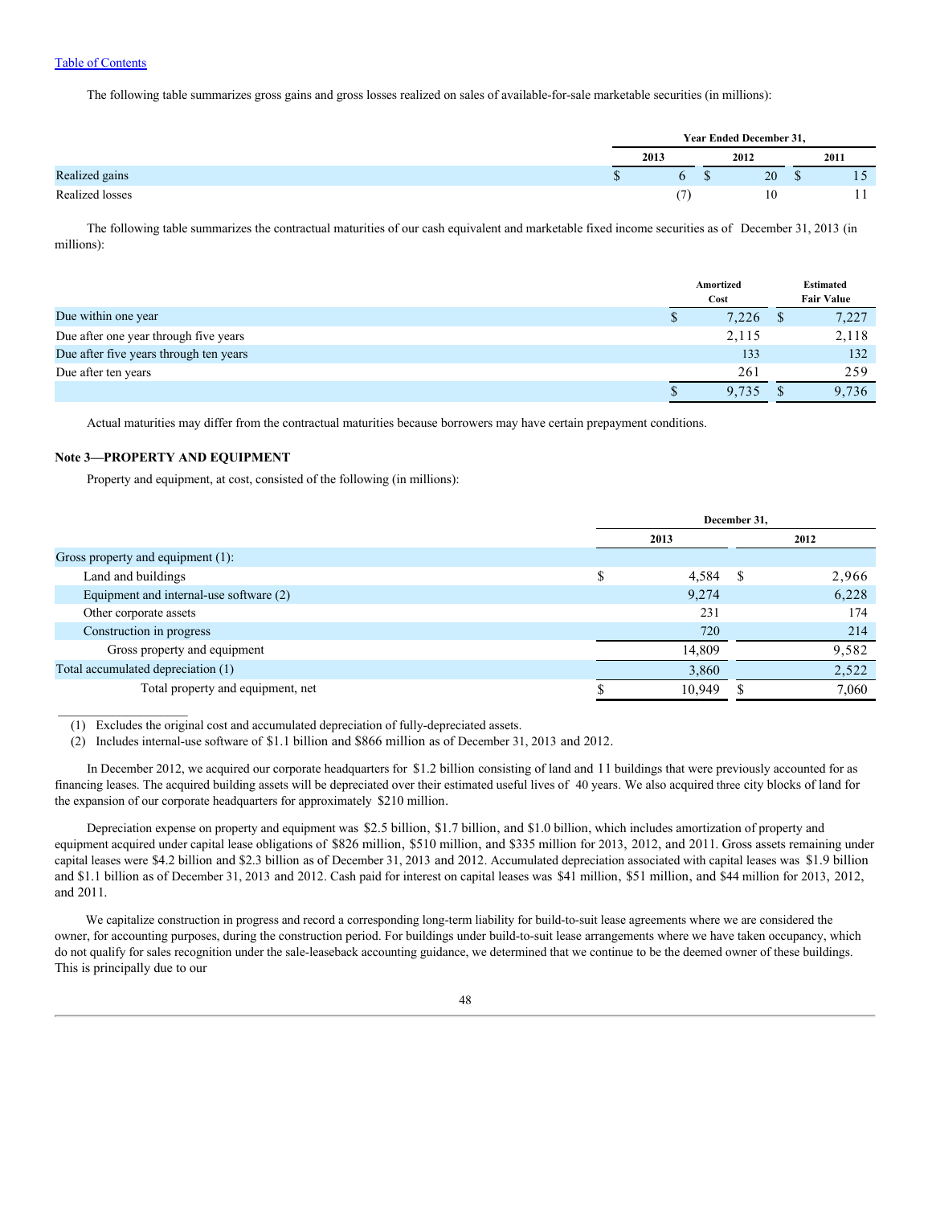[Table of Contents](#)

The following table summarizes gross gains and gross losses realized on sales of available-for-sale marketable securities (in millions):

| | Year Ended December 31, | | |
|---|---|---|---|
| | 2013 | 2012 | 2011 |
| Realized gains | $ 6 | $ 20 | $ 15 |
| Realized losses | (7) | 10 | 11 |

The following table summarizes the contractual maturities of our cash equivalent and marketable fixed income securities as of December 31, 2013 (in millions):

| | Amortized Cost | Estimated Fair Value |
|---|---|---|
| Due within one year | $ 7,226 | $ 7,227 |
| Due after one year through five years | 2,115 | 2,118 |
| Due after five years through ten years | 133 | 132 |
| Due after ten years | 261 | 259 |
| | $ 9,735 | $ 9,736 |

Actual maturities may differ from the contractual maturities because borrowers may have certain prepayment conditions.

### Note 3—PROPERTY AND EQUIPMENT

Property and equipment, at cost, consisted of the following (in millions):

| | December 31, | |
|---|---|---|
| | 2013 | 2012 |
| Gross property and equipment (1): | | |
| Land and buildings | $ 4,584 | $ 2,966 |
| Equipment and internal-use software (2) | 9,274 | 6,228 |
| Other corporate assets | 231 | 174 |
| Construction in progress | 720 | 214 |
| Gross property and equipment | 14,809 | 9,582 |
| Total accumulated depreciation (1) | 3,860 | 2,522 |
| Total property and equipment, net | $ 10,949 | $ 7,060 |

(1) Excludes the original cost and accumulated depreciation of fully-depreciated assets.

(2) Includes internal-use software of $1.1 billion and $866 million as of December 31, 2013 and 2012.

In December 2012, we acquired our corporate headquarters for $1.2 billion consisting of land and 11 buildings that were previously accounted for as financing leases. The acquired building assets will be depreciated over their estimated useful lives of 40 years. We also acquired three city blocks of land for the expansion of our corporate headquarters for approximately $210 million.

Depreciation expense on property and equipment was $2.5 billion, $1.7 billion, and $1.0 billion, which includes amortization of property and equipment acquired under capital lease obligations of $826 million, $510 million, and $335 million for 2013, 2012, and 2011. Gross assets remaining under capital leases were $4.2 billion and $2.3 billion as of December 31, 2013 and 2012. Accumulated depreciation associated with capital leases was $1.9 billion and $1.1 billion as of December 31, 2013 and 2012. Cash paid for interest on capital leases was $41 million, $51 million, and $44 million for 2013, 2012, and 2011.

We capitalize construction in progress and record a corresponding long-term liability for build-to-suit lease agreements where we are considered the owner, for accounting purposes, during the construction period. For buildings under build-to-suit lease arrangements where we have taken occupancy, which do not qualify for sales recognition under the sale-leaseback accounting guidance, we determined that we continue to be the deemed owner of these buildings. This is principally due to our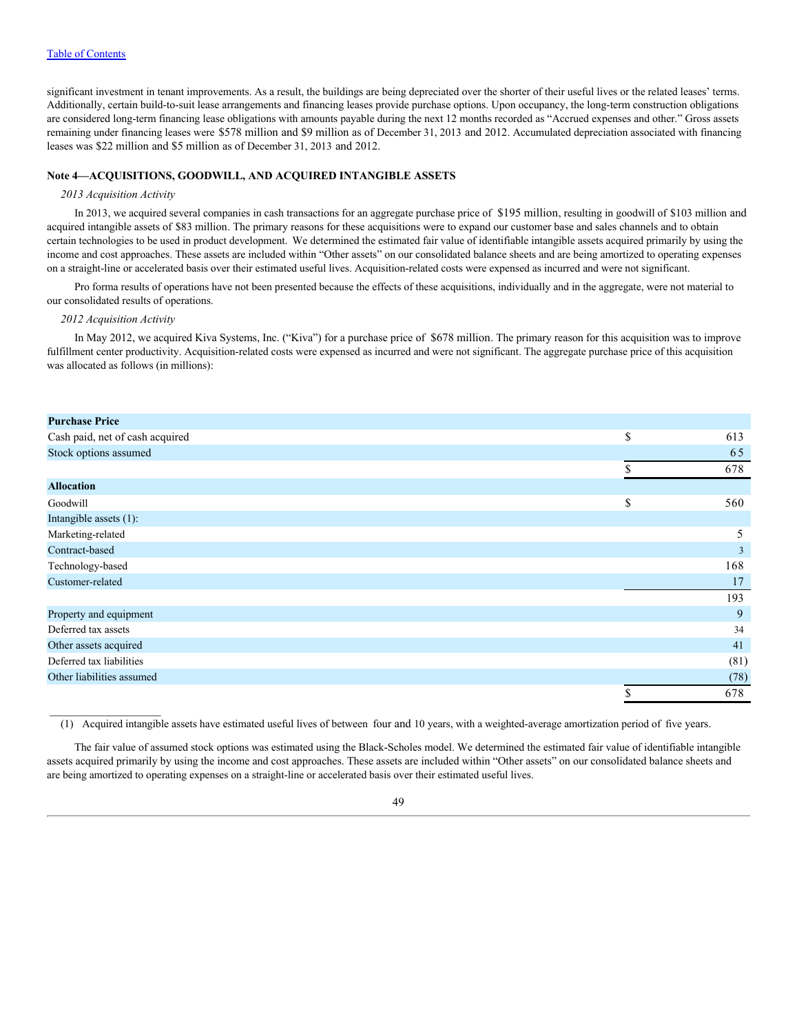significant investment in tenant improvements. As a result, the buildings are being depreciated over the shorter of their useful lives or the related leases' terms. Additionally, certain build-to-suit lease arrangements and financing leases provide purchase options. Upon occupancy, the long-term construction obligations are considered long-term financing lease obligations with amounts payable during the next 12 months recorded as "Accrued expenses and other." Gross assets remaining under financing leases were $578 million and $9 million as of December 31, 2013 and 2012. Accumulated depreciation associated with financing leases was $22 million and $5 million as of December 31, 2013 and 2012.

## Note 4—ACQUISITIONS, GOODWILL, AND ACQUIRED INTANGIBLE ASSETS

*2013 Acquisition Activity*

In 2013, we acquired several companies in cash transactions for an aggregate purchase price of $195 million, resulting in goodwill of $103 million and acquired intangible assets of $83 million. The primary reasons for these acquisitions were to expand our customer base and sales channels and to obtain certain technologies to be used in product development. We determined the estimated fair value of identifiable intangible assets acquired primarily by using the income and cost approaches. These assets are included within "Other assets" on our consolidated balance sheets and are being amortized to operating expenses on a straight-line or accelerated basis over their estimated useful lives. Acquisition-related costs were expensed as incurred and were not significant.

Pro forma results of operations have not been presented because the effects of these acquisitions, individually and in the aggregate, were not material to our consolidated results of operations.

*2012 Acquisition Activity*

In May 2012, we acquired Kiva Systems, Inc. ("Kiva") for a purchase price of $678 million. The primary reason for this acquisition was to improve fulfillment center productivity. Acquisition-related costs were expensed as incurred and were not significant. The aggregate purchase price of this acquisition was allocated as follows (in millions):

| | | |
|---|---|---|
| **Purchase Price** | | |
| Cash paid, net of cash acquired | $ | 613 |
| Stock options assumed | | 65 |
| | $ | 678 |
| **Allocation** | | |
| Goodwill | $ | 560 |
| Intangible assets (1): | | |
| Marketing-related | | 5 |
| Contract-based | | 3 |
| Technology-based | | 168 |
| Customer-related | | 17 |
| | | 193 |
| Property and equipment | | 9 |
| Deferred tax assets | | 34 |
| Other assets acquired | | 41 |
| Deferred tax liabilities | | (81) |
| Other liabilities assumed | | (78) |
| | $ | 678 |

(1) Acquired intangible assets have estimated useful lives of between four and 10 years, with a weighted-average amortization period of five years.

The fair value of assumed stock options was estimated using the Black-Scholes model. We determined the estimated fair value of identifiable intangible assets acquired primarily by using the income and cost approaches. These assets are included within "Other assets" on our consolidated balance sheets and are being amortized to operating expenses on a straight-line or accelerated basis over their estimated useful lives.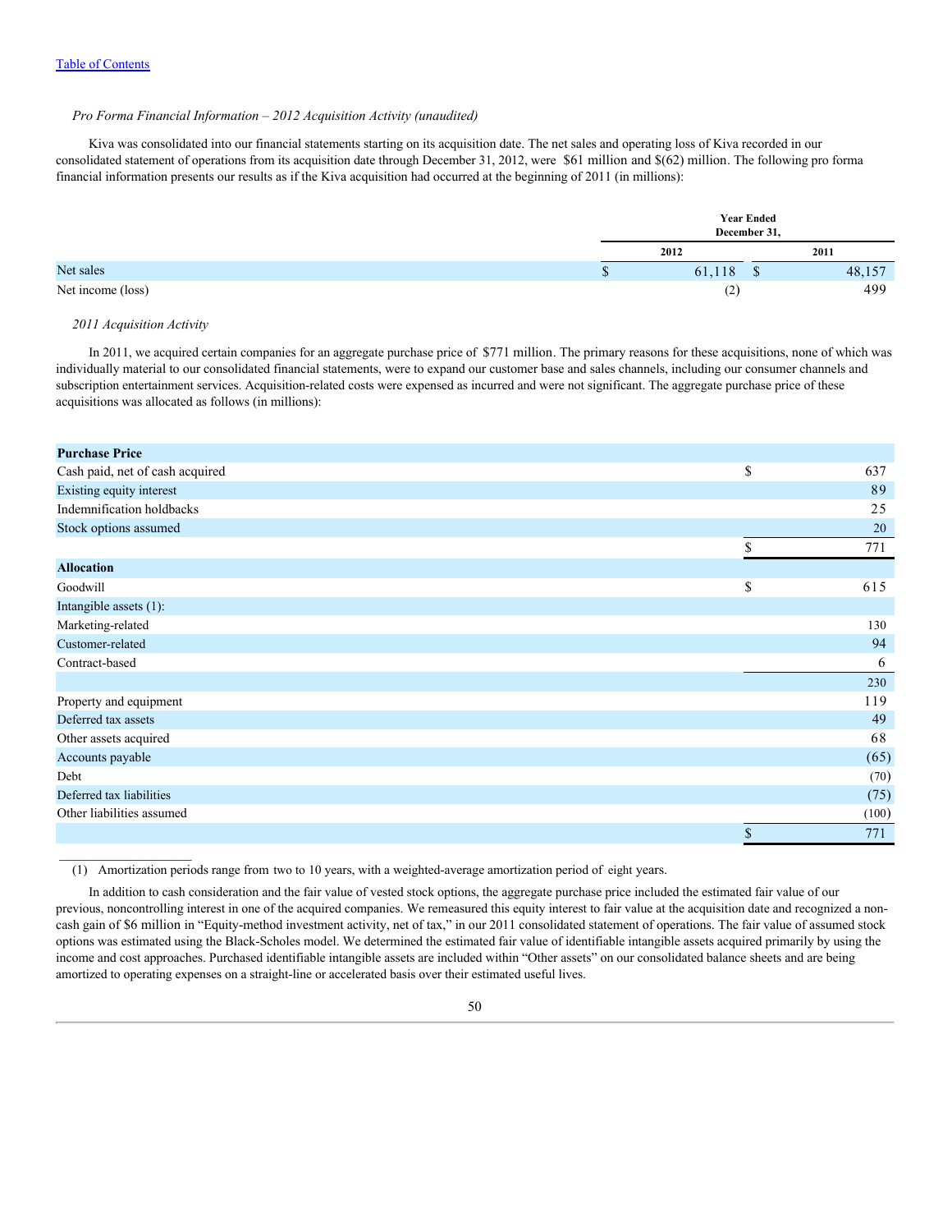[Table of Contents](#)

*Pro Forma Financial Information – 2012 Acquisition Activity (unaudited)*

Kiva was consolidated into our financial statements starting on its acquisition date. The net sales and operating loss of Kiva recorded in our consolidated statement of operations from its acquisition date through December 31, 2012, were $61 million and $(62) million. The following pro forma financial information presents our results as if the Kiva acquisition had occurred at the beginning of 2011 (in millions):

| | Year Ended December 31, | |
|---|---|---|
| | 2012 | 2011 |
| Net sales | $ 61,118 | $ 48,157 |
| Net income (loss) | (2) | 499 |

*2011 Acquisition Activity*

In 2011, we acquired certain companies for an aggregate purchase price of $771 million. The primary reasons for these acquisitions, none of which was individually material to our consolidated financial statements, were to expand our customer base and sales channels, including our consumer channels and subscription entertainment services. Acquisition-related costs were expensed as incurred and were not significant. The aggregate purchase price of these acquisitions was allocated as follows (in millions):

| | |
|---|---|
| **Purchase Price** | |
| Cash paid, net of cash acquired | $ 637 |
| Existing equity interest | 89 |
| Indemnification holdbacks | 25 |
| Stock options assumed | 20 |
| | $ 771 |
| **Allocation** | |
| Goodwill | $ 615 |
| Intangible assets (1): | |
| Marketing-related | 130 |
| Customer-related | 94 |
| Contract-based | 6 |
| | 230 |
| Property and equipment | 119 |
| Deferred tax assets | 49 |
| Other assets acquired | 68 |
| Accounts payable | (65) |
| Debt | (70) |
| Deferred tax liabilities | (75) |
| Other liabilities assumed | (100) |
| | $ 771 |

(1) Amortization periods range from two to 10 years, with a weighted-average amortization period of eight years.

In addition to cash consideration and the fair value of vested stock options, the aggregate purchase price included the estimated fair value of our previous, noncontrolling interest in one of the acquired companies. We remeasured this equity interest to fair value at the acquisition date and recognized a non-cash gain of $6 million in "Equity-method investment activity, net of tax," in our 2011 consolidated statement of operations. The fair value of assumed stock options was estimated using the Black-Scholes model. We determined the estimated fair value of identifiable intangible assets acquired primarily by using the income and cost approaches. Purchased identifiable intangible assets are included within "Other assets" on our consolidated balance sheets and are being amortized to operating expenses on a straight-line or accelerated basis over their estimated useful lives.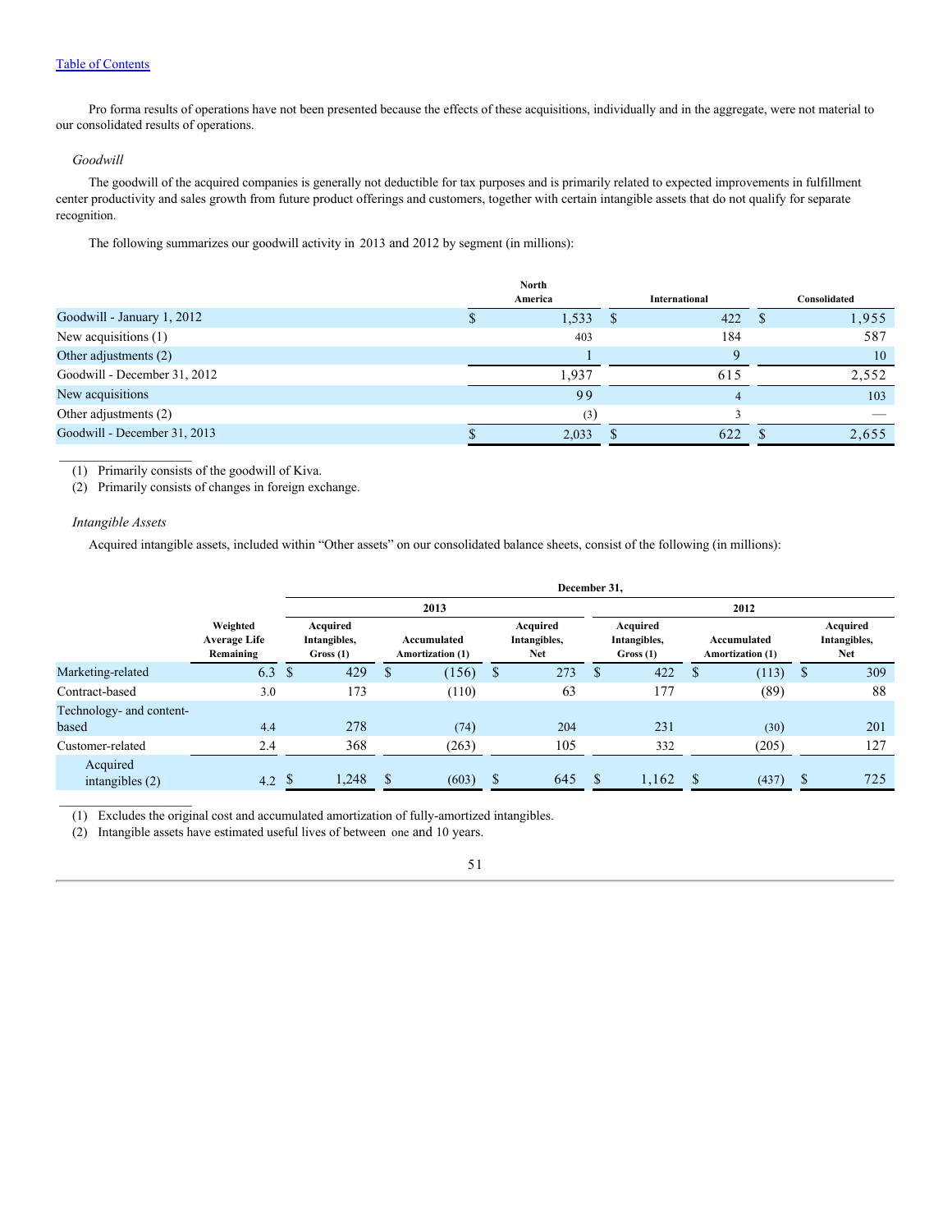Pro forma results of operations have not been presented because the effects of these acquisitions, individually and in the aggregate, were not material to our consolidated results of operations.

*Goodwill*

The goodwill of the acquired companies is generally not deductible for tax purposes and is primarily related to expected improvements in fulfillment center productivity and sales growth from future product offerings and customers, together with certain intangible assets that do not qualify for separate recognition.

The following summarizes our goodwill activity in 2013 and 2012 by segment (in millions):

| | North America | International | Consolidated |
|---|---|---|---|
| Goodwill - January 1, 2012 | $ 1,533 | $ 422 | $ 1,955 |
| New acquisitions (1) | 403 | 184 | 587 |
| Other adjustments (2) | 1 | 9 | 10 |
| Goodwill - December 31, 2012 | 1,937 | 615 | 2,552 |
| New acquisitions | 99 | 4 | 103 |
| Other adjustments (2) | (3) | 3 | — |
| Goodwill - December 31, 2013 | $ 2,033 | $ 622 | $ 2,655 |

(1) Primarily consists of the goodwill of Kiva.

(2) Primarily consists of changes in foreign exchange.

*Intangible Assets*

Acquired intangible assets, included within "Other assets" on our consolidated balance sheets, consist of the following (in millions):

| | | December 31, | | | | | |
|---|---|---|---|---|---|---|---|
| | | 2013 | | | 2012 | | |
| | Weighted Average Life Remaining | Acquired Intangibles, Gross (1) | Accumulated Amortization (1) | Acquired Intangibles, Net | Acquired Intangibles, Gross (1) | Accumulated Amortization (1) | Acquired Intangibles, Net |
| Marketing-related | 6.3 | $ 429 | $ (156) | $ 273 | $ 422 | $ (113) | $ 309 |
| Contract-based | 3.0 | 173 | (110) | 63 | 177 | (89) | 88 |
| Technology- and content-based | 4.4 | 278 | (74) | 204 | 231 | (30) | 201 |
| Customer-related | 2.4 | 368 | (263) | 105 | 332 | (205) | 127 |
| Acquired intangibles (2) | 4.2 | $ 1,248 | $ (603) | $ 645 | $ 1,162 | $ (437) | $ 725 |

(1) Excludes the original cost and accumulated amortization of fully-amortized intangibles.

(2) Intangible assets have estimated useful lives of between one and 10 years.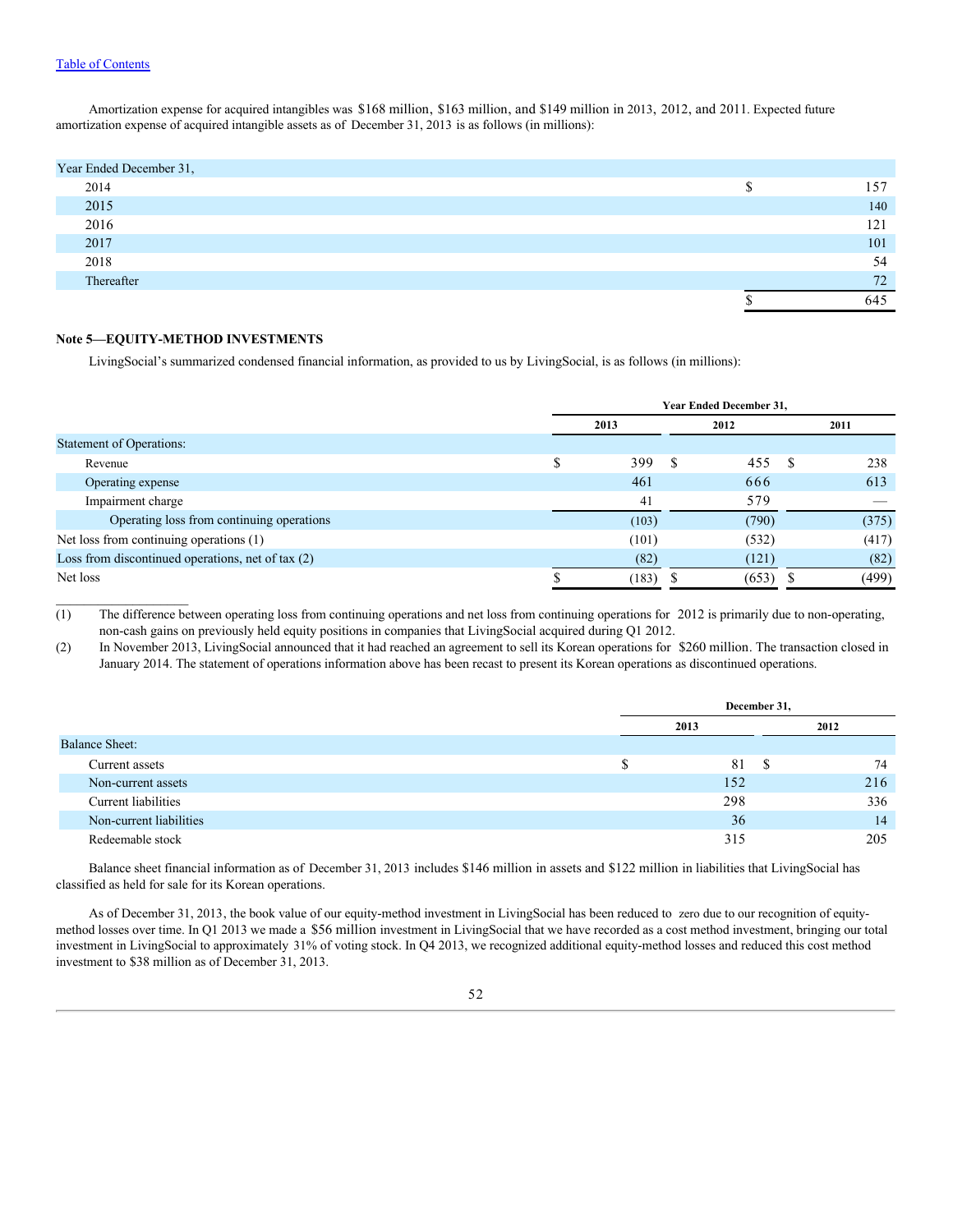Amortization expense for acquired intangibles was $168 million, $163 million, and $149 million in 2013, 2012, and 2011. Expected future amortization expense of acquired intangible assets as of December 31, 2013 is as follows (in millions):

| Year Ended December 31, | |
|---|---|
| 2014 | $ 157 |
| 2015 | 140 |
| 2016 | 121 |
| 2017 | 101 |
| 2018 | 54 |
| Thereafter | 72 |
| | $ 645 |

## Note 5—EQUITY-METHOD INVESTMENTS

LivingSocial's summarized condensed financial information, as provided to us by LivingSocial, is as follows (in millions):

| | Year Ended December 31, | | |
|---|---|---|---|
| | 2013 | 2012 | 2011 |
| Statement of Operations: | | | |
| Revenue | $ 399 | $ 455 | $ 238 |
| Operating expense | 461 | 666 | 613 |
| Impairment charge | 41 | 579 | — |
| Operating loss from continuing operations | (103) | (790) | (375) |
| Net loss from continuing operations (1) | (101) | (532) | (417) |
| Loss from discontinued operations, net of tax (2) | (82) | (121) | (82) |
| Net loss | $ (183) | $ (653) | $ (499) |

(1) The difference between operating loss from continuing operations and net loss from continuing operations for 2012 is primarily due to non-operating, non-cash gains on previously held equity positions in companies that LivingSocial acquired during Q1 2012.

(2) In November 2013, LivingSocial announced that it had reached an agreement to sell its Korean operations for $260 million. The transaction closed in January 2014. The statement of operations information above has been recast to present its Korean operations as discontinued operations.

| | December 31, | |
|---|---|---|
| | 2013 | 2012 |
| Balance Sheet: | | |
| Current assets | $ 81 | $ 74 |
| Non-current assets | 152 | 216 |
| Current liabilities | 298 | 336 |
| Non-current liabilities | 36 | 14 |
| Redeemable stock | 315 | 205 |

Balance sheet financial information as of December 31, 2013 includes $146 million in assets and $122 million in liabilities that LivingSocial has classified as held for sale for its Korean operations.

As of December 31, 2013, the book value of our equity-method investment in LivingSocial has been reduced to zero due to our recognition of equity-method losses over time. In Q1 2013 we made a $56 million investment in LivingSocial that we have recorded as a cost method investment, bringing our total investment in LivingSocial to approximately 31% of voting stock. In Q4 2013, we recognized additional equity-method losses and reduced this cost method investment to $38 million as of December 31, 2013.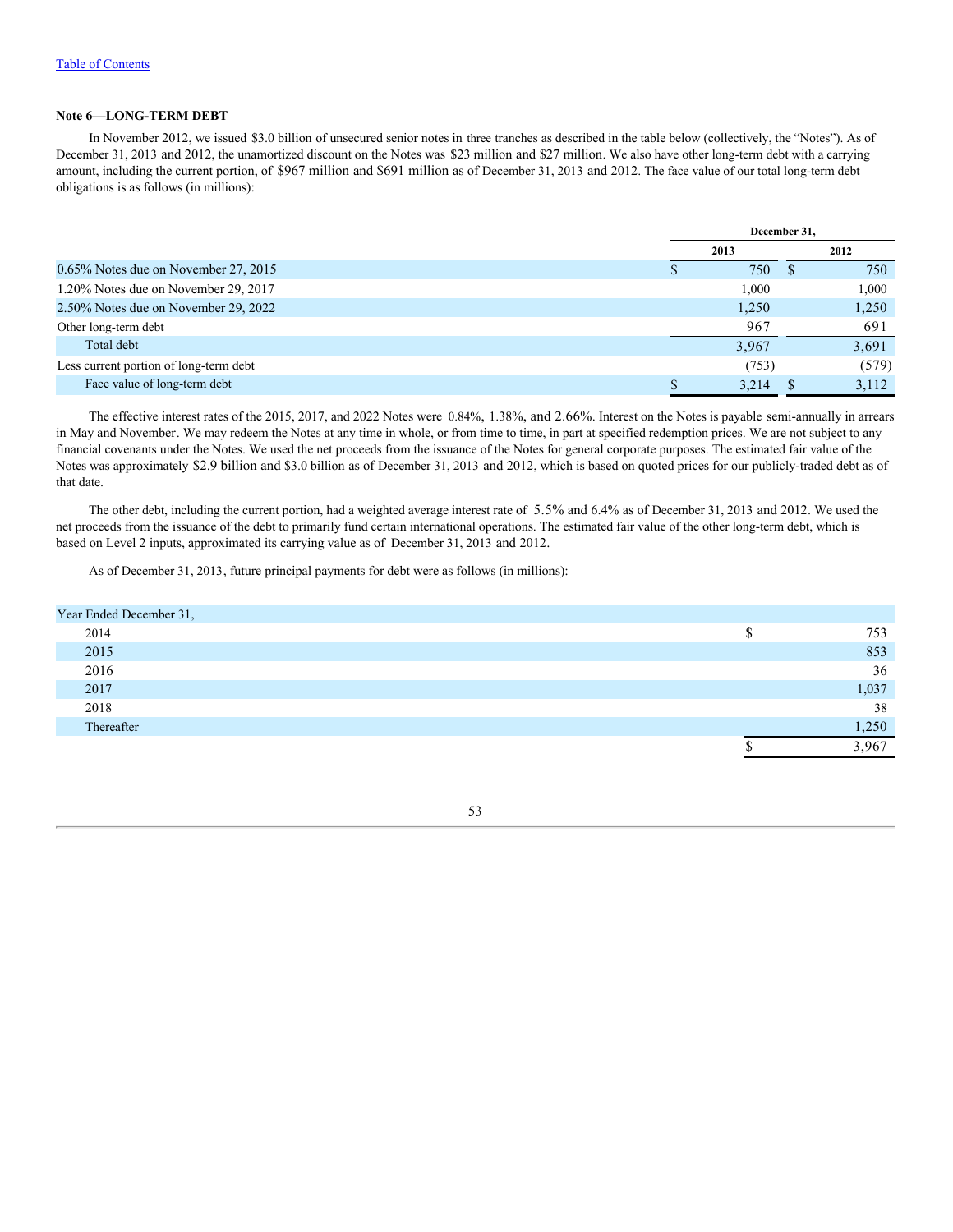#### Note 6—LONG-TERM DEBT

In November 2012, we issued $3.0 billion of unsecured senior notes in three tranches as described in the table below (collectively, the "Notes"). As of December 31, 2013 and 2012, the unamortized discount on the Notes was $23 million and $27 million. We also have other long-term debt with a carrying amount, including the current portion, of $967 million and $691 million as of December 31, 2013 and 2012. The face value of our total long-term debt obligations is as follows (in millions):

| | December 31, | |
|---|---|---|
| | 2013 | 2012 |
| 0.65% Notes due on November 27, 2015 | $ 750 | $ 750 |
| 1.20% Notes due on November 29, 2017 | 1,000 | 1,000 |
| 2.50% Notes due on November 29, 2022 | 1,250 | 1,250 |
| Other long-term debt | 967 | 691 |
| Total debt | 3,967 | 3,691 |
| Less current portion of long-term debt | (753) | (579) |
| Face value of long-term debt | $ 3,214 | $ 3,112 |

The effective interest rates of the 2015, 2017, and 2022 Notes were 0.84%, 1.38%, and 2.66%. Interest on the Notes is payable semi-annually in arrears in May and November. We may redeem the Notes at any time in whole, or from time to time, in part at specified redemption prices. We are not subject to any financial covenants under the Notes. We used the net proceeds from the issuance of the Notes for general corporate purposes. The estimated fair value of the Notes was approximately $2.9 billion and $3.0 billion as of December 31, 2013 and 2012, which is based on quoted prices for our publicly-traded debt as of that date.

The other debt, including the current portion, had a weighted average interest rate of 5.5% and 6.4% as of December 31, 2013 and 2012. We used the net proceeds from the issuance of the debt to primarily fund certain international operations. The estimated fair value of the other long-term debt, which is based on Level 2 inputs, approximated its carrying value as of December 31, 2013 and 2012.

As of December 31, 2013, future principal payments for debt were as follows (in millions):

| Year Ended December 31, | |
|---|---|
| 2014 | $ 753 |
| 2015 | 853 |
| 2016 | 36 |
| 2017 | 1,037 |
| 2018 | 38 |
| Thereafter | 1,250 |
| | $ 3,967 |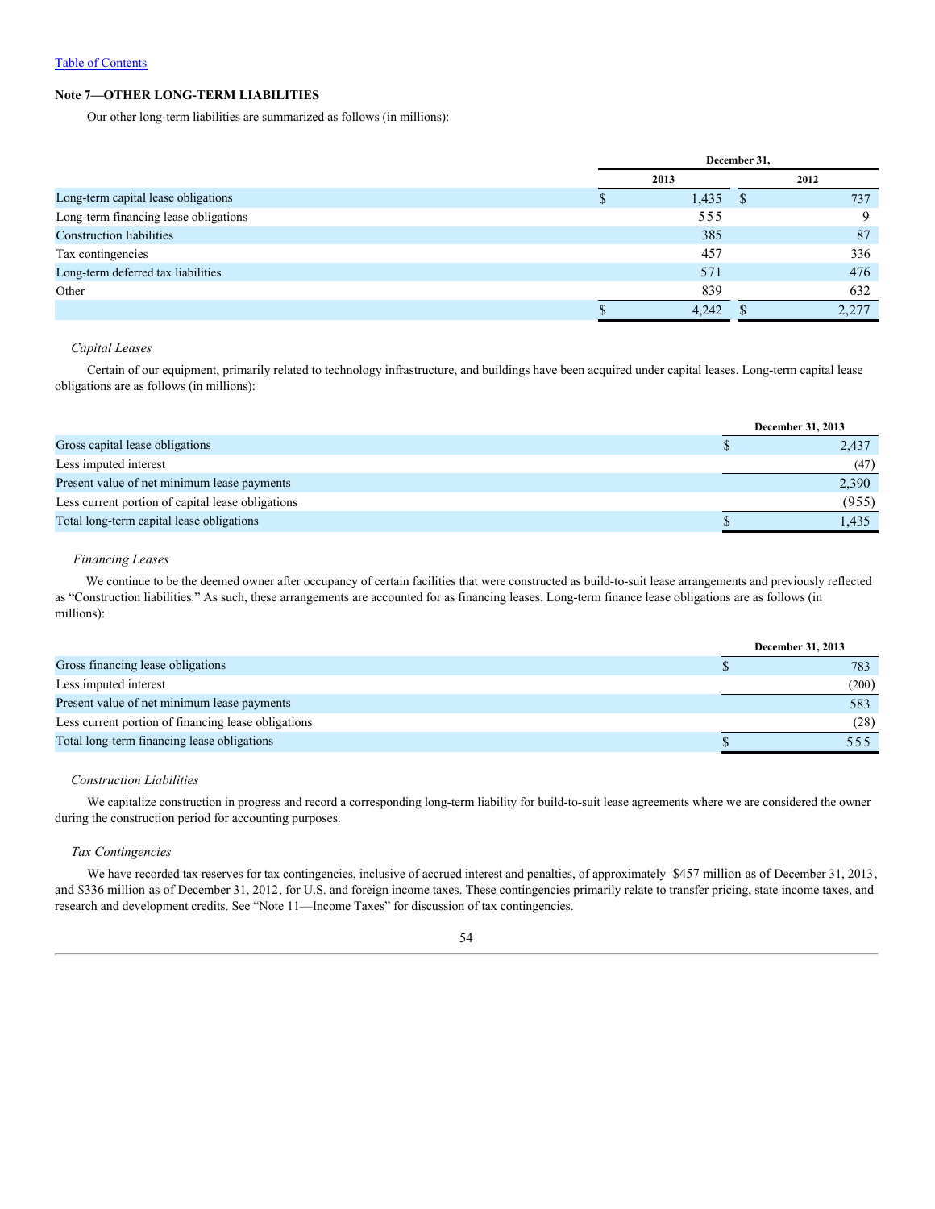## Note 7—OTHER LONG-TERM LIABILITIES

Our other long-term liabilities are summarized as follows (in millions):

| | December 31, | |
|---|---|---|
| | 2013 | 2012 |
| Long-term capital lease obligations | $ 1,435 | $ 737 |
| Long-term financing lease obligations | 555 | 9 |
| Construction liabilities | 385 | 87 |
| Tax contingencies | 457 | 336 |
| Long-term deferred tax liabilities | 571 | 476 |
| Other | 839 | 632 |
| | $ 4,242 | $ 2,277 |

*Capital Leases*

Certain of our equipment, primarily related to technology infrastructure, and buildings have been acquired under capital leases. Long-term capital lease obligations are as follows (in millions):

| | December 31, 2013 |
|---|---|
| Gross capital lease obligations | $ 2,437 |
| Less imputed interest | (47) |
| Present value of net minimum lease payments | 2,390 |
| Less current portion of capital lease obligations | (955) |
| Total long-term capital lease obligations | $ 1,435 |

*Financing Leases*

We continue to be the deemed owner after occupancy of certain facilities that were constructed as build-to-suit lease arrangements and previously reflected as "Construction liabilities." As such, these arrangements are accounted for as financing leases. Long-term finance lease obligations are as follows (in millions):

| | December 31, 2013 |
|---|---|
| Gross financing lease obligations | $ 783 |
| Less imputed interest | (200) |
| Present value of net minimum lease payments | 583 |
| Less current portion of financing lease obligations | (28) |
| Total long-term financing lease obligations | $ 555 |

*Construction Liabilities*

We capitalize construction in progress and record a corresponding long-term liability for build-to-suit lease agreements where we are considered the owner during the construction period for accounting purposes.

*Tax Contingencies*

We have recorded tax reserves for tax contingencies, inclusive of accrued interest and penalties, of approximately $457 million as of December 31, 2013, and $336 million as of December 31, 2012, for U.S. and foreign income taxes. These contingencies primarily relate to transfer pricing, state income taxes, and research and development credits. See "Note 11—Income Taxes" for discussion of tax contingencies.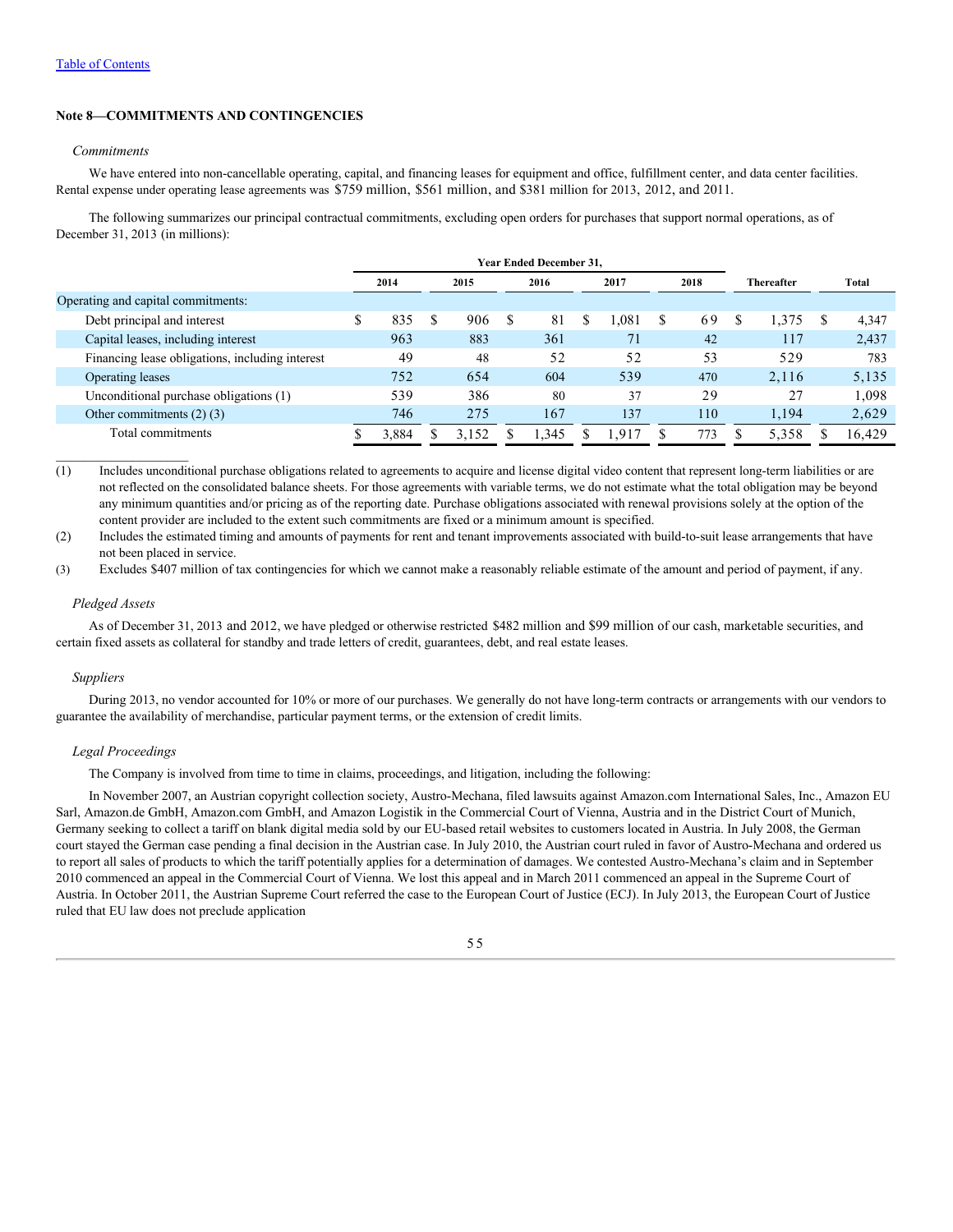## Note 8—COMMITMENTS AND CONTINGENCIES

*Commitments*

We have entered into non-cancellable operating, capital, and financing leases for equipment and office, fulfillment center, and data center facilities. Rental expense under operating lease agreements was $759 million, $561 million, and $381 million for 2013, 2012, and 2011.

The following summarizes our principal contractual commitments, excluding open orders for purchases that support normal operations, as of December 31, 2013 (in millions):

| | Year Ended December 31, | | | | | | |
|---|---|---|---|---|---|---|---|
| | 2014 | 2015 | 2016 | 2017 | 2018 | Thereafter | Total |
| Operating and capital commitments: | | | | | | | |
| Debt principal and interest | $ 835 | $ 906 | $ 81 | $ 1,081 | $ 69 | $ 1,375 | $ 4,347 |
| Capital leases, including interest | 963 | 883 | 361 | 71 | 42 | 117 | 2,437 |
| Financing lease obligations, including interest | 49 | 48 | 52 | 52 | 53 | 529 | 783 |
| Operating leases | 752 | 654 | 604 | 539 | 470 | 2,116 | 5,135 |
| Unconditional purchase obligations (1) | 539 | 386 | 80 | 37 | 29 | 27 | 1,098 |
| Other commitments (2) (3) | 746 | 275 | 167 | 137 | 110 | 1,194 | 2,629 |
| Total commitments | $ 3,884 | $ 3,152 | $ 1,345 | $ 1,917 | $ 773 | $ 5,358 | $ 16,429 |

(1) Includes unconditional purchase obligations related to agreements to acquire and license digital video content that represent long-term liabilities or are not reflected on the consolidated balance sheets. For those agreements with variable terms, we do not estimate what the total obligation may be beyond any minimum quantities and/or pricing as of the reporting date. Purchase obligations associated with renewal provisions solely at the option of the content provider are included to the extent such commitments are fixed or a minimum amount is specified.

(2) Includes the estimated timing and amounts of payments for rent and tenant improvements associated with build-to-suit lease arrangements that have not been placed in service.

(3) Excludes $407 million of tax contingencies for which we cannot make a reasonably reliable estimate of the amount and period of payment, if any.

*Pledged Assets*

As of December 31, 2013 and 2012, we have pledged or otherwise restricted $482 million and $99 million of our cash, marketable securities, and certain fixed assets as collateral for standby and trade letters of credit, guarantees, debt, and real estate leases.

*Suppliers*

During 2013, no vendor accounted for 10% or more of our purchases. We generally do not have long-term contracts or arrangements with our vendors to guarantee the availability of merchandise, particular payment terms, or the extension of credit limits.

*Legal Proceedings*

The Company is involved from time to time in claims, proceedings, and litigation, including the following:

In November 2007, an Austrian copyright collection society, Austro-Mechana, filed lawsuits against Amazon.com International Sales, Inc., Amazon EU Sarl, Amazon.de GmbH, Amazon.com GmbH, and Amazon Logistik in the Commercial Court of Vienna, Austria and in the District Court of Munich, Germany seeking to collect a tariff on blank digital media sold by our EU-based retail websites to customers located in Austria. In July 2008, the German court stayed the German case pending a final decision in the Austrian case. In July 2010, the Austrian court ruled in favor of Austro-Mechana and ordered us to report all sales of products to which the tariff potentially applies for a determination of damages. We contested Austro-Mechana's claim and in September 2010 commenced an appeal in the Commercial Court of Vienna. We lost this appeal and in March 2011 commenced an appeal in the Supreme Court of Austria. In October 2011, the Austrian Supreme Court referred the case to the European Court of Justice (ECJ). In July 2013, the European Court of Justice ruled that EU law does not preclude application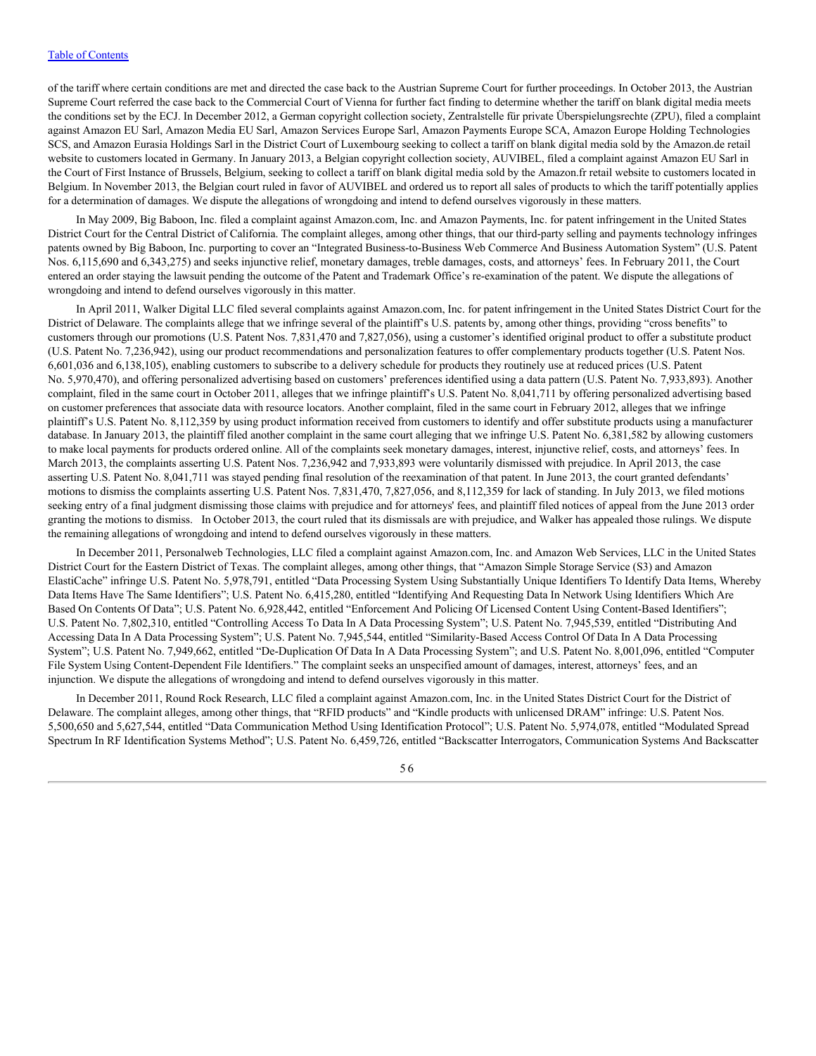of the tariff where certain conditions are met and directed the case back to the Austrian Supreme Court for further proceedings. In October 2013, the Austrian Supreme Court referred the case back to the Commercial Court of Vienna for further fact finding to determine whether the tariff on blank digital media meets the conditions set by the ECJ. In December 2012, a German copyright collection society, Zentralstelle für private Überspielungsrechte (ZPU), filed a complaint against Amazon EU Sarl, Amazon Media EU Sarl, Amazon Services Europe Sarl, Amazon Payments Europe SCA, Amazon Europe Holding Technologies SCS, and Amazon Eurasia Holdings Sarl in the District Court of Luxembourg seeking to collect a tariff on blank digital media sold by the Amazon.de retail website to customers located in Germany. In January 2013, a Belgian copyright collection society, AUVIBEL, filed a complaint against Amazon EU Sarl in the Court of First Instance of Brussels, Belgium, seeking to collect a tariff on blank digital media sold by the Amazon.fr retail website to customers located in Belgium. In November 2013, the Belgian court ruled in favor of AUVIBEL and ordered us to report all sales of products to which the tariff potentially applies for a determination of damages. We dispute the allegations of wrongdoing and intend to defend ourselves vigorously in these matters.

In May 2009, Big Baboon, Inc. filed a complaint against Amazon.com, Inc. and Amazon Payments, Inc. for patent infringement in the United States District Court for the Central District of California. The complaint alleges, among other things, that our third-party selling and payments technology infringes patents owned by Big Baboon, Inc. purporting to cover an "Integrated Business-to-Business Web Commerce And Business Automation System" (U.S. Patent Nos. 6,115,690 and 6,343,275) and seeks injunctive relief, monetary damages, treble damages, costs, and attorneys' fees. In February 2011, the Court entered an order staying the lawsuit pending the outcome of the Patent and Trademark Office's re-examination of the patent. We dispute the allegations of wrongdoing and intend to defend ourselves vigorously in this matter.

In April 2011, Walker Digital LLC filed several complaints against Amazon.com, Inc. for patent infringement in the United States District Court for the District of Delaware. The complaints allege that we infringe several of the plaintiff's U.S. patents by, among other things, providing "cross benefits" to customers through our promotions (U.S. Patent Nos. 7,831,470 and 7,827,056), using a customer's identified original product to offer a substitute product (U.S. Patent No. 7,236,942), using our product recommendations and personalization features to offer complementary products together (U.S. Patent Nos. 6,601,036 and 6,138,105), enabling customers to subscribe to a delivery schedule for products they routinely use at reduced prices (U.S. Patent No. 5,970,470), and offering personalized advertising based on customers' preferences identified using a data pattern (U.S. Patent No. 7,933,893). Another complaint, filed in the same court in October 2011, alleges that we infringe plaintiff's U.S. Patent No. 8,041,711 by offering personalized advertising based on customer preferences that associate data with resource locators. Another complaint, filed in the same court in February 2012, alleges that we infringe plaintiff's U.S. Patent No. 8,112,359 by using product information received from customers to identify and offer substitute products using a manufacturer database. In January 2013, the plaintiff filed another complaint in the same court alleging that we infringe U.S. Patent No. 6,381,582 by allowing customers to make local payments for products ordered online. All of the complaints seek monetary damages, interest, injunctive relief, costs, and attorneys' fees. In March 2013, the complaints asserting U.S. Patent Nos. 7,236,942 and 7,933,893 were voluntarily dismissed with prejudice. In April 2013, the case asserting U.S. Patent No. 8,041,711 was stayed pending final resolution of the reexamination of that patent. In June 2013, the court granted defendants' motions to dismiss the complaints asserting U.S. Patent Nos. 7,831,470, 7,827,056, and 8,112,359 for lack of standing. In July 2013, we filed motions seeking entry of a final judgment dismissing those claims with prejudice and for attorneys' fees, and plaintiff filed notices of appeal from the June 2013 order granting the motions to dismiss. In October 2013, the court ruled that its dismissals are with prejudice, and Walker has appealed those rulings. We dispute the remaining allegations of wrongdoing and intend to defend ourselves vigorously in these matters.

In December 2011, Personalweb Technologies, LLC filed a complaint against Amazon.com, Inc. and Amazon Web Services, LLC in the United States District Court for the Eastern District of Texas. The complaint alleges, among other things, that "Amazon Simple Storage Service (S3) and Amazon ElastiCache" infringe U.S. Patent No. 5,978,791, entitled "Data Processing System Using Substantially Unique Identifiers To Identify Data Items, Whereby Data Items Have The Same Identifiers"; U.S. Patent No. 6,415,280, entitled "Identifying And Requesting Data In Network Using Identifiers Which Are Based On Contents Of Data"; U.S. Patent No. 6,928,442, entitled "Enforcement And Policing Of Licensed Content Using Content-Based Identifiers"; U.S. Patent No. 7,802,310, entitled "Controlling Access To Data In A Data Processing System"; U.S. Patent No. 7,945,539, entitled "Distributing And Accessing Data In A Data Processing System"; U.S. Patent No. 7,945,544, entitled "Similarity-Based Access Control Of Data In A Data Processing System"; U.S. Patent No. 7,949,662, entitled "De-Duplication Of Data In A Data Processing System"; and U.S. Patent No. 8,001,096, entitled "Computer File System Using Content-Dependent File Identifiers." The complaint seeks an unspecified amount of damages, interest, attorneys' fees, and an injunction. We dispute the allegations of wrongdoing and intend to defend ourselves vigorously in this matter.

In December 2011, Round Rock Research, LLC filed a complaint against Amazon.com, Inc. in the United States District Court for the District of Delaware. The complaint alleges, among other things, that "RFID products" and "Kindle products with unlicensed DRAM" infringe: U.S. Patent Nos. 5,500,650 and 5,627,544, entitled "Data Communication Method Using Identification Protocol"; U.S. Patent No. 5,974,078, entitled "Modulated Spread Spectrum In RF Identification Systems Method"; U.S. Patent No. 6,459,726, entitled "Backscatter Interrogators, Communication Systems And Backscatter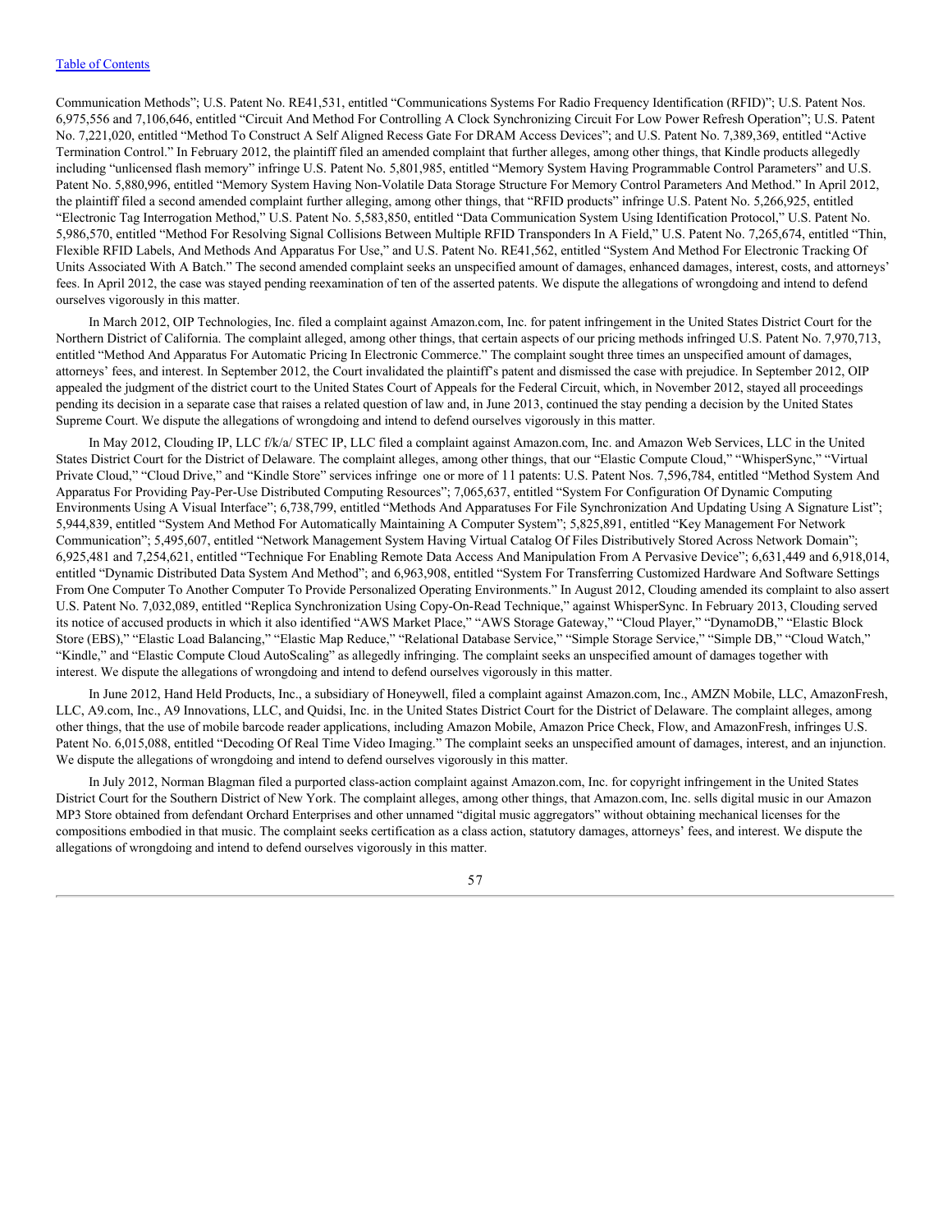Communication Methods”; U.S. Patent No. RE41,531, entitled “Communications Systems For Radio Frequency Identification (RFID)”; U.S. Patent Nos. 6,975,556 and 7,106,646, entitled “Circuit And Method For Controlling A Clock Synchronizing Circuit For Low Power Refresh Operation”; U.S. Patent No. 7,221,020, entitled “Method To Construct A Self Aligned Recess Gate For DRAM Access Devices”; and U.S. Patent No. 7,389,369, entitled “Active Termination Control.” In February 2012, the plaintiff filed an amended complaint that further alleges, among other things, that Kindle products allegedly including “unlicensed flash memory” infringe U.S. Patent No. 5,801,985, entitled “Memory System Having Programmable Control Parameters” and U.S. Patent No. 5,880,996, entitled “Memory System Having Non-Volatile Data Storage Structure For Memory Control Parameters And Method.” In April 2012, the plaintiff filed a second amended complaint further alleging, among other things, that “RFID products” infringe U.S. Patent No. 5,266,925, entitled “Electronic Tag Interrogation Method,” U.S. Patent No. 5,583,850, entitled “Data Communication System Using Identification Protocol,” U.S. Patent No. 5,986,570, entitled “Method For Resolving Signal Collisions Between Multiple RFID Transponders In A Field,” U.S. Patent No. 7,265,674, entitled “Thin, Flexible RFID Labels, And Methods And Apparatus For Use,” and U.S. Patent No. RE41,562, entitled “System And Method For Electronic Tracking Of Units Associated With A Batch.” The second amended complaint seeks an unspecified amount of damages, enhanced damages, interest, costs, and attorneys' fees. In April 2012, the case was stayed pending reexamination of ten of the asserted patents. We dispute the allegations of wrongdoing and intend to defend ourselves vigorously in this matter.

In March 2012, OIP Technologies, Inc. filed a complaint against Amazon.com, Inc. for patent infringement in the United States District Court for the Northern District of California. The complaint alleged, among other things, that certain aspects of our pricing methods infringed U.S. Patent No. 7,970,713, entitled “Method And Apparatus For Automatic Pricing In Electronic Commerce.” The complaint sought three times an unspecified amount of damages, attorneys' fees, and interest. In September 2012, the Court invalidated the plaintiff's patent and dismissed the case with prejudice. In September 2012, OIP appealed the judgment of the district court to the United States Court of Appeals for the Federal Circuit, which, in November 2012, stayed all proceedings pending its decision in a separate case that raises a related question of law and, in June 2013, continued the stay pending a decision by the United States Supreme Court. We dispute the allegations of wrongdoing and intend to defend ourselves vigorously in this matter.

In May 2012, Clouding IP, LLC f/k/a/ STEC IP, LLC filed a complaint against Amazon.com, Inc. and Amazon Web Services, LLC in the United States District Court for the District of Delaware. The complaint alleges, among other things, that our “Elastic Compute Cloud,” “WhisperSync,” “Virtual Private Cloud,” “Cloud Drive,” and “Kindle Store” services infringe one or more of 11 patents: U.S. Patent Nos. 7,596,784, entitled “Method System And Apparatus For Providing Pay-Per-Use Distributed Computing Resources”; 7,065,637, entitled “System For Configuration Of Dynamic Computing Environments Using A Visual Interface”; 6,738,799, entitled “Methods And Apparatuses For File Synchronization And Updating Using A Signature List”; 5,944,839, entitled “System And Method For Automatically Maintaining A Computer System”; 5,825,891, entitled “Key Management For Network Communication”; 5,495,607, entitled “Network Management System Having Virtual Catalog Of Files Distributively Stored Across Network Domain”; 6,925,481 and 7,254,621, entitled “Technique For Enabling Remote Data Access And Manipulation From A Pervasive Device”; 6,631,449 and 6,918,014, entitled “Dynamic Distributed Data System And Method”; and 6,963,908, entitled “System For Transferring Customized Hardware And Software Settings From One Computer To Another Computer To Provide Personalized Operating Environments.” In August 2012, Clouding amended its complaint to also assert U.S. Patent No. 7,032,089, entitled “Replica Synchronization Using Copy-On-Read Technique,” against WhisperSync. In February 2013, Clouding served its notice of accused products in which it also identified “AWS Market Place,” “AWS Storage Gateway,” “Cloud Player,” “DynamoDB,” “Elastic Block Store (EBS),” “Elastic Load Balancing,” “Elastic Map Reduce,” “Relational Database Service,” “Simple Storage Service,” “Simple DB,” “Cloud Watch,” “Kindle,” and “Elastic Compute Cloud AutoScaling” as allegedly infringing. The complaint seeks an unspecified amount of damages together with interest. We dispute the allegations of wrongdoing and intend to defend ourselves vigorously in this matter.

In June 2012, Hand Held Products, Inc., a subsidiary of Honeywell, filed a complaint against Amazon.com, Inc., AMZN Mobile, LLC, AmazonFresh, LLC, A9.com, Inc., A9 Innovations, LLC, and Quidsi, Inc. in the United States District Court for the District of Delaware. The complaint alleges, among other things, that the use of mobile barcode reader applications, including Amazon Mobile, Amazon Price Check, Flow, and AmazonFresh, infringes U.S. Patent No. 6,015,088, entitled “Decoding Of Real Time Video Imaging.” The complaint seeks an unspecified amount of damages, interest, and an injunction. We dispute the allegations of wrongdoing and intend to defend ourselves vigorously in this matter.

In July 2012, Norman Blagman filed a purported class-action complaint against Amazon.com, Inc. for copyright infringement in the United States District Court for the Southern District of New York. The complaint alleges, among other things, that Amazon.com, Inc. sells digital music in our Amazon MP3 Store obtained from defendant Orchard Enterprises and other unnamed “digital music aggregators” without obtaining mechanical licenses for the compositions embodied in that music. The complaint seeks certification as a class action, statutory damages, attorneys' fees, and interest. We dispute the allegations of wrongdoing and intend to defend ourselves vigorously in this matter.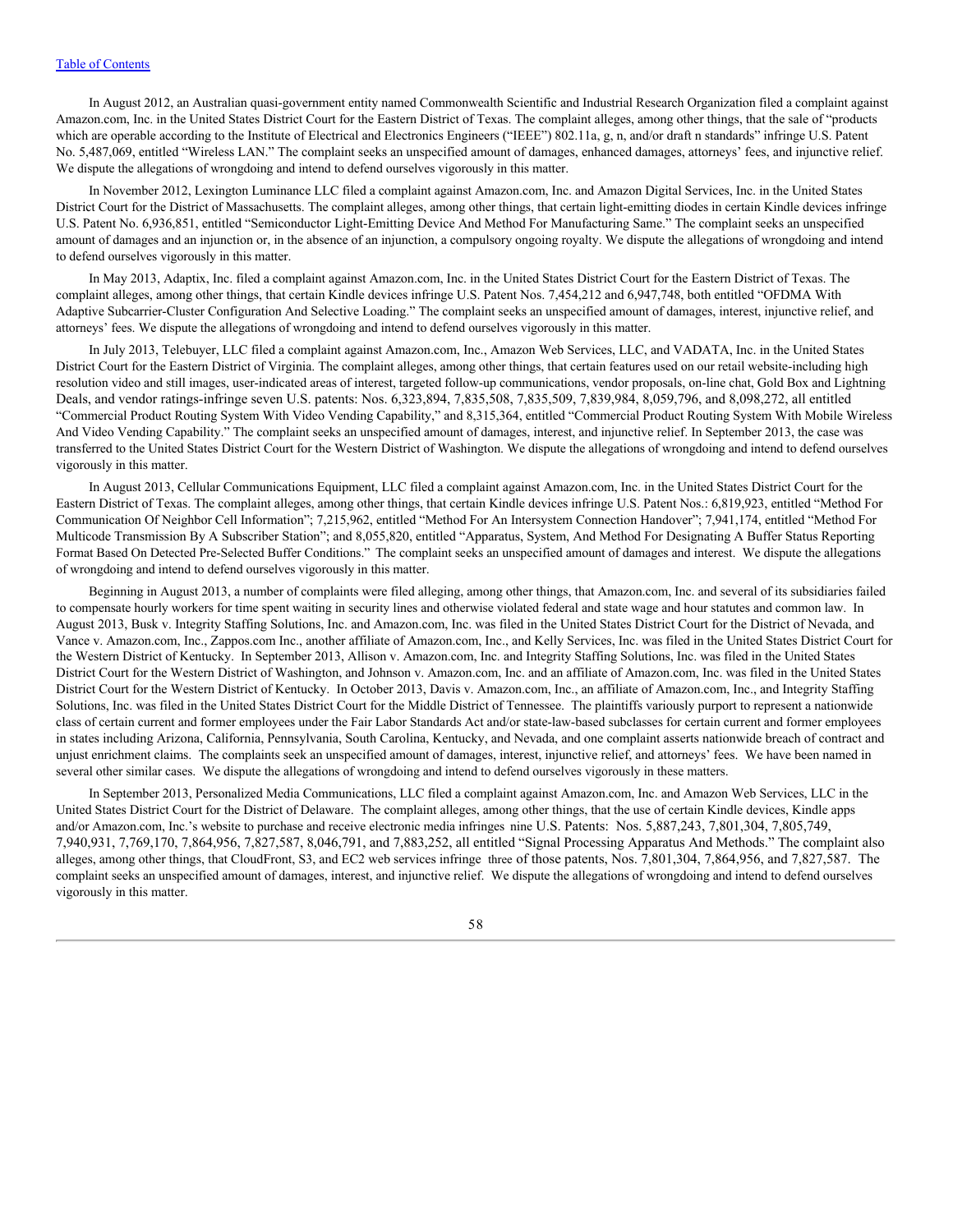In August 2012, an Australian quasi-government entity named Commonwealth Scientific and Industrial Research Organization filed a complaint against Amazon.com, Inc. in the United States District Court for the Eastern District of Texas. The complaint alleges, among other things, that the sale of "products which are operable according to the Institute of Electrical and Electronics Engineers ("IEEE") 802.11a, g, n, and/or draft n standards" infringe U.S. Patent No. 5,487,069, entitled "Wireless LAN." The complaint seeks an unspecified amount of damages, enhanced damages, attorneys' fees, and injunctive relief. We dispute the allegations of wrongdoing and intend to defend ourselves vigorously in this matter.

In November 2012, Lexington Luminance LLC filed a complaint against Amazon.com, Inc. and Amazon Digital Services, Inc. in the United States District Court for the District of Massachusetts. The complaint alleges, among other things, that certain light-emitting diodes in certain Kindle devices infringe U.S. Patent No. 6,936,851, entitled "Semiconductor Light-Emitting Device And Method For Manufacturing Same." The complaint seeks an unspecified amount of damages and an injunction or, in the absence of an injunction, a compulsory ongoing royalty. We dispute the allegations of wrongdoing and intend to defend ourselves vigorously in this matter.

In May 2013, Adaptix, Inc. filed a complaint against Amazon.com, Inc. in the United States District Court for the Eastern District of Texas. The complaint alleges, among other things, that certain Kindle devices infringe U.S. Patent Nos. 7,454,212 and 6,947,748, both entitled "OFDMA With Adaptive Subcarrier-Cluster Configuration And Selective Loading." The complaint seeks an unspecified amount of damages, interest, injunctive relief, and attorneys' fees. We dispute the allegations of wrongdoing and intend to defend ourselves vigorously in this matter.

In July 2013, Telebuyer, LLC filed a complaint against Amazon.com, Inc., Amazon Web Services, LLC, and VADATA, Inc. in the United States District Court for the Eastern District of Virginia. The complaint alleges, among other things, that certain features used on our retail website-including high resolution video and still images, user-indicated areas of interest, targeted follow-up communications, vendor proposals, on-line chat, Gold Box and Lightning Deals, and vendor ratings-infringe seven U.S. patents: Nos. 6,323,894, 7,835,508, 7,835,509, 7,839,984, 8,059,796, and 8,098,272, all entitled "Commercial Product Routing System With Video Vending Capability," and 8,315,364, entitled "Commercial Product Routing System With Mobile Wireless And Video Vending Capability." The complaint seeks an unspecified amount of damages, interest, and injunctive relief. In September 2013, the case was transferred to the United States District Court for the Western District of Washington. We dispute the allegations of wrongdoing and intend to defend ourselves vigorously in this matter.

In August 2013, Cellular Communications Equipment, LLC filed a complaint against Amazon.com, Inc. in the United States District Court for the Eastern District of Texas. The complaint alleges, among other things, that certain Kindle devices infringe U.S. Patent Nos.: 6,819,923, entitled "Method For Communication Of Neighbor Cell Information"; 7,215,962, entitled "Method For An Intersystem Connection Handover"; 7,941,174, entitled "Method For Multicode Transmission By A Subscriber Station"; and 8,055,820, entitled "Apparatus, System, And Method For Designating A Buffer Status Reporting Format Based On Detected Pre-Selected Buffer Conditions." The complaint seeks an unspecified amount of damages and interest. We dispute the allegations of wrongdoing and intend to defend ourselves vigorously in this matter.

Beginning in August 2013, a number of complaints were filed alleging, among other things, that Amazon.com, Inc. and several of its subsidiaries failed to compensate hourly workers for time spent waiting in security lines and otherwise violated federal and state wage and hour statutes and common law. In August 2013, Busk v. Integrity Staffing Solutions, Inc. and Amazon.com, Inc. was filed in the United States District Court for the District of Nevada, and Vance v. Amazon.com, Inc., Zappos.com Inc., another affiliate of Amazon.com, Inc., and Kelly Services, Inc. was filed in the United States District Court for the Western District of Kentucky. In September 2013, Allison v. Amazon.com, Inc. and Integrity Staffing Solutions, Inc. was filed in the United States District Court for the Western District of Washington, and Johnson v. Amazon.com, Inc. and an affiliate of Amazon.com, Inc. was filed in the United States District Court for the Western District of Kentucky. In October 2013, Davis v. Amazon.com, Inc., an affiliate of Amazon.com, Inc., and Integrity Staffing Solutions, Inc. was filed in the United States District Court for the Middle District of Tennessee. The plaintiffs variously purport to represent a nationwide class of certain current and former employees under the Fair Labor Standards Act and/or state-law-based subclasses for certain current and former employees in states including Arizona, California, Pennsylvania, South Carolina, Kentucky, and Nevada, and one complaint asserts nationwide breach of contract and unjust enrichment claims. The complaints seek an unspecified amount of damages, interest, injunctive relief, and attorneys' fees. We have been named in several other similar cases. We dispute the allegations of wrongdoing and intend to defend ourselves vigorously in these matters.

In September 2013, Personalized Media Communications, LLC filed a complaint against Amazon.com, Inc. and Amazon Web Services, LLC in the United States District Court for the District of Delaware. The complaint alleges, among other things, that the use of certain Kindle devices, Kindle apps and/or Amazon.com, Inc.'s website to purchase and receive electronic media infringes nine U.S. Patents: Nos. 5,887,243, 7,801,304, 7,805,749, 7,940,931, 7,769,170, 7,864,956, 7,827,587, 8,046,791, and 7,883,252, all entitled "Signal Processing Apparatus And Methods." The complaint also alleges, among other things, that CloudFront, S3, and EC2 web services infringe three of those patents, Nos. 7,801,304, 7,864,956, and 7,827,587. The complaint seeks an unspecified amount of damages, interest, and injunctive relief. We dispute the allegations of wrongdoing and intend to defend ourselves vigorously in this matter.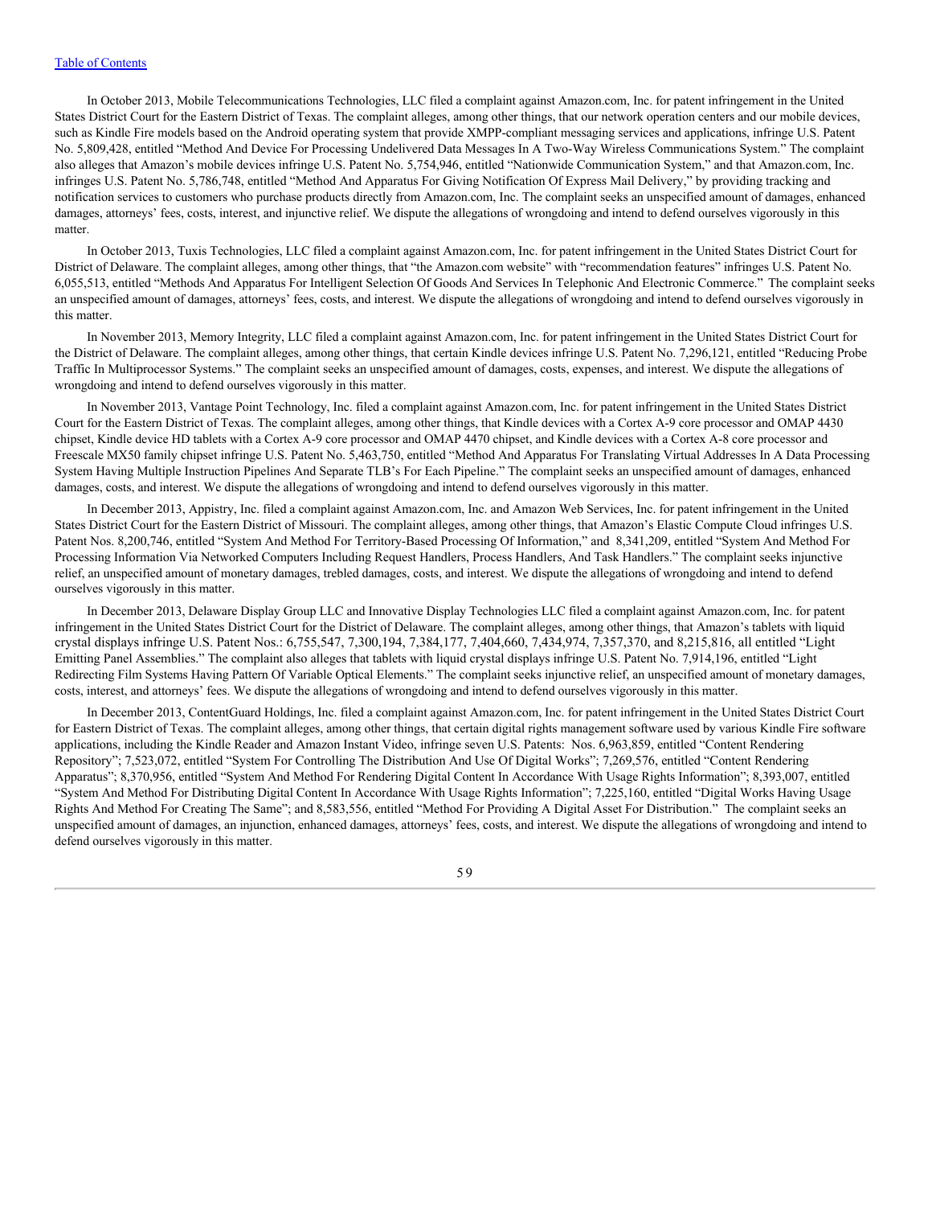In October 2013, Mobile Telecommunications Technologies, LLC filed a complaint against Amazon.com, Inc. for patent infringement in the United States District Court for the Eastern District of Texas. The complaint alleges, among other things, that our network operation centers and our mobile devices, such as Kindle Fire models based on the Android operating system that provide XMPP-compliant messaging services and applications, infringe U.S. Patent No. 5,809,428, entitled "Method And Device For Processing Undelivered Data Messages In A Two-Way Wireless Communications System." The complaint also alleges that Amazon's mobile devices infringe U.S. Patent No. 5,754,946, entitled "Nationwide Communication System," and that Amazon.com, Inc. infringes U.S. Patent No. 5,786,748, entitled "Method And Apparatus For Giving Notification Of Express Mail Delivery," by providing tracking and notification services to customers who purchase products directly from Amazon.com, Inc. The complaint seeks an unspecified amount of damages, enhanced damages, attorneys' fees, costs, interest, and injunctive relief. We dispute the allegations of wrongdoing and intend to defend ourselves vigorously in this matter.

In October 2013, Tuxis Technologies, LLC filed a complaint against Amazon.com, Inc. for patent infringement in the United States District Court for District of Delaware. The complaint alleges, among other things, that "the Amazon.com website" with "recommendation features" infringes U.S. Patent No. 6,055,513, entitled "Methods And Apparatus For Intelligent Selection Of Goods And Services In Telephonic And Electronic Commerce." The complaint seeks an unspecified amount of damages, attorneys' fees, costs, and interest. We dispute the allegations of wrongdoing and intend to defend ourselves vigorously in this matter.

In November 2013, Memory Integrity, LLC filed a complaint against Amazon.com, Inc. for patent infringement in the United States District Court for the District of Delaware. The complaint alleges, among other things, that certain Kindle devices infringe U.S. Patent No. 7,296,121, entitled "Reducing Probe Traffic In Multiprocessor Systems." The complaint seeks an unspecified amount of damages, costs, expenses, and interest. We dispute the allegations of wrongdoing and intend to defend ourselves vigorously in this matter.

In November 2013, Vantage Point Technology, Inc. filed a complaint against Amazon.com, Inc. for patent infringement in the United States District Court for the Eastern District of Texas. The complaint alleges, among other things, that Kindle devices with a Cortex A-9 core processor and OMAP 4430 chipset, Kindle device HD tablets with a Cortex A-9 core processor and OMAP 4470 chipset, and Kindle devices with a Cortex A-8 core processor and Freescale MX50 family chipset infringe U.S. Patent No. 5,463,750, entitled "Method And Apparatus For Translating Virtual Addresses In A Data Processing System Having Multiple Instruction Pipelines And Separate TLB's For Each Pipeline." The complaint seeks an unspecified amount of damages, enhanced damages, costs, and interest. We dispute the allegations of wrongdoing and intend to defend ourselves vigorously in this matter.

In December 2013, Appistry, Inc. filed a complaint against Amazon.com, Inc. and Amazon Web Services, Inc. for patent infringement in the United States District Court for the Eastern District of Missouri. The complaint alleges, among other things, that Amazon's Elastic Compute Cloud infringes U.S. Patent Nos. 8,200,746, entitled "System And Method For Territory-Based Processing Of Information," and 8,341,209, entitled "System And Method For Processing Information Via Networked Computers Including Request Handlers, Process Handlers, And Task Handlers." The complaint seeks injunctive relief, an unspecified amount of monetary damages, trebled damages, costs, and interest. We dispute the allegations of wrongdoing and intend to defend ourselves vigorously in this matter.

In December 2013, Delaware Display Group LLC and Innovative Display Technologies LLC filed a complaint against Amazon.com, Inc. for patent infringement in the United States District Court for the District of Delaware. The complaint alleges, among other things, that Amazon's tablets with liquid crystal displays infringe U.S. Patent Nos.: 6,755,547, 7,300,194, 7,384,177, 7,404,660, 7,434,974, 7,357,370, and 8,215,816, all entitled "Light Emitting Panel Assemblies." The complaint also alleges that tablets with liquid crystal displays infringe U.S. Patent No. 7,914,196, entitled "Light Redirecting Film Systems Having Pattern Of Variable Optical Elements." The complaint seeks injunctive relief, an unspecified amount of monetary damages, costs, interest, and attorneys' fees. We dispute the allegations of wrongdoing and intend to defend ourselves vigorously in this matter.

In December 2013, ContentGuard Holdings, Inc. filed a complaint against Amazon.com, Inc. for patent infringement in the United States District Court for Eastern District of Texas. The complaint alleges, among other things, that certain digital rights management software used by various Kindle Fire software applications, including the Kindle Reader and Amazon Instant Video, infringe seven U.S. Patents: Nos. 6,963,859, entitled "Content Rendering Repository"; 7,523,072, entitled "System For Controlling The Distribution And Use Of Digital Works"; 7,269,576, entitled "Content Rendering Apparatus"; 8,370,956, entitled "System And Method For Rendering Digital Content In Accordance With Usage Rights Information"; 8,393,007, entitled "System And Method For Distributing Digital Content In Accordance With Usage Rights Information"; 7,225,160, entitled "Digital Works Having Usage Rights And Method For Creating The Same"; and 8,583,556, entitled "Method For Providing A Digital Asset For Distribution." The complaint seeks an unspecified amount of damages, an injunction, enhanced damages, attorneys' fees, costs, and interest. We dispute the allegations of wrongdoing and intend to defend ourselves vigorously in this matter.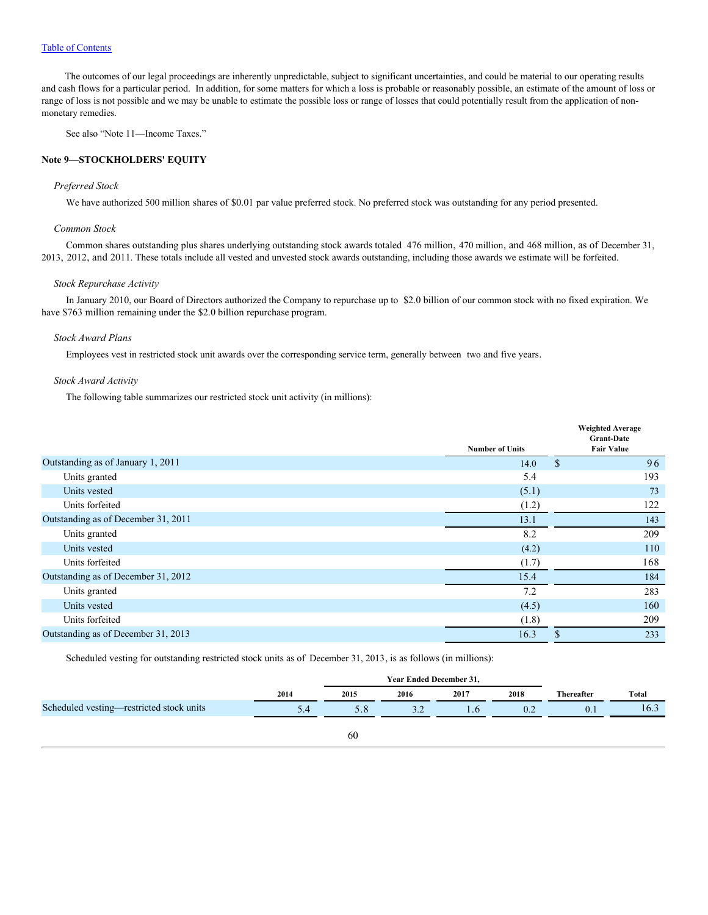The outcomes of our legal proceedings are inherently unpredictable, subject to significant uncertainties, and could be material to our operating results and cash flows for a particular period. In addition, for some matters for which a loss is probable or reasonably possible, an estimate of the amount of loss or range of loss is not possible and we may be unable to estimate the possible loss or range of losses that could potentially result from the application of non-monetary remedies.

See also "Note 11—Income Taxes."

## Note 9—STOCKHOLDERS' EQUITY

*Preferred Stock*

We have authorized 500 million shares of $0.01 par value preferred stock. No preferred stock was outstanding for any period presented.

*Common Stock*

Common shares outstanding plus shares underlying outstanding stock awards totaled 476 million, 470 million, and 468 million, as of December 31, 2013, 2012, and 2011. These totals include all vested and unvested stock awards outstanding, including those awards we estimate will be forfeited.

*Stock Repurchase Activity*

In January 2010, our Board of Directors authorized the Company to repurchase up to $2.0 billion of our common stock with no fixed expiration. We have $763 million remaining under the $2.0 billion repurchase program.

*Stock Award Plans*

Employees vest in restricted stock unit awards over the corresponding service term, generally between two and five years.

*Stock Award Activity*

The following table summarizes our restricted stock unit activity (in millions):

| | Number of Units | Weighted Average Grant-Date Fair Value |
|---|---|---|
| Outstanding as of January 1, 2011 | 14.0 | $ 96 |
| Units granted | 5.4 | 193 |
| Units vested | (5.1) | 73 |
| Units forfeited | (1.2) | 122 |
| Outstanding as of December 31, 2011 | 13.1 | 143 |
| Units granted | 8.2 | 209 |
| Units vested | (4.2) | 110 |
| Units forfeited | (1.7) | 168 |
| Outstanding as of December 31, 2012 | 15.4 | 184 |
| Units granted | 7.2 | 283 |
| Units vested | (4.5) | 160 |
| Units forfeited | (1.8) | 209 |
| Outstanding as of December 31, 2013 | 16.3 | $ 233 |

Scheduled vesting for outstanding restricted stock units as of December 31, 2013, is as follows (in millions):

| | Year Ended December 31, | | | | | | |
|---|---|---|---|---|---|---|---|
| | 2014 | 2015 | 2016 | 2017 | 2018 | Thereafter | Total |
| Scheduled vesting—restricted stock units | 5.4 | 5.8 | 3.2 | 1.6 | 0.2 | 0.1 | 16.3 |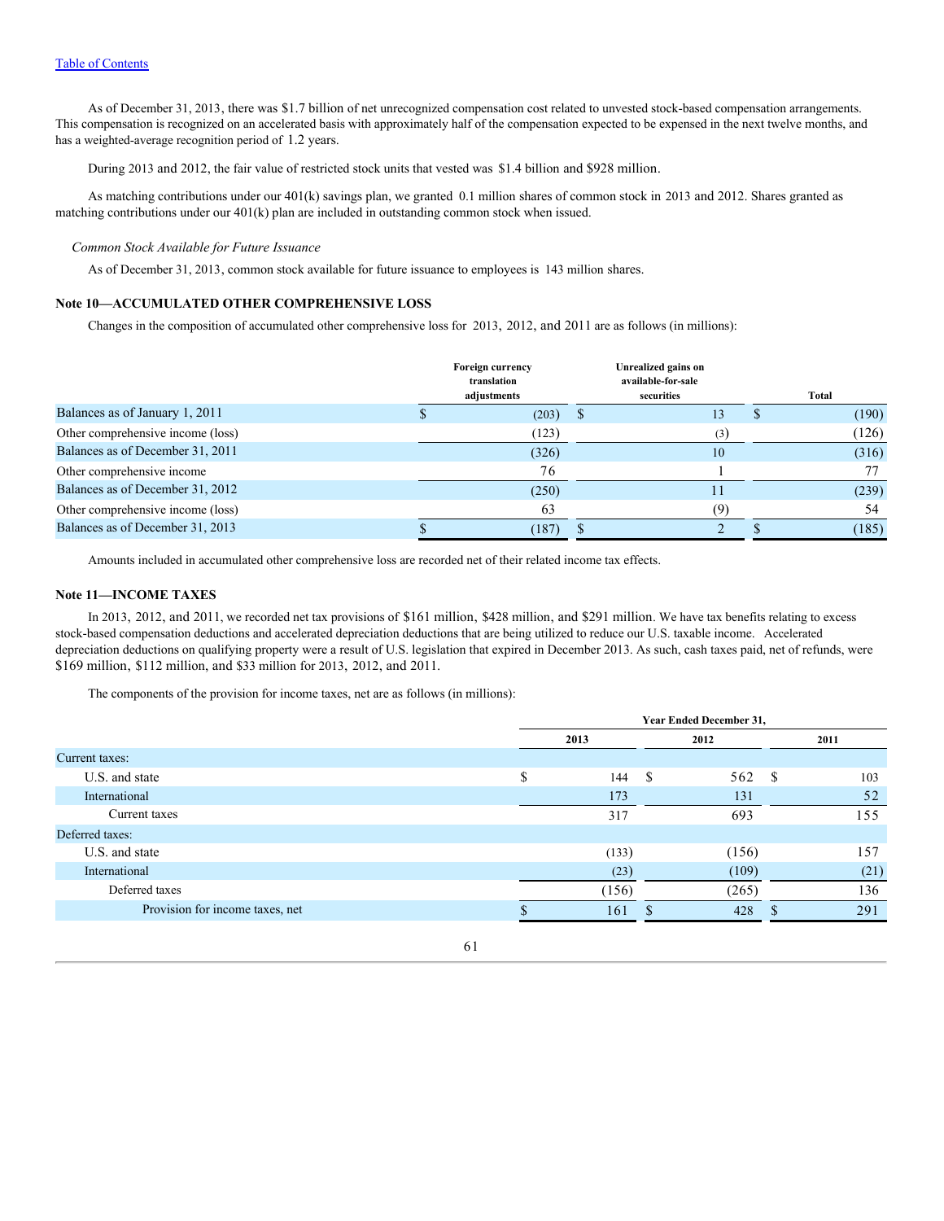As of December 31, 2013, there was $1.7 billion of net unrecognized compensation cost related to unvested stock-based compensation arrangements. This compensation is recognized on an accelerated basis with approximately half of the compensation expected to be expensed in the next twelve months, and has a weighted-average recognition period of 1.2 years.

During 2013 and 2012, the fair value of restricted stock units that vested was $1.4 billion and $928 million.

As matching contributions under our 401(k) savings plan, we granted 0.1 million shares of common stock in 2013 and 2012. Shares granted as matching contributions under our 401(k) plan are included in outstanding common stock when issued.

*Common Stock Available for Future Issuance*

As of December 31, 2013, common stock available for future issuance to employees is 143 million shares.

### Note 10—ACCUMULATED OTHER COMPREHENSIVE LOSS

Changes in the composition of accumulated other comprehensive loss for 2013, 2012, and 2011 are as follows (in millions):

| | Foreign currency translation adjustments | Unrealized gains on available-for-sale securities | Total |
|---|---|---|---|
| Balances as of January 1, 2011 | $ (203) | $ 13 | $ (190) |
| Other comprehensive income (loss) | (123) | (3) | (126) |
| Balances as of December 31, 2011 | (326) | 10 | (316) |
| Other comprehensive income | 76 | 1 | 77 |
| Balances as of December 31, 2012 | (250) | 11 | (239) |
| Other comprehensive income (loss) | 63 | (9) | 54 |
| Balances as of December 31, 2013 | $ (187) | $ 2 | $ (185) |

Amounts included in accumulated other comprehensive loss are recorded net of their related income tax effects.

### Note 11—INCOME TAXES

In 2013, 2012, and 2011, we recorded net tax provisions of $161 million, $428 million, and $291 million. We have tax benefits relating to excess stock-based compensation deductions and accelerated depreciation deductions that are being utilized to reduce our U.S. taxable income. Accelerated depreciation deductions on qualifying property were a result of U.S. legislation that expired in December 2013. As such, cash taxes paid, net of refunds, were $169 million, $112 million, and $33 million for 2013, 2012, and 2011.

The components of the provision for income taxes, net are as follows (in millions):

| | Year Ended December 31, | | |
|---|---|---|---|
| | 2013 | 2012 | 2011 |
| Current taxes: | | | |
| U.S. and state | $ 144 | $ 562 | $ 103 |
| International | 173 | 131 | 52 |
| Current taxes | 317 | 693 | 155 |
| Deferred taxes: | | | |
| U.S. and state | (133) | (156) | 157 |
| International | (23) | (109) | (21) |
| Deferred taxes | (156) | (265) | 136 |
| Provision for income taxes, net | $ 161 | $ 428 | $ 291 |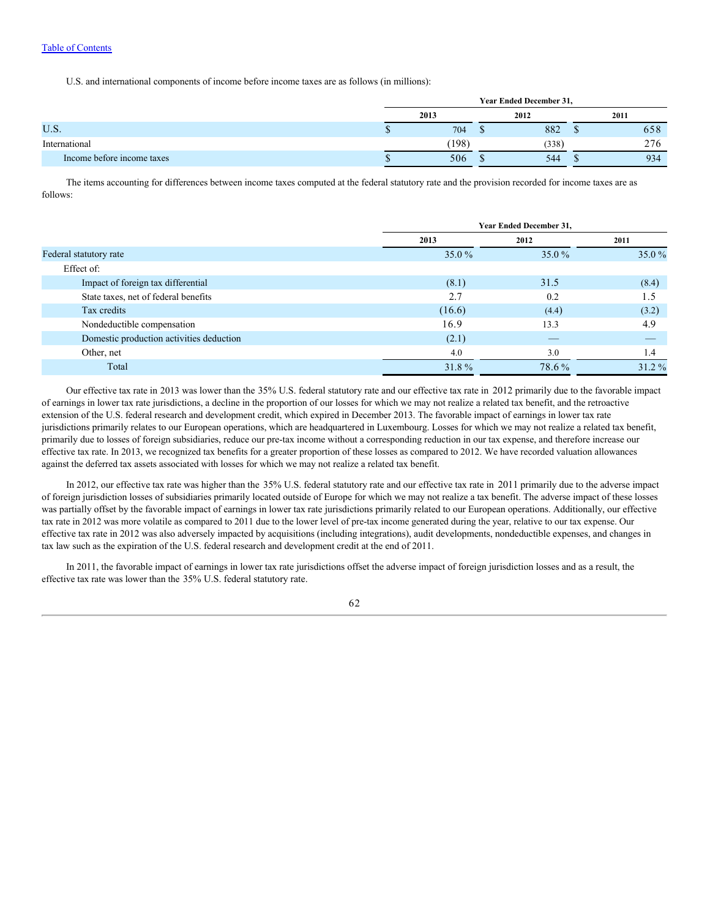[Table of Contents](#)

U.S. and international components of income before income taxes are as follows (in millions):

| | Year Ended December 31, | | |
|---|---|---|---|
| | 2013 | 2012 | 2011 |
| U.S. | $ 704 | $ 882 | $ 658 |
| International | (198) | (338) | 276 |
| Income before income taxes | $ 506 | $ 544 | $ 934 |

The items accounting for differences between income taxes computed at the federal statutory rate and the provision recorded for income taxes are as follows:

| | Year Ended December 31, | | |
|---|---|---|---|
| | 2013 | 2012 | 2011 |
| Federal statutory rate | 35.0 % | 35.0 % | 35.0 % |
| Effect of: | | | |
| Impact of foreign tax differential | (8.1) | 31.5 | (8.4) |
| State taxes, net of federal benefits | 2.7 | 0.2 | 1.5 |
| Tax credits | (16.6) | (4.4) | (3.2) |
| Nondeductible compensation | 16.9 | 13.3 | 4.9 |
| Domestic production activities deduction | (2.1) | — | — |
| Other, net | 4.0 | 3.0 | 1.4 |
| Total | 31.8 % | 78.6 % | 31.2 % |

Our effective tax rate in 2013 was lower than the 35% U.S. federal statutory rate and our effective tax rate in 2012 primarily due to the favorable impact of earnings in lower tax rate jurisdictions, a decline in the proportion of our losses for which we may not realize a related tax benefit, and the retroactive extension of the U.S. federal research and development credit, which expired in December 2013. The favorable impact of earnings in lower tax rate jurisdictions primarily relates to our European operations, which are headquartered in Luxembourg. Losses for which we may not realize a related tax benefit, primarily due to losses of foreign subsidiaries, reduce our pre-tax income without a corresponding reduction in our tax expense, and therefore increase our effective tax rate. In 2013, we recognized tax benefits for a greater proportion of these losses as compared to 2012. We have recorded valuation allowances against the deferred tax assets associated with losses for which we may not realize a related tax benefit.

In 2012, our effective tax rate was higher than the 35% U.S. federal statutory rate and our effective tax rate in 2011 primarily due to the adverse impact of foreign jurisdiction losses of subsidiaries primarily located outside of Europe for which we may not realize a tax benefit. The adverse impact of these losses was partially offset by the favorable impact of earnings in lower tax rate jurisdictions primarily related to our European operations. Additionally, our effective tax rate in 2012 was more volatile as compared to 2011 due to the lower level of pre-tax income generated during the year, relative to our tax expense. Our effective tax rate in 2012 was also adversely impacted by acquisitions (including integrations), audit developments, nondeductible expenses, and changes in tax law such as the expiration of the U.S. federal research and development credit at the end of 2011.

In 2011, the favorable impact of earnings in lower tax rate jurisdictions offset the adverse impact of foreign jurisdiction losses and as a result, the effective tax rate was lower than the 35% U.S. federal statutory rate.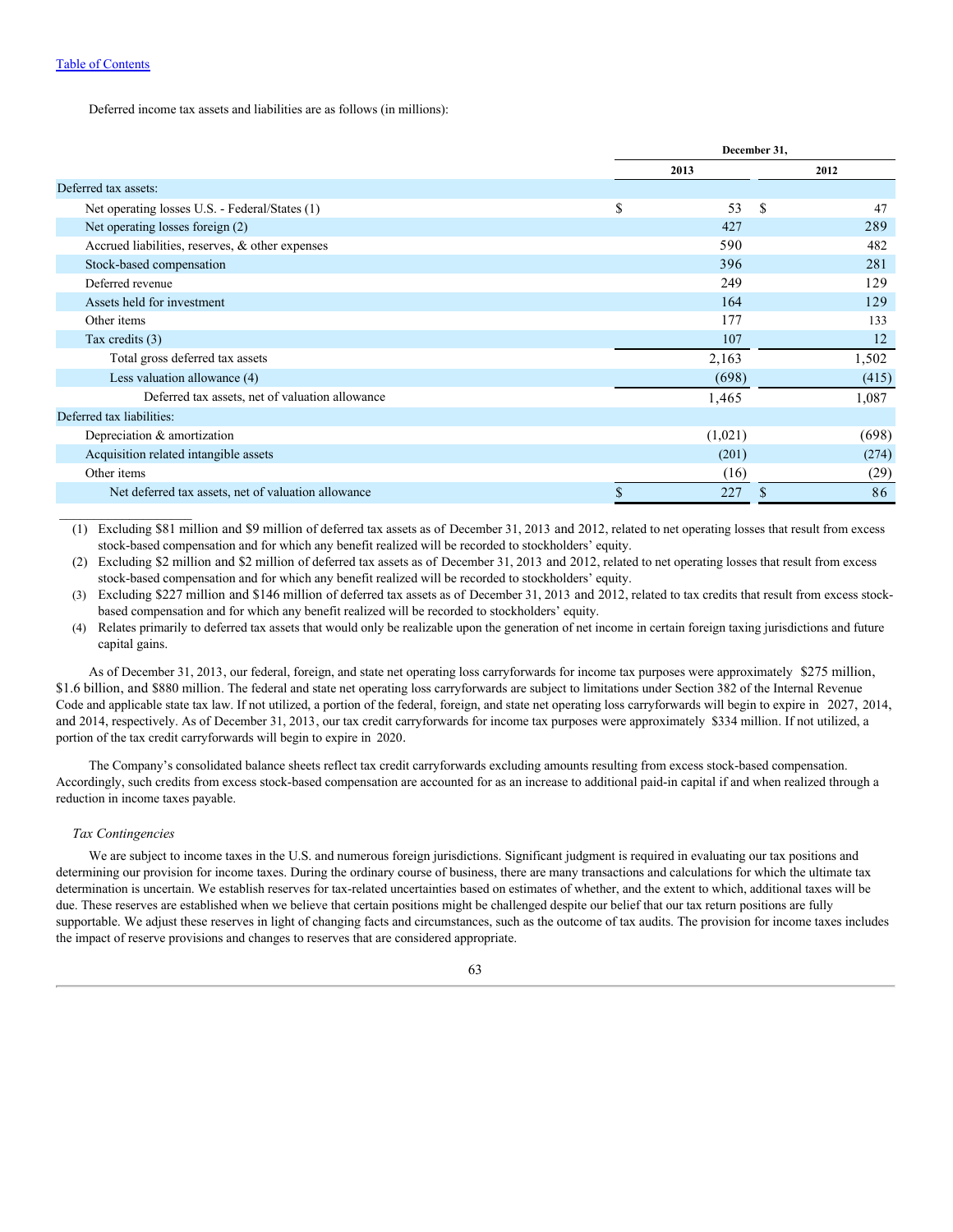Deferred income tax assets and liabilities are as follows (in millions):

| | December 31, | |
|---|---|---|
| | 2013 | 2012 |
| Deferred tax assets: | | |
| Net operating losses U.S. - Federal/States (1) | $ 53 | $ 47 |
| Net operating losses foreign (2) | 427 | 289 |
| Accrued liabilities, reserves, & other expenses | 590 | 482 |
| Stock-based compensation | 396 | 281 |
| Deferred revenue | 249 | 129 |
| Assets held for investment | 164 | 129 |
| Other items | 177 | 133 |
| Tax credits (3) | 107 | 12 |
| Total gross deferred tax assets | 2,163 | 1,502 |
| Less valuation allowance (4) | (698) | (415) |
| Deferred tax assets, net of valuation allowance | 1,465 | 1,087 |
| Deferred tax liabilities: | | |
| Depreciation & amortization | (1,021) | (698) |
| Acquisition related intangible assets | (201) | (274) |
| Other items | (16) | (29) |
| Net deferred tax assets, net of valuation allowance | $ 227 | $ 86 |

(1) Excluding $81 million and $9 million of deferred tax assets as of December 31, 2013 and 2012, related to net operating losses that result from excess stock-based compensation and for which any benefit realized will be recorded to stockholders' equity.

(2) Excluding $2 million and $2 million of deferred tax assets as of December 31, 2013 and 2012, related to net operating losses that result from excess stock-based compensation and for which any benefit realized will be recorded to stockholders' equity.

(3) Excluding $227 million and $146 million of deferred tax assets as of December 31, 2013 and 2012, related to tax credits that result from excess stock-based compensation and for which any benefit realized will be recorded to stockholders' equity.

(4) Relates primarily to deferred tax assets that would only be realizable upon the generation of net income in certain foreign taxing jurisdictions and future capital gains.

As of December 31, 2013, our federal, foreign, and state net operating loss carryforwards for income tax purposes were approximately $275 million, $1.6 billion, and $880 million. The federal and state net operating loss carryforwards are subject to limitations under Section 382 of the Internal Revenue Code and applicable state tax law. If not utilized, a portion of the federal, foreign, and state net operating loss carryforwards will begin to expire in 2027, 2014, and 2014, respectively. As of December 31, 2013, our tax credit carryforwards for income tax purposes were approximately $334 million. If not utilized, a portion of the tax credit carryforwards will begin to expire in 2020.

The Company's consolidated balance sheets reflect tax credit carryforwards excluding amounts resulting from excess stock-based compensation. Accordingly, such credits from excess stock-based compensation are accounted for as an increase to additional paid-in capital if and when realized through a reduction in income taxes payable.

*Tax Contingencies*

We are subject to income taxes in the U.S. and numerous foreign jurisdictions. Significant judgment is required in evaluating our tax positions and determining our provision for income taxes. During the ordinary course of business, there are many transactions and calculations for which the ultimate tax determination is uncertain. We establish reserves for tax-related uncertainties based on estimates of whether, and the extent to which, additional taxes will be due. These reserves are established when we believe that certain positions might be challenged despite our belief that our tax return positions are fully supportable. We adjust these reserves in light of changing facts and circumstances, such as the outcome of tax audits. The provision for income taxes includes the impact of reserve provisions and changes to reserves that are considered appropriate.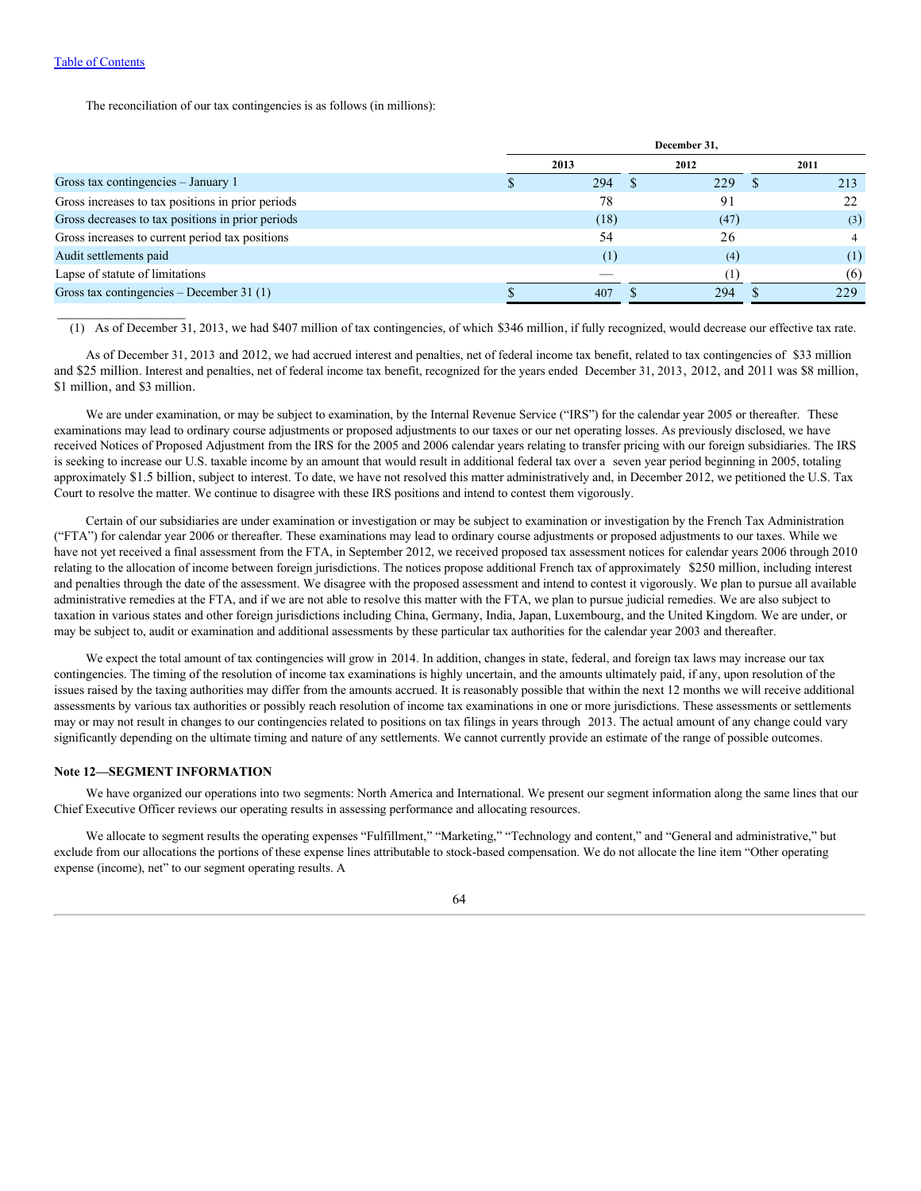[Table of Contents]

The reconciliation of our tax contingencies is as follows (in millions):

| | December 31, | | |
|---|---|---|---|
| | 2013 | 2012 | 2011 |
| Gross tax contingencies – January 1 | $ 294 | $ 229 | $ 213 |
| Gross increases to tax positions in prior periods | 78 | 91 | 22 |
| Gross decreases to tax positions in prior periods | (18) | (47) | (3) |
| Gross increases to current period tax positions | 54 | 26 | 4 |
| Audit settlements paid | (1) | (4) | (1) |
| Lapse of statute of limitations | — | (1) | (6) |
| Gross tax contingencies – December 31 (1) | $ 407 | $ 294 | $ 229 |

(1) As of December 31, 2013, we had $407 million of tax contingencies, of which $346 million, if fully recognized, would decrease our effective tax rate.

As of December 31, 2013 and 2012, we had accrued interest and penalties, net of federal income tax benefit, related to tax contingencies of $33 million and $25 million. Interest and penalties, net of federal income tax benefit, recognized for the years ended December 31, 2013, 2012, and 2011 was $8 million, $1 million, and $3 million.

We are under examination, or may be subject to examination, by the Internal Revenue Service ("IRS") for the calendar year 2005 or thereafter. These examinations may lead to ordinary course adjustments or proposed adjustments to our taxes or our net operating losses. As previously disclosed, we have received Notices of Proposed Adjustment from the IRS for the 2005 and 2006 calendar years relating to transfer pricing with our foreign subsidiaries. The IRS is seeking to increase our U.S. taxable income by an amount that would result in additional federal tax over a seven year period beginning in 2005, totaling approximately $1.5 billion, subject to interest. To date, we have not resolved this matter administratively and, in December 2012, we petitioned the U.S. Tax Court to resolve the matter. We continue to disagree with these IRS positions and intend to contest them vigorously.

Certain of our subsidiaries are under examination or investigation or may be subject to examination or investigation by the French Tax Administration ("FTA") for calendar year 2006 or thereafter. These examinations may lead to ordinary course adjustments or proposed adjustments to our taxes. While we have not yet received a final assessment from the FTA, in September 2012, we received proposed tax assessment notices for calendar years 2006 through 2010 relating to the allocation of income between foreign jurisdictions. The notices propose additional French tax of approximately $250 million, including interest and penalties through the date of the assessment. We disagree with the proposed assessment and intend to contest it vigorously. We plan to pursue all available administrative remedies at the FTA, and if we are not able to resolve this matter with the FTA, we plan to pursue judicial remedies. We are also subject to taxation in various states and other foreign jurisdictions including China, Germany, India, Japan, Luxembourg, and the United Kingdom. We are under, or may be subject to, audit or examination and additional assessments by these particular tax authorities for the calendar year 2003 and thereafter.

We expect the total amount of tax contingencies will grow in 2014. In addition, changes in state, federal, and foreign tax laws may increase our tax contingencies. The timing of the resolution of income tax examinations is highly uncertain, and the amounts ultimately paid, if any, upon resolution of the issues raised by the taxing authorities may differ from the amounts accrued. It is reasonably possible that within the next 12 months we will receive additional assessments by various tax authorities or possibly reach resolution of income tax examinations in one or more jurisdictions. These assessments or settlements may or may not result in changes to our contingencies related to positions on tax filings in years through 2013. The actual amount of any change could vary significantly depending on the ultimate timing and nature of any settlements. We cannot currently provide an estimate of the range of possible outcomes.

## Note 12—SEGMENT INFORMATION

We have organized our operations into two segments: North America and International. We present our segment information along the same lines that our Chief Executive Officer reviews our operating results in assessing performance and allocating resources.

We allocate to segment results the operating expenses "Fulfillment," "Marketing," "Technology and content," and "General and administrative," but exclude from our allocations the portions of these expense lines attributable to stock-based compensation. We do not allocate the line item "Other operating expense (income), net" to our segment operating results. A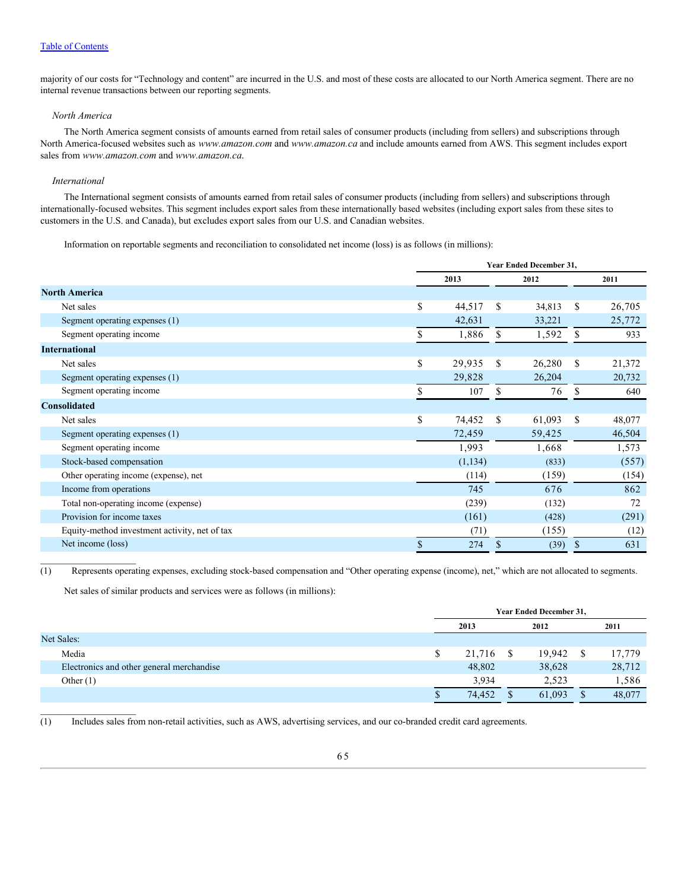majority of our costs for "Technology and content" are incurred in the U.S. and most of these costs are allocated to our North America segment. There are no internal revenue transactions between our reporting segments.

*North America*

The North America segment consists of amounts earned from retail sales of consumer products (including from sellers) and subscriptions through North America-focused websites such as *www.amazon.com* and *www.amazon.ca* and include amounts earned from AWS. This segment includes export sales from *www.amazon.com* and *www.amazon.ca*.

*International*

The International segment consists of amounts earned from retail sales of consumer products (including from sellers) and subscriptions through internationally-focused websites. This segment includes export sales from these internationally based websites (including export sales from these sites to customers in the U.S. and Canada), but excludes export sales from our U.S. and Canadian websites.

Information on reportable segments and reconciliation to consolidated net income (loss) is as follows (in millions):

| | Year Ended December 31, | | |
|---|---|---|---|
| | 2013 | 2012 | 2011 |
| **North America** | | | |
| Net sales | $ 44,517 | $ 34,813 | $ 26,705 |
| Segment operating expenses (1) | 42,631 | 33,221 | 25,772 |
| Segment operating income | $ 1,886 | $ 1,592 | $ 933 |
| **International** | | | |
| Net sales | $ 29,935 | $ 26,280 | $ 21,372 |
| Segment operating expenses (1) | 29,828 | 26,204 | 20,732 |
| Segment operating income | $ 107 | $ 76 | $ 640 |
| **Consolidated** | | | |
| Net sales | $ 74,452 | $ 61,093 | $ 48,077 |
| Segment operating expenses (1) | 72,459 | 59,425 | 46,504 |
| Segment operating income | 1,993 | 1,668 | 1,573 |
| Stock-based compensation | (1,134) | (833) | (557) |
| Other operating income (expense), net | (114) | (159) | (154) |
| Income from operations | 745 | 676 | 862 |
| Total non-operating income (expense) | (239) | (132) | 72 |
| Provision for income taxes | (161) | (428) | (291) |
| Equity-method investment activity, net of tax | (71) | (155) | (12) |
| Net income (loss) | $ 274 | $ (39) | $ 631 |

(1) Represents operating expenses, excluding stock-based compensation and "Other operating expense (income), net," which are not allocated to segments.

Net sales of similar products and services were as follows (in millions):

| | Year Ended December 31, | | |
|---|---|---|---|
| | 2013 | 2012 | 2011 |
| Net Sales: | | | |
| Media | $ 21,716 | $ 19,942 | $ 17,779 |
| Electronics and other general merchandise | 48,802 | 38,628 | 28,712 |
| Other (1) | 3,934 | 2,523 | 1,586 |
| | $ 74,452 | $ 61,093 | $ 48,077 |

(1) Includes sales from non-retail activities, such as AWS, advertising services, and our co-branded credit card agreements.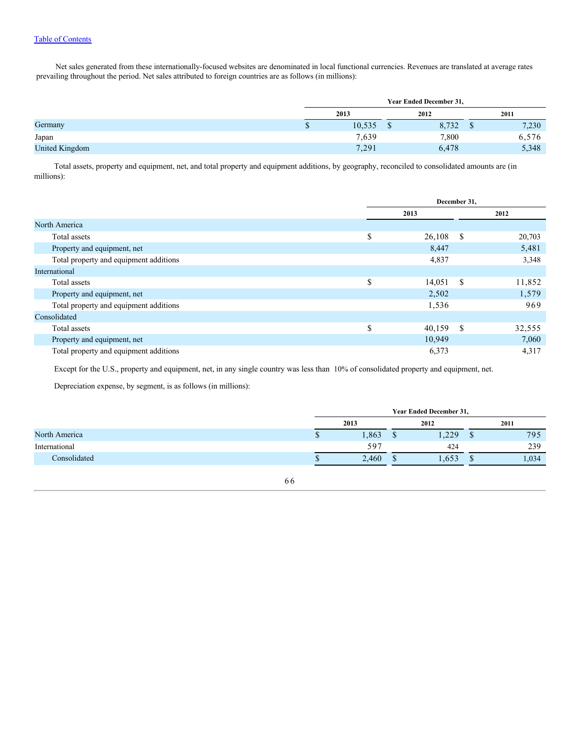Net sales generated from these internationally-focused websites are denominated in local functional currencies. Revenues are translated at average rates prevailing throughout the period. Net sales attributed to foreign countries are as follows (in millions):

| | Year Ended December 31, | | |
|---|---|---|---|
| | 2013 | 2012 | 2011 |
| Germany | $ 10,535 | $ 8,732 | $ 7,230 |
| Japan | 7,639 | 7,800 | 6,576 |
| United Kingdom | 7,291 | 6,478 | 5,348 |

Total assets, property and equipment, net, and total property and equipment additions, by geography, reconciled to consolidated amounts are (in millions):

| | December 31, | |
|---|---|---|
| | 2013 | 2012 |
| North America | | |
| Total assets | $ 26,108 | $ 20,703 |
| Property and equipment, net | 8,447 | 5,481 |
| Total property and equipment additions | 4,837 | 3,348 |
| International | | |
| Total assets | $ 14,051 | $ 11,852 |
| Property and equipment, net | 2,502 | 1,579 |
| Total property and equipment additions | 1,536 | 969 |
| Consolidated | | |
| Total assets | $ 40,159 | $ 32,555 |
| Property and equipment, net | 10,949 | 7,060 |
| Total property and equipment additions | 6,373 | 4,317 |

Except for the U.S., property and equipment, net, in any single country was less than 10% of consolidated property and equipment, net.

Depreciation expense, by segment, is as follows (in millions):

| | Year Ended December 31, | | |
|---|---|---|---|
| | 2013 | 2012 | 2011 |
| North America | $ 1,863 | $ 1,229 | $ 795 |
| International | 597 | 424 | 239 |
| Consolidated | $ 2,460 | $ 1,653 | $ 1,034 |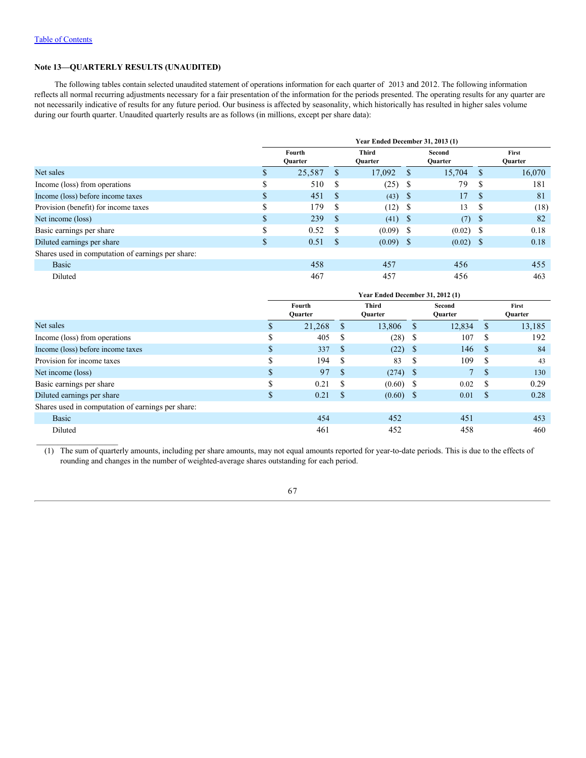[Table of Contents](#)

## Note 13—QUARTERLY RESULTS (UNAUDITED)

The following tables contain selected unaudited statement of operations information for each quarter of 2013 and 2012. The following information reflects all normal recurring adjustments necessary for a fair presentation of the information for the periods presented. The operating results for any quarter are not necessarily indicative of results for any future period. Our business is affected by seasonality, which historically has resulted in higher sales volume during our fourth quarter. Unaudited quarterly results are as follows (in millions, except per share data):

| | Year Ended December 31, 2013 (1) | | | |
|---|---|---|---|---|
| | Fourth Quarter | Third Quarter | Second Quarter | First Quarter |
| Net sales | $ 25,587 | $ 17,092 | $ 15,704 | $ 16,070 |
| Income (loss) from operations | $ 510 | $ (25) | $ 79 | $ 181 |
| Income (loss) before income taxes | $ 451 | $ (43) | $ 17 | $ 81 |
| Provision (benefit) for income taxes | $ 179 | $ (12) | $ 13 | $ (18) |
| Net income (loss) | $ 239 | $ (41) | $ (7) | $ 82 |
| Basic earnings per share | $ 0.52 | $ (0.09) | $ (0.02) | $ 0.18 |
| Diluted earnings per share | $ 0.51 | $ (0.09) | $ (0.02) | $ 0.18 |
| Shares used in computation of earnings per share: | | | | |
| Basic | 458 | 457 | 456 | 455 |
| Diluted | 467 | 457 | 456 | 463 |

| | Year Ended December 31, 2012 (1) | | | |
|---|---|---|---|---|
| | Fourth Quarter | Third Quarter | Second Quarter | First Quarter |
| Net sales | $ 21,268 | $ 13,806 | $ 12,834 | $ 13,185 |
| Income (loss) from operations | $ 405 | $ (28) | $ 107 | $ 192 |
| Income (loss) before income taxes | $ 337 | $ (22) | $ 146 | $ 84 |
| Provision for income taxes | $ 194 | $ 83 | $ 109 | $ 43 |
| Net income (loss) | $ 97 | $ (274) | $ 7 | $ 130 |
| Basic earnings per share | $ 0.21 | $ (0.60) | $ 0.02 | $ 0.29 |
| Diluted earnings per share | $ 0.21 | $ (0.60) | $ 0.01 | $ 0.28 |
| Shares used in computation of earnings per share: | | | | |
| Basic | 454 | 452 | 451 | 453 |
| Diluted | 461 | 452 | 458 | 460 |

(1) The sum of quarterly amounts, including per share amounts, may not equal amounts reported for year-to-date periods. This is due to the effects of rounding and changes in the number of weighted-average shares outstanding for each period.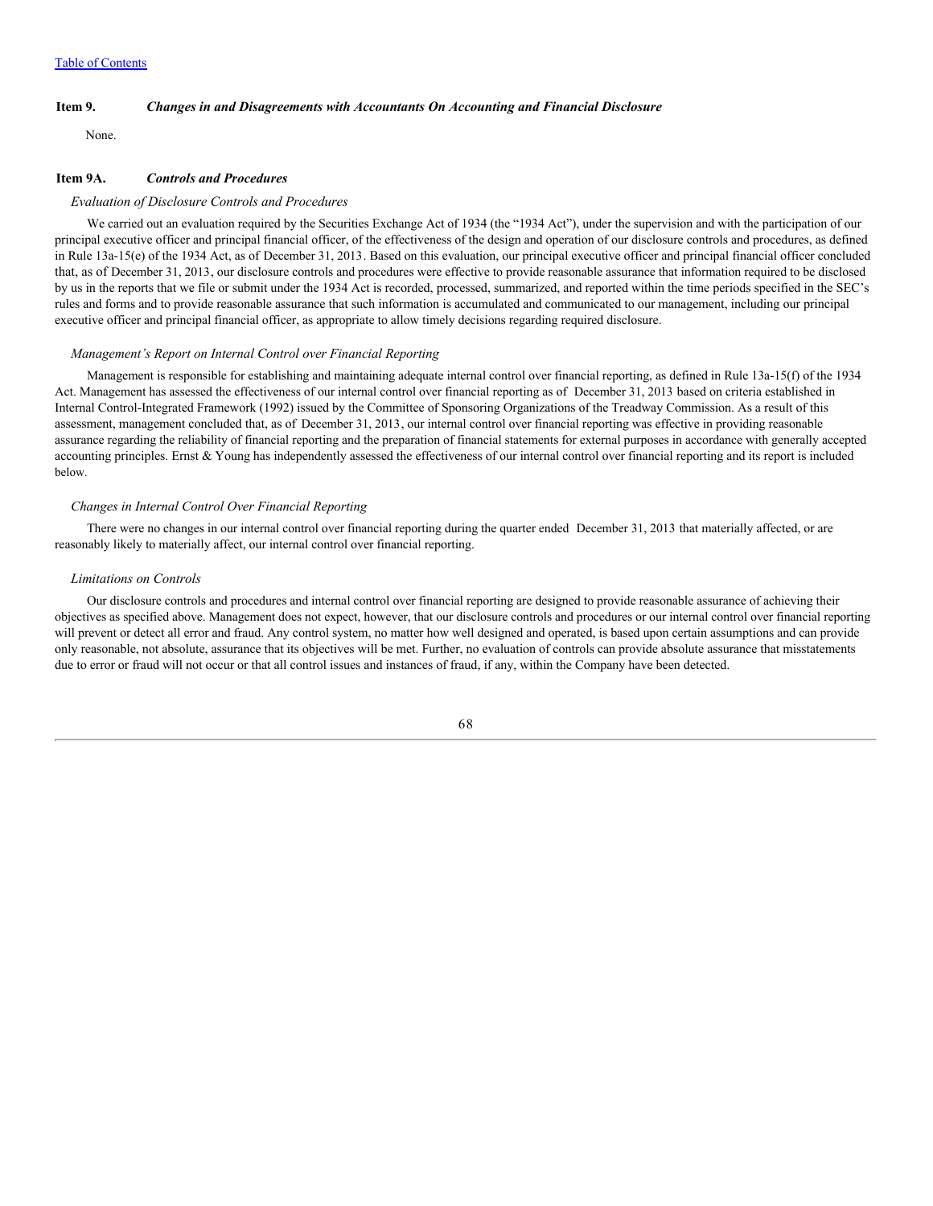Table of Contents

**Item 9.** ***Changes in and Disagreements with Accountants On Accounting and Financial Disclosure***

None.

**Item 9A.** ***Controls and Procedures***

*Evaluation of Disclosure Controls and Procedures*

We carried out an evaluation required by the Securities Exchange Act of 1934 (the "1934 Act"), under the supervision and with the participation of our principal executive officer and principal financial officer, of the effectiveness of the design and operation of our disclosure controls and procedures, as defined in Rule 13a-15(e) of the 1934 Act, as of December 31, 2013. Based on this evaluation, our principal executive officer and principal financial officer concluded that, as of December 31, 2013, our disclosure controls and procedures were effective to provide reasonable assurance that information required to be disclosed by us in the reports that we file or submit under the 1934 Act is recorded, processed, summarized, and reported within the time periods specified in the SEC's rules and forms and to provide reasonable assurance that such information is accumulated and communicated to our management, including our principal executive officer and principal financial officer, as appropriate to allow timely decisions regarding required disclosure.

*Management's Report on Internal Control over Financial Reporting*

Management is responsible for establishing and maintaining adequate internal control over financial reporting, as defined in Rule 13a-15(f) of the 1934 Act. Management has assessed the effectiveness of our internal control over financial reporting as of December 31, 2013 based on criteria established in Internal Control-Integrated Framework (1992) issued by the Committee of Sponsoring Organizations of the Treadway Commission. As a result of this assessment, management concluded that, as of December 31, 2013, our internal control over financial reporting was effective in providing reasonable assurance regarding the reliability of financial reporting and the preparation of financial statements for external purposes in accordance with generally accepted accounting principles. Ernst & Young has independently assessed the effectiveness of our internal control over financial reporting and its report is included below.

*Changes in Internal Control Over Financial Reporting*

There were no changes in our internal control over financial reporting during the quarter ended December 31, 2013 that materially affected, or are reasonably likely to materially affect, our internal control over financial reporting.

*Limitations on Controls*

Our disclosure controls and procedures and internal control over financial reporting are designed to provide reasonable assurance of achieving their objectives as specified above. Management does not expect, however, that our disclosure controls and procedures or our internal control over financial reporting will prevent or detect all error and fraud. Any control system, no matter how well designed and operated, is based upon certain assumptions and can provide only reasonable, not absolute, assurance that its objectives will be met. Further, no evaluation of controls can provide absolute assurance that misstatements due to error or fraud will not occur or that all control issues and instances of fraud, if any, within the Company have been detected.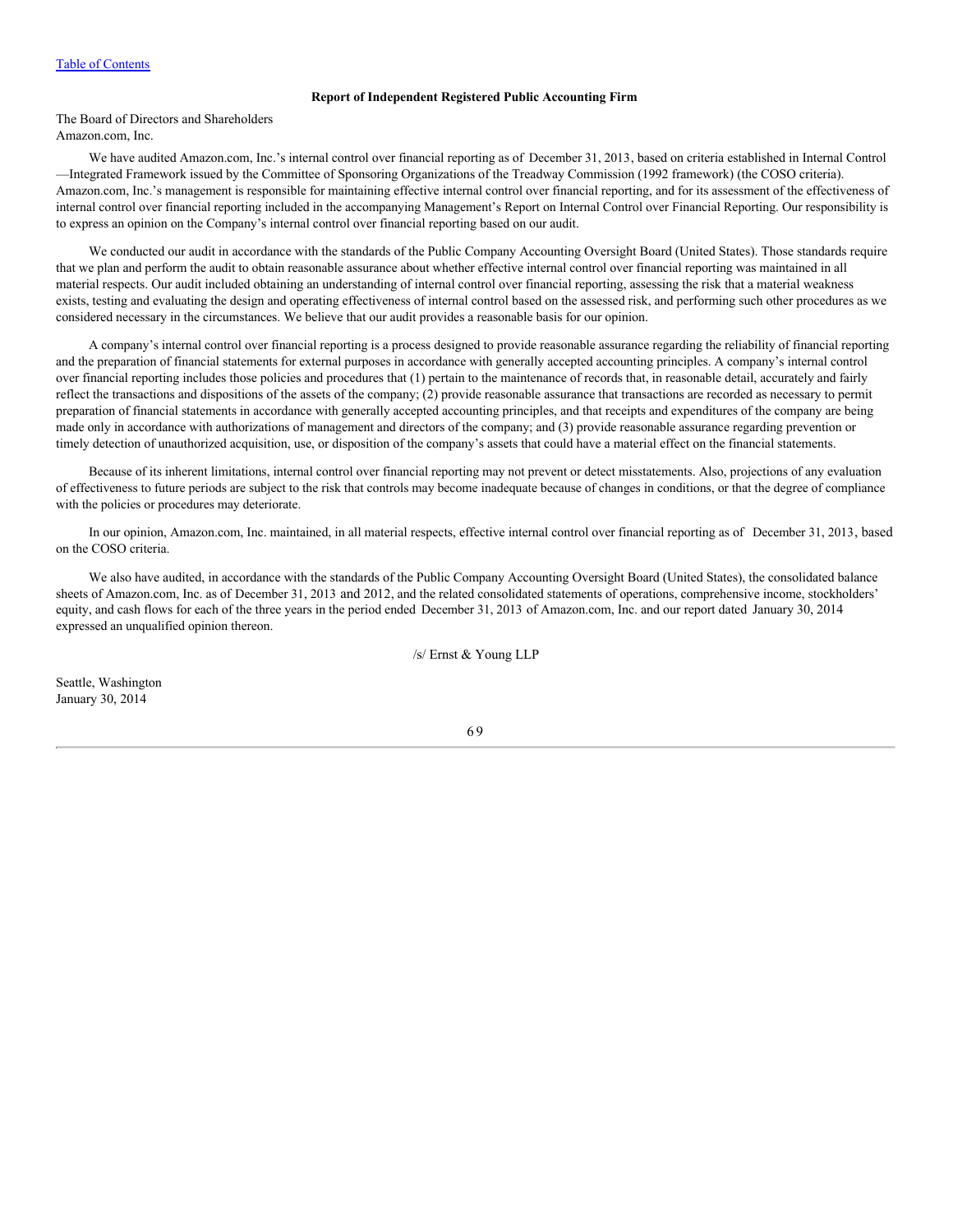Table of Contents

## Report of Independent Registered Public Accounting Firm

The Board of Directors and Shareholders
Amazon.com, Inc.

We have audited Amazon.com, Inc.'s internal control over financial reporting as of December 31, 2013, based on criteria established in Internal Control—Integrated Framework issued by the Committee of Sponsoring Organizations of the Treadway Commission (1992 framework) (the COSO criteria). Amazon.com, Inc.'s management is responsible for maintaining effective internal control over financial reporting, and for its assessment of the effectiveness of internal control over financial reporting included in the accompanying Management's Report on Internal Control over Financial Reporting. Our responsibility is to express an opinion on the Company's internal control over financial reporting based on our audit.

We conducted our audit in accordance with the standards of the Public Company Accounting Oversight Board (United States). Those standards require that we plan and perform the audit to obtain reasonable assurance about whether effective internal control over financial reporting was maintained in all material respects. Our audit included obtaining an understanding of internal control over financial reporting, assessing the risk that a material weakness exists, testing and evaluating the design and operating effectiveness of internal control based on the assessed risk, and performing such other procedures as we considered necessary in the circumstances. We believe that our audit provides a reasonable basis for our opinion.

A company's internal control over financial reporting is a process designed to provide reasonable assurance regarding the reliability of financial reporting and the preparation of financial statements for external purposes in accordance with generally accepted accounting principles. A company's internal control over financial reporting includes those policies and procedures that (1) pertain to the maintenance of records that, in reasonable detail, accurately and fairly reflect the transactions and dispositions of the assets of the company; (2) provide reasonable assurance that transactions are recorded as necessary to permit preparation of financial statements in accordance with generally accepted accounting principles, and that receipts and expenditures of the company are being made only in accordance with authorizations of management and directors of the company; and (3) provide reasonable assurance regarding prevention or timely detection of unauthorized acquisition, use, or disposition of the company's assets that could have a material effect on the financial statements.

Because of its inherent limitations, internal control over financial reporting may not prevent or detect misstatements. Also, projections of any evaluation of effectiveness to future periods are subject to the risk that controls may become inadequate because of changes in conditions, or that the degree of compliance with the policies or procedures may deteriorate.

In our opinion, Amazon.com, Inc. maintained, in all material respects, effective internal control over financial reporting as of December 31, 2013, based on the COSO criteria.

We also have audited, in accordance with the standards of the Public Company Accounting Oversight Board (United States), the consolidated balance sheets of Amazon.com, Inc. as of December 31, 2013 and 2012, and the related consolidated statements of operations, comprehensive income, stockholders' equity, and cash flows for each of the three years in the period ended December 31, 2013 of Amazon.com, Inc. and our report dated January 30, 2014 expressed an unqualified opinion thereon.

/s/ Ernst & Young LLP

Seattle, Washington
January 30, 2014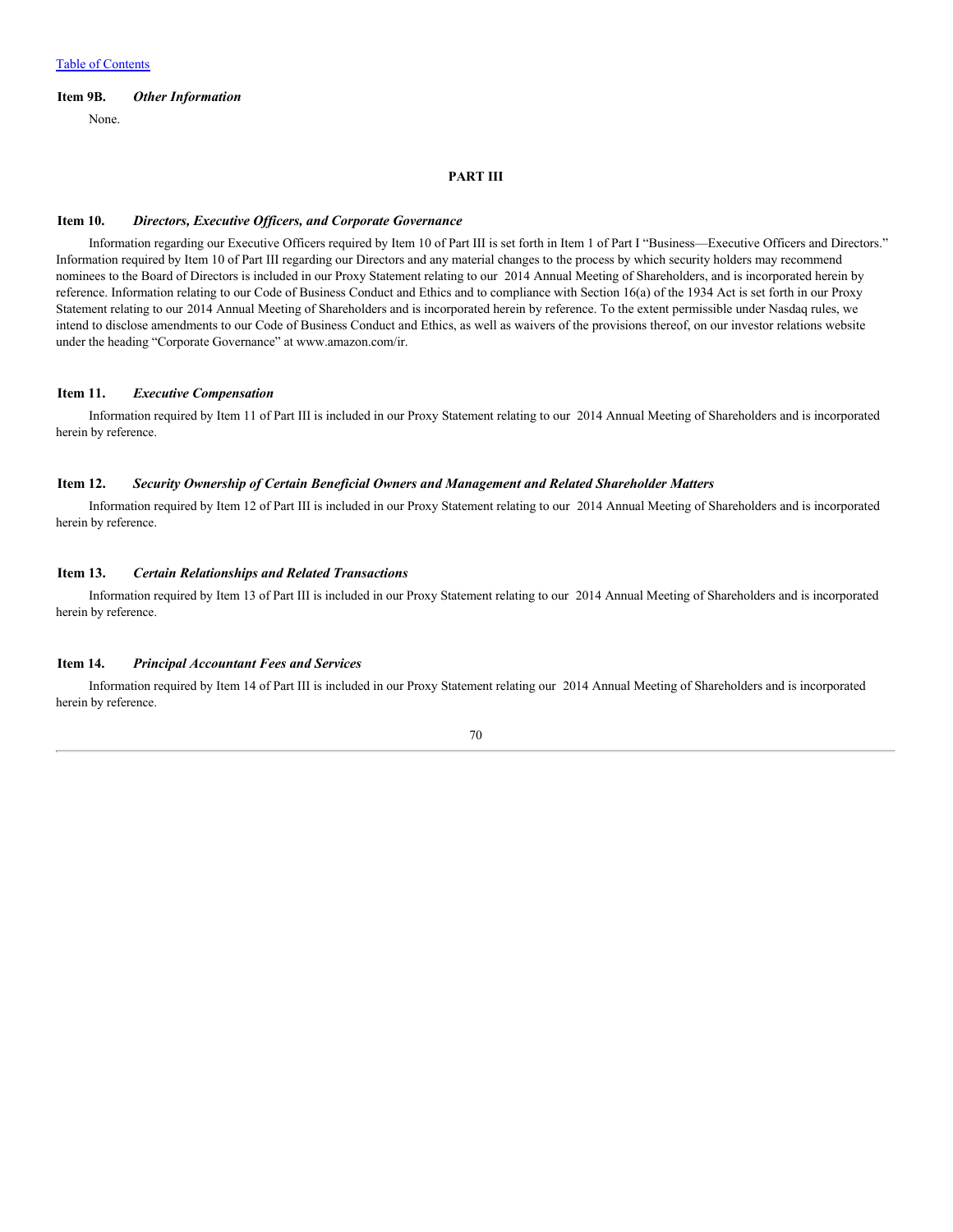[Table of Contents](#)

**Item 9B.** ***Other Information***

None.

## PART III

**Item 10.** ***Directors, Executive Officers, and Corporate Governance***

Information regarding our Executive Officers required by Item 10 of Part III is set forth in Item 1 of Part I "Business—Executive Officers and Directors." Information required by Item 10 of Part III regarding our Directors and any material changes to the process by which security holders may recommend nominees to the Board of Directors is included in our Proxy Statement relating to our 2014 Annual Meeting of Shareholders, and is incorporated herein by reference. Information relating to our Code of Business Conduct and Ethics and to compliance with Section 16(a) of the 1934 Act is set forth in our Proxy Statement relating to our 2014 Annual Meeting of Shareholders and is incorporated herein by reference. To the extent permissible under Nasdaq rules, we intend to disclose amendments to our Code of Business Conduct and Ethics, as well as waivers of the provisions thereof, on our investor relations website under the heading "Corporate Governance" at www.amazon.com/ir.

**Item 11.** ***Executive Compensation***

Information required by Item 11 of Part III is included in our Proxy Statement relating to our 2014 Annual Meeting of Shareholders and is incorporated herein by reference.

**Item 12.** ***Security Ownership of Certain Beneficial Owners and Management and Related Shareholder Matters***

Information required by Item 12 of Part III is included in our Proxy Statement relating to our 2014 Annual Meeting of Shareholders and is incorporated herein by reference.

**Item 13.** ***Certain Relationships and Related Transactions***

Information required by Item 13 of Part III is included in our Proxy Statement relating to our 2014 Annual Meeting of Shareholders and is incorporated herein by reference.

**Item 14.** ***Principal Accountant Fees and Services***

Information required by Item 14 of Part III is included in our Proxy Statement relating our 2014 Annual Meeting of Shareholders and is incorporated herein by reference.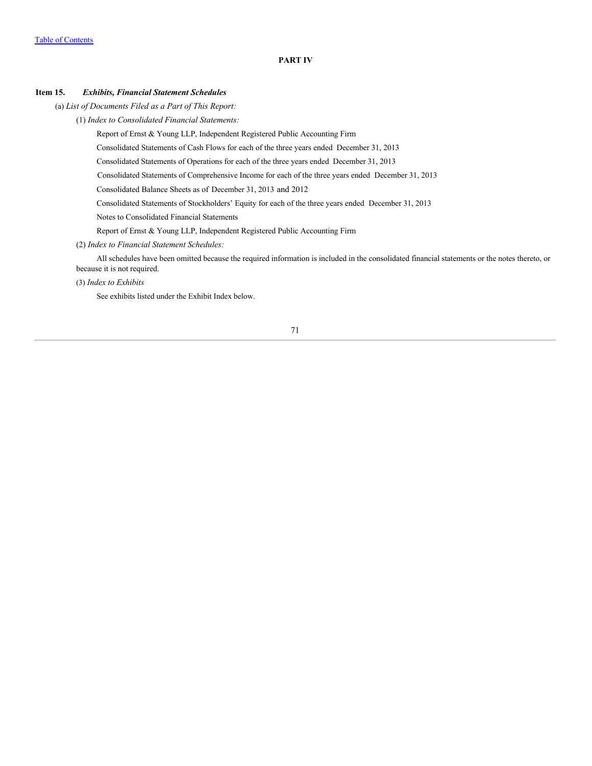## PART IV

**Item 15.** ***Exhibits, Financial Statement Schedules***

(a) *List of Documents Filed as a Part of This Report:*

(1) *Index to Consolidated Financial Statements:*

Report of Ernst & Young LLP, Independent Registered Public Accounting Firm

Consolidated Statements of Cash Flows for each of the three years ended December 31, 2013

Consolidated Statements of Operations for each of the three years ended December 31, 2013

Consolidated Statements of Comprehensive Income for each of the three years ended December 31, 2013

Consolidated Balance Sheets as of December 31, 2013 and 2012

Consolidated Statements of Stockholders' Equity for each of the three years ended December 31, 2013

Notes to Consolidated Financial Statements

Report of Ernst & Young LLP, Independent Registered Public Accounting Firm

(2) *Index to Financial Statement Schedules:*

All schedules have been omitted because the required information is included in the consolidated financial statements or the notes thereto, or because it is not required.

(3) *Index to Exhibits*

See exhibits listed under the Exhibit Index below.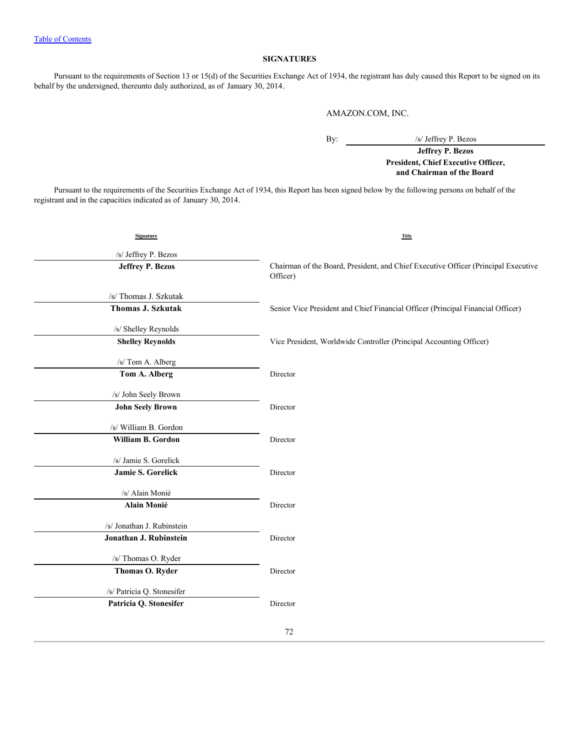[Table of Contents]

## SIGNATURES

Pursuant to the requirements of Section 13 or 15(d) of the Securities Exchange Act of 1934, the registrant has duly caused this Report to be signed on its behalf by the undersigned, thereunto duly authorized, as of January 30, 2014.

AMAZON.COM, INC.

By: /s/ Jeffrey P. Bezos

**Jeffrey P. Bezos**
**President, Chief Executive Officer,**
**and Chairman of the Board**

Pursuant to the requirements of the Securities Exchange Act of 1934, this Report has been signed below by the following persons on behalf of the registrant and in the capacities indicated as of January 30, 2014.

| Signature | Title |
|---|---|
| /s/ Jeffrey P. Bezos<br>**Jeffrey P. Bezos** | Chairman of the Board, President, and Chief Executive Officer (Principal Executive Officer) |
| /s/ Thomas J. Szkutak<br>**Thomas J. Szkutak** | Senior Vice President and Chief Financial Officer (Principal Financial Officer) |
| /s/ Shelley Reynolds<br>**Shelley Reynolds** | Vice President, Worldwide Controller (Principal Accounting Officer) |
| /s/ Tom A. Alberg<br>**Tom A. Alberg** | Director |
| /s/ John Seely Brown<br>**John Seely Brown** | Director |
| /s/ William B. Gordon<br>**William B. Gordon** | Director |
| /s/ Jamie S. Gorelick<br>**Jamie S. Gorelick** | Director |
| /s/ Alain Monié<br>**Alain Monié** | Director |
| /s/ Jonathan J. Rubinstein<br>**Jonathan J. Rubinstein** | Director |
| /s/ Thomas O. Ryder<br>**Thomas O. Ryder** | Director |
| /s/ Patricia Q. Stonesifer<br>**Patricia Q. Stonesifer** | Director |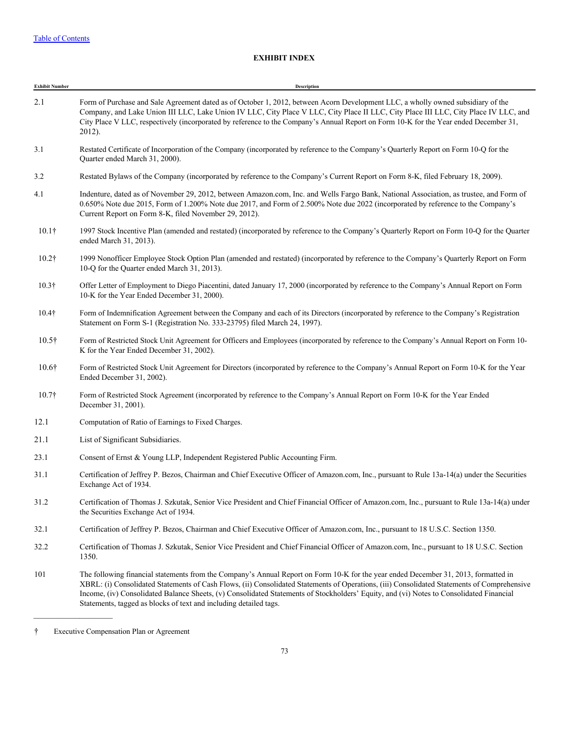[Table of Contents](#)

# EXHIBIT INDEX

| Exhibit Number | Description |
|---|---|
| 2.1 | Form of Purchase and Sale Agreement dated as of October 1, 2012, between Acorn Development LLC, a wholly owned subsidiary of the Company, and Lake Union III LLC, Lake Union IV LLC, City Place V LLC, City Place II LLC, City Place III LLC, City Place IV LLC, and City Place V LLC, respectively (incorporated by reference to the Company's Annual Report on Form 10-K for the Year ended December 31, 2012). |
| 3.1 | Restated Certificate of Incorporation of the Company (incorporated by reference to the Company's Quarterly Report on Form 10-Q for the Quarter ended March 31, 2000). |
| 3.2 | Restated Bylaws of the Company (incorporated by reference to the Company's Current Report on Form 8-K, filed February 18, 2009). |
| 4.1 | Indenture, dated as of November 29, 2012, between Amazon.com, Inc. and Wells Fargo Bank, National Association, as trustee, and Form of 0.650% Note due 2015, Form of 1.200% Note due 2017, and Form of 2.500% Note due 2022 (incorporated by reference to the Company's Current Report on Form 8-K, filed November 29, 2012). |
| 10.1† | 1997 Stock Incentive Plan (amended and restated) (incorporated by reference to the Company's Quarterly Report on Form 10-Q for the Quarter ended March 31, 2013). |
| 10.2† | 1999 Nonofficer Employee Stock Option Plan (amended and restated) (incorporated by reference to the Company's Quarterly Report on Form 10-Q for the Quarter ended March 31, 2013). |
| 10.3† | Offer Letter of Employment to Diego Piacentini, dated January 17, 2000 (incorporated by reference to the Company's Annual Report on Form 10-K for the Year Ended December 31, 2000). |
| 10.4† | Form of Indemnification Agreement between the Company and each of its Directors (incorporated by reference to the Company's Registration Statement on Form S-1 (Registration No. 333-23795) filed March 24, 1997). |
| 10.5† | Form of Restricted Stock Unit Agreement for Officers and Employees (incorporated by reference to the Company's Annual Report on Form 10-K for the Year Ended December 31, 2002). |
| 10.6† | Form of Restricted Stock Unit Agreement for Directors (incorporated by reference to the Company's Annual Report on Form 10-K for the Year Ended December 31, 2002). |
| 10.7† | Form of Restricted Stock Agreement (incorporated by reference to the Company's Annual Report on Form 10-K for the Year Ended December 31, 2001). |
| 12.1 | Computation of Ratio of Earnings to Fixed Charges. |
| 21.1 | List of Significant Subsidiaries. |
| 23.1 | Consent of Ernst & Young LLP, Independent Registered Public Accounting Firm. |
| 31.1 | Certification of Jeffrey P. Bezos, Chairman and Chief Executive Officer of Amazon.com, Inc., pursuant to Rule 13a-14(a) under the Securities Exchange Act of 1934. |
| 31.2 | Certification of Thomas J. Szkutak, Senior Vice President and Chief Financial Officer of Amazon.com, Inc., pursuant to Rule 13a-14(a) under the Securities Exchange Act of 1934. |
| 32.1 | Certification of Jeffrey P. Bezos, Chairman and Chief Executive Officer of Amazon.com, Inc., pursuant to 18 U.S.C. Section 1350. |
| 32.2 | Certification of Thomas J. Szkutak, Senior Vice President and Chief Financial Officer of Amazon.com, Inc., pursuant to 18 U.S.C. Section 1350. |
| 101 | The following financial statements from the Company's Annual Report on Form 10-K for the year ended December 31, 2013, formatted in XBRL: (i) Consolidated Statements of Cash Flows, (ii) Consolidated Statements of Operations, (iii) Consolidated Statements of Comprehensive Income, (iv) Consolidated Balance Sheets, (v) Consolidated Statements of Stockholders' Equity, and (vi) Notes to Consolidated Financial Statements, tagged as blocks of text and including detailed tags. |

---

† Executive Compensation Plan or Agreement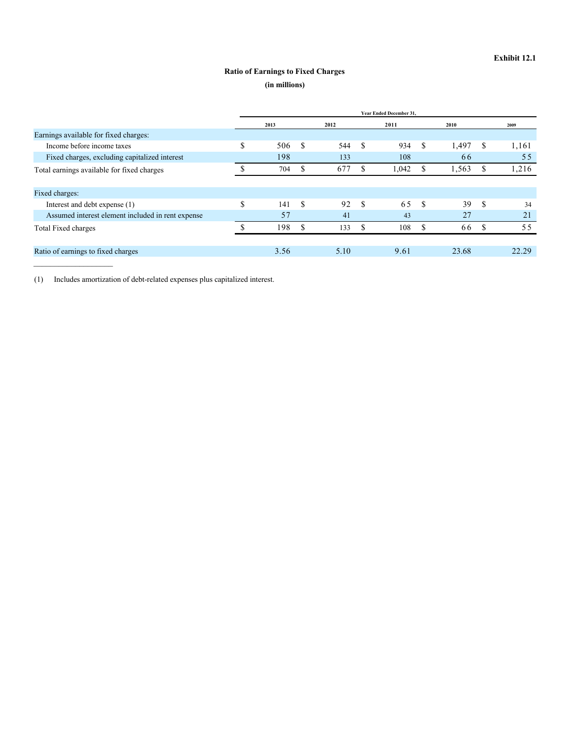**Exhibit 12.1**

**Ratio of Earnings to Fixed Charges**

**(in millions)**

| | Year Ended December 31, | | | | |
|---|---|---|---|---|---|
| | 2013 | 2012 | 2011 | 2010 | 2009 |
| Earnings available for fixed charges: | | | | | |
| Income before income taxes | $ 506 | $ 544 | $ 934 | $ 1,497 | $ 1,161 |
| Fixed charges, excluding capitalized interest | 198 | 133 | 108 | 66 | 55 |
| Total earnings available for fixed charges | $ 704 | $ 677 | $ 1,042 | $ 1,563 | $ 1,216 |
| Fixed charges: | | | | | |
| Interest and debt expense (1) | $ 141 | $ 92 | $ 65 | $ 39 | $ 34 |
| Assumed interest element included in rent expense | 57 | 41 | 43 | 27 | 21 |
| Total Fixed charges | $ 198 | $ 133 | $ 108 | $ 66 | $ 55 |
| Ratio of earnings to fixed charges | 3.56 | 5.10 | 9.61 | 23.68 | 22.29 |

(1) Includes amortization of debt-related expenses plus capitalized interest.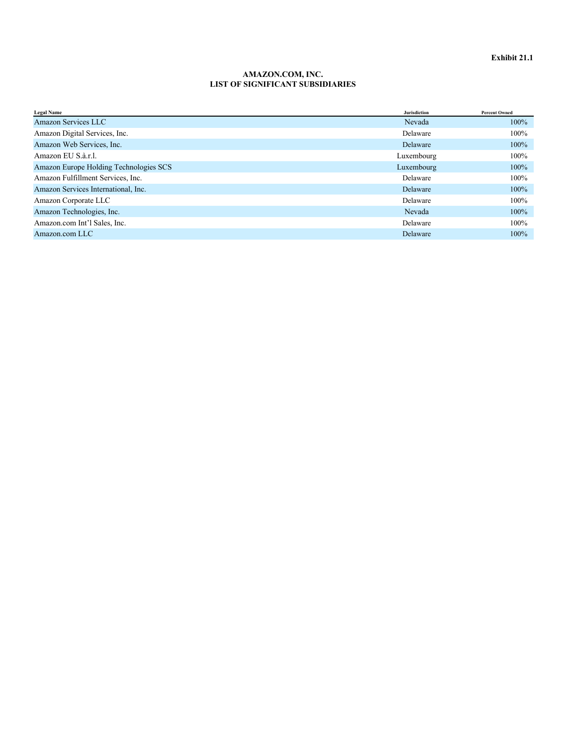**Exhibit 21.1**

**AMAZON.COM, INC.**
**LIST OF SIGNIFICANT SUBSIDIARIES**

| Legal Name | Jurisdiction | Percent Owned |
|---|---|---|
| Amazon Services LLC | Nevada | 100% |
| Amazon Digital Services, Inc. | Delaware | 100% |
| Amazon Web Services, Inc. | Delaware | 100% |
| Amazon EU S.à.r.l. | Luxembourg | 100% |
| Amazon Europe Holding Technologies SCS | Luxembourg | 100% |
| Amazon Fulfillment Services, Inc. | Delaware | 100% |
| Amazon Services International, Inc. | Delaware | 100% |
| Amazon Corporate LLC | Delaware | 100% |
| Amazon Technologies, Inc. | Nevada | 100% |
| Amazon.com Int'l Sales, Inc. | Delaware | 100% |
| Amazon.com LLC | Delaware | 100% |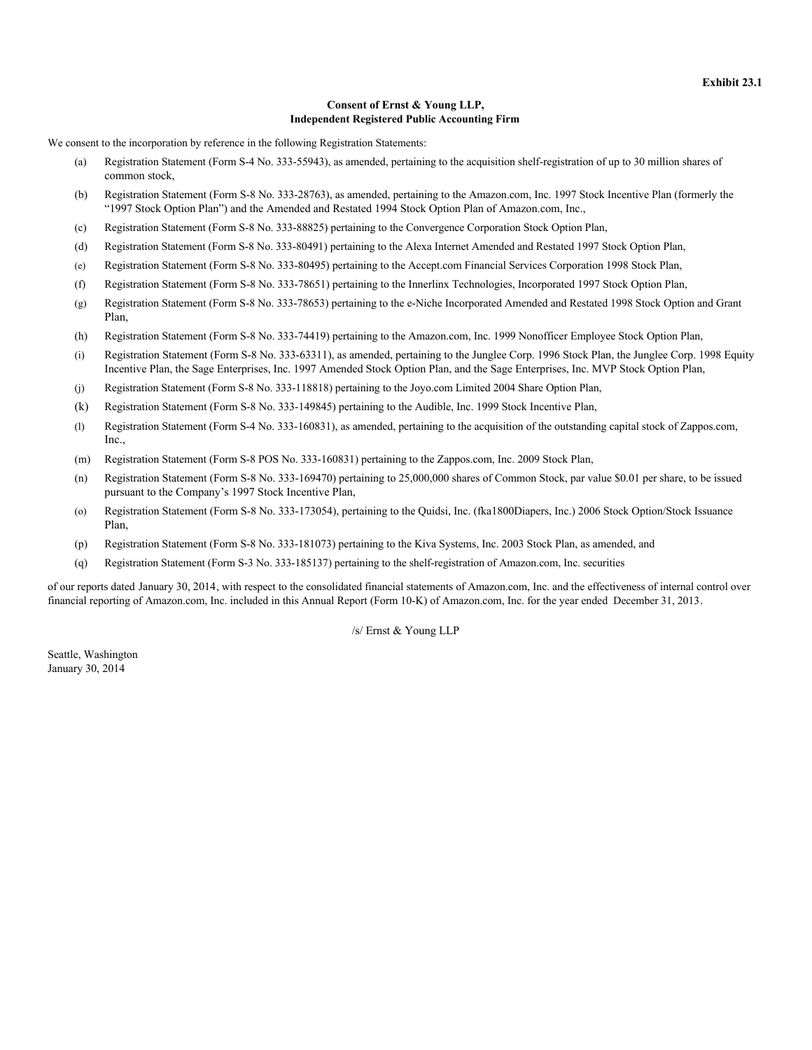**Exhibit 23.1**

**Consent of Ernst & Young LLP,**
**Independent Registered Public Accounting Firm**

We consent to the incorporation by reference in the following Registration Statements:

(a) Registration Statement (Form S-4 No. 333-55943), as amended, pertaining to the acquisition shelf-registration of up to 30 million shares of common stock,

(b) Registration Statement (Form S-8 No. 333-28763), as amended, pertaining to the Amazon.com, Inc. 1997 Stock Incentive Plan (formerly the "1997 Stock Option Plan") and the Amended and Restated 1994 Stock Option Plan of Amazon.com, Inc.,

(c) Registration Statement (Form S-8 No. 333-88825) pertaining to the Convergence Corporation Stock Option Plan,

(d) Registration Statement (Form S-8 No. 333-80491) pertaining to the Alexa Internet Amended and Restated 1997 Stock Option Plan,

(e) Registration Statement (Form S-8 No. 333-80495) pertaining to the Accept.com Financial Services Corporation 1998 Stock Plan,

(f) Registration Statement (Form S-8 No. 333-78651) pertaining to the Innerlinx Technologies, Incorporated 1997 Stock Option Plan,

(g) Registration Statement (Form S-8 No. 333-78653) pertaining to the e-Niche Incorporated Amended and Restated 1998 Stock Option and Grant Plan,

(h) Registration Statement (Form S-8 No. 333-74419) pertaining to the Amazon.com, Inc. 1999 Nonofficer Employee Stock Option Plan,

(i) Registration Statement (Form S-8 No. 333-63311), as amended, pertaining to the Junglee Corp. 1996 Stock Plan, the Junglee Corp. 1998 Equity Incentive Plan, the Sage Enterprises, Inc. 1997 Amended Stock Option Plan, and the Sage Enterprises, Inc. MVP Stock Option Plan,

(j) Registration Statement (Form S-8 No. 333-118818) pertaining to the Joyo.com Limited 2004 Share Option Plan,

(k) Registration Statement (Form S-8 No. 333-149845) pertaining to the Audible, Inc. 1999 Stock Incentive Plan,

(l) Registration Statement (Form S-4 No. 333-160831), as amended, pertaining to the acquisition of the outstanding capital stock of Zappos.com, Inc.,

(m) Registration Statement (Form S-8 POS No. 333-160831) pertaining to the Zappos.com, Inc. 2009 Stock Plan,

(n) Registration Statement (Form S-8 No. 333-169470) pertaining to 25,000,000 shares of Common Stock, par value $0.01 per share, to be issued pursuant to the Company's 1997 Stock Incentive Plan,

(o) Registration Statement (Form S-8 No. 333-173054), pertaining to the Quidsi, Inc. (fka1800Diapers, Inc.) 2006 Stock Option/Stock Issuance Plan,

(p) Registration Statement (Form S-8 No. 333-181073) pertaining to the Kiva Systems, Inc. 2003 Stock Plan, as amended, and

(q) Registration Statement (Form S-3 No. 333-185137) pertaining to the shelf-registration of Amazon.com, Inc. securities

of our reports dated January 30, 2014, with respect to the consolidated financial statements of Amazon.com, Inc. and the effectiveness of internal control over financial reporting of Amazon.com, Inc. included in this Annual Report (Form 10-K) of Amazon.com, Inc. for the year ended December 31, 2013.

/s/ Ernst & Young LLP

Seattle, Washington
January 30, 2014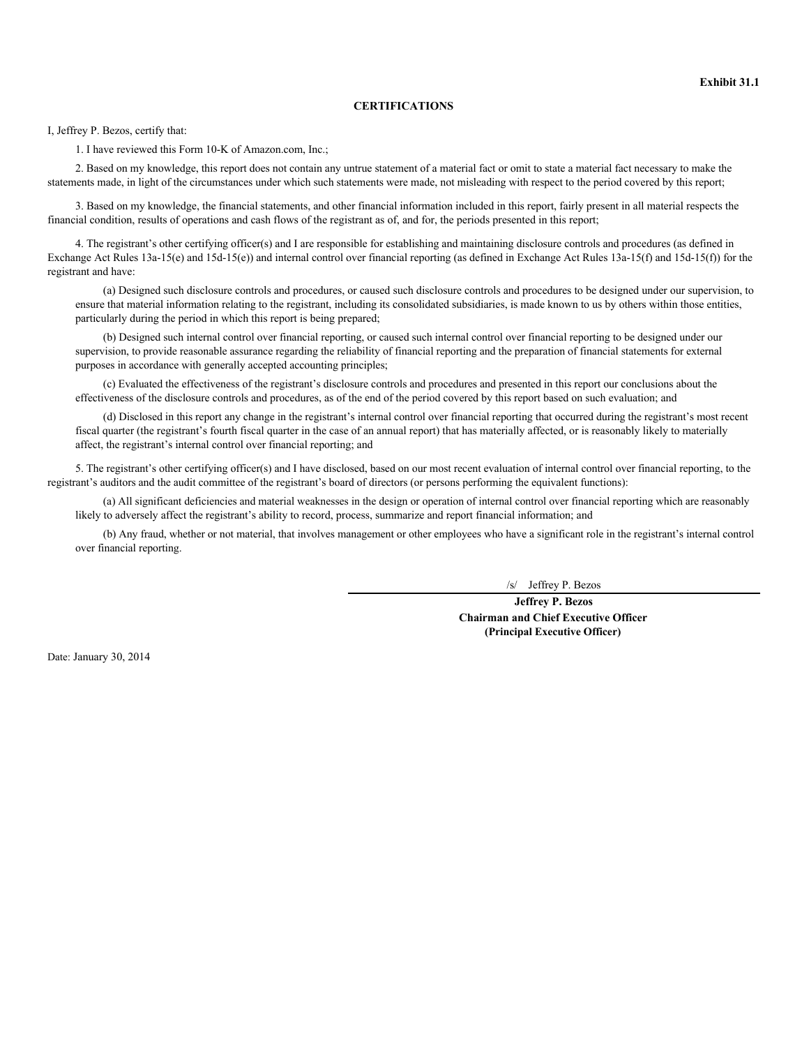**Exhibit 31.1**

## CERTIFICATIONS

I, Jeffrey P. Bezos, certify that:

1. I have reviewed this Form 10-K of Amazon.com, Inc.;

2. Based on my knowledge, this report does not contain any untrue statement of a material fact or omit to state a material fact necessary to make the statements made, in light of the circumstances under which such statements were made, not misleading with respect to the period covered by this report;

3. Based on my knowledge, the financial statements, and other financial information included in this report, fairly present in all material respects the financial condition, results of operations and cash flows of the registrant as of, and for, the periods presented in this report;

4. The registrant's other certifying officer(s) and I are responsible for establishing and maintaining disclosure controls and procedures (as defined in Exchange Act Rules 13a-15(e) and 15d-15(e)) and internal control over financial reporting (as defined in Exchange Act Rules 13a-15(f) and 15d-15(f)) for the registrant and have:

(a) Designed such disclosure controls and procedures, or caused such disclosure controls and procedures to be designed under our supervision, to ensure that material information relating to the registrant, including its consolidated subsidiaries, is made known to us by others within those entities, particularly during the period in which this report is being prepared;

(b) Designed such internal control over financial reporting, or caused such internal control over financial reporting to be designed under our supervision, to provide reasonable assurance regarding the reliability of financial reporting and the preparation of financial statements for external purposes in accordance with generally accepted accounting principles;

(c) Evaluated the effectiveness of the registrant's disclosure controls and procedures and presented in this report our conclusions about the effectiveness of the disclosure controls and procedures, as of the end of the period covered by this report based on such evaluation; and

(d) Disclosed in this report any change in the registrant's internal control over financial reporting that occurred during the registrant's most recent fiscal quarter (the registrant's fourth fiscal quarter in the case of an annual report) that has materially affected, or is reasonably likely to materially affect, the registrant's internal control over financial reporting; and

5. The registrant's other certifying officer(s) and I have disclosed, based on our most recent evaluation of internal control over financial reporting, to the registrant's auditors and the audit committee of the registrant's board of directors (or persons performing the equivalent functions):

(a) All significant deficiencies and material weaknesses in the design or operation of internal control over financial reporting which are reasonably likely to adversely affect the registrant's ability to record, process, summarize and report financial information; and

(b) Any fraud, whether or not material, that involves management or other employees who have a significant role in the registrant's internal control over financial reporting.

/s/ Jeffrey P. Bezos

**Jeffrey P. Bezos**
**Chairman and Chief Executive Officer**
**(Principal Executive Officer)**

Date: January 30, 2014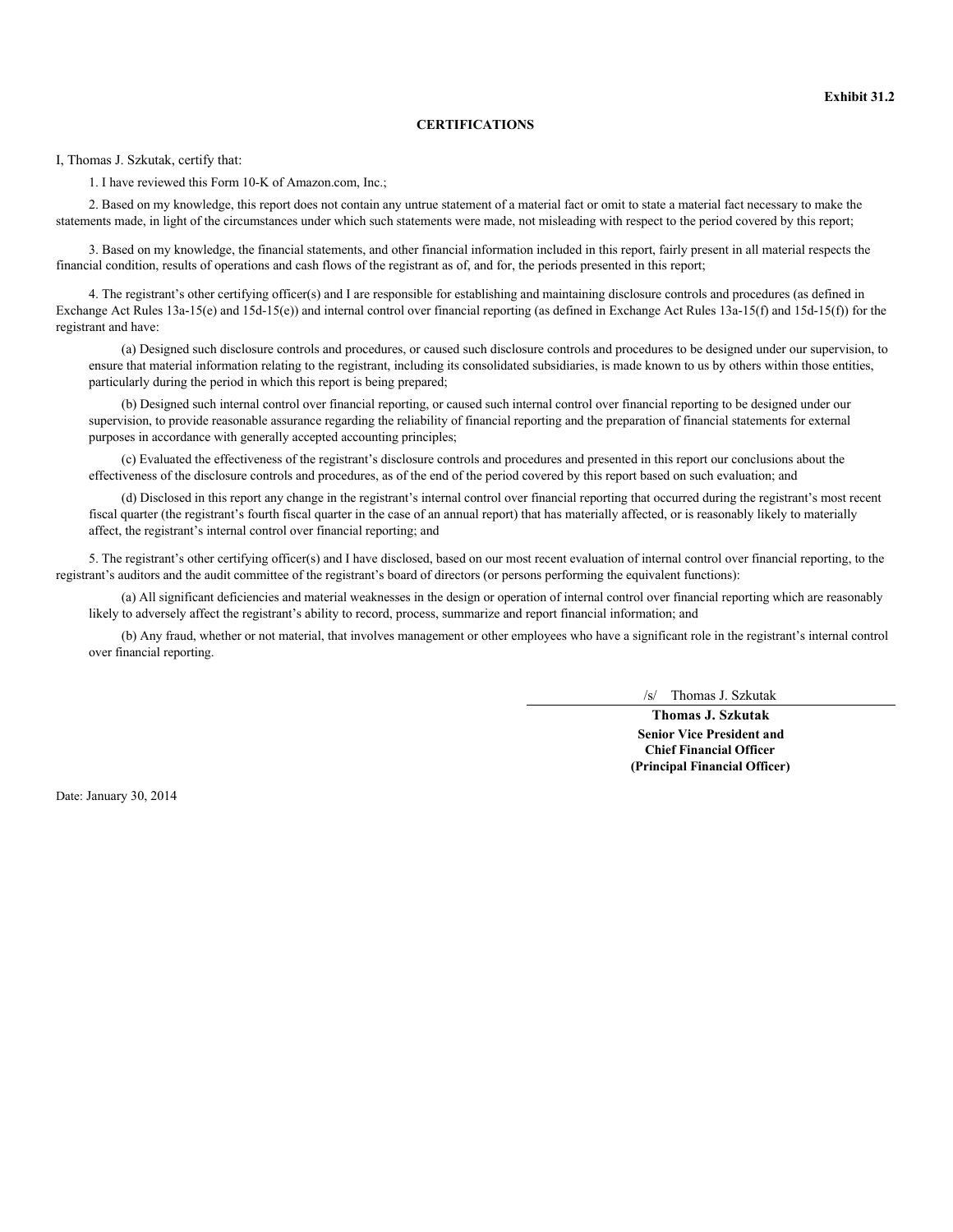**Exhibit 31.2**

## CERTIFICATIONS

I, Thomas J. Szkutak, certify that:

1. I have reviewed this Form 10-K of Amazon.com, Inc.;

2. Based on my knowledge, this report does not contain any untrue statement of a material fact or omit to state a material fact necessary to make the statements made, in light of the circumstances under which such statements were made, not misleading with respect to the period covered by this report;

3. Based on my knowledge, the financial statements, and other financial information included in this report, fairly present in all material respects the financial condition, results of operations and cash flows of the registrant as of, and for, the periods presented in this report;

4. The registrant's other certifying officer(s) and I are responsible for establishing and maintaining disclosure controls and procedures (as defined in Exchange Act Rules 13a-15(e) and 15d-15(e)) and internal control over financial reporting (as defined in Exchange Act Rules 13a-15(f) and 15d-15(f)) for the registrant and have:

(a) Designed such disclosure controls and procedures, or caused such disclosure controls and procedures to be designed under our supervision, to ensure that material information relating to the registrant, including its consolidated subsidiaries, is made known to us by others within those entities, particularly during the period in which this report is being prepared;

(b) Designed such internal control over financial reporting, or caused such internal control over financial reporting to be designed under our supervision, to provide reasonable assurance regarding the reliability of financial reporting and the preparation of financial statements for external purposes in accordance with generally accepted accounting principles;

(c) Evaluated the effectiveness of the registrant's disclosure controls and procedures and presented in this report our conclusions about the effectiveness of the disclosure controls and procedures, as of the end of the period covered by this report based on such evaluation; and

(d) Disclosed in this report any change in the registrant's internal control over financial reporting that occurred during the registrant's most recent fiscal quarter (the registrant's fourth fiscal quarter in the case of an annual report) that has materially affected, or is reasonably likely to materially affect, the registrant's internal control over financial reporting; and

5. The registrant's other certifying officer(s) and I have disclosed, based on our most recent evaluation of internal control over financial reporting, to the registrant's auditors and the audit committee of the registrant's board of directors (or persons performing the equivalent functions):

(a) All significant deficiencies and material weaknesses in the design or operation of internal control over financial reporting which are reasonably likely to adversely affect the registrant's ability to record, process, summarize and report financial information; and

(b) Any fraud, whether or not material, that involves management or other employees who have a significant role in the registrant's internal control over financial reporting.

/s/ Thomas J. Szkutak

**Thomas J. Szkutak**
**Senior Vice President and**
**Chief Financial Officer**
**(Principal Financial Officer)**

Date: January 30, 2014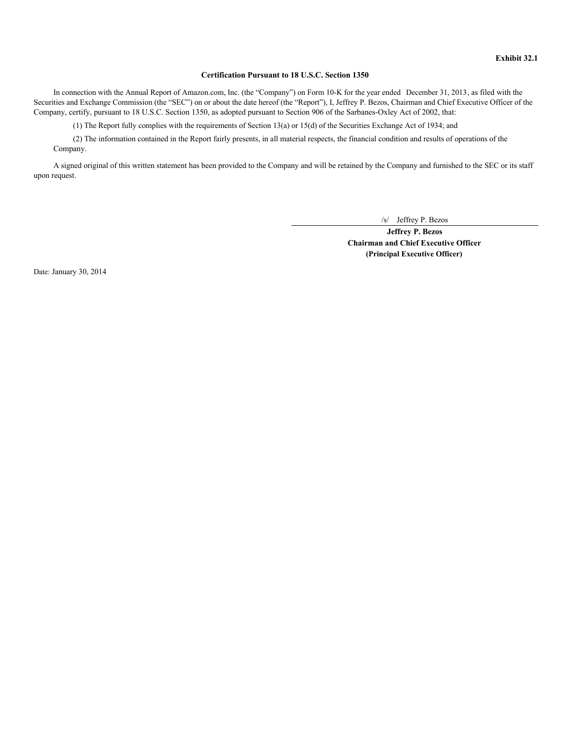**Exhibit 32.1**

**Certification Pursuant to 18 U.S.C. Section 1350**

In connection with the Annual Report of Amazon.com, Inc. (the "Company") on Form 10-K for the year ended December 31, 2013, as filed with the Securities and Exchange Commission (the "SEC") on or about the date hereof (the "Report"), I, Jeffrey P. Bezos, Chairman and Chief Executive Officer of the Company, certify, pursuant to 18 U.S.C. Section 1350, as adopted pursuant to Section 906 of the Sarbanes-Oxley Act of 2002, that:

(1) The Report fully complies with the requirements of Section 13(a) or 15(d) of the Securities Exchange Act of 1934; and

(2) The information contained in the Report fairly presents, in all material respects, the financial condition and results of operations of the Company.

A signed original of this written statement has been provided to the Company and will be retained by the Company and furnished to the SEC or its staff upon request.

/s/ Jeffrey P. Bezos

**Jeffrey P. Bezos**
**Chairman and Chief Executive Officer**
**(Principal Executive Officer)**

Date: January 30, 2014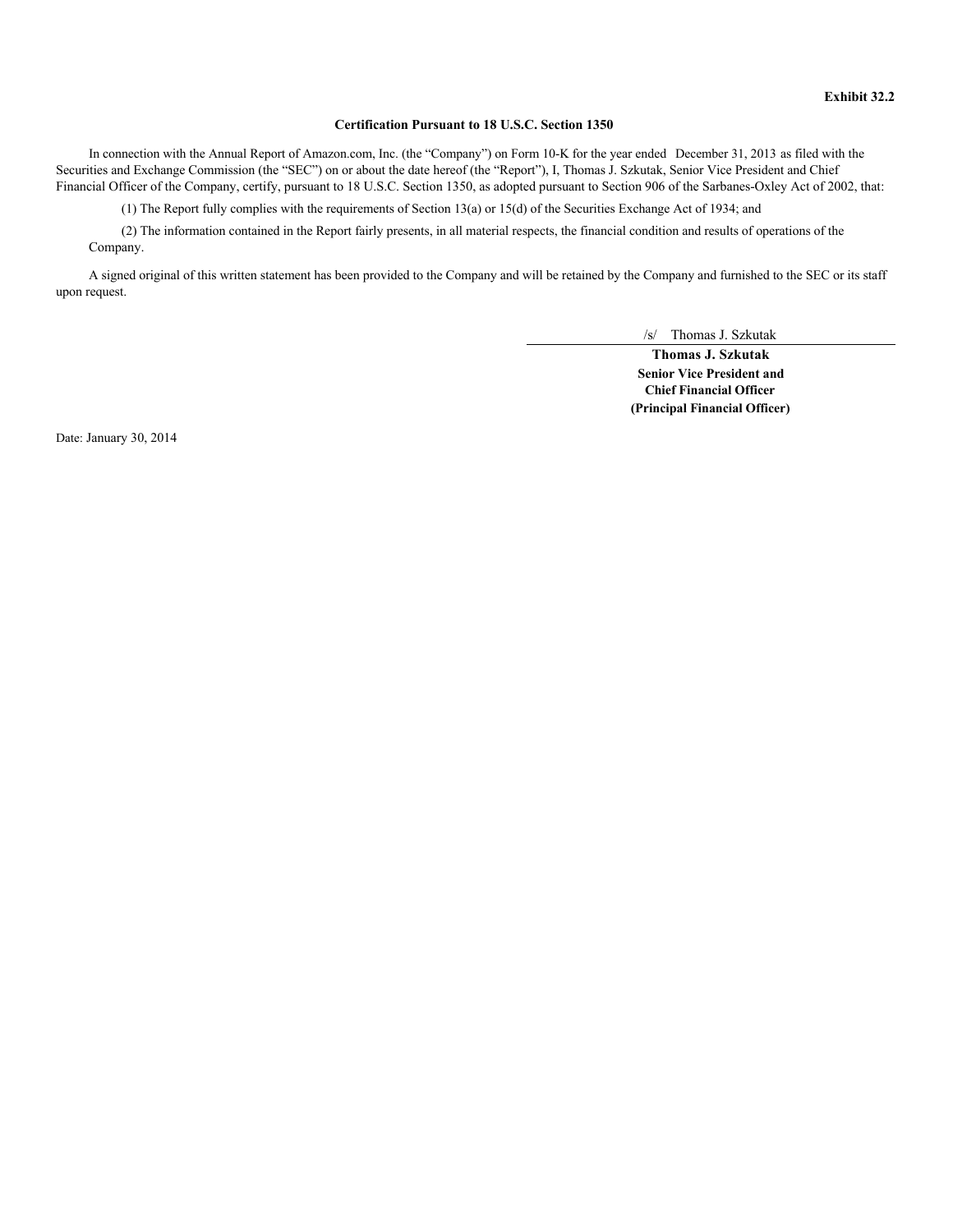**Exhibit 32.2**

**Certification Pursuant to 18 U.S.C. Section 1350**

In connection with the Annual Report of Amazon.com, Inc. (the "Company") on Form 10-K for the year ended December 31, 2013 as filed with the Securities and Exchange Commission (the "SEC") on or about the date hereof (the "Report"), I, Thomas J. Szkutak, Senior Vice President and Chief Financial Officer of the Company, certify, pursuant to 18 U.S.C. Section 1350, as adopted pursuant to Section 906 of the Sarbanes-Oxley Act of 2002, that:

(1) The Report fully complies with the requirements of Section 13(a) or 15(d) of the Securities Exchange Act of 1934; and

(2) The information contained in the Report fairly presents, in all material respects, the financial condition and results of operations of the Company.

A signed original of this written statement has been provided to the Company and will be retained by the Company and furnished to the SEC or its staff upon request.

/s/ Thomas J. Szkutak

**Thomas J. Szkutak**
**Senior Vice President and**
**Chief Financial Officer**
**(Principal Financial Officer)**

Date: January 30, 2014